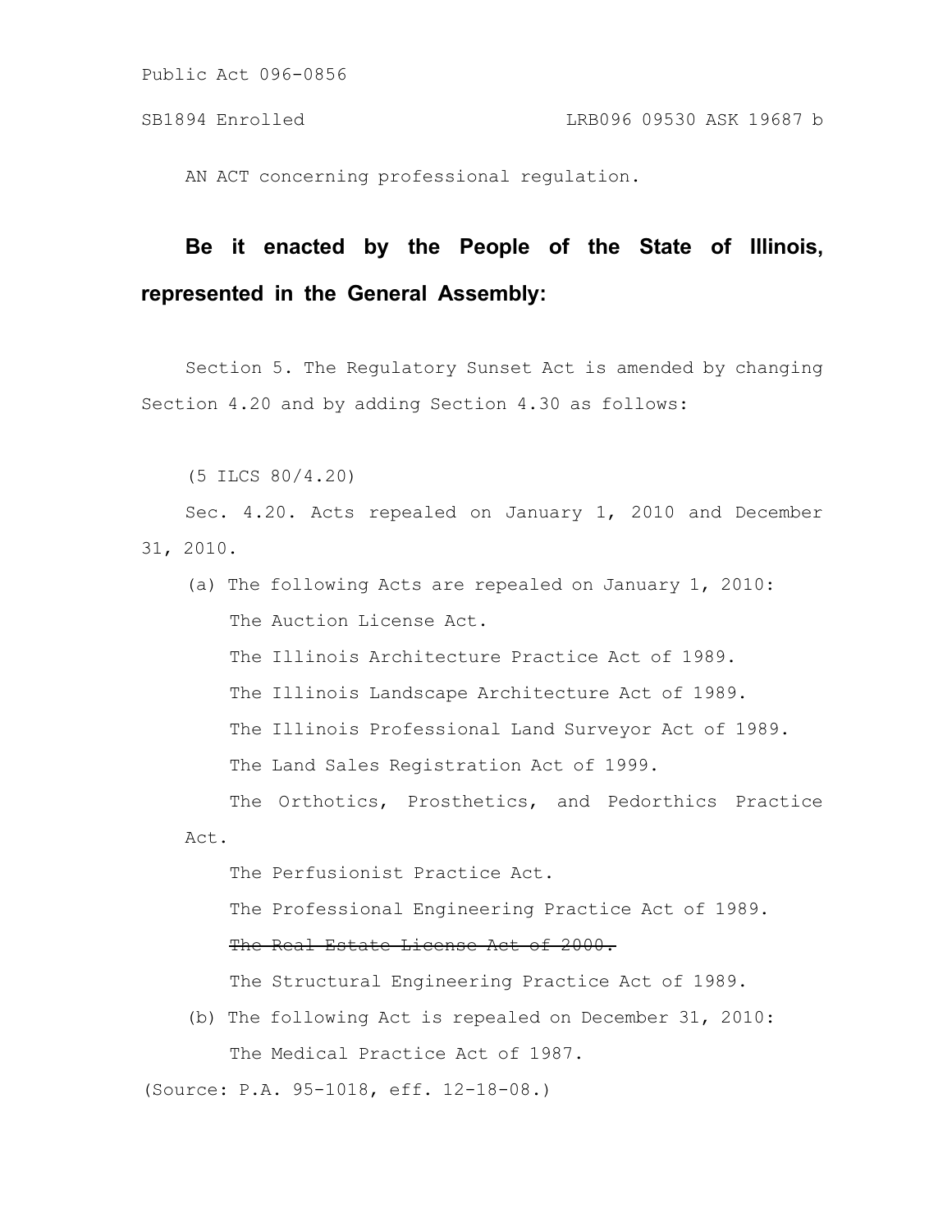Public Act 096-0856

SB1894 Enrolled LRB096 09530 ASK 19687 b

AN ACT concerning professional regulation.

**Be it enacted by the People of the State of Illinois, represented in the General Assembly:**

Section 5. The Regulatory Sunset Act is amended by changing Section 4.20 and by adding Section 4.30 as follows:

(5 ILCS 80/4.20)

Sec. 4.20. Acts repealed on January 1, 2010 and December 31, 2010.

(a) The following Acts are repealed on January 1, 2010:

The Auction License Act.

The Illinois Architecture Practice Act of 1989.

The Illinois Landscape Architecture Act of 1989.

The Illinois Professional Land Surveyor Act of 1989.

The Land Sales Registration Act of 1999.

The Orthotics, Prosthetics, and Pedorthics Practice Act.

The Perfusionist Practice Act.

The Professional Engineering Practice Act of 1989.

~~The Real Estate License Act of 2000.~~

The Structural Engineering Practice Act of 1989.

(b) The following Act is repealed on December 31, 2010:

The Medical Practice Act of 1987.

(Source: P.A. 95-1018, eff. 12-18-08.)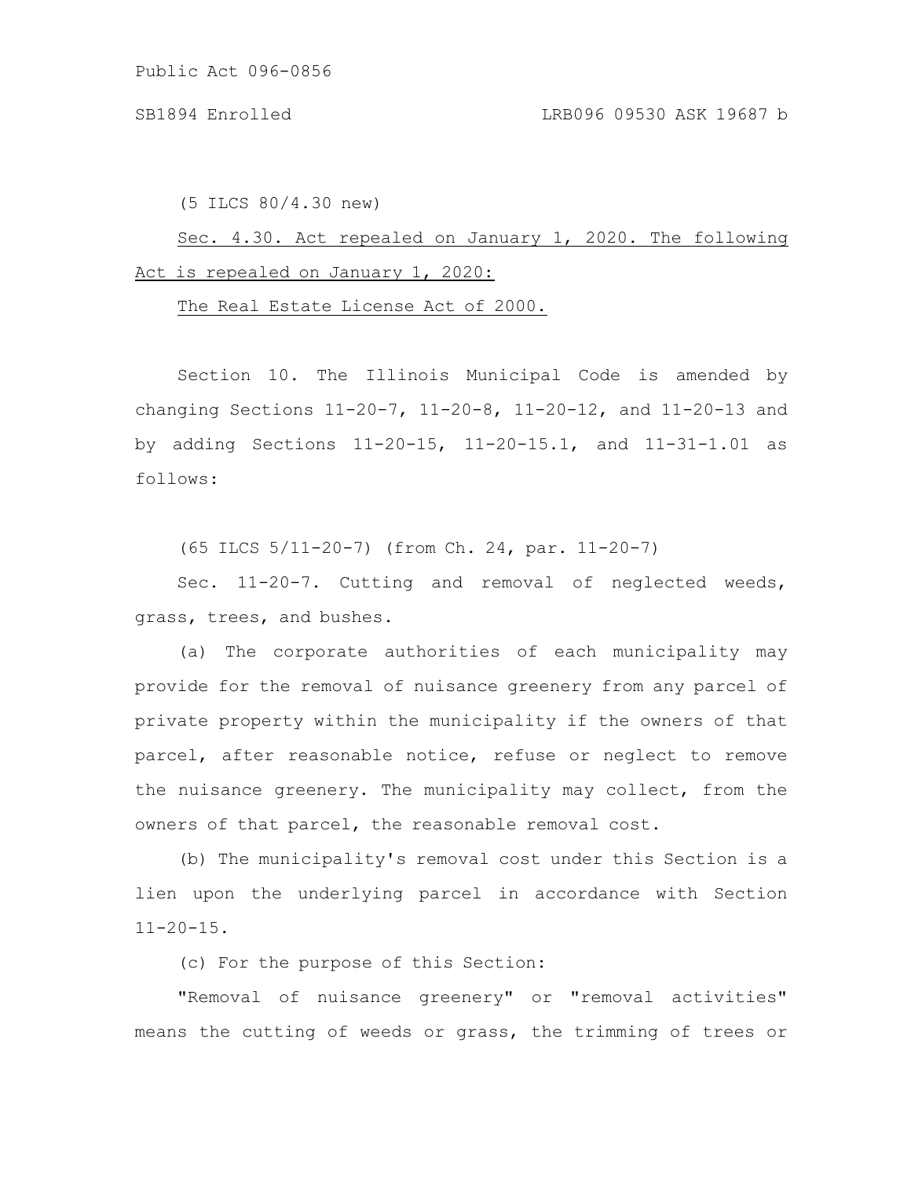(5 ILCS 80/4.30 new)

Sec. 4.30. Act repealed on January 1, 2020. The following Act is repealed on January 1, 2020:

The Real Estate License Act of 2000.

Section 10. The Illinois Municipal Code is amended by changing Sections 11-20-7, 11-20-8, 11-20-12, and 11-20-13 and by adding Sections 11-20-15, 11-20-15.1, and 11-31-1.01 as follows:

(65 ILCS 5/11-20-7) (from Ch. 24, par. 11-20-7)

Sec. 11-20-7. Cutting and removal of neglected weeds, grass, trees, and bushes.

(a) The corporate authorities of each municipality may provide for the removal of nuisance greenery from any parcel of private property within the municipality if the owners of that parcel, after reasonable notice, refuse or neglect to remove the nuisance greenery. The municipality may collect, from the owners of that parcel, the reasonable removal cost.

(b) The municipality's removal cost under this Section is a lien upon the underlying parcel in accordance with Section 11-20-15.

(c) For the purpose of this Section:

"Removal of nuisance greenery" or "removal activities" means the cutting of weeds or grass, the trimming of trees or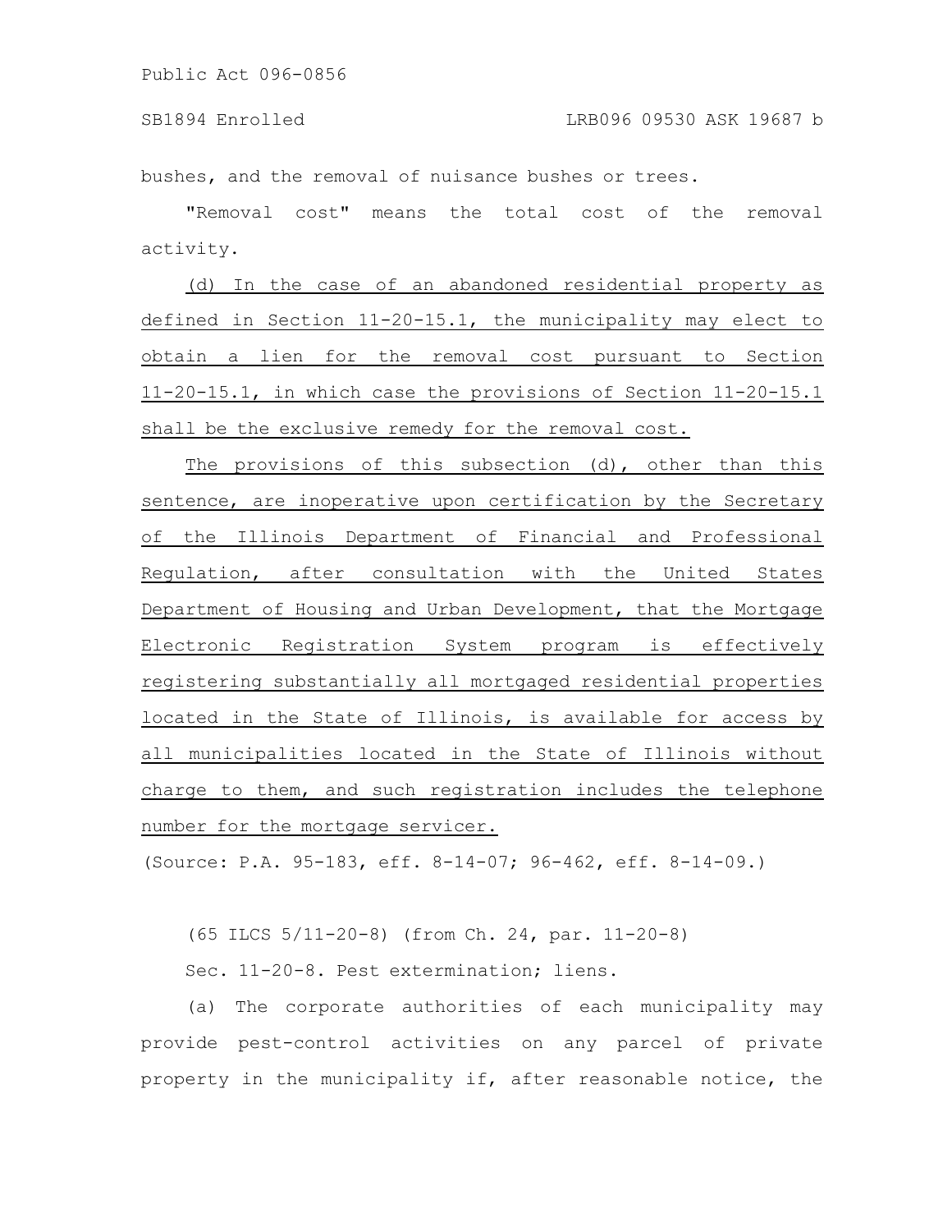bushes, and the removal of nuisance bushes or trees.

"Removal cost" means the total cost of the removal activity.

(d) In the case of an abandoned residential property as defined in Section 11-20-15.1, the municipality may elect to obtain a lien for the removal cost pursuant to Section 11-20-15.1, in which case the provisions of Section 11-20-15.1 shall be the exclusive remedy for the removal cost.

The provisions of this subsection (d), other than this sentence, are inoperative upon certification by the Secretary of the Illinois Department of Financial and Professional Regulation, after consultation with the United States Department of Housing and Urban Development, that the Mortgage Electronic Registration System program is effectively registering substantially all mortgaged residential properties located in the State of Illinois, is available for access by all municipalities located in the State of Illinois without charge to them, and such registration includes the telephone number for the mortgage servicer.

(Source: P.A. 95-183, eff. 8-14-07; 96-462, eff. 8-14-09.)

(65 ILCS 5/11-20-8) (from Ch. 24, par. 11-20-8)

Sec. 11-20-8. Pest extermination; liens.

(a) The corporate authorities of each municipality may provide pest-control activities on any parcel of private property in the municipality if, after reasonable notice, the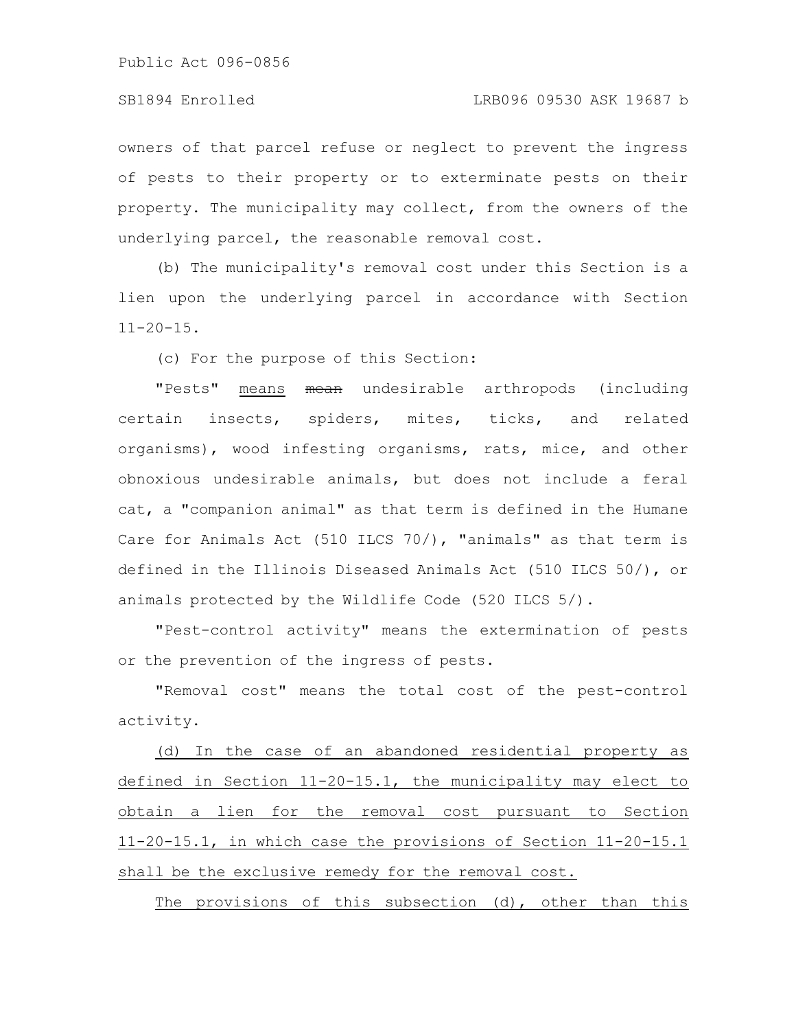owners of that parcel refuse or neglect to prevent the ingress of pests to their property or to exterminate pests on their property. The municipality may collect, from the owners of the underlying parcel, the reasonable removal cost.

(b) The municipality's removal cost under this Section is a lien upon the underlying parcel in accordance with Section 11-20-15.

(c) For the purpose of this Section:

"Pests" <u>means</u> ~~mean~~ undesirable arthropods (including certain insects, spiders, mites, ticks, and related organisms), wood infesting organisms, rats, mice, and other obnoxious undesirable animals, but does not include a feral cat, a "companion animal" as that term is defined in the Humane Care for Animals Act (510 ILCS 70/), "animals" as that term is defined in the Illinois Diseased Animals Act (510 ILCS 50/), or animals protected by the Wildlife Code (520 ILCS 5/).

"Pest-control activity" means the extermination of pests or the prevention of the ingress of pests.

"Removal cost" means the total cost of the pest-control activity.

<u>(d) In the case of an abandoned residential property as defined in Section 11-20-15.1, the municipality may elect to obtain a lien for the removal cost pursuant to Section 11-20-15.1, in which case the provisions of Section 11-20-15.1 shall be the exclusive remedy for the removal cost.</u>

<u>The provisions of this subsection (d), other than this</u>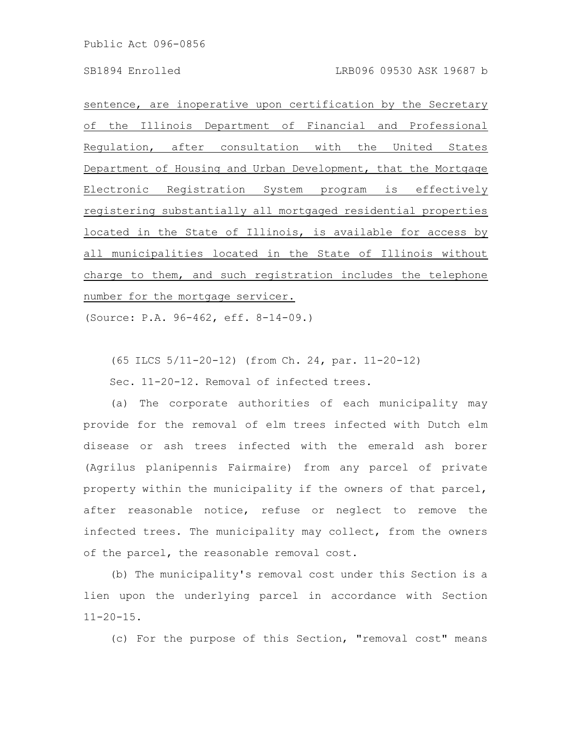sentence, are inoperative upon certification by the Secretary of the Illinois Department of Financial and Professional Regulation, after consultation with the United States Department of Housing and Urban Development, that the Mortgage Electronic Registration System program is effectively registering substantially all mortgaged residential properties located in the State of Illinois, is available for access by all municipalities located in the State of Illinois without charge to them, and such registration includes the telephone number for the mortgage servicer.

(Source: P.A. 96-462, eff. 8-14-09.)

(65 ILCS 5/11-20-12) (from Ch. 24, par. 11-20-12)

Sec. 11-20-12. Removal of infected trees.

(a) The corporate authorities of each municipality may provide for the removal of elm trees infected with Dutch elm disease or ash trees infected with the emerald ash borer (Agrilus planipennis Fairmaire) from any parcel of private property within the municipality if the owners of that parcel, after reasonable notice, refuse or neglect to remove the infected trees. The municipality may collect, from the owners of the parcel, the reasonable removal cost.

(b) The municipality's removal cost under this Section is a lien upon the underlying parcel in accordance with Section 11-20-15.

(c) For the purpose of this Section, "removal cost" means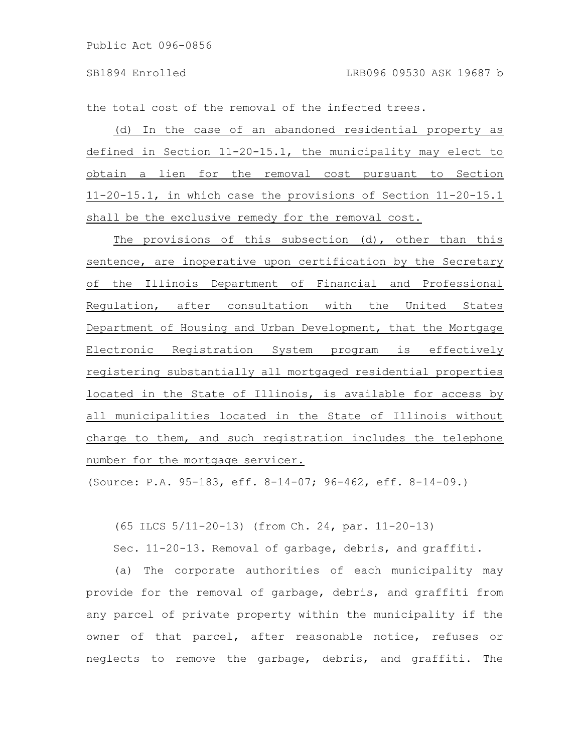the total cost of the removal of the infected trees.

(d) In the case of an abandoned residential property as defined in Section 11-20-15.1, the municipality may elect to obtain a lien for the removal cost pursuant to Section 11-20-15.1, in which case the provisions of Section 11-20-15.1 shall be the exclusive remedy for the removal cost.

The provisions of this subsection (d), other than this sentence, are inoperative upon certification by the Secretary of the Illinois Department of Financial and Professional Regulation, after consultation with the United States Department of Housing and Urban Development, that the Mortgage Electronic Registration System program is effectively registering substantially all mortgaged residential properties located in the State of Illinois, is available for access by all municipalities located in the State of Illinois without charge to them, and such registration includes the telephone number for the mortgage servicer.

(Source: P.A. 95-183, eff. 8-14-07; 96-462, eff. 8-14-09.)

(65 ILCS 5/11-20-13) (from Ch. 24, par. 11-20-13)

Sec. 11-20-13. Removal of garbage, debris, and graffiti.

(a) The corporate authorities of each municipality may provide for the removal of garbage, debris, and graffiti from any parcel of private property within the municipality if the owner of that parcel, after reasonable notice, refuses or neglects to remove the garbage, debris, and graffiti. The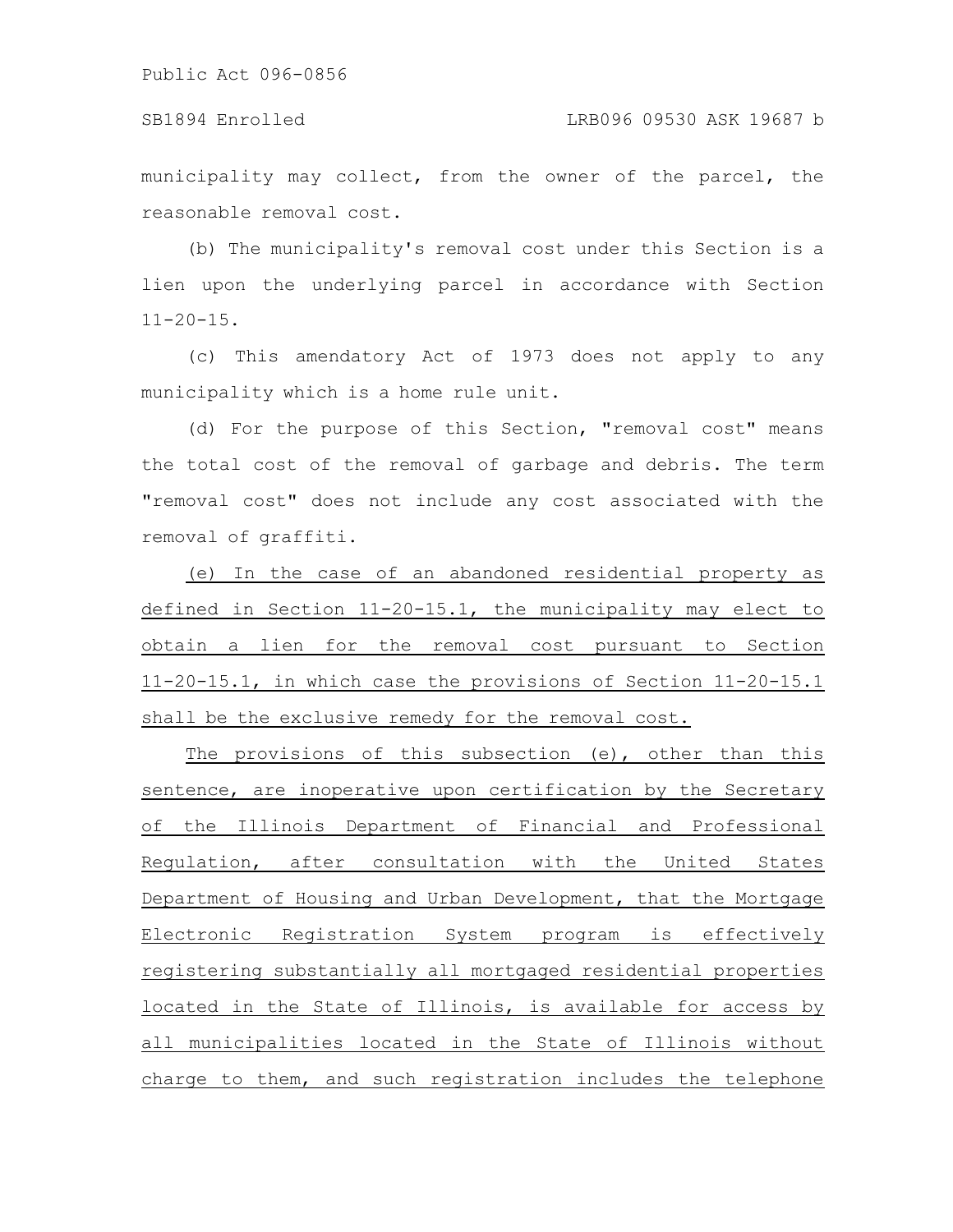municipality may collect, from the owner of the parcel, the reasonable removal cost.

(b) The municipality's removal cost under this Section is a lien upon the underlying parcel in accordance with Section 11-20-15.

(c) This amendatory Act of 1973 does not apply to any municipality which is a home rule unit.

(d) For the purpose of this Section, "removal cost" means the total cost of the removal of garbage and debris. The term "removal cost" does not include any cost associated with the removal of graffiti.

<u>(e) In the case of an abandoned residential property as defined in Section 11-20-15.1, the municipality may elect to obtain a lien for the removal cost pursuant to Section 11-20-15.1, in which case the provisions of Section 11-20-15.1 shall be the exclusive remedy for the removal cost.</u>

<u>The provisions of this subsection (e), other than this sentence, are inoperative upon certification by the Secretary of the Illinois Department of Financial and Professional Regulation, after consultation with the United States Department of Housing and Urban Development, that the Mortgage Electronic Registration System program is effectively registering substantially all mortgaged residential properties located in the State of Illinois, is available for access by all municipalities located in the State of Illinois without charge to them, and such registration includes the telephone</u>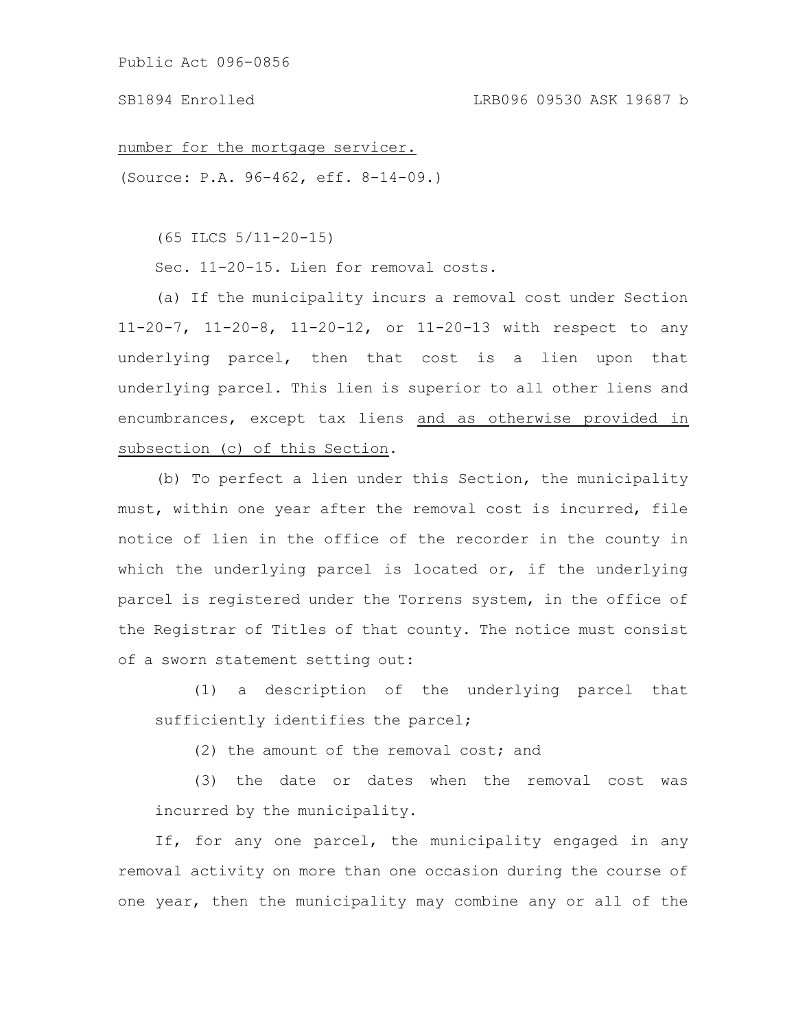number for the mortgage servicer.

(Source: P.A. 96-462, eff. 8-14-09.)

(65 ILCS 5/11-20-15)

Sec. 11-20-15. Lien for removal costs.

(a) If the municipality incurs a removal cost under Section 11-20-7, 11-20-8, 11-20-12, or 11-20-13 with respect to any underlying parcel, then that cost is a lien upon that underlying parcel. This lien is superior to all other liens and encumbrances, except tax liens and as otherwise provided in subsection (c) of this Section.

(b) To perfect a lien under this Section, the municipality must, within one year after the removal cost is incurred, file notice of lien in the office of the recorder in the county in which the underlying parcel is located or, if the underlying parcel is registered under the Torrens system, in the office of the Registrar of Titles of that county. The notice must consist of a sworn statement setting out:

(1) a description of the underlying parcel that sufficiently identifies the parcel;

(2) the amount of the removal cost; and

(3) the date or dates when the removal cost was incurred by the municipality.

If, for any one parcel, the municipality engaged in any removal activity on more than one occasion during the course of one year, then the municipality may combine any or all of the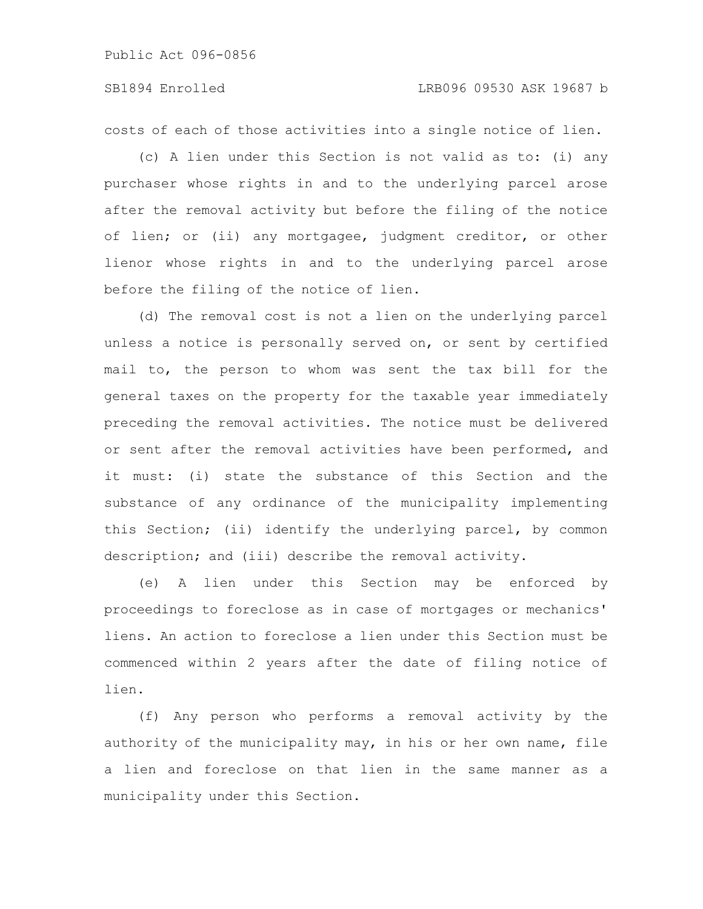costs of each of those activities into a single notice of lien.

(c) A lien under this Section is not valid as to: (i) any purchaser whose rights in and to the underlying parcel arose after the removal activity but before the filing of the notice of lien; or (ii) any mortgagee, judgment creditor, or other lienor whose rights in and to the underlying parcel arose before the filing of the notice of lien.

(d) The removal cost is not a lien on the underlying parcel unless a notice is personally served on, or sent by certified mail to, the person to whom was sent the tax bill for the general taxes on the property for the taxable year immediately preceding the removal activities. The notice must be delivered or sent after the removal activities have been performed, and it must: (i) state the substance of this Section and the substance of any ordinance of the municipality implementing this Section; (ii) identify the underlying parcel, by common description; and (iii) describe the removal activity.

(e) A lien under this Section may be enforced by proceedings to foreclose as in case of mortgages or mechanics' liens. An action to foreclose a lien under this Section must be commenced within 2 years after the date of filing notice of lien.

(f) Any person who performs a removal activity by the authority of the municipality may, in his or her own name, file a lien and foreclose on that lien in the same manner as a municipality under this Section.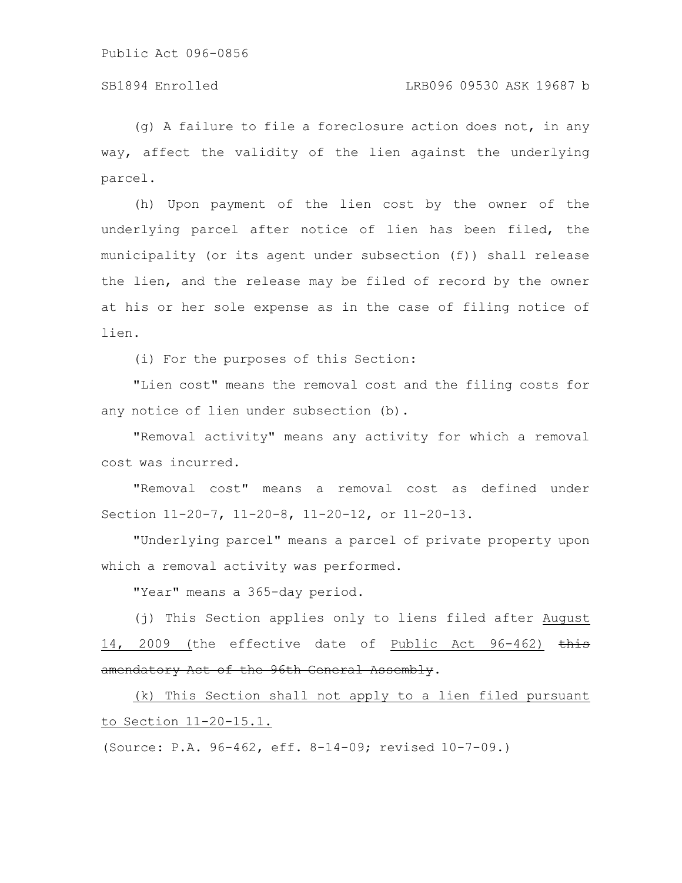(g) A failure to file a foreclosure action does not, in any way, affect the validity of the lien against the underlying parcel.

(h) Upon payment of the lien cost by the owner of the underlying parcel after notice of lien has been filed, the municipality (or its agent under subsection (f)) shall release the lien, and the release may be filed of record by the owner at his or her sole expense as in the case of filing notice of lien.

(i) For the purposes of this Section:

"Lien cost" means the removal cost and the filing costs for any notice of lien under subsection (b).

"Removal activity" means any activity for which a removal cost was incurred.

"Removal cost" means a removal cost as defined under Section 11-20-7, 11-20-8, 11-20-12, or 11-20-13.

"Underlying parcel" means a parcel of private property upon which a removal activity was performed.

"Year" means a 365-day period.

(j) This Section applies only to liens filed after August 14, 2009 (the effective date of Public Act 96-462) ~~this amendatory Act of the 96th General Assembly~~.

(k) This Section shall not apply to a lien filed pursuant to Section 11-20-15.1.

(Source: P.A. 96-462, eff. 8-14-09; revised 10-7-09.)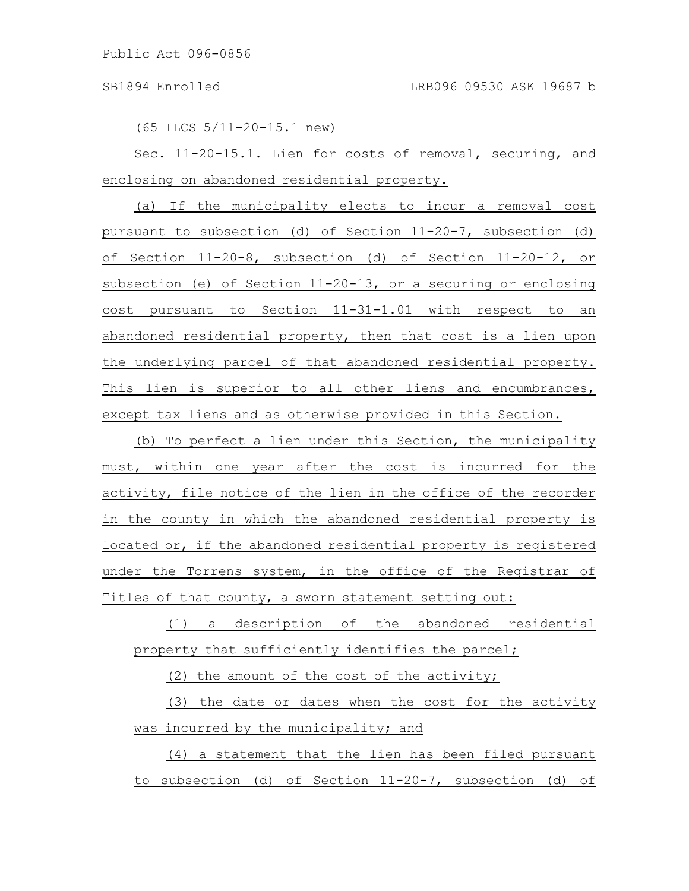(65 ILCS 5/11-20-15.1 new)

Sec. 11-20-15.1. Lien for costs of removal, securing, and enclosing on abandoned residential property.

(a) If the municipality elects to incur a removal cost pursuant to subsection (d) of Section 11-20-7, subsection (d) of Section 11-20-8, subsection (d) of Section 11-20-12, or subsection (e) of Section 11-20-13, or a securing or enclosing cost pursuant to Section 11-31-1.01 with respect to an abandoned residential property, then that cost is a lien upon the underlying parcel of that abandoned residential property. This lien is superior to all other liens and encumbrances, except tax liens and as otherwise provided in this Section.

(b) To perfect a lien under this Section, the municipality must, within one year after the cost is incurred for the activity, file notice of the lien in the office of the recorder in the county in which the abandoned residential property is located or, if the abandoned residential property is registered under the Torrens system, in the office of the Registrar of Titles of that county, a sworn statement setting out:

(1) a description of the abandoned residential property that sufficiently identifies the parcel;

(2) the amount of the cost of the activity;

(3) the date or dates when the cost for the activity was incurred by the municipality; and

(4) a statement that the lien has been filed pursuant to subsection (d) of Section 11-20-7, subsection (d) of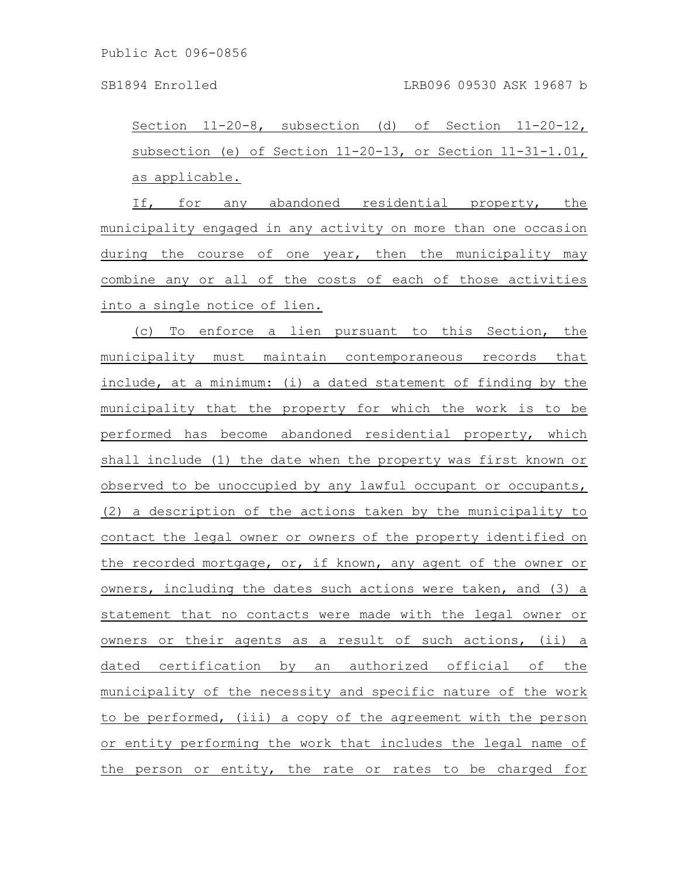Section 11-20-8, subsection (d) of Section 11-20-12, subsection (e) of Section 11-20-13, or Section 11-31-1.01, as applicable.

If, for any abandoned residential property, the municipality engaged in any activity on more than one occasion during the course of one year, then the municipality may combine any or all of the costs of each of those activities into a single notice of lien.

(c) To enforce a lien pursuant to this Section, the municipality must maintain contemporaneous records that include, at a minimum: (i) a dated statement of finding by the municipality that the property for which the work is to be performed has become abandoned residential property, which shall include (1) the date when the property was first known or observed to be unoccupied by any lawful occupant or occupants, (2) a description of the actions taken by the municipality to contact the legal owner or owners of the property identified on the recorded mortgage, or, if known, any agent of the owner or owners, including the dates such actions were taken, and (3) a statement that no contacts were made with the legal owner or owners or their agents as a result of such actions, (ii) a dated certification by an authorized official of the municipality of the necessity and specific nature of the work to be performed, (iii) a copy of the agreement with the person or entity performing the work that includes the legal name of the person or entity, the rate or rates to be charged for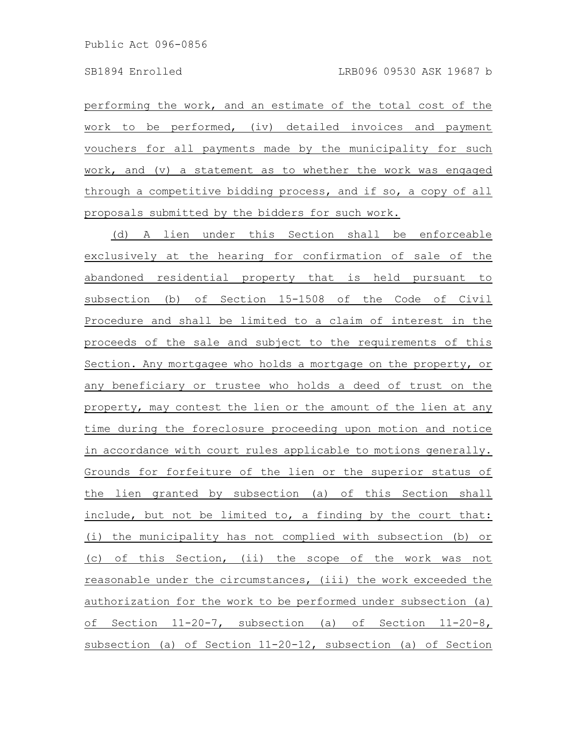performing the work, and an estimate of the total cost of the work to be performed, (iv) detailed invoices and payment vouchers for all payments made by the municipality for such work, and (v) a statement as to whether the work was engaged through a competitive bidding process, and if so, a copy of all proposals submitted by the bidders for such work.

(d) A lien under this Section shall be enforceable exclusively at the hearing for confirmation of sale of the abandoned residential property that is held pursuant to subsection (b) of Section 15-1508 of the Code of Civil Procedure and shall be limited to a claim of interest in the proceeds of the sale and subject to the requirements of this Section. Any mortgagee who holds a mortgage on the property, or any beneficiary or trustee who holds a deed of trust on the property, may contest the lien or the amount of the lien at any time during the foreclosure proceeding upon motion and notice in accordance with court rules applicable to motions generally. Grounds for forfeiture of the lien or the superior status of the lien granted by subsection (a) of this Section shall include, but not be limited to, a finding by the court that: (i) the municipality has not complied with subsection (b) or (c) of this Section, (ii) the scope of the work was not reasonable under the circumstances, (iii) the work exceeded the authorization for the work to be performed under subsection (a) of Section 11-20-7, subsection (a) of Section 11-20-8, subsection (a) of Section 11-20-12, subsection (a) of Section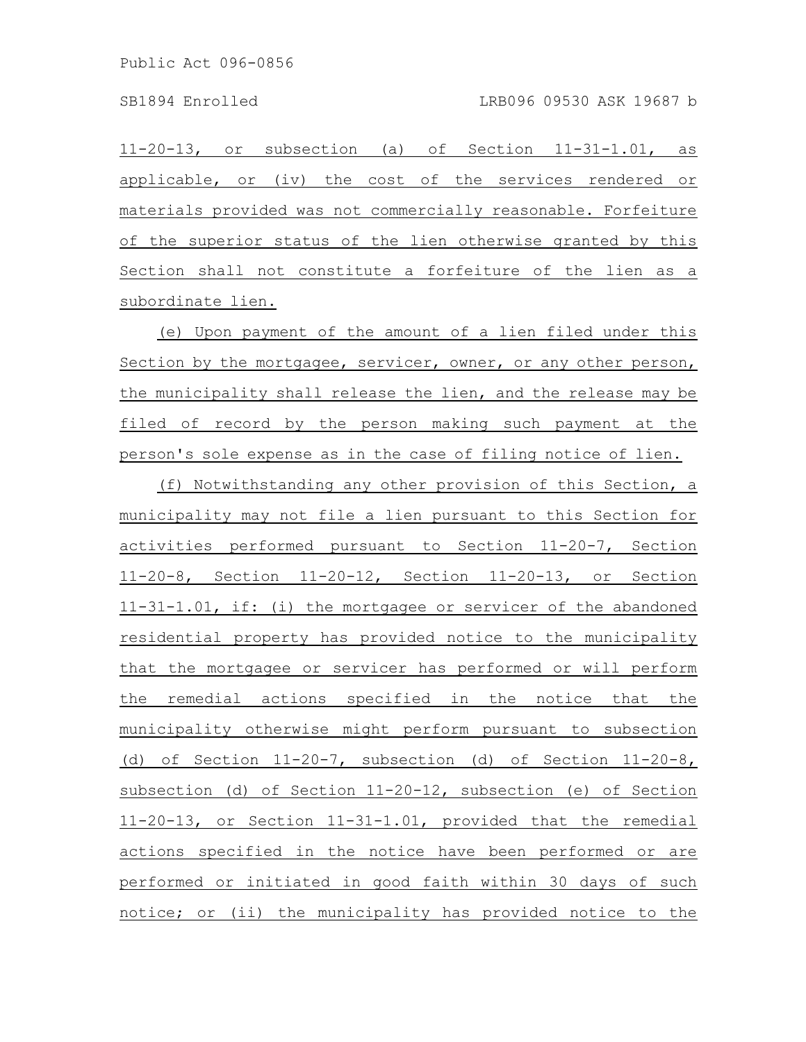11-20-13, or subsection (a) of Section 11-31-1.01, as applicable, or (iv) the cost of the services rendered or materials provided was not commercially reasonable. Forfeiture of the superior status of the lien otherwise granted by this Section shall not constitute a forfeiture of the lien as a subordinate lien.

(e) Upon payment of the amount of a lien filed under this Section by the mortgagee, servicer, owner, or any other person, the municipality shall release the lien, and the release may be filed of record by the person making such payment at the person's sole expense as in the case of filing notice of lien.

(f) Notwithstanding any other provision of this Section, a municipality may not file a lien pursuant to this Section for activities performed pursuant to Section 11-20-7, Section 11-20-8, Section 11-20-12, Section 11-20-13, or Section 11-31-1.01, if: (i) the mortgagee or servicer of the abandoned residential property has provided notice to the municipality that the mortgagee or servicer has performed or will perform the remedial actions specified in the notice that the municipality otherwise might perform pursuant to subsection (d) of Section 11-20-7, subsection (d) of Section 11-20-8, subsection (d) of Section 11-20-12, subsection (e) of Section 11-20-13, or Section 11-31-1.01, provided that the remedial actions specified in the notice have been performed or are performed or initiated in good faith within 30 days of such notice; or (ii) the municipality has provided notice to the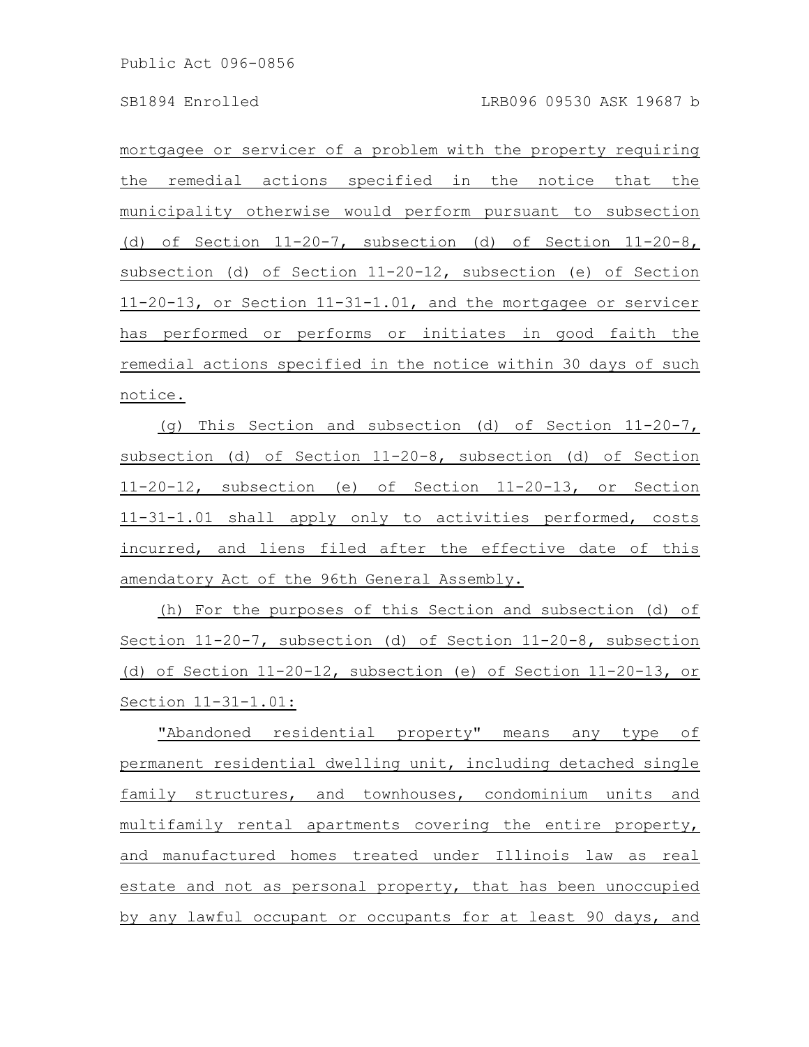mortgagee or servicer of a problem with the property requiring the remedial actions specified in the notice that the municipality otherwise would perform pursuant to subsection (d) of Section 11-20-7, subsection (d) of Section 11-20-8, subsection (d) of Section 11-20-12, subsection (e) of Section 11-20-13, or Section 11-31-1.01, and the mortgagee or servicer has performed or performs or initiates in good faith the remedial actions specified in the notice within 30 days of such notice.

(g) This Section and subsection (d) of Section 11-20-7, subsection (d) of Section 11-20-8, subsection (d) of Section 11-20-12, subsection (e) of Section 11-20-13, or Section 11-31-1.01 shall apply only to activities performed, costs incurred, and liens filed after the effective date of this amendatory Act of the 96th General Assembly.

(h) For the purposes of this Section and subsection (d) of Section 11-20-7, subsection (d) of Section 11-20-8, subsection (d) of Section 11-20-12, subsection (e) of Section 11-20-13, or Section 11-31-1.01:

"Abandoned residential property" means any type of permanent residential dwelling unit, including detached single family structures, and townhouses, condominium units and multifamily rental apartments covering the entire property, and manufactured homes treated under Illinois law as real estate and not as personal property, that has been unoccupied by any lawful occupant or occupants for at least 90 days, and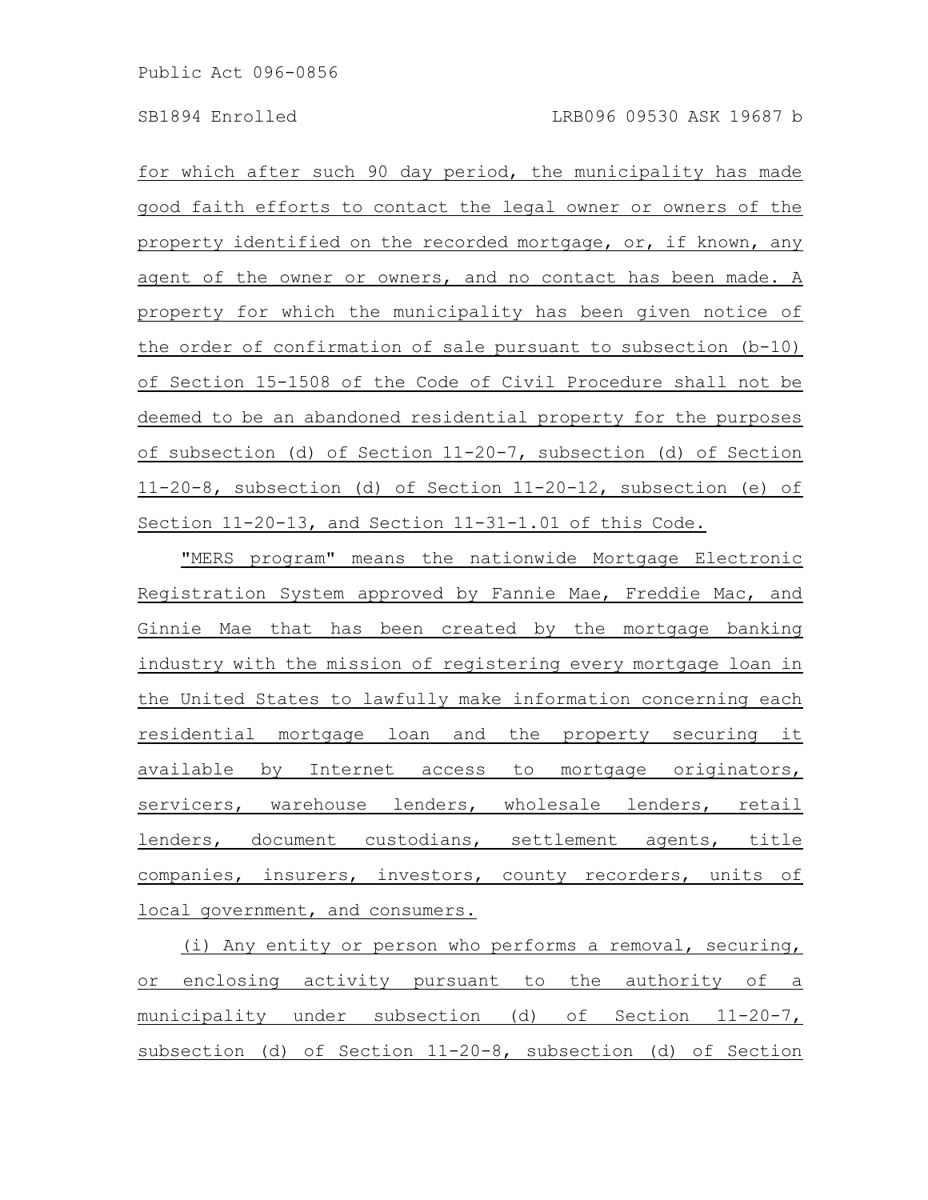for which after such 90 day period, the municipality has made good faith efforts to contact the legal owner or owners of the property identified on the recorded mortgage, or, if known, any agent of the owner or owners, and no contact has been made. A property for which the municipality has been given notice of the order of confirmation of sale pursuant to subsection (b-10) of Section 15-1508 of the Code of Civil Procedure shall not be deemed to be an abandoned residential property for the purposes of subsection (d) of Section 11-20-7, subsection (d) of Section 11-20-8, subsection (d) of Section 11-20-12, subsection (e) of Section 11-20-13, and Section 11-31-1.01 of this Code.

"MERS program" means the nationwide Mortgage Electronic Registration System approved by Fannie Mae, Freddie Mac, and Ginnie Mae that has been created by the mortgage banking industry with the mission of registering every mortgage loan in the United States to lawfully make information concerning each residential mortgage loan and the property securing it available by Internet access to mortgage originators, servicers, warehouse lenders, wholesale lenders, retail lenders, document custodians, settlement agents, title companies, insurers, investors, county recorders, units of local government, and consumers.

(i) Any entity or person who performs a removal, securing, or enclosing activity pursuant to the authority of a municipality under subsection (d) of Section 11-20-7, subsection (d) of Section 11-20-8, subsection (d) of Section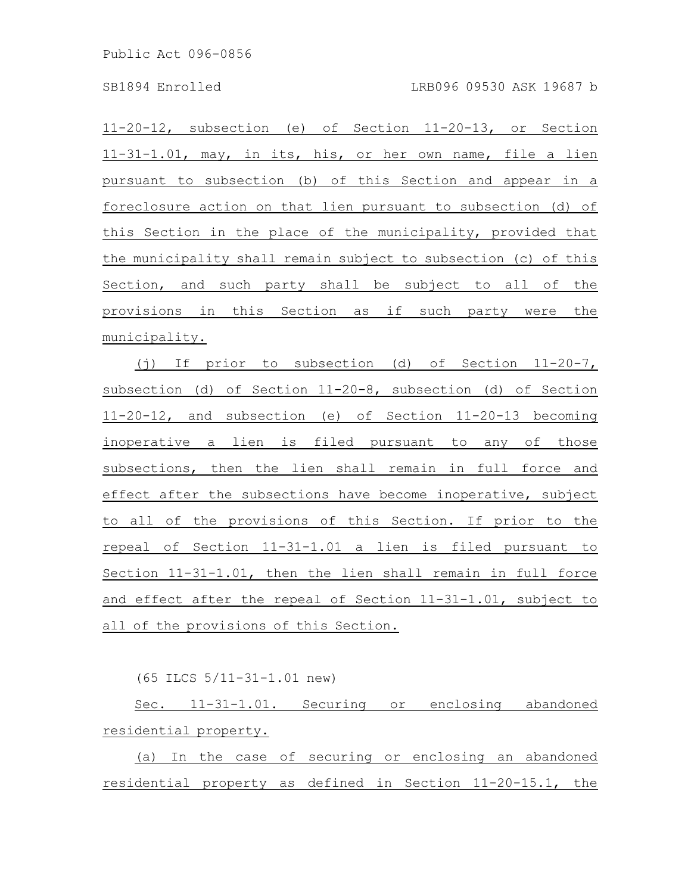11-20-12, subsection (e) of Section 11-20-13, or Section 11-31-1.01, may, in its, his, or her own name, file a lien pursuant to subsection (b) of this Section and appear in a foreclosure action on that lien pursuant to subsection (d) of this Section in the place of the municipality, provided that the municipality shall remain subject to subsection (c) of this Section, and such party shall be subject to all of the provisions in this Section as if such party were the municipality.

(j) If prior to subsection (d) of Section 11-20-7, subsection (d) of Section 11-20-8, subsection (d) of Section 11-20-12, and subsection (e) of Section 11-20-13 becoming inoperative a lien is filed pursuant to any of those subsections, then the lien shall remain in full force and effect after the subsections have become inoperative, subject to all of the provisions of this Section. If prior to the repeal of Section 11-31-1.01 a lien is filed pursuant to Section 11-31-1.01, then the lien shall remain in full force and effect after the repeal of Section 11-31-1.01, subject to all of the provisions of this Section.

(65 ILCS 5/11-31-1.01 new)

Sec. 11-31-1.01. Securing or enclosing abandoned residential property.

(a) In the case of securing or enclosing an abandoned residential property as defined in Section 11-20-15.1, the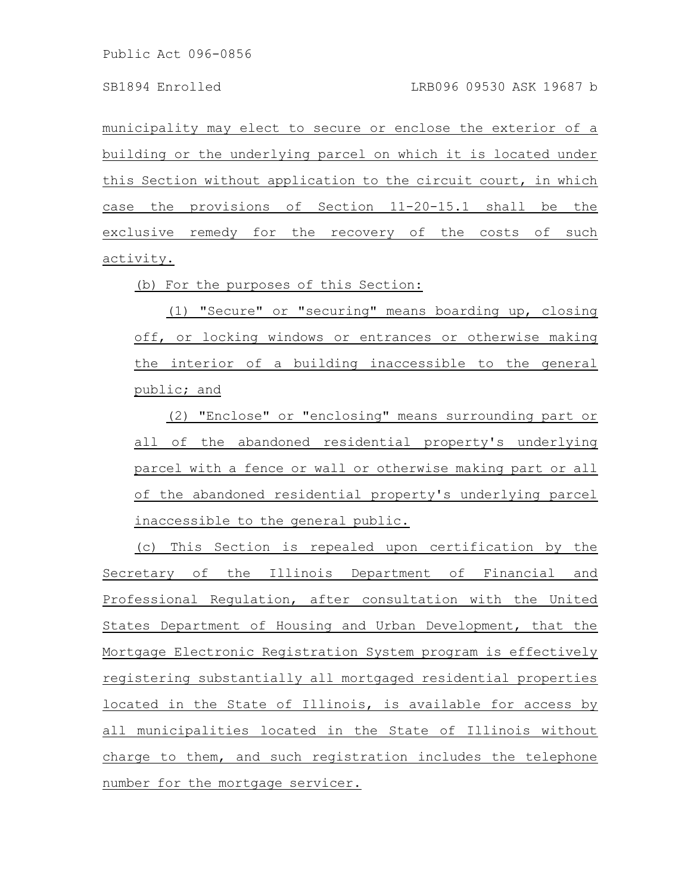municipality may elect to secure or enclose the exterior of a building or the underlying parcel on which it is located under this Section without application to the circuit court, in which case the provisions of Section 11-20-15.1 shall be the exclusive remedy for the recovery of the costs of such activity.

(b) For the purposes of this Section:

(1) "Secure" or "securing" means boarding up, closing off, or locking windows or entrances or otherwise making the interior of a building inaccessible to the general public; and

(2) "Enclose" or "enclosing" means surrounding part or all of the abandoned residential property's underlying parcel with a fence or wall or otherwise making part or all of the abandoned residential property's underlying parcel inaccessible to the general public.

(c) This Section is repealed upon certification by the Secretary of the Illinois Department of Financial and Professional Regulation, after consultation with the United States Department of Housing and Urban Development, that the Mortgage Electronic Registration System program is effectively registering substantially all mortgaged residential properties located in the State of Illinois, is available for access by all municipalities located in the State of Illinois without charge to them, and such registration includes the telephone number for the mortgage servicer.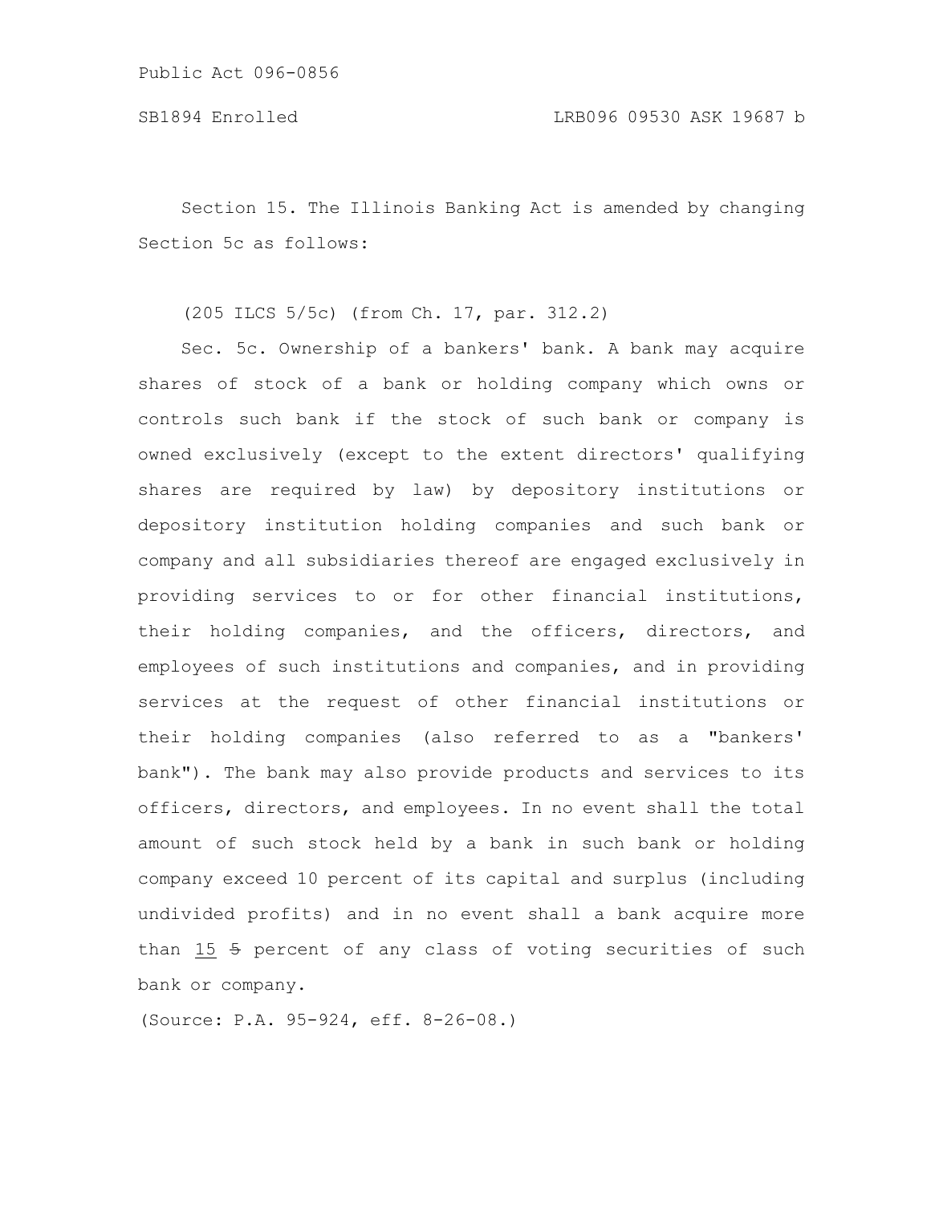Section 15. The Illinois Banking Act is amended by changing Section 5c as follows:

(205 ILCS 5/5c) (from Ch. 17, par. 312.2)

Sec. 5c. Ownership of a bankers' bank. A bank may acquire shares of stock of a bank or holding company which owns or controls such bank if the stock of such bank or company is owned exclusively (except to the extent directors' qualifying shares are required by law) by depository institutions or depository institution holding companies and such bank or company and all subsidiaries thereof are engaged exclusively in providing services to or for other financial institutions, their holding companies, and the officers, directors, and employees of such institutions and companies, and in providing services at the request of other financial institutions or their holding companies (also referred to as a "bankers' bank"). The bank may also provide products and services to its officers, directors, and employees. In no event shall the total amount of such stock held by a bank in such bank or holding company exceed 10 percent of its capital and surplus (including undivided profits) and in no event shall a bank acquire more than 15 ~~5~~ percent of any class of voting securities of such bank or company.

(Source: P.A. 95-924, eff. 8-26-08.)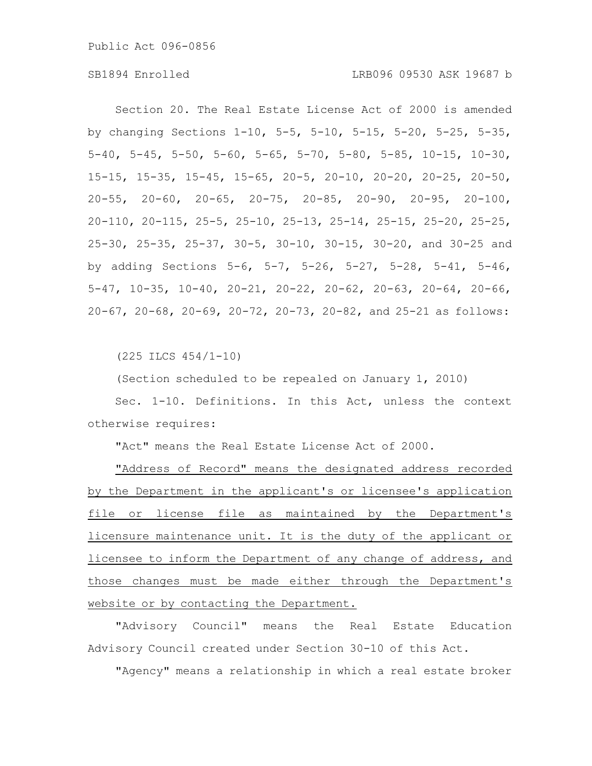Section 20. The Real Estate License Act of 2000 is amended by changing Sections 1-10, 5-5, 5-10, 5-15, 5-20, 5-25, 5-35, 5-40, 5-45, 5-50, 5-60, 5-65, 5-70, 5-80, 5-85, 10-15, 10-30, 15-15, 15-35, 15-45, 15-65, 20-5, 20-10, 20-20, 20-25, 20-50, 20-55, 20-60, 20-65, 20-75, 20-85, 20-90, 20-95, 20-100, 20-110, 20-115, 25-5, 25-10, 25-13, 25-14, 25-15, 25-20, 25-25, 25-30, 25-35, 25-37, 30-5, 30-10, 30-15, 30-20, and 30-25 and by adding Sections 5-6, 5-7, 5-26, 5-27, 5-28, 5-41, 5-46, 5-47, 10-35, 10-40, 20-21, 20-22, 20-62, 20-63, 20-64, 20-66, 20-67, 20-68, 20-69, 20-72, 20-73, 20-82, and 25-21 as follows:

(225 ILCS 454/1-10)

(Section scheduled to be repealed on January 1, 2010)

Sec. 1-10. Definitions. In this Act, unless the context otherwise requires:

"Act" means the Real Estate License Act of 2000.

"Address of Record" means the designated address recorded by the Department in the applicant's or licensee's application file or license file as maintained by the Department's licensure maintenance unit. It is the duty of the applicant or licensee to inform the Department of any change of address, and those changes must be made either through the Department's website or by contacting the Department.

"Advisory Council" means the Real Estate Education Advisory Council created under Section 30-10 of this Act.

"Agency" means a relationship in which a real estate broker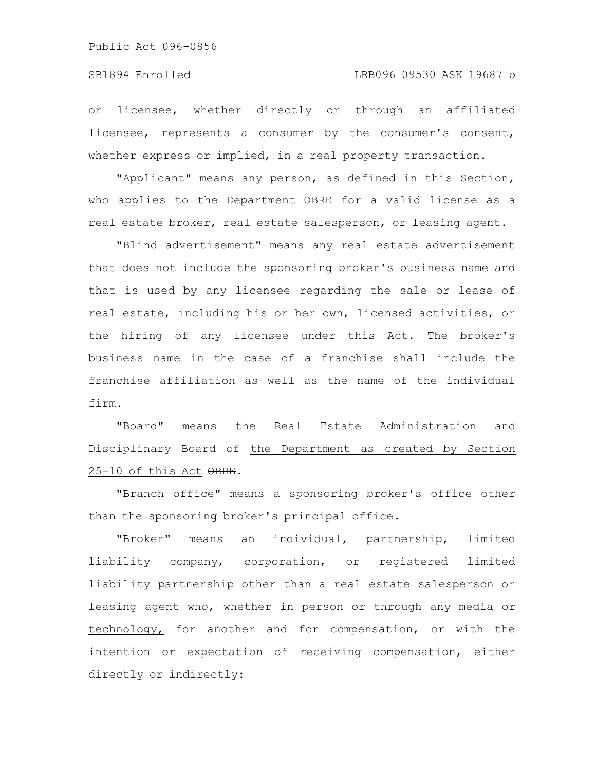or licensee, whether directly or through an affiliated licensee, represents a consumer by the consumer's consent, whether express or implied, in a real property transaction.

"Applicant" means any person, as defined in this Section, who applies to the Department ~~OBRE~~ for a valid license as a real estate broker, real estate salesperson, or leasing agent.

"Blind advertisement" means any real estate advertisement that does not include the sponsoring broker's business name and that is used by any licensee regarding the sale or lease of real estate, including his or her own, licensed activities, or the hiring of any licensee under this Act. The broker's business name in the case of a franchise shall include the franchise affiliation as well as the name of the individual firm.

"Board" means the Real Estate Administration and Disciplinary Board of the Department as created by Section 25-10 of this Act ~~OBRE~~.

"Branch office" means a sponsoring broker's office other than the sponsoring broker's principal office.

"Broker" means an individual, partnership, limited liability company, corporation, or registered limited liability partnership other than a real estate salesperson or leasing agent who, whether in person or through any media or technology, for another and for compensation, or with the intention or expectation of receiving compensation, either directly or indirectly: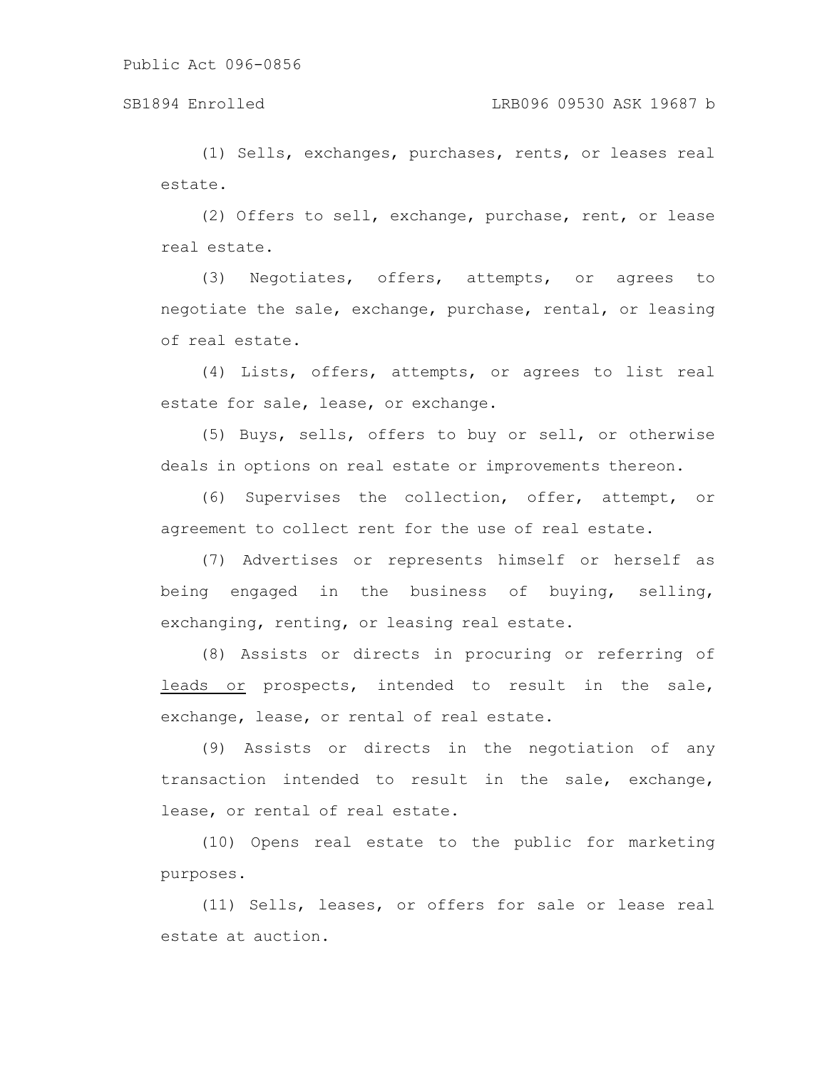(1) Sells, exchanges, purchases, rents, or leases real estate.

(2) Offers to sell, exchange, purchase, rent, or lease real estate.

(3) Negotiates, offers, attempts, or agrees to negotiate the sale, exchange, purchase, rental, or leasing of real estate.

(4) Lists, offers, attempts, or agrees to list real estate for sale, lease, or exchange.

(5) Buys, sells, offers to buy or sell, or otherwise deals in options on real estate or improvements thereon.

(6) Supervises the collection, offer, attempt, or agreement to collect rent for the use of real estate.

(7) Advertises or represents himself or herself as being engaged in the business of buying, selling, exchanging, renting, or leasing real estate.

(8) Assists or directs in procuring or referring of <u>leads or</u> prospects, intended to result in the sale, exchange, lease, or rental of real estate.

(9) Assists or directs in the negotiation of any transaction intended to result in the sale, exchange, lease, or rental of real estate.

(10) Opens real estate to the public for marketing purposes.

(11) Sells, leases, or offers for sale or lease real estate at auction.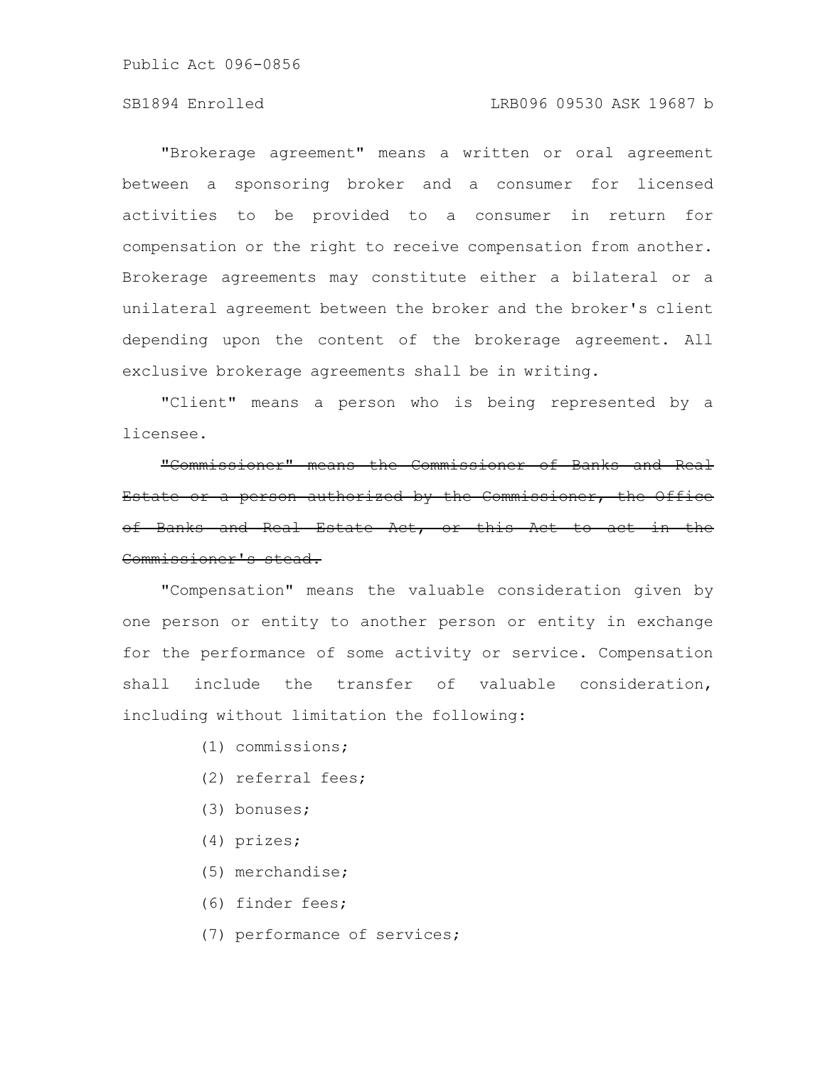"Brokerage agreement" means a written or oral agreement between a sponsoring broker and a consumer for licensed activities to be provided to a consumer in return for compensation or the right to receive compensation from another. Brokerage agreements may constitute either a bilateral or a unilateral agreement between the broker and the broker's client depending upon the content of the brokerage agreement. All exclusive brokerage agreements shall be in writing.

"Client" means a person who is being represented by a licensee.

~~"Commissioner" means the Commissioner of Banks and Real Estate or a person authorized by the Commissioner, the Office of Banks and Real Estate Act, or this Act to act in the Commissioner's stead.~~

"Compensation" means the valuable consideration given by one person or entity to another person or entity in exchange for the performance of some activity or service. Compensation shall include the transfer of valuable consideration, including without limitation the following:

(1) commissions;

(2) referral fees;

(3) bonuses;

(4) prizes;

(5) merchandise;

(6) finder fees;

(7) performance of services;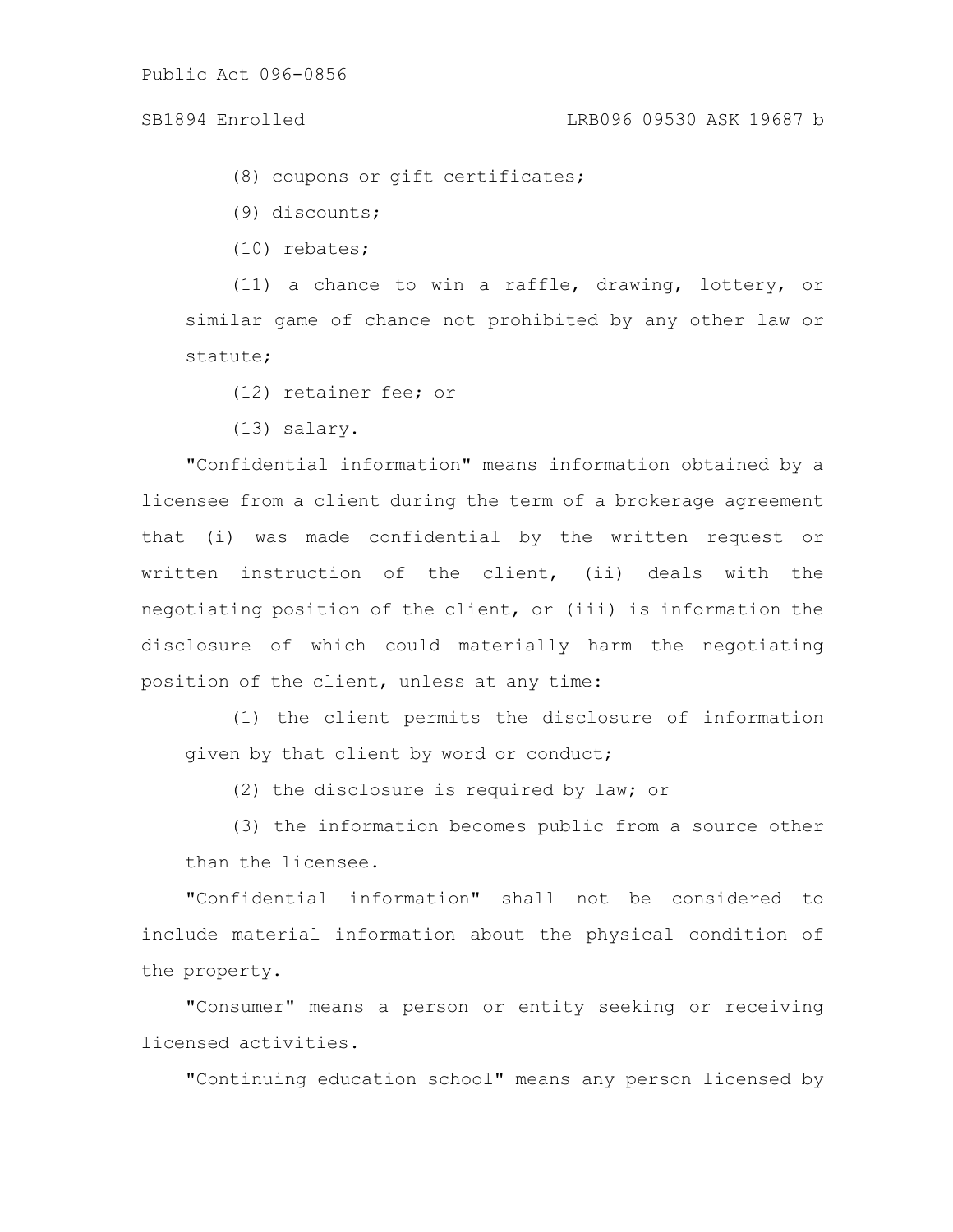(8) coupons or gift certificates;

(9) discounts;

(10) rebates;

(11) a chance to win a raffle, drawing, lottery, or similar game of chance not prohibited by any other law or statute;

(12) retainer fee; or

(13) salary.

"Confidential information" means information obtained by a licensee from a client during the term of a brokerage agreement that (i) was made confidential by the written request or written instruction of the client, (ii) deals with the negotiating position of the client, or (iii) is information the disclosure of which could materially harm the negotiating position of the client, unless at any time:

(1) the client permits the disclosure of information given by that client by word or conduct;

(2) the disclosure is required by law; or

(3) the information becomes public from a source other than the licensee.

"Confidential information" shall not be considered to include material information about the physical condition of the property.

"Consumer" means a person or entity seeking or receiving licensed activities.

"Continuing education school" means any person licensed by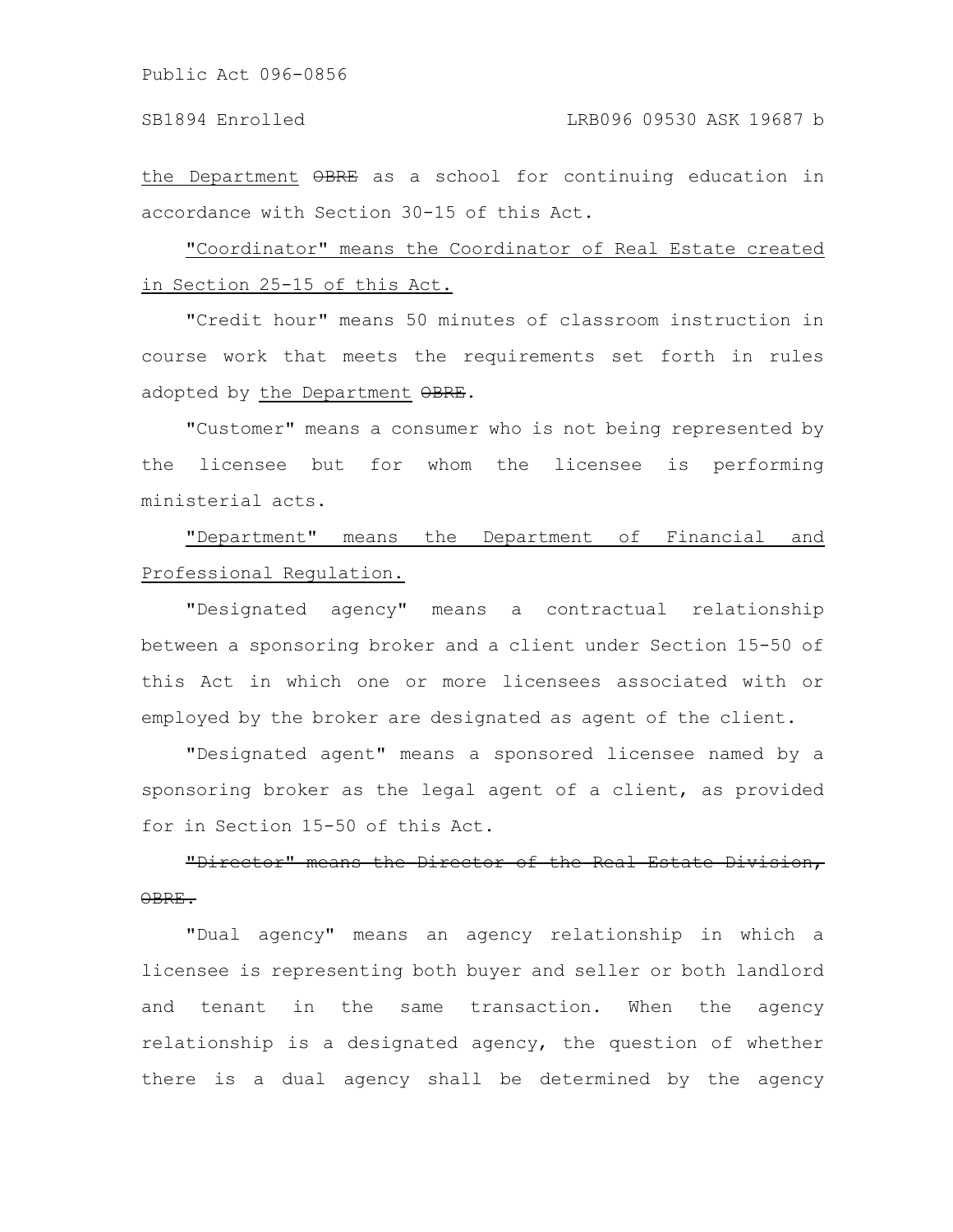the Department ~~OBRE~~ as a school for continuing education in accordance with Section 30-15 of this Act.

"Coordinator" means the Coordinator of Real Estate created in Section 25-15 of this Act.

"Credit hour" means 50 minutes of classroom instruction in course work that meets the requirements set forth in rules adopted by the Department ~~OBRE~~.

"Customer" means a consumer who is not being represented by the licensee but for whom the licensee is performing ministerial acts.

"Department" means the Department of Financial and Professional Regulation.

"Designated agency" means a contractual relationship between a sponsoring broker and a client under Section 15-50 of this Act in which one or more licensees associated with or employed by the broker are designated as agent of the client.

"Designated agent" means a sponsored licensee named by a sponsoring broker as the legal agent of a client, as provided for in Section 15-50 of this Act.

~~"Director" means the Director of the Real Estate Division, OBRE.~~

"Dual agency" means an agency relationship in which a licensee is representing both buyer and seller or both landlord and tenant in the same transaction. When the agency relationship is a designated agency, the question of whether there is a dual agency shall be determined by the agency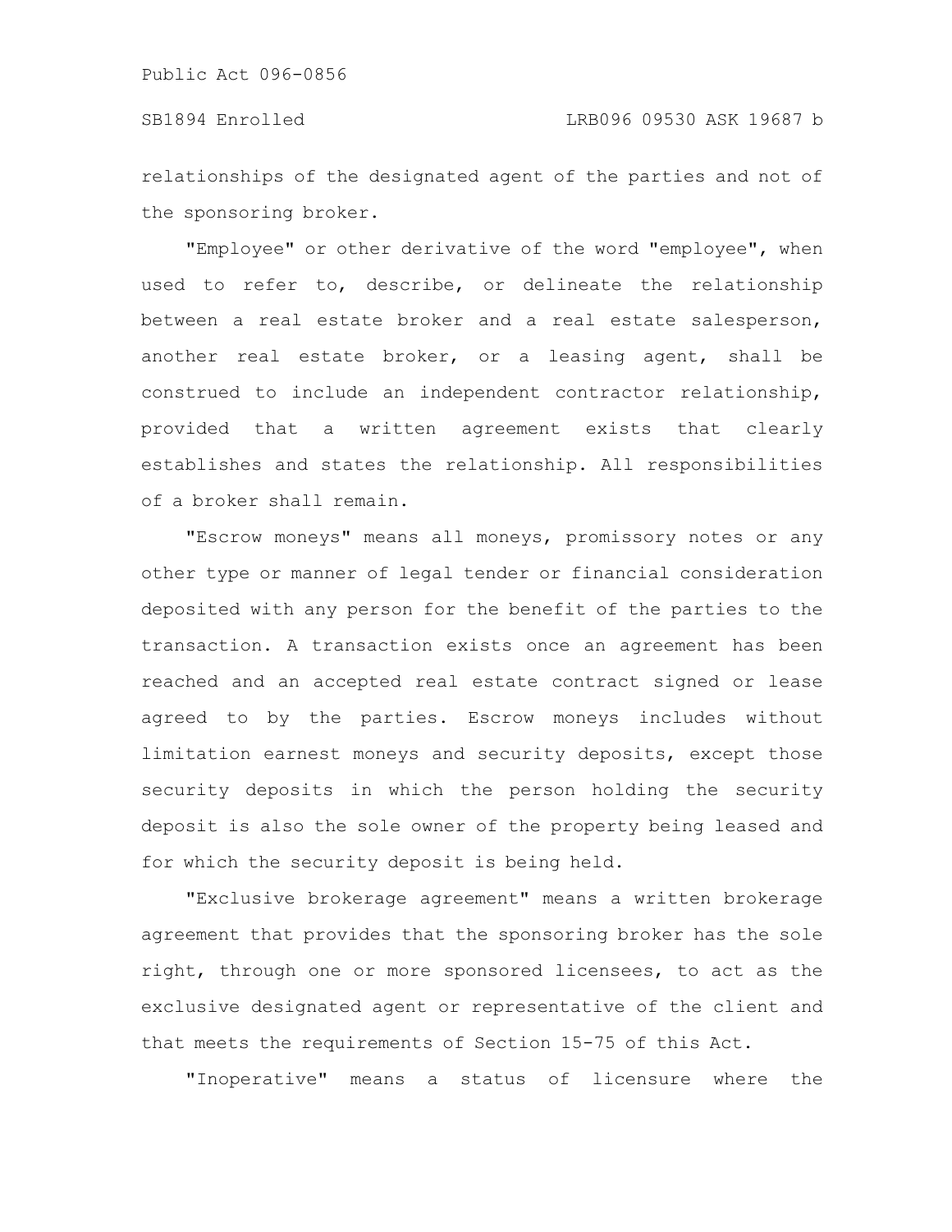relationships of the designated agent of the parties and not of the sponsoring broker.

"Employee" or other derivative of the word "employee", when used to refer to, describe, or delineate the relationship between a real estate broker and a real estate salesperson, another real estate broker, or a leasing agent, shall be construed to include an independent contractor relationship, provided that a written agreement exists that clearly establishes and states the relationship. All responsibilities of a broker shall remain.

"Escrow moneys" means all moneys, promissory notes or any other type or manner of legal tender or financial consideration deposited with any person for the benefit of the parties to the transaction. A transaction exists once an agreement has been reached and an accepted real estate contract signed or lease agreed to by the parties. Escrow moneys includes without limitation earnest moneys and security deposits, except those security deposits in which the person holding the security deposit is also the sole owner of the property being leased and for which the security deposit is being held.

"Exclusive brokerage agreement" means a written brokerage agreement that provides that the sponsoring broker has the sole right, through one or more sponsored licensees, to act as the exclusive designated agent or representative of the client and that meets the requirements of Section 15-75 of this Act.

"Inoperative" means a status of licensure where the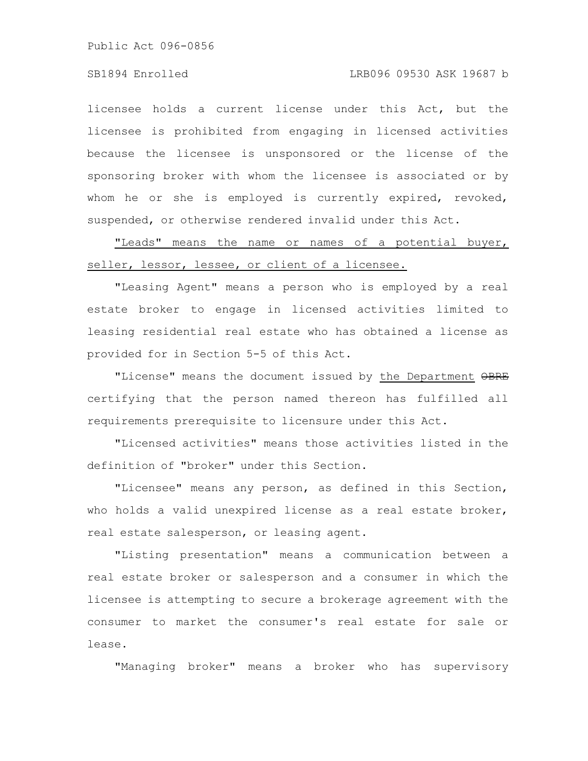licensee holds a current license under this Act, but the licensee is prohibited from engaging in licensed activities because the licensee is unsponsored or the license of the sponsoring broker with whom the licensee is associated or by whom he or she is employed is currently expired, revoked, suspended, or otherwise rendered invalid under this Act.

"Leads" means the name or names of a potential buyer, seller, lessor, lessee, or client of a licensee.

"Leasing Agent" means a person who is employed by a real estate broker to engage in licensed activities limited to leasing residential real estate who has obtained a license as provided for in Section 5-5 of this Act.

"License" means the document issued by the Department ~~OBRE~~ certifying that the person named thereon has fulfilled all requirements prerequisite to licensure under this Act.

"Licensed activities" means those activities listed in the definition of "broker" under this Section.

"Licensee" means any person, as defined in this Section, who holds a valid unexpired license as a real estate broker, real estate salesperson, or leasing agent.

"Listing presentation" means a communication between a real estate broker or salesperson and a consumer in which the licensee is attempting to secure a brokerage agreement with the consumer to market the consumer's real estate for sale or lease.

"Managing broker" means a broker who has supervisory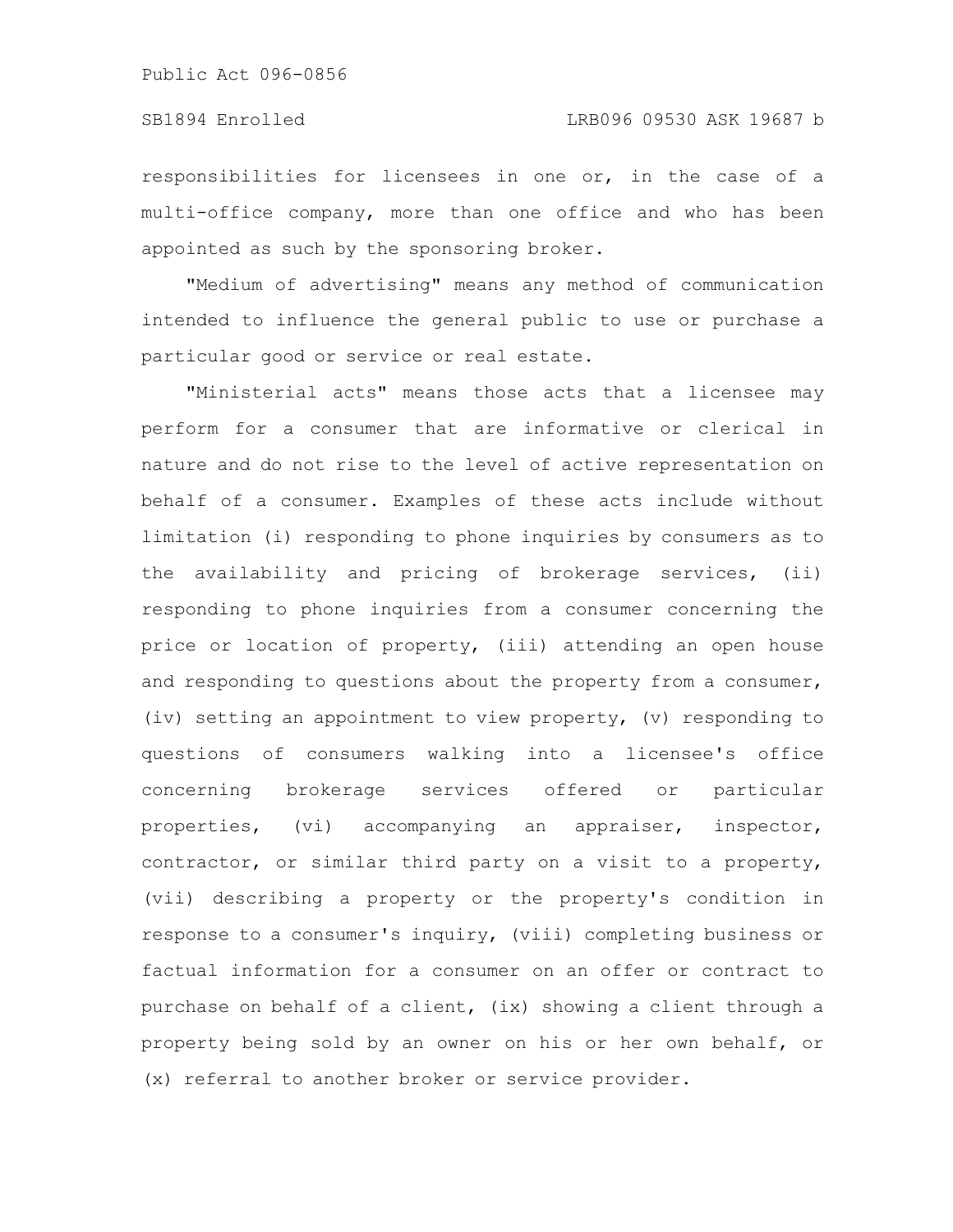responsibilities for licensees in one or, in the case of a multi-office company, more than one office and who has been appointed as such by the sponsoring broker.

"Medium of advertising" means any method of communication intended to influence the general public to use or purchase a particular good or service or real estate.

"Ministerial acts" means those acts that a licensee may perform for a consumer that are informative or clerical in nature and do not rise to the level of active representation on behalf of a consumer. Examples of these acts include without limitation (i) responding to phone inquiries by consumers as to the availability and pricing of brokerage services, (ii) responding to phone inquiries from a consumer concerning the price or location of property, (iii) attending an open house and responding to questions about the property from a consumer, (iv) setting an appointment to view property, (v) responding to questions of consumers walking into a licensee's office concerning brokerage services offered or particular properties, (vi) accompanying an appraiser, inspector, contractor, or similar third party on a visit to a property, (vii) describing a property or the property's condition in response to a consumer's inquiry, (viii) completing business or factual information for a consumer on an offer or contract to purchase on behalf of a client, (ix) showing a client through a property being sold by an owner on his or her own behalf, or (x) referral to another broker or service provider.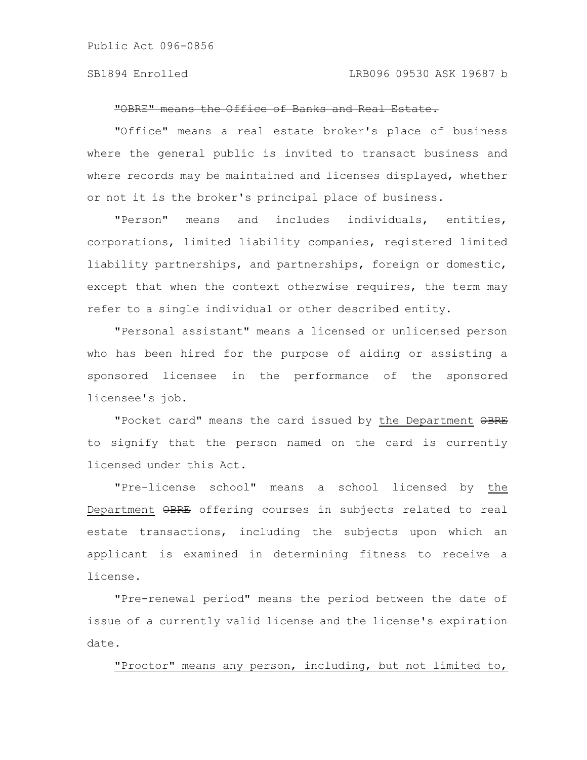~~"OBRE" means the Office of Banks and Real Estate.~~

"Office" means a real estate broker's place of business where the general public is invited to transact business and where records may be maintained and licenses displayed, whether or not it is the broker's principal place of business.

"Person" means and includes individuals, entities, corporations, limited liability companies, registered limited liability partnerships, and partnerships, foreign or domestic, except that when the context otherwise requires, the term may refer to a single individual or other described entity.

"Personal assistant" means a licensed or unlicensed person who has been hired for the purpose of aiding or assisting a sponsored licensee in the performance of the sponsored licensee's job.

"Pocket card" means the card issued by <u>the Department</u> ~~OBRE~~ to signify that the person named on the card is currently licensed under this Act.

"Pre-license school" means a school licensed by <u>the Department</u> ~~OBRE~~ offering courses in subjects related to real estate transactions, including the subjects upon which an applicant is examined in determining fitness to receive a license.

"Pre-renewal period" means the period between the date of issue of a currently valid license and the license's expiration date.

<u>"Proctor" means any person, including, but not limited to,</u>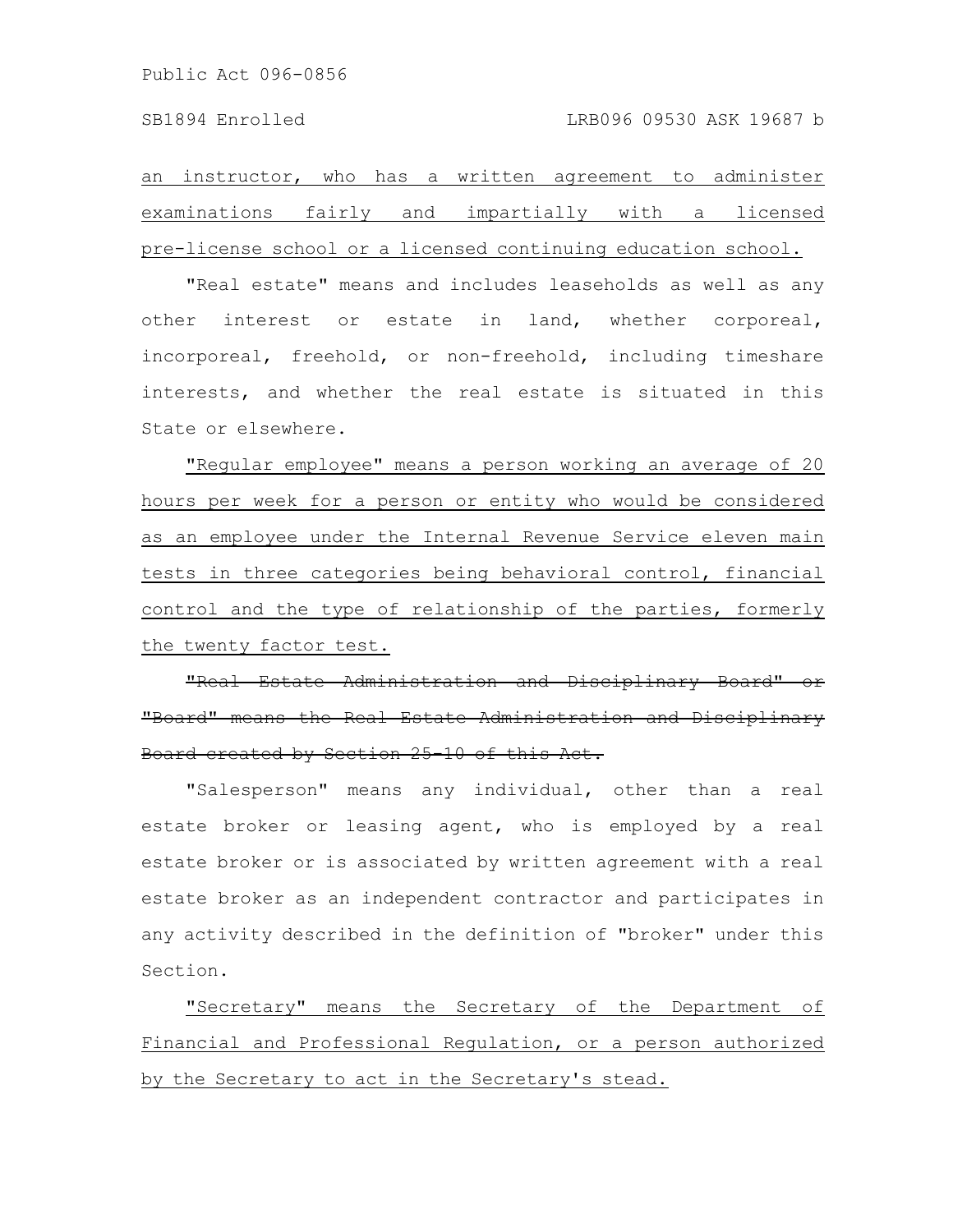an instructor, who has a written agreement to administer examinations fairly and impartially with a licensed pre-license school or a licensed continuing education school.

"Real estate" means and includes leaseholds as well as any other interest or estate in land, whether corporeal, incorporeal, freehold, or non-freehold, including timeshare interests, and whether the real estate is situated in this State or elsewhere.

"Regular employee" means a person working an average of 20 hours per week for a person or entity who would be considered as an employee under the Internal Revenue Service eleven main tests in three categories being behavioral control, financial control and the type of relationship of the parties, formerly the twenty factor test.

~~"Real Estate Administration and Disciplinary Board" or "Board" means the Real Estate Administration and Disciplinary Board created by Section 25-10 of this Act.~~

"Salesperson" means any individual, other than a real estate broker or leasing agent, who is employed by a real estate broker or is associated by written agreement with a real estate broker as an independent contractor and participates in any activity described in the definition of "broker" under this Section.

"Secretary" means the Secretary of the Department of Financial and Professional Regulation, or a person authorized by the Secretary to act in the Secretary's stead.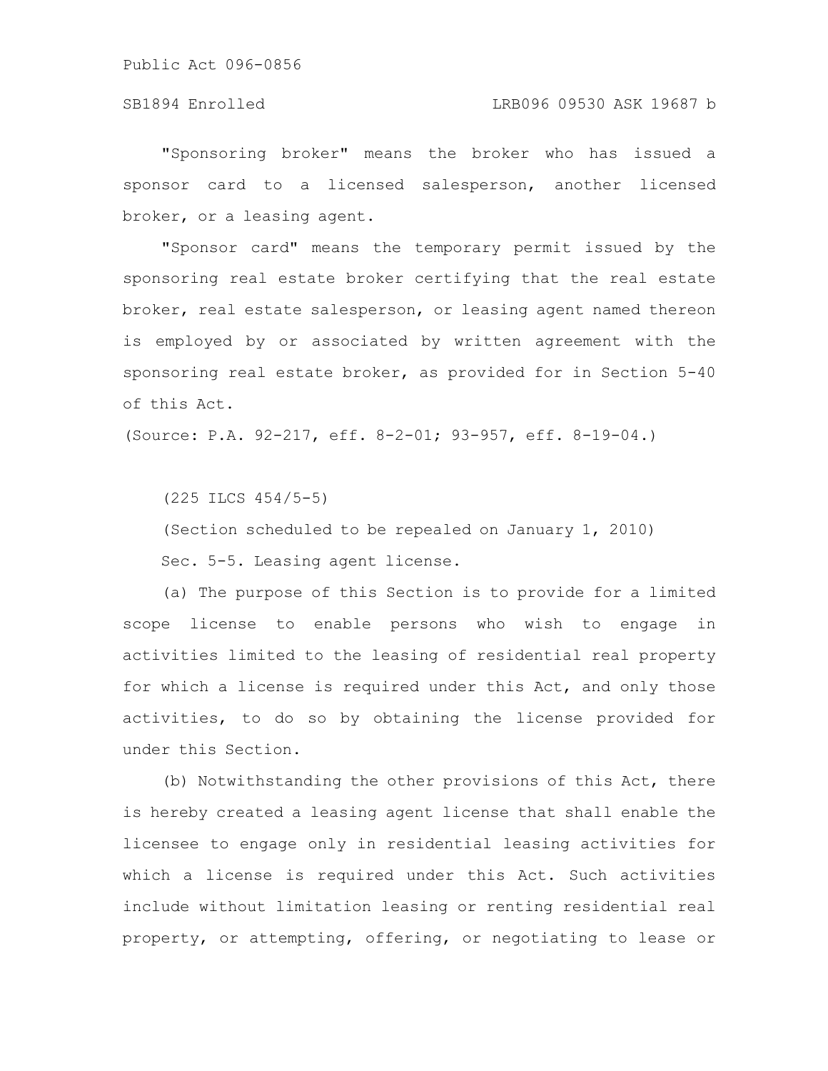"Sponsoring broker" means the broker who has issued a sponsor card to a licensed salesperson, another licensed broker, or a leasing agent.

"Sponsor card" means the temporary permit issued by the sponsoring real estate broker certifying that the real estate broker, real estate salesperson, or leasing agent named thereon is employed by or associated by written agreement with the sponsoring real estate broker, as provided for in Section 5-40 of this Act.

(Source: P.A. 92-217, eff. 8-2-01; 93-957, eff. 8-19-04.)

(225 ILCS 454/5-5)

(Section scheduled to be repealed on January 1, 2010)

Sec. 5-5. Leasing agent license.

(a) The purpose of this Section is to provide for a limited scope license to enable persons who wish to engage in activities limited to the leasing of residential real property for which a license is required under this Act, and only those activities, to do so by obtaining the license provided for under this Section.

(b) Notwithstanding the other provisions of this Act, there is hereby created a leasing agent license that shall enable the licensee to engage only in residential leasing activities for which a license is required under this Act. Such activities include without limitation leasing or renting residential real property, or attempting, offering, or negotiating to lease or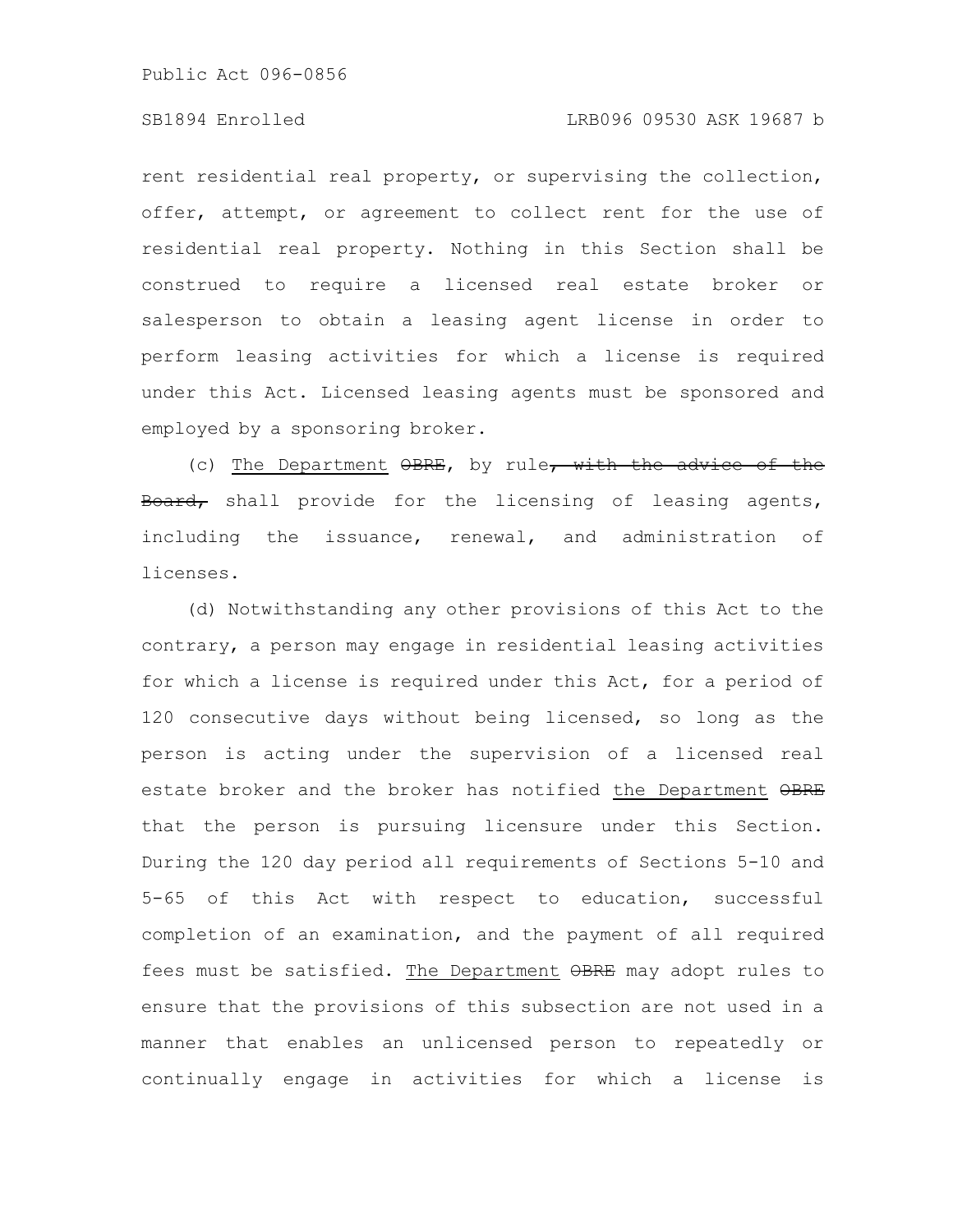rent residential real property, or supervising the collection, offer, attempt, or agreement to collect rent for the use of residential real property. Nothing in this Section shall be construed to require a licensed real estate broker or salesperson to obtain a leasing agent license in order to perform leasing activities for which a license is required under this Act. Licensed leasing agents must be sponsored and employed by a sponsoring broker.

(c) The Department ~~OBRE~~, by rule~~, with the advice of the Board,~~ shall provide for the licensing of leasing agents, including the issuance, renewal, and administration of licenses.

(d) Notwithstanding any other provisions of this Act to the contrary, a person may engage in residential leasing activities for which a license is required under this Act, for a period of 120 consecutive days without being licensed, so long as the person is acting under the supervision of a licensed real estate broker and the broker has notified the Department ~~OBRE~~ that the person is pursuing licensure under this Section. During the 120 day period all requirements of Sections 5-10 and 5-65 of this Act with respect to education, successful completion of an examination, and the payment of all required fees must be satisfied. The Department ~~OBRE~~ may adopt rules to ensure that the provisions of this subsection are not used in a manner that enables an unlicensed person to repeatedly or continually engage in activities for which a license is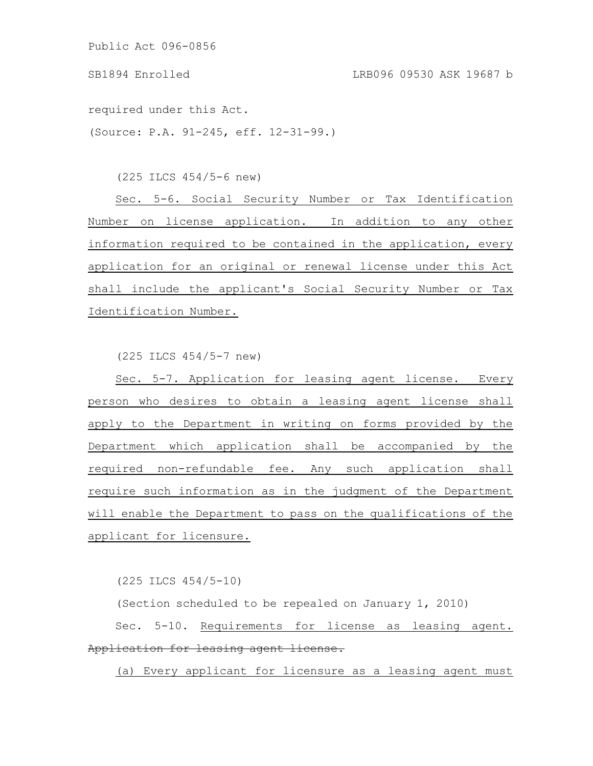required under this Act.

(Source: P.A. 91-245, eff. 12-31-99.)

(225 ILCS 454/5-6 new)

Sec. 5-6. Social Security Number or Tax Identification Number on license application. In addition to any other information required to be contained in the application, every application for an original or renewal license under this Act shall include the applicant's Social Security Number or Tax Identification Number.

(225 ILCS 454/5-7 new)

Sec. 5-7. Application for leasing agent license. Every person who desires to obtain a leasing agent license shall apply to the Department in writing on forms provided by the Department which application shall be accompanied by the required non-refundable fee. Any such application shall require such information as in the judgment of the Department will enable the Department to pass on the qualifications of the applicant for licensure.

(225 ILCS 454/5-10)

(Section scheduled to be repealed on January 1, 2010)

Sec. 5-10. Requirements for license as leasing agent. ~~Application for leasing agent license.~~

(a) Every applicant for licensure as a leasing agent must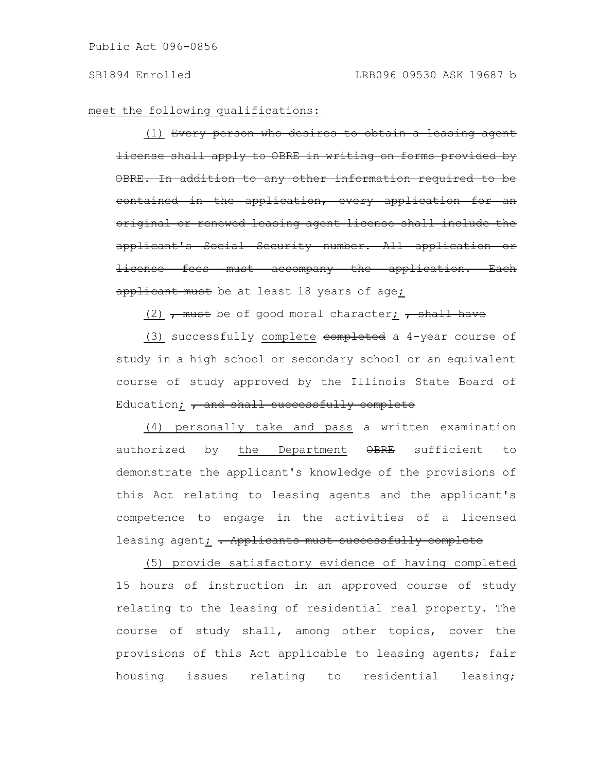meet the following qualifications:

(1) ~~Every person who desires to obtain a leasing agent license shall apply to OBRE in writing on forms provided by OBRE. In addition to any other information required to be contained in the application, every application for an original or renewed leasing agent license shall include the applicant's Social Security number. All application or license fees must accompany the application. Each applicant must~~ be at least 18 years of age;

(2) ~~, must~~ be of good moral character; ~~, shall have~~

(3) successfully complete ~~completed~~ a 4-year course of study in a high school or secondary school or an equivalent course of study approved by the Illinois State Board of Education; ~~, and shall successfully complete~~

(4) personally take and pass a written examination authorized by the Department ~~OBRE~~ sufficient to demonstrate the applicant's knowledge of the provisions of this Act relating to leasing agents and the applicant's competence to engage in the activities of a licensed leasing agent; ~~. Applicants must successfully complete~~

(5) provide satisfactory evidence of having completed 15 hours of instruction in an approved course of study relating to the leasing of residential real property. The course of study shall, among other topics, cover the provisions of this Act applicable to leasing agents; fair housing issues relating to residential leasing;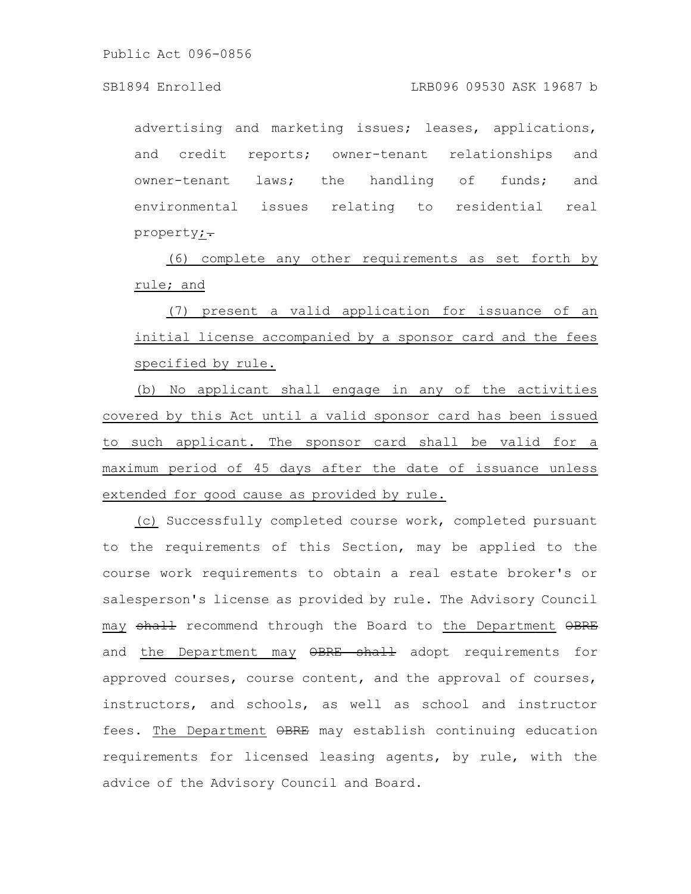advertising and marketing issues; leases, applications, and credit reports; owner-tenant relationships and owner-tenant laws; the handling of funds; and environmental issues relating to residential real property;.

(6) complete any other requirements as set forth by rule; and

(7) present a valid application for issuance of an initial license accompanied by a sponsor card and the fees specified by rule.

(b) No applicant shall engage in any of the activities covered by this Act until a valid sponsor card has been issued to such applicant. The sponsor card shall be valid for a maximum period of 45 days after the date of issuance unless extended for good cause as provided by rule.

(c) Successfully completed course work, completed pursuant to the requirements of this Section, may be applied to the course work requirements to obtain a real estate broker's or salesperson's license as provided by rule. The Advisory Council may ~~shall~~ recommend through the Board to the Department ~~OBRE~~ and the Department may ~~OBRE shall~~ adopt requirements for approved courses, course content, and the approval of courses, instructors, and schools, as well as school and instructor fees. The Department ~~OBRE~~ may establish continuing education requirements for licensed leasing agents, by rule, with the advice of the Advisory Council and Board.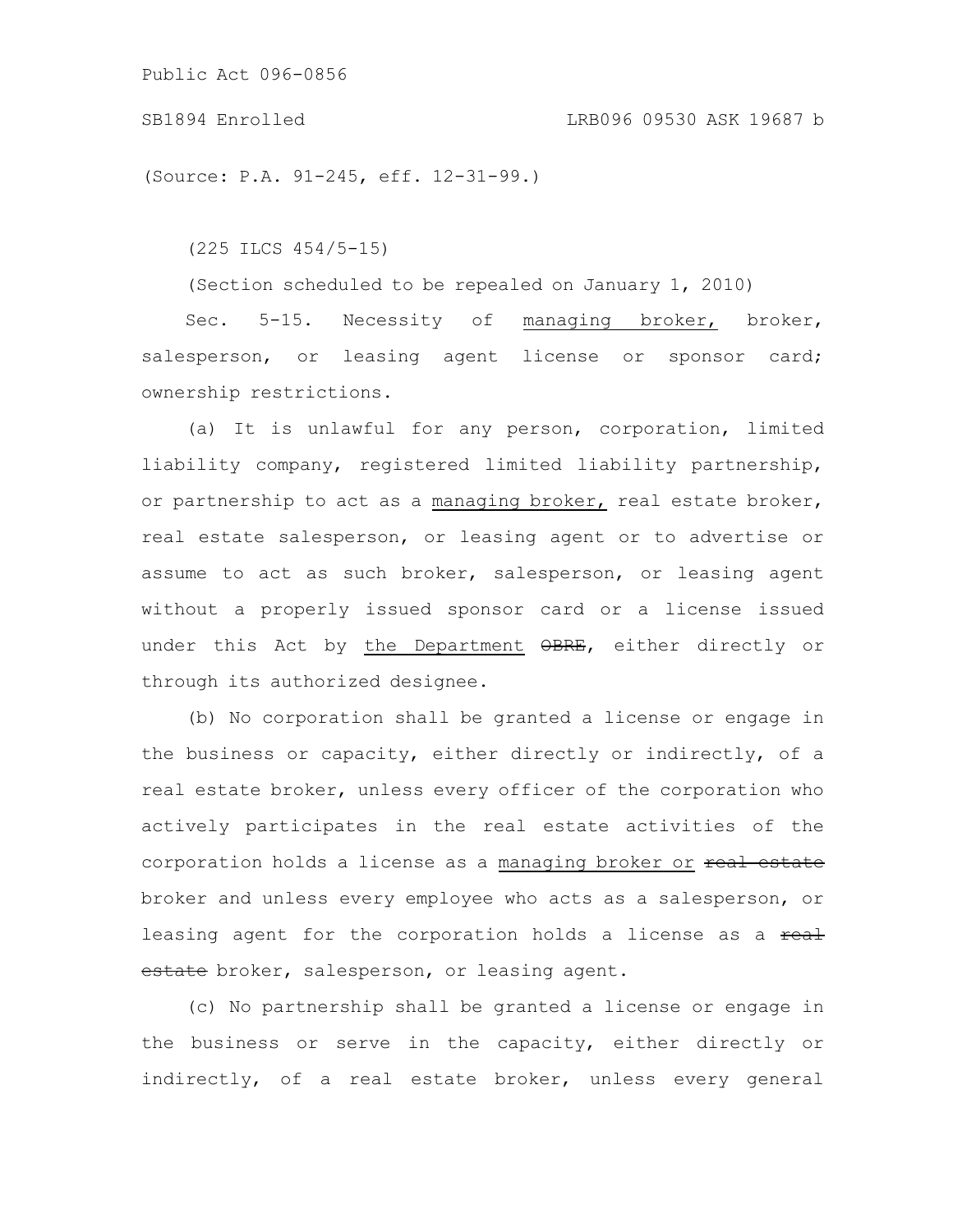(Source: P.A. 91-245, eff. 12-31-99.)

(225 ILCS 454/5-15)

(Section scheduled to be repealed on January 1, 2010)

Sec. 5-15. Necessity of managing broker, broker, salesperson, or leasing agent license or sponsor card; ownership restrictions.

(a) It is unlawful for any person, corporation, limited liability company, registered limited liability partnership, or partnership to act as a managing broker, real estate broker, real estate salesperson, or leasing agent or to advertise or assume to act as such broker, salesperson, or leasing agent without a properly issued sponsor card or a license issued under this Act by the Department ~~OBRE~~, either directly or through its authorized designee.

(b) No corporation shall be granted a license or engage in the business or capacity, either directly or indirectly, of a real estate broker, unless every officer of the corporation who actively participates in the real estate activities of the corporation holds a license as a managing broker or ~~real estate~~ broker and unless every employee who acts as a salesperson, or leasing agent for the corporation holds a license as a ~~real estate~~ broker, salesperson, or leasing agent.

(c) No partnership shall be granted a license or engage in the business or serve in the capacity, either directly or indirectly, of a real estate broker, unless every general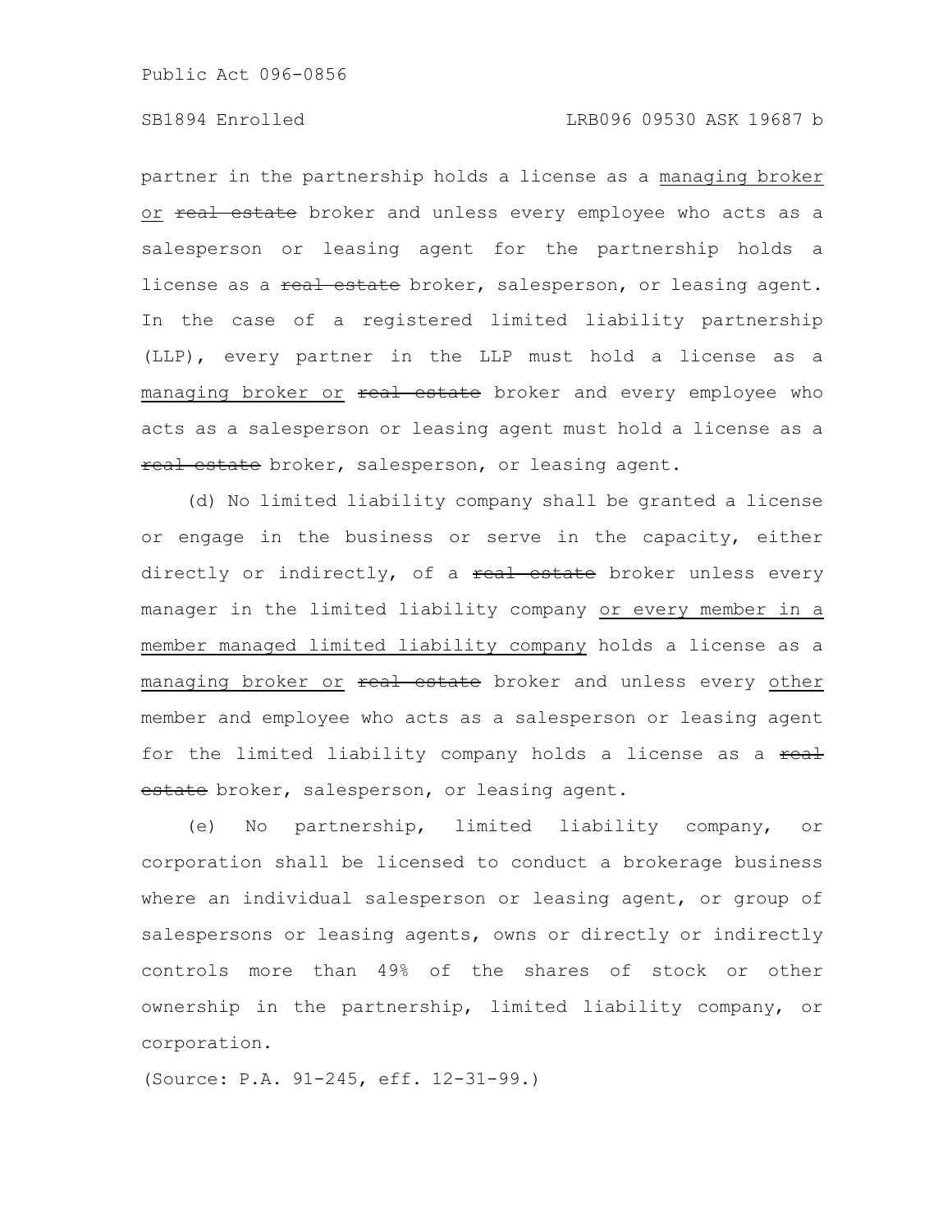partner in the partnership holds a license as a <u>managing broker or</u> ~~real estate~~ broker and unless every employee who acts as a salesperson or leasing agent for the partnership holds a license as a ~~real estate~~ broker, salesperson, or leasing agent. In the case of a registered limited liability partnership (LLP), every partner in the LLP must hold a license as a <u>managing broker or</u> ~~real estate~~ broker and every employee who acts as a salesperson or leasing agent must hold a license as a ~~real estate~~ broker, salesperson, or leasing agent.

(d) No limited liability company shall be granted a license or engage in the business or serve in the capacity, either directly or indirectly, of a ~~real estate~~ broker unless every manager in the limited liability company <u>or every member in a member managed limited liability company</u> holds a license as a <u>managing broker or</u> ~~real estate~~ broker and unless every <u>other</u> member and employee who acts as a salesperson or leasing agent for the limited liability company holds a license as a ~~real estate~~ broker, salesperson, or leasing agent.

(e) No partnership, limited liability company, or corporation shall be licensed to conduct a brokerage business where an individual salesperson or leasing agent, or group of salespersons or leasing agents, owns or directly or indirectly controls more than 49% of the shares of stock or other ownership in the partnership, limited liability company, or corporation.

(Source: P.A. 91-245, eff. 12-31-99.)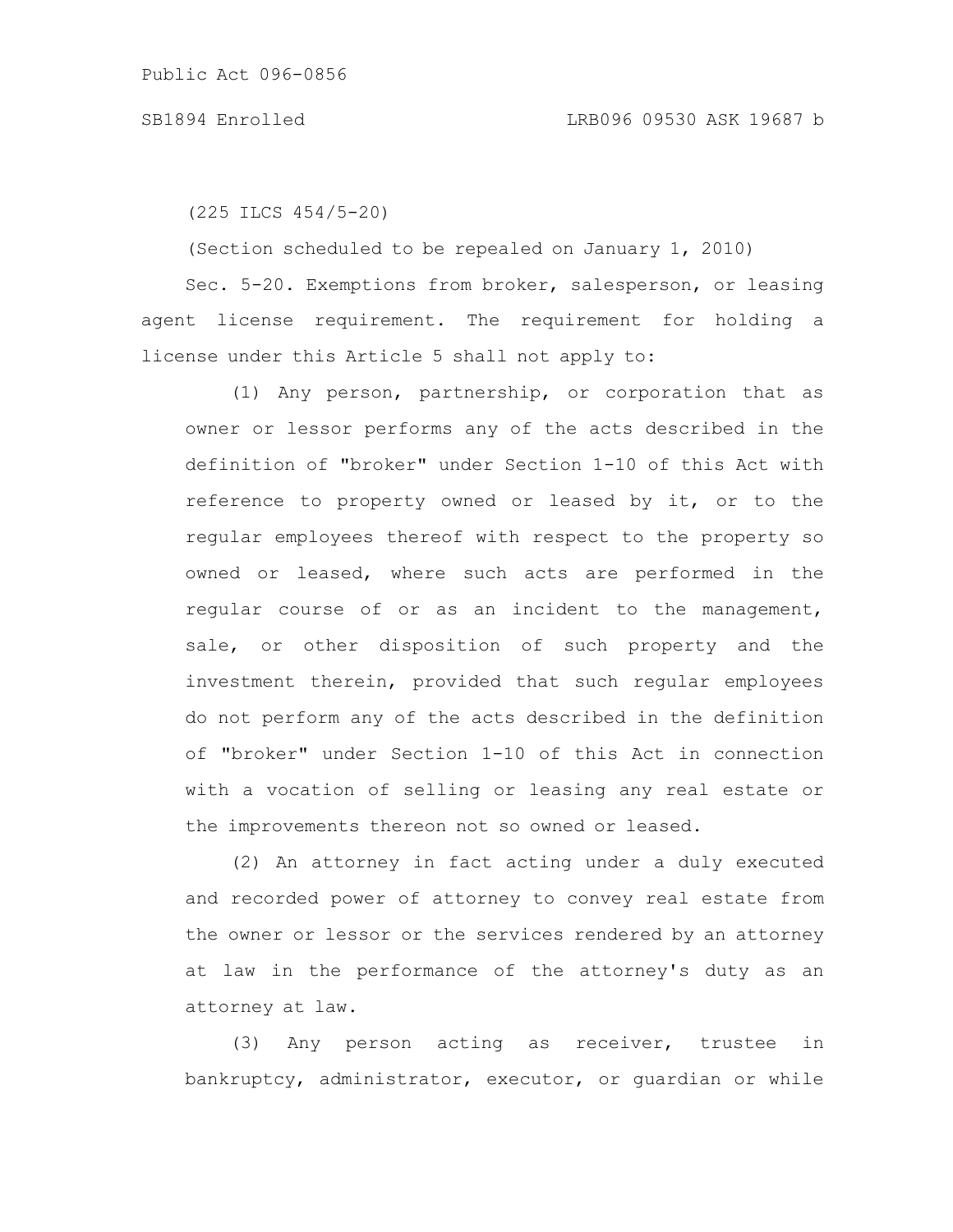(225 ILCS 454/5-20)

(Section scheduled to be repealed on January 1, 2010)

Sec. 5-20. Exemptions from broker, salesperson, or leasing agent license requirement. The requirement for holding a license under this Article 5 shall not apply to:

(1) Any person, partnership, or corporation that as owner or lessor performs any of the acts described in the definition of "broker" under Section 1-10 of this Act with reference to property owned or leased by it, or to the regular employees thereof with respect to the property so owned or leased, where such acts are performed in the regular course of or as an incident to the management, sale, or other disposition of such property and the investment therein, provided that such regular employees do not perform any of the acts described in the definition of "broker" under Section 1-10 of this Act in connection with a vocation of selling or leasing any real estate or the improvements thereon not so owned or leased.

(2) An attorney in fact acting under a duly executed and recorded power of attorney to convey real estate from the owner or lessor or the services rendered by an attorney at law in the performance of the attorney's duty as an attorney at law.

(3) Any person acting as receiver, trustee in bankruptcy, administrator, executor, or guardian or while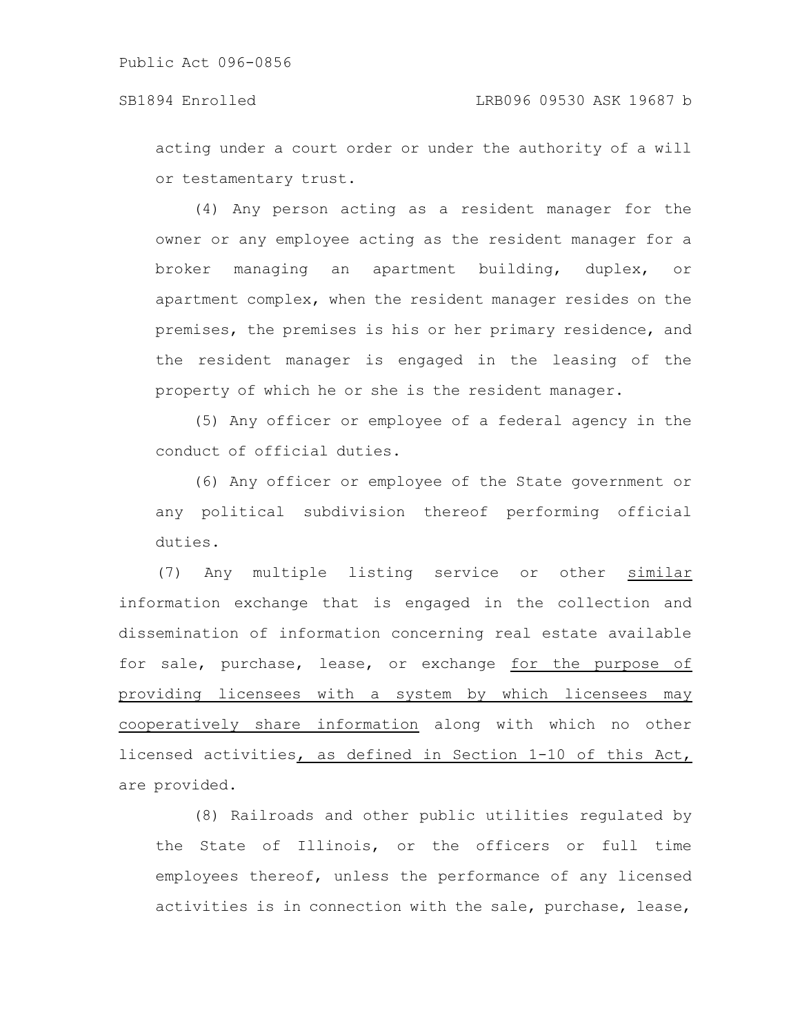acting under a court order or under the authority of a will or testamentary trust.

(4) Any person acting as a resident manager for the owner or any employee acting as the resident manager for a broker managing an apartment building, duplex, or apartment complex, when the resident manager resides on the premises, the premises is his or her primary residence, and the resident manager is engaged in the leasing of the property of which he or she is the resident manager.

(5) Any officer or employee of a federal agency in the conduct of official duties.

(6) Any officer or employee of the State government or any political subdivision thereof performing official duties.

(7) Any multiple listing service or other similar information exchange that is engaged in the collection and dissemination of information concerning real estate available for sale, purchase, lease, or exchange for the purpose of providing licensees with a system by which licensees may cooperatively share information along with which no other licensed activities, as defined in Section 1-10 of this Act, are provided.

(8) Railroads and other public utilities regulated by the State of Illinois, or the officers or full time employees thereof, unless the performance of any licensed activities is in connection with the sale, purchase, lease,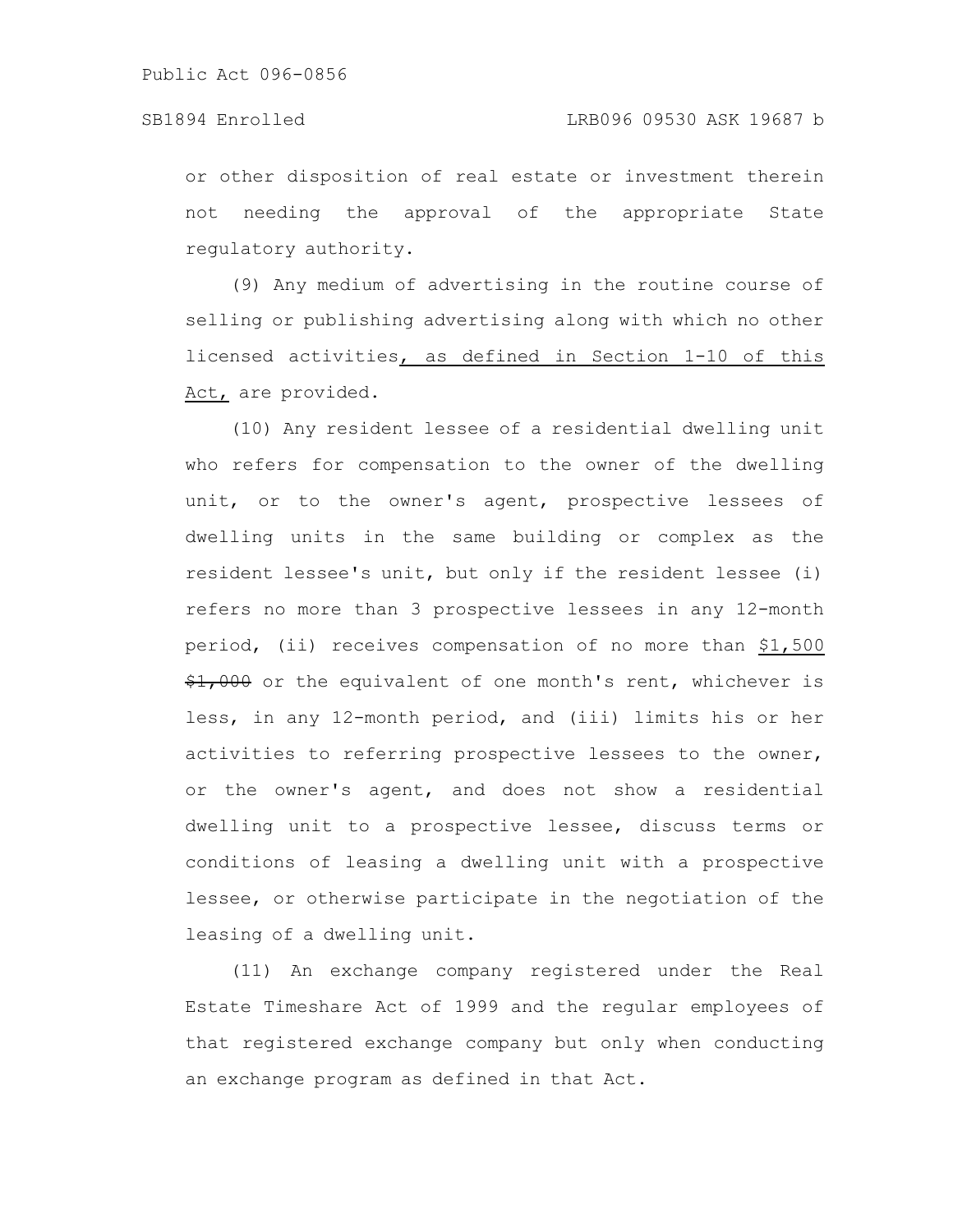or other disposition of real estate or investment therein not needing the approval of the appropriate State regulatory authority.

(9) Any medium of advertising in the routine course of selling or publishing advertising along with which no other licensed activities<u>, as defined in Section 1-10 of this Act,</u> are provided.

(10) Any resident lessee of a residential dwelling unit who refers for compensation to the owner of the dwelling unit, or to the owner's agent, prospective lessees of dwelling units in the same building or complex as the resident lessee's unit, but only if the resident lessee (i) refers no more than 3 prospective lessees in any 12-month period, (ii) receives compensation of no more than <u>$1,500</u> ~~$1,000~~ or the equivalent of one month's rent, whichever is less, in any 12-month period, and (iii) limits his or her activities to referring prospective lessees to the owner, or the owner's agent, and does not show a residential dwelling unit to a prospective lessee, discuss terms or conditions of leasing a dwelling unit with a prospective lessee, or otherwise participate in the negotiation of the leasing of a dwelling unit.

(11) An exchange company registered under the Real Estate Timeshare Act of 1999 and the regular employees of that registered exchange company but only when conducting an exchange program as defined in that Act.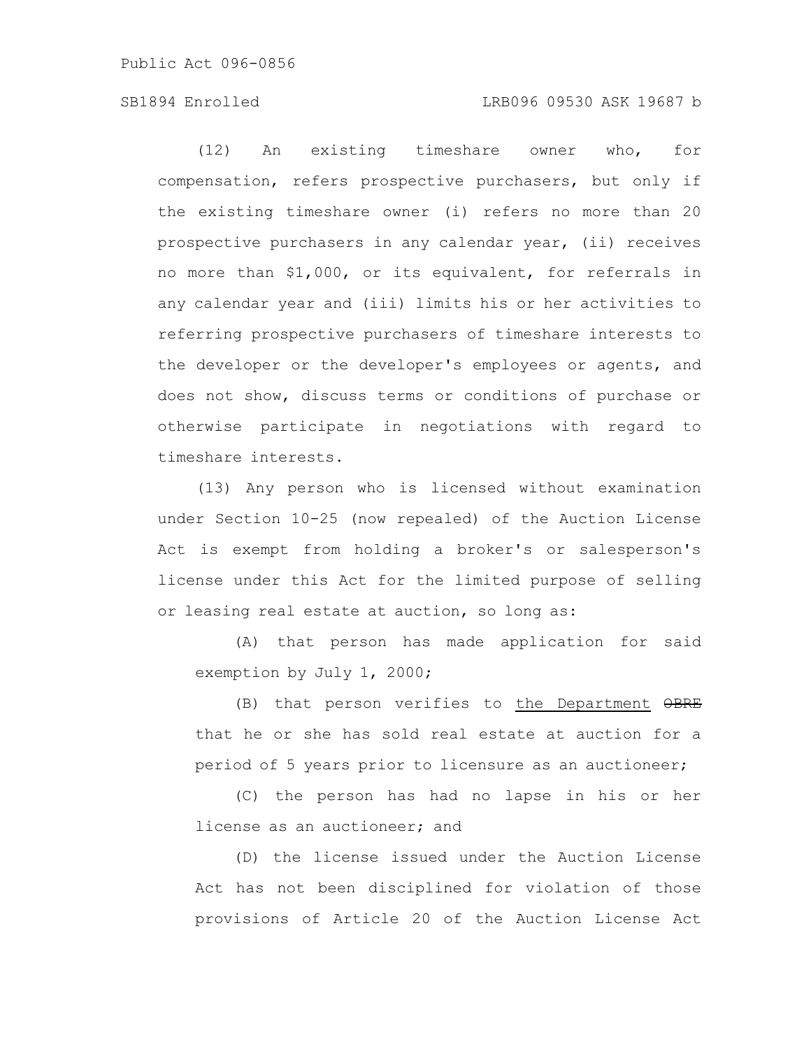(12) An existing timeshare owner who, for compensation, refers prospective purchasers, but only if the existing timeshare owner (i) refers no more than 20 prospective purchasers in any calendar year, (ii) receives no more than $1,000, or its equivalent, for referrals in any calendar year and (iii) limits his or her activities to referring prospective purchasers of timeshare interests to the developer or the developer's employees or agents, and does not show, discuss terms or conditions of purchase or otherwise participate in negotiations with regard to timeshare interests.

(13) Any person who is licensed without examination under Section 10-25 (now repealed) of the Auction License Act is exempt from holding a broker's or salesperson's license under this Act for the limited purpose of selling or leasing real estate at auction, so long as:

(A) that person has made application for said exemption by July 1, 2000;

(B) that person verifies to the Department ~~OBRE~~ that he or she has sold real estate at auction for a period of 5 years prior to licensure as an auctioneer;

(C) the person has had no lapse in his or her license as an auctioneer; and

(D) the license issued under the Auction License Act has not been disciplined for violation of those provisions of Article 20 of the Auction License Act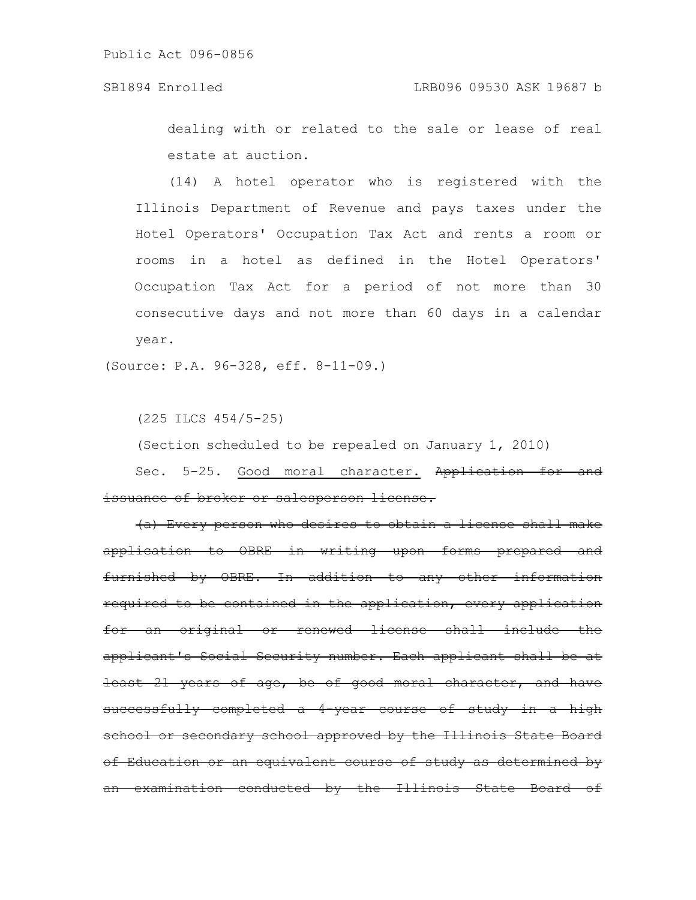dealing with or related to the sale or lease of real estate at auction.

(14) A hotel operator who is registered with the Illinois Department of Revenue and pays taxes under the Hotel Operators' Occupation Tax Act and rents a room or rooms in a hotel as defined in the Hotel Operators' Occupation Tax Act for a period of not more than 30 consecutive days and not more than 60 days in a calendar year.

(Source: P.A. 96-328, eff. 8-11-09.)

(225 ILCS 454/5-25)

(Section scheduled to be repealed on January 1, 2010)

Sec. 5-25. Good moral character. ~~Application for and issuance of broker or salesperson license.~~

~~(a) Every person who desires to obtain a license shall make application to OBRE in writing upon forms prepared and furnished by OBRE. In addition to any other information required to be contained in the application, every application for an original or renewed license shall include the applicant's Social Security number. Each applicant shall be at least 21 years of age, be of good moral character, and have successfully completed a 4-year course of study in a high school or secondary school approved by the Illinois State Board of Education or an equivalent course of study as determined by an examination conducted by the Illinois State Board of~~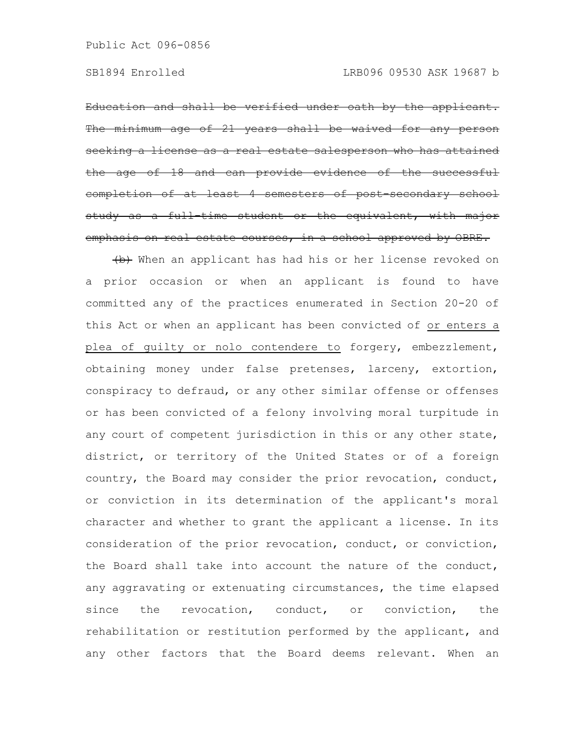~~Education and shall be verified under oath by the applicant. The minimum age of 21 years shall be waived for any person seeking a license as a real estate salesperson who has attained the age of 18 and can provide evidence of the successful completion of at least 4 semesters of post-secondary school study as a full-time student or the equivalent, with major emphasis on real estate courses, in a school approved by OBRE.~~

~~(b)~~ When an applicant has had his or her license revoked on a prior occasion or when an applicant is found to have committed any of the practices enumerated in Section 20-20 of this Act or when an applicant has been convicted of <u>or enters a plea of guilty or nolo contendere to</u> forgery, embezzlement, obtaining money under false pretenses, larceny, extortion, conspiracy to defraud, or any other similar offense or offenses or has been convicted of a felony involving moral turpitude in any court of competent jurisdiction in this or any other state, district, or territory of the United States or of a foreign country, the Board may consider the prior revocation, conduct, or conviction in its determination of the applicant's moral character and whether to grant the applicant a license. In its consideration of the prior revocation, conduct, or conviction, the Board shall take into account the nature of the conduct, any aggravating or extenuating circumstances, the time elapsed since the revocation, conduct, or conviction, the rehabilitation or restitution performed by the applicant, and any other factors that the Board deems relevant. When an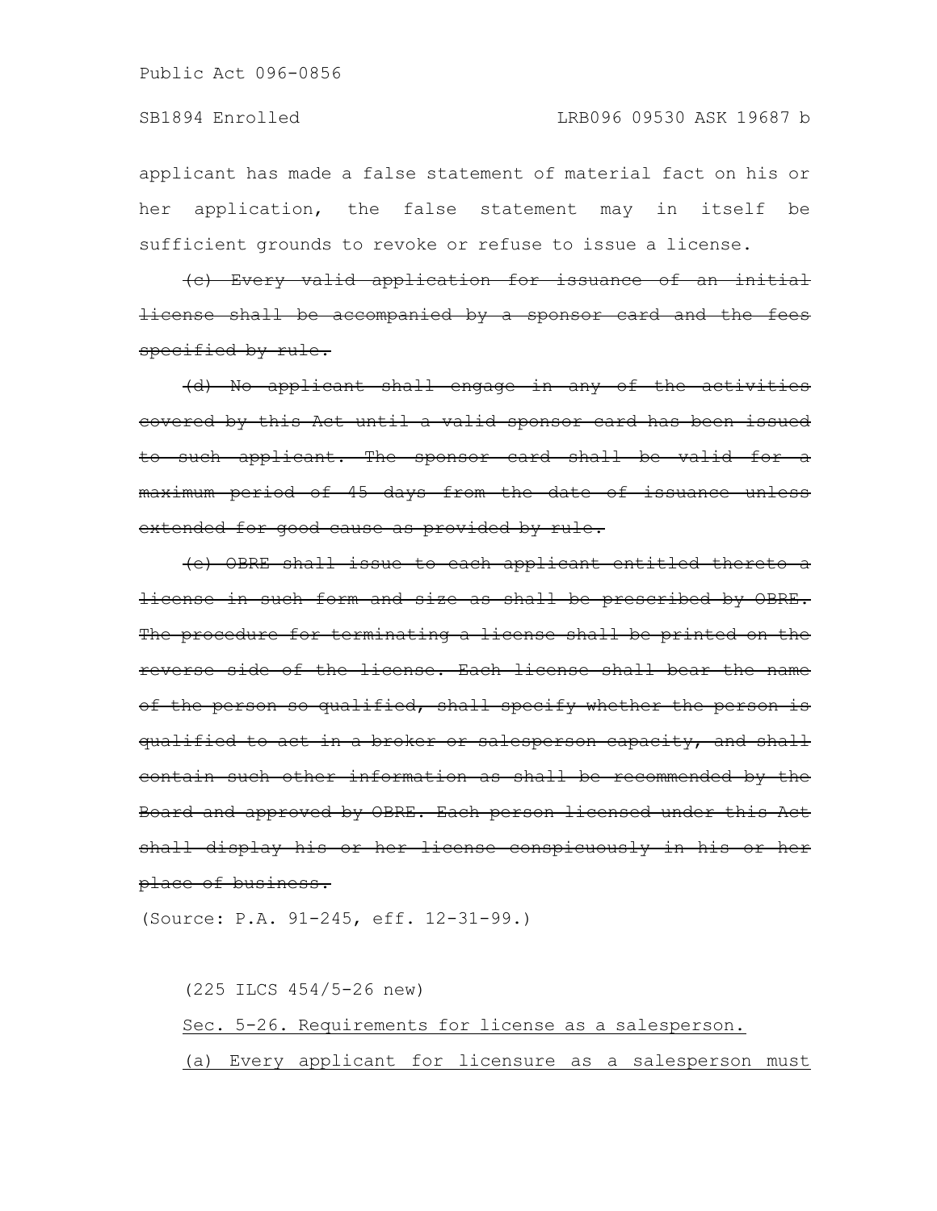applicant has made a false statement of material fact on his or her application, the false statement may in itself be sufficient grounds to revoke or refuse to issue a license.

~~(c) Every valid application for issuance of an initial license shall be accompanied by a sponsor card and the fees specified by rule.~~

~~(d) No applicant shall engage in any of the activities covered by this Act until a valid sponsor card has been issued to such applicant. The sponsor card shall be valid for a maximum period of 45 days from the date of issuance unless extended for good cause as provided by rule.~~

~~(e) OBRE shall issue to each applicant entitled thereto a license in such form and size as shall be prescribed by OBRE. The procedure for terminating a license shall be printed on the reverse side of the license. Each license shall bear the name of the person so qualified, shall specify whether the person is qualified to act in a broker or salesperson capacity, and shall contain such other information as shall be recommended by the Board and approved by OBRE. Each person licensed under this Act shall display his or her license conspicuously in his or her place of business.~~

(Source: P.A. 91-245, eff. 12-31-99.)

(225 ILCS 454/5-26 new)

<u>Sec. 5-26. Requirements for license as a salesperson.</u>

<u>(a) Every applicant for licensure as a salesperson must</u>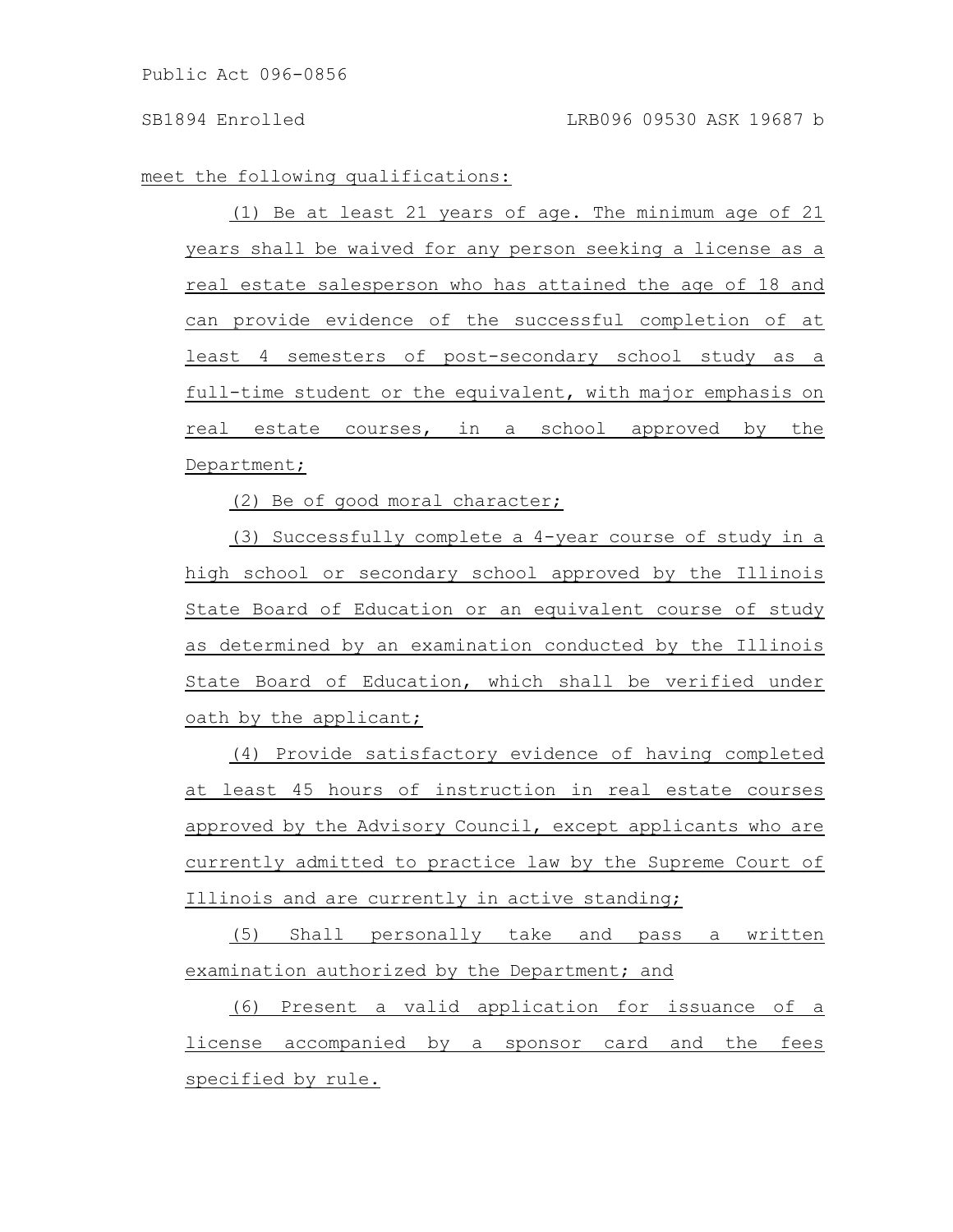meet the following qualifications:

(1) Be at least 21 years of age. The minimum age of 21 years shall be waived for any person seeking a license as a real estate salesperson who has attained the age of 18 and can provide evidence of the successful completion of at least 4 semesters of post-secondary school study as a full-time student or the equivalent, with major emphasis on real estate courses, in a school approved by the Department;

(2) Be of good moral character;

(3) Successfully complete a 4-year course of study in a high school or secondary school approved by the Illinois State Board of Education or an equivalent course of study as determined by an examination conducted by the Illinois State Board of Education, which shall be verified under oath by the applicant;

(4) Provide satisfactory evidence of having completed at least 45 hours of instruction in real estate courses approved by the Advisory Council, except applicants who are currently admitted to practice law by the Supreme Court of Illinois and are currently in active standing;

(5) Shall personally take and pass a written examination authorized by the Department; and

(6) Present a valid application for issuance of a license accompanied by a sponsor card and the fees specified by rule.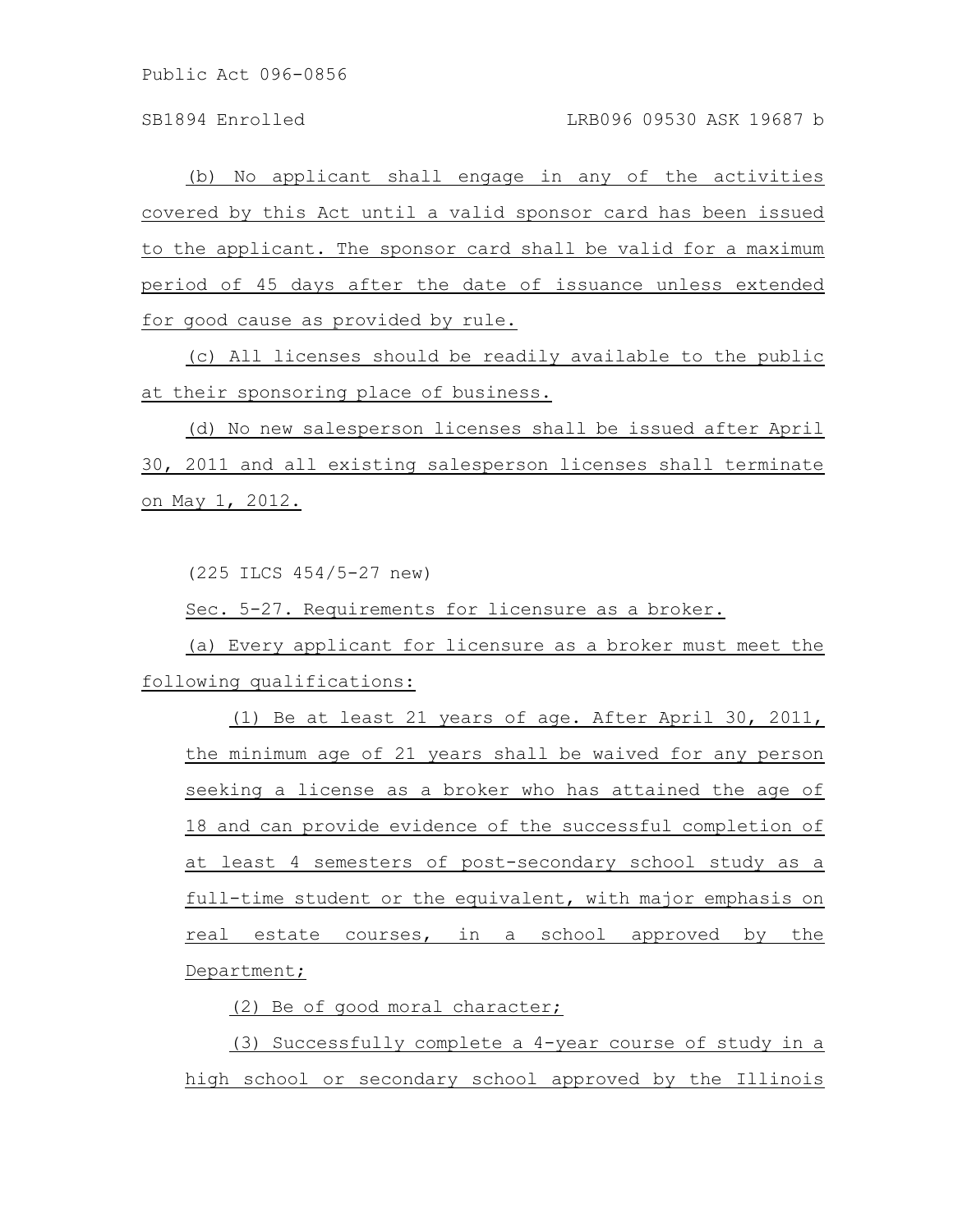(b) No applicant shall engage in any of the activities covered by this Act until a valid sponsor card has been issued to the applicant. The sponsor card shall be valid for a maximum period of 45 days after the date of issuance unless extended for good cause as provided by rule.

(c) All licenses should be readily available to the public at their sponsoring place of business.

(d) No new salesperson licenses shall be issued after April 30, 2011 and all existing salesperson licenses shall terminate on May 1, 2012.

(225 ILCS 454/5-27 new)

Sec. 5-27. Requirements for licensure as a broker.

(a) Every applicant for licensure as a broker must meet the following qualifications:

(1) Be at least 21 years of age. After April 30, 2011, the minimum age of 21 years shall be waived for any person seeking a license as a broker who has attained the age of 18 and can provide evidence of the successful completion of at least 4 semesters of post-secondary school study as a full-time student or the equivalent, with major emphasis on real estate courses, in a school approved by the Department;

(2) Be of good moral character;

(3) Successfully complete a 4-year course of study in a high school or secondary school approved by the Illinois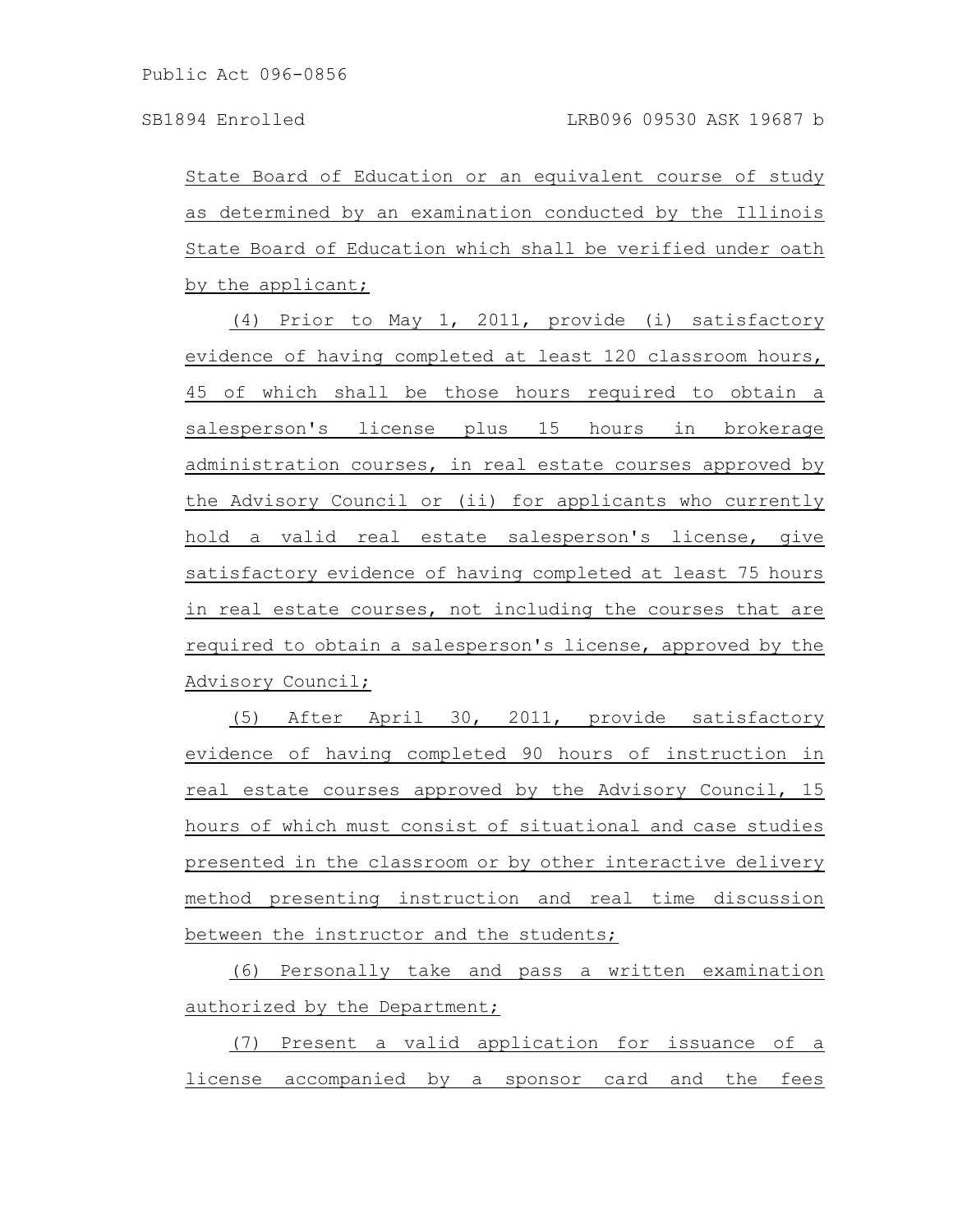State Board of Education or an equivalent course of study as determined by an examination conducted by the Illinois State Board of Education which shall be verified under oath by the applicant;

(4) Prior to May 1, 2011, provide (i) satisfactory evidence of having completed at least 120 classroom hours, 45 of which shall be those hours required to obtain a salesperson's license plus 15 hours in brokerage administration courses, in real estate courses approved by the Advisory Council or (ii) for applicants who currently hold a valid real estate salesperson's license, give satisfactory evidence of having completed at least 75 hours in real estate courses, not including the courses that are required to obtain a salesperson's license, approved by the Advisory Council;

(5) After April 30, 2011, provide satisfactory evidence of having completed 90 hours of instruction in real estate courses approved by the Advisory Council, 15 hours of which must consist of situational and case studies presented in the classroom or by other interactive delivery method presenting instruction and real time discussion between the instructor and the students;

(6) Personally take and pass a written examination authorized by the Department;

(7) Present a valid application for issuance of a license accompanied by a sponsor card and the fees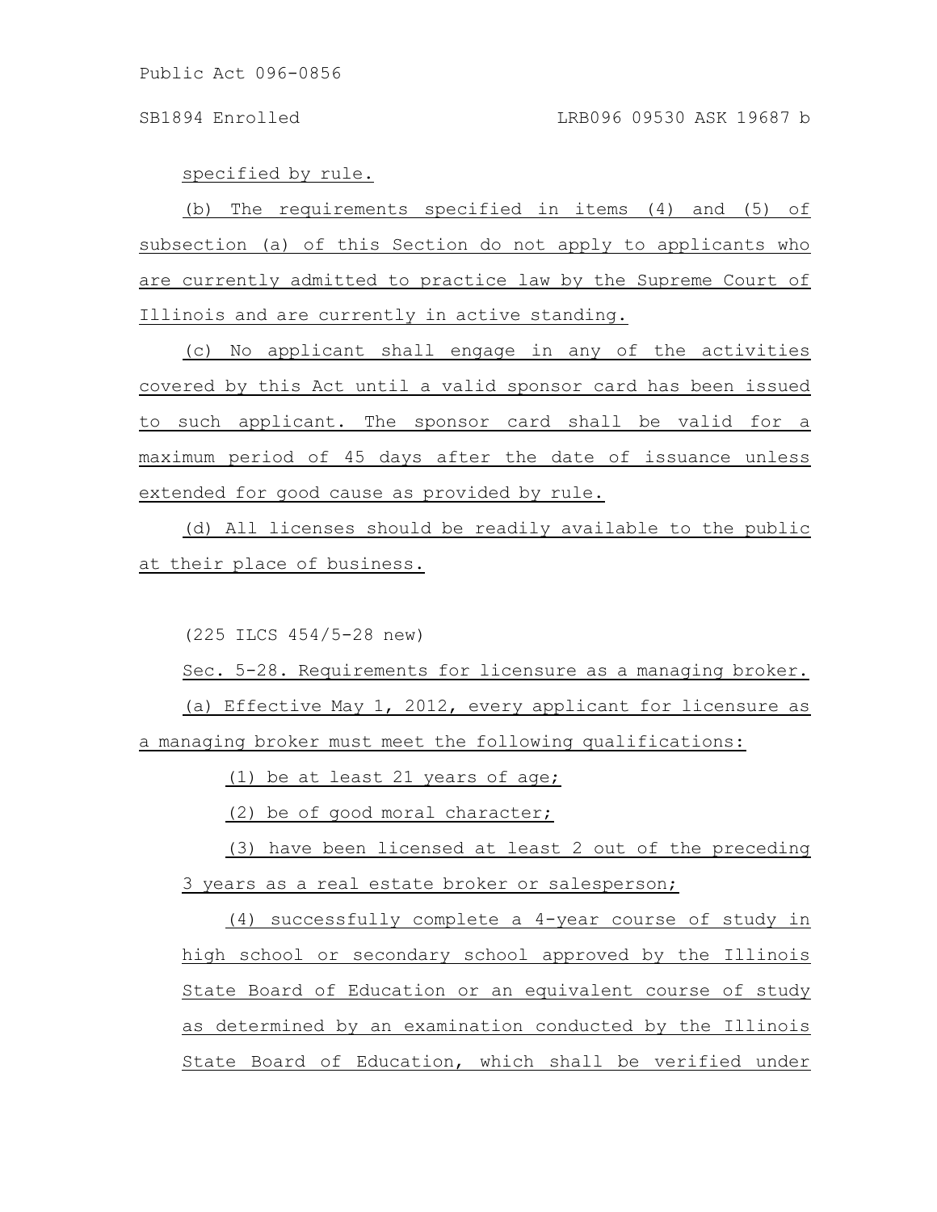specified by rule.

(b) The requirements specified in items (4) and (5) of subsection (a) of this Section do not apply to applicants who are currently admitted to practice law by the Supreme Court of Illinois and are currently in active standing.

(c) No applicant shall engage in any of the activities covered by this Act until a valid sponsor card has been issued to such applicant. The sponsor card shall be valid for a maximum period of 45 days after the date of issuance unless extended for good cause as provided by rule.

(d) All licenses should be readily available to the public at their place of business.

(225 ILCS 454/5-28 new)

Sec. 5-28. Requirements for licensure as a managing broker.

(a) Effective May 1, 2012, every applicant for licensure as a managing broker must meet the following qualifications:

(1) be at least 21 years of age;

(2) be of good moral character;

(3) have been licensed at least 2 out of the preceding 3 years as a real estate broker or salesperson;

(4) successfully complete a 4-year course of study in high school or secondary school approved by the Illinois State Board of Education or an equivalent course of study as determined by an examination conducted by the Illinois State Board of Education, which shall be verified under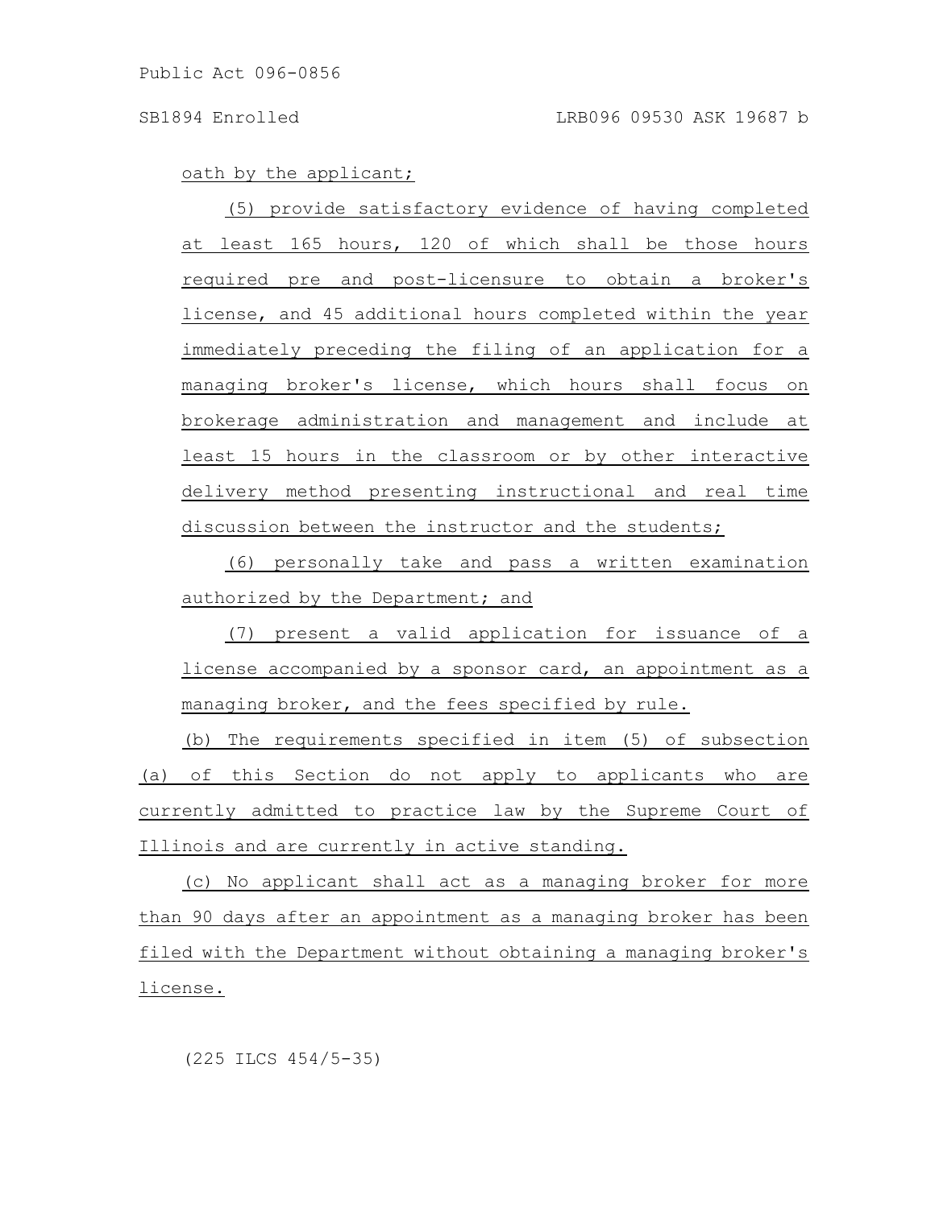oath by the applicant;

(5) provide satisfactory evidence of having completed at least 165 hours, 120 of which shall be those hours required pre and post-licensure to obtain a broker's license, and 45 additional hours completed within the year immediately preceding the filing of an application for a managing broker's license, which hours shall focus on brokerage administration and management and include at least 15 hours in the classroom or by other interactive delivery method presenting instructional and real time discussion between the instructor and the students;

(6) personally take and pass a written examination authorized by the Department; and

(7) present a valid application for issuance of a license accompanied by a sponsor card, an appointment as a managing broker, and the fees specified by rule.

(b) The requirements specified in item (5) of subsection (a) of this Section do not apply to applicants who are currently admitted to practice law by the Supreme Court of Illinois and are currently in active standing.

(c) No applicant shall act as a managing broker for more than 90 days after an appointment as a managing broker has been filed with the Department without obtaining a managing broker's license.

(225 ILCS 454/5-35)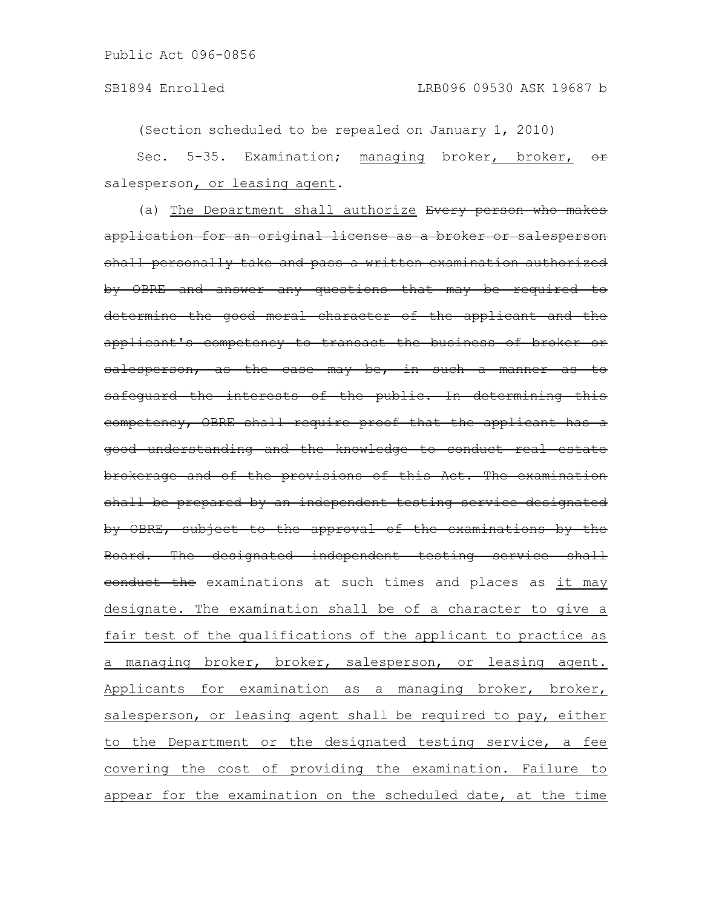(Section scheduled to be repealed on January 1, 2010)

Sec. 5-35. Examination; managing broker, broker, ~~or~~ salesperson, or leasing agent.

(a) The Department shall authorize ~~Every person who makes application for an original license as a broker or salesperson shall personally take and pass a written examination authorized by OBRE and answer any questions that may be required to determine the good moral character of the applicant and the applicant's competency to transact the business of broker or salesperson, as the case may be, in such a manner as to safeguard the interests of the public. In determining this competency, OBRE shall require proof that the applicant has a good understanding and the knowledge to conduct real estate brokerage and of the provisions of this Act. The examination shall be prepared by an independent testing service designated by OBRE, subject to the approval of the examinations by the Board. The designated independent testing service shall conduct the~~ examinations at such times and places as it may designate. The examination shall be of a character to give a fair test of the qualifications of the applicant to practice as a managing broker, broker, salesperson, or leasing agent. Applicants for examination as a managing broker, broker, salesperson, or leasing agent shall be required to pay, either to the Department or the designated testing service, a fee covering the cost of providing the examination. Failure to appear for the examination on the scheduled date, at the time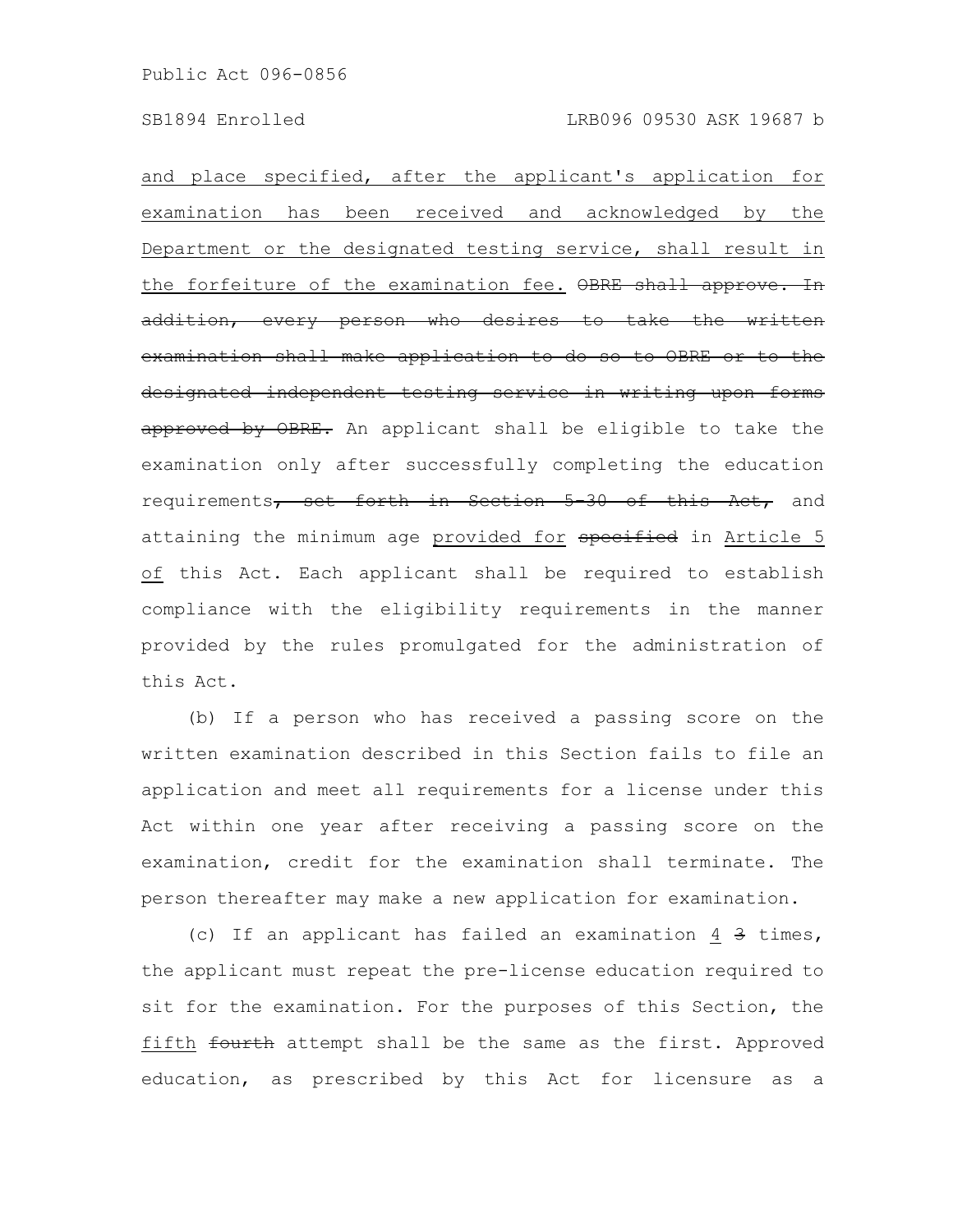and place specified, after the applicant's application for examination has been received and acknowledged by the Department or the designated testing service, shall result in the forfeiture of the examination fee. ~~OBRE shall approve. In addition, every person who desires to take the written examination shall make application to do so to OBRE or to the designated independent testing service in writing upon forms approved by OBRE.~~ An applicant shall be eligible to take the examination only after successfully completing the education requirements~~, set forth in Section 5-30 of this Act,~~ and attaining the minimum age provided for ~~specified~~ in Article 5 of this Act. Each applicant shall be required to establish compliance with the eligibility requirements in the manner provided by the rules promulgated for the administration of this Act.

(b) If a person who has received a passing score on the written examination described in this Section fails to file an application and meet all requirements for a license under this Act within one year after receiving a passing score on the examination, credit for the examination shall terminate. The person thereafter may make a new application for examination.

(c) If an applicant has failed an examination 4 ~~3~~ times, the applicant must repeat the pre-license education required to sit for the examination. For the purposes of this Section, the fifth ~~fourth~~ attempt shall be the same as the first. Approved education, as prescribed by this Act for licensure as a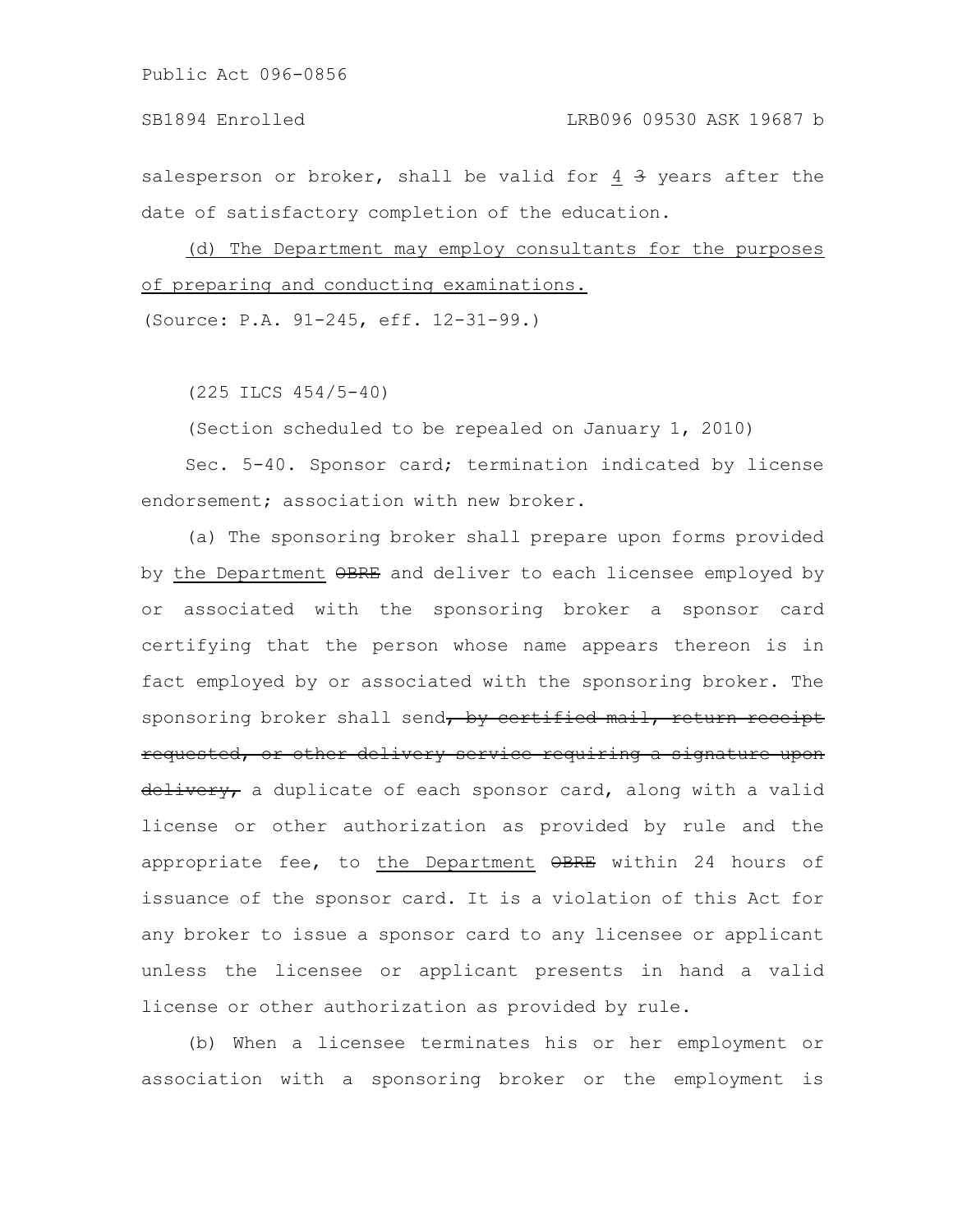salesperson or broker, shall be valid for <u>4</u> ~~3~~ years after the date of satisfactory completion of the education.

<u>(d) The Department may employ consultants for the purposes of preparing and conducting examinations.</u>

(Source: P.A. 91-245, eff. 12-31-99.)

(225 ILCS 454/5-40)

(Section scheduled to be repealed on January 1, 2010)

Sec. 5-40. Sponsor card; termination indicated by license endorsement; association with new broker.

(a) The sponsoring broker shall prepare upon forms provided by <u>the Department</u> ~~OBRE~~ and deliver to each licensee employed by or associated with the sponsoring broker a sponsor card certifying that the person whose name appears thereon is in fact employed by or associated with the sponsoring broker. The sponsoring broker shall send~~, by certified mail, return receipt requested, or other delivery service requiring a signature upon delivery,~~ a duplicate of each sponsor card, along with a valid license or other authorization as provided by rule and the appropriate fee, to <u>the Department</u> ~~OBRE~~ within 24 hours of issuance of the sponsor card. It is a violation of this Act for any broker to issue a sponsor card to any licensee or applicant unless the licensee or applicant presents in hand a valid license or other authorization as provided by rule.

(b) When a licensee terminates his or her employment or association with a sponsoring broker or the employment is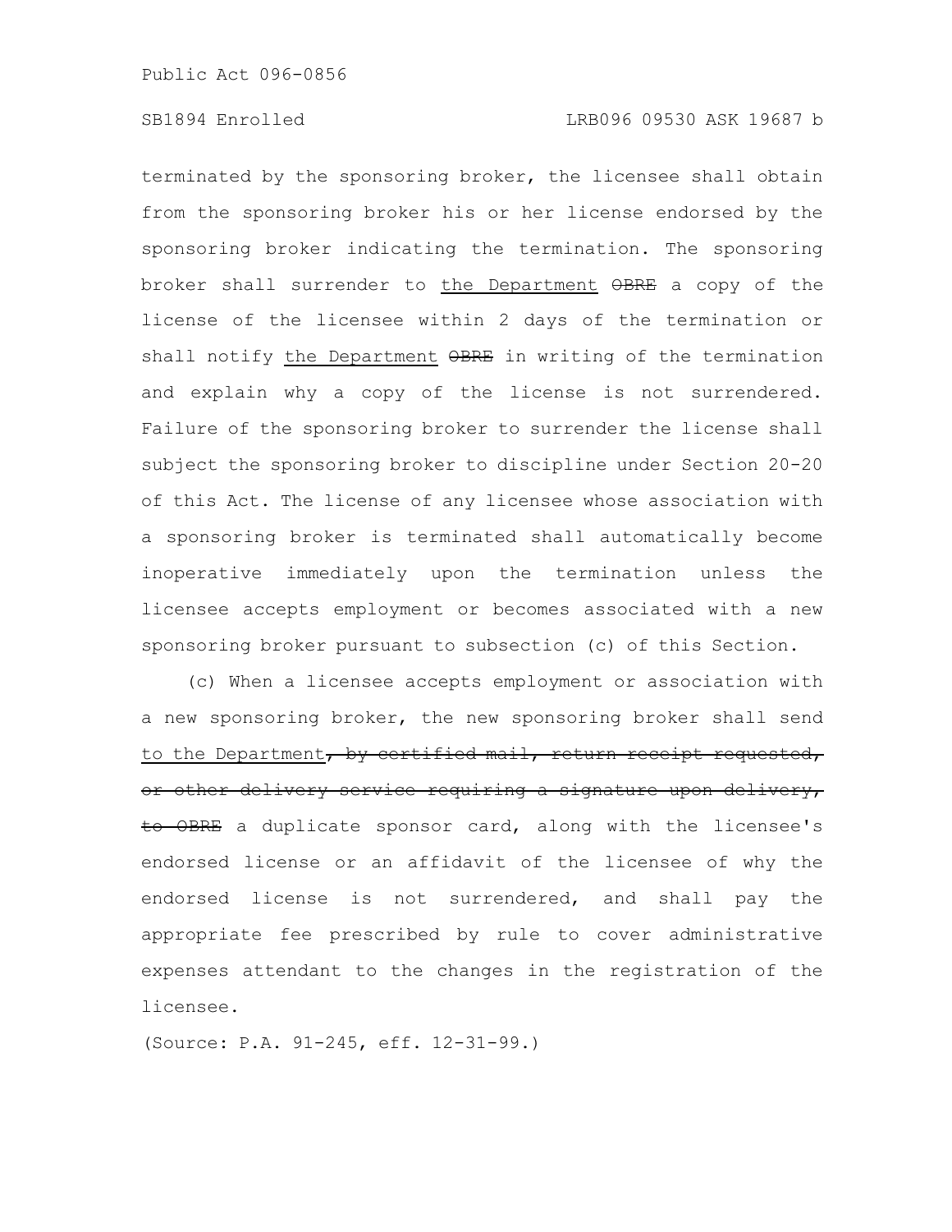terminated by the sponsoring broker, the licensee shall obtain from the sponsoring broker his or her license endorsed by the sponsoring broker indicating the termination. The sponsoring broker shall surrender to <u>the Department</u> ~~OBRE~~ a copy of the license of the licensee within 2 days of the termination or shall notify <u>the Department</u> ~~OBRE~~ in writing of the termination and explain why a copy of the license is not surrendered. Failure of the sponsoring broker to surrender the license shall subject the sponsoring broker to discipline under Section 20-20 of this Act. The license of any licensee whose association with a sponsoring broker is terminated shall automatically become inoperative immediately upon the termination unless the licensee accepts employment or becomes associated with a new sponsoring broker pursuant to subsection (c) of this Section.

(c) When a licensee accepts employment or association with a new sponsoring broker, the new sponsoring broker shall send <u>to the Department</u>~~, by certified mail, return receipt requested, or other delivery service requiring a signature upon delivery, to OBRE~~ a duplicate sponsor card, along with the licensee's endorsed license or an affidavit of the licensee of why the endorsed license is not surrendered, and shall pay the appropriate fee prescribed by rule to cover administrative expenses attendant to the changes in the registration of the licensee.

(Source: P.A. 91-245, eff. 12-31-99.)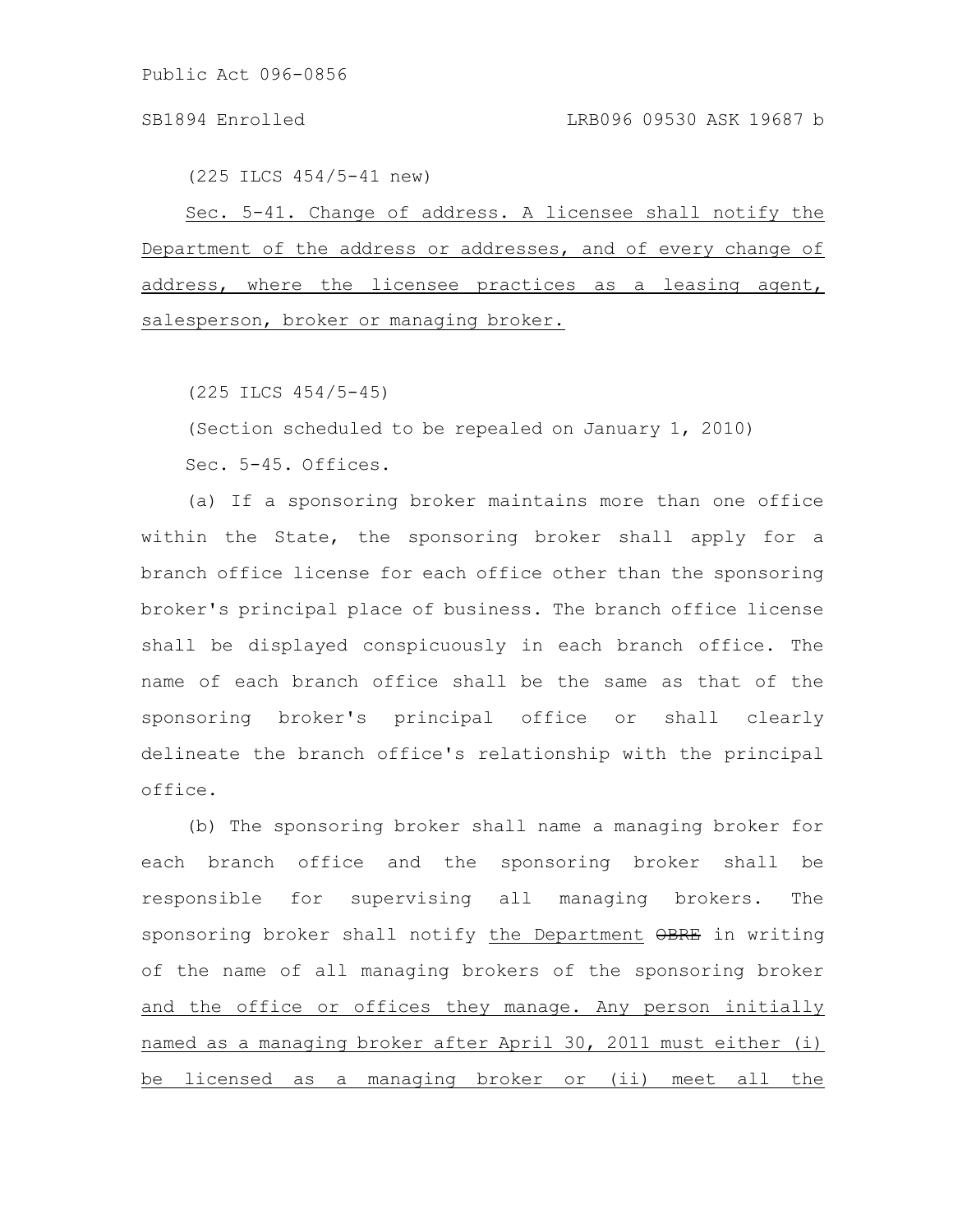(225 ILCS 454/5-41 new)

Sec. 5-41. Change of address. A licensee shall notify the Department of the address or addresses, and of every change of address, where the licensee practices as a leasing agent, salesperson, broker or managing broker.

(225 ILCS 454/5-45)

(Section scheduled to be repealed on January 1, 2010)

Sec. 5-45. Offices.

(a) If a sponsoring broker maintains more than one office within the State, the sponsoring broker shall apply for a branch office license for each office other than the sponsoring broker's principal place of business. The branch office license shall be displayed conspicuously in each branch office. The name of each branch office shall be the same as that of the sponsoring broker's principal office or shall clearly delineate the branch office's relationship with the principal office.

(b) The sponsoring broker shall name a managing broker for each branch office and the sponsoring broker shall be responsible for supervising all managing brokers. The sponsoring broker shall notify the Department ~~OBRE~~ in writing of the name of all managing brokers of the sponsoring broker and the office or offices they manage. Any person initially named as a managing broker after April 30, 2011 must either (i) be licensed as a managing broker or (ii) meet all the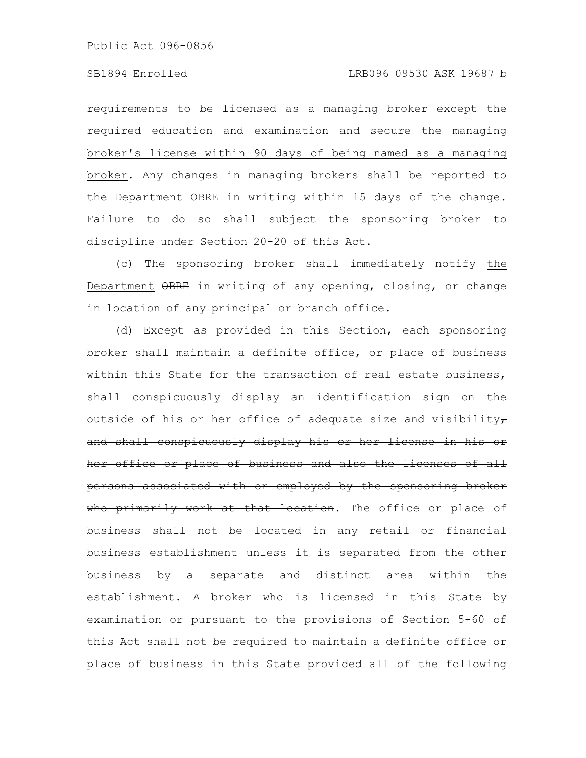requirements to be licensed as a managing broker except the required education and examination and secure the managing broker's license within 90 days of being named as a managing broker. Any changes in managing brokers shall be reported to the Department ~~OBRE~~ in writing within 15 days of the change. Failure to do so shall subject the sponsoring broker to discipline under Section 20-20 of this Act.

(c) The sponsoring broker shall immediately notify the Department ~~OBRE~~ in writing of any opening, closing, or change in location of any principal or branch office.

(d) Except as provided in this Section, each sponsoring broker shall maintain a definite office, or place of business within this State for the transaction of real estate business, shall conspicuously display an identification sign on the outside of his or her office of adequate size and visibility~~, and shall conspicuously display his or her license in his or her office or place of business and also the licenses of all persons associated with or employed by the sponsoring broker who primarily work at that location~~. The office or place of business shall not be located in any retail or financial business establishment unless it is separated from the other business by a separate and distinct area within the establishment. A broker who is licensed in this State by examination or pursuant to the provisions of Section 5-60 of this Act shall not be required to maintain a definite office or place of business in this State provided all of the following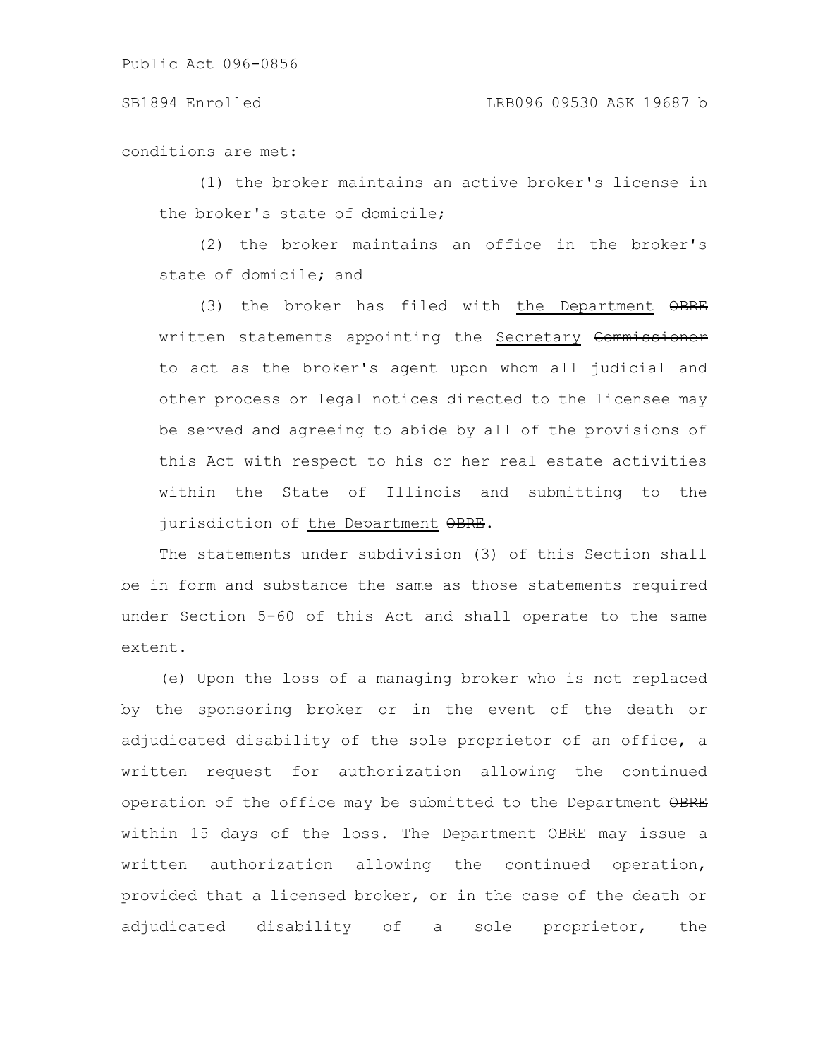conditions are met:

(1) the broker maintains an active broker's license in the broker's state of domicile;

(2) the broker maintains an office in the broker's state of domicile; and

(3) the broker has filed with the Department ~~OBRE~~ written statements appointing the Secretary ~~Commissioner~~ to act as the broker's agent upon whom all judicial and other process or legal notices directed to the licensee may be served and agreeing to abide by all of the provisions of this Act with respect to his or her real estate activities within the State of Illinois and submitting to the jurisdiction of the Department ~~OBRE~~.

The statements under subdivision (3) of this Section shall be in form and substance the same as those statements required under Section 5-60 of this Act and shall operate to the same extent.

(e) Upon the loss of a managing broker who is not replaced by the sponsoring broker or in the event of the death or adjudicated disability of the sole proprietor of an office, a written request for authorization allowing the continued operation of the office may be submitted to the Department ~~OBRE~~ within 15 days of the loss. The Department ~~OBRE~~ may issue a written authorization allowing the continued operation, provided that a licensed broker, or in the case of the death or adjudicated disability of a sole proprietor, the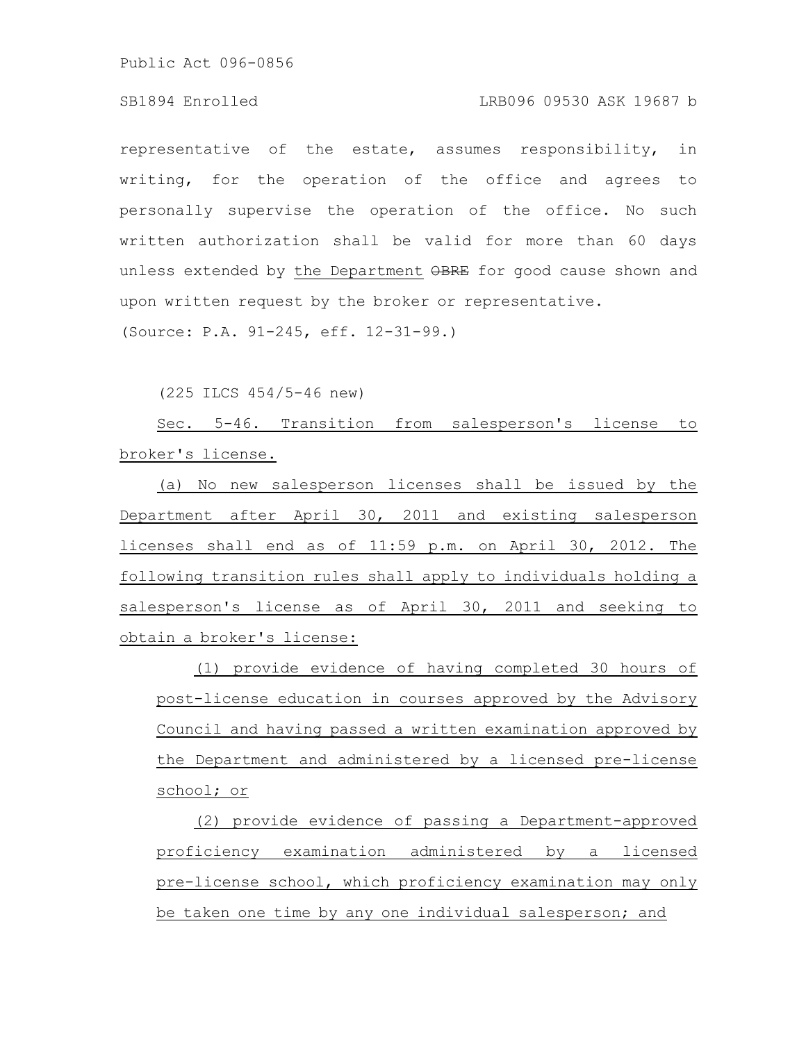representative of the estate, assumes responsibility, in writing, for the operation of the office and agrees to personally supervise the operation of the office. No such written authorization shall be valid for more than 60 days unless extended by the Department ~~OBRE~~ for good cause shown and upon written request by the broker or representative.

(Source: P.A. 91-245, eff. 12-31-99.)

(225 ILCS 454/5-46 new)

Sec. 5-46. Transition from salesperson's license to broker's license.

(a) No new salesperson licenses shall be issued by the Department after April 30, 2011 and existing salesperson licenses shall end as of 11:59 p.m. on April 30, 2012. The following transition rules shall apply to individuals holding a salesperson's license as of April 30, 2011 and seeking to obtain a broker's license:

(1) provide evidence of having completed 30 hours of post-license education in courses approved by the Advisory Council and having passed a written examination approved by the Department and administered by a licensed pre-license school; or

(2) provide evidence of passing a Department-approved proficiency examination administered by a licensed pre-license school, which proficiency examination may only be taken one time by any one individual salesperson; and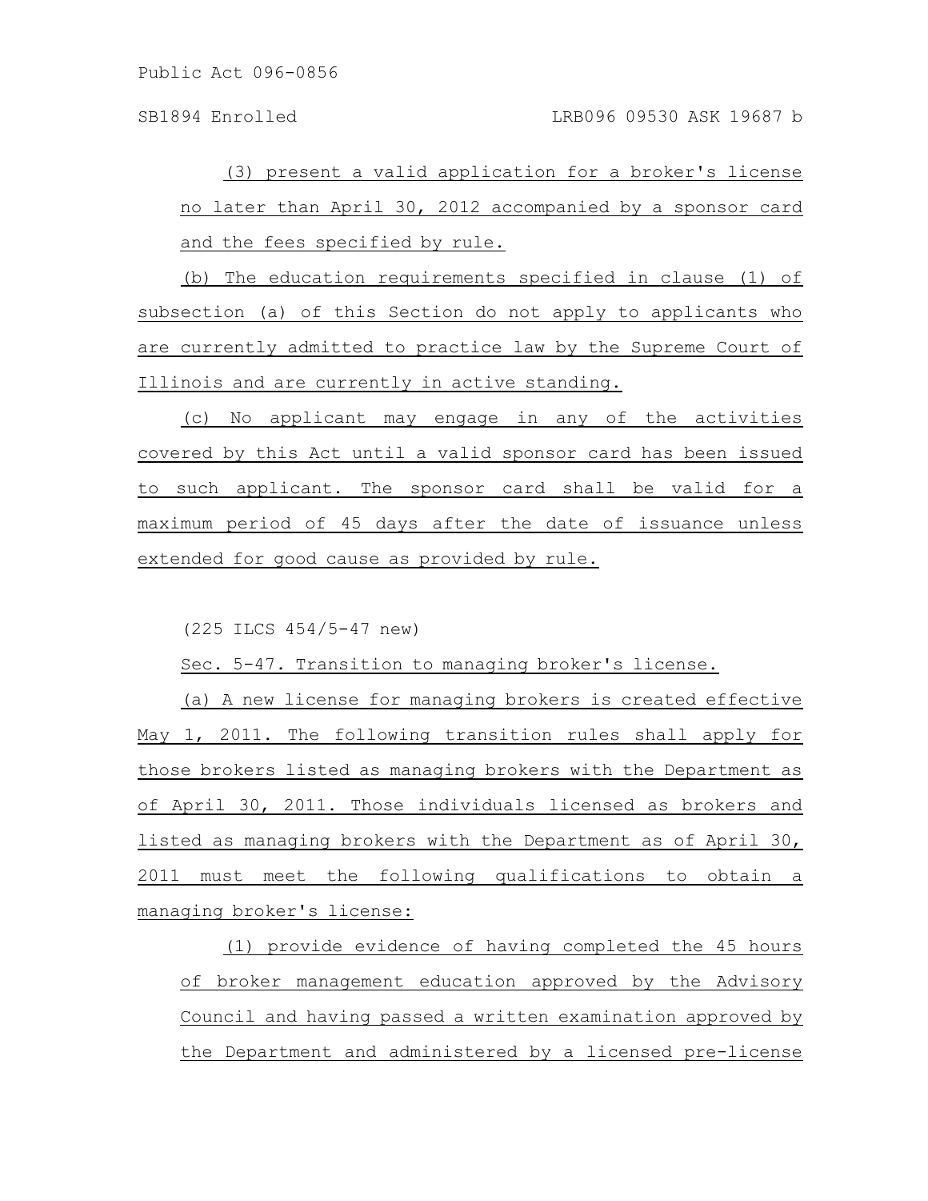(3) present a valid application for a broker's license no later than April 30, 2012 accompanied by a sponsor card and the fees specified by rule.

(b) The education requirements specified in clause (1) of subsection (a) of this Section do not apply to applicants who are currently admitted to practice law by the Supreme Court of Illinois and are currently in active standing.

(c) No applicant may engage in any of the activities covered by this Act until a valid sponsor card has been issued to such applicant. The sponsor card shall be valid for a maximum period of 45 days after the date of issuance unless extended for good cause as provided by rule.

(225 ILCS 454/5-47 new)

Sec. 5-47. Transition to managing broker's license.

(a) A new license for managing brokers is created effective May 1, 2011. The following transition rules shall apply for those brokers listed as managing brokers with the Department as of April 30, 2011. Those individuals licensed as brokers and listed as managing brokers with the Department as of April 30, 2011 must meet the following qualifications to obtain a managing broker's license:

(1) provide evidence of having completed the 45 hours of broker management education approved by the Advisory Council and having passed a written examination approved by the Department and administered by a licensed pre-license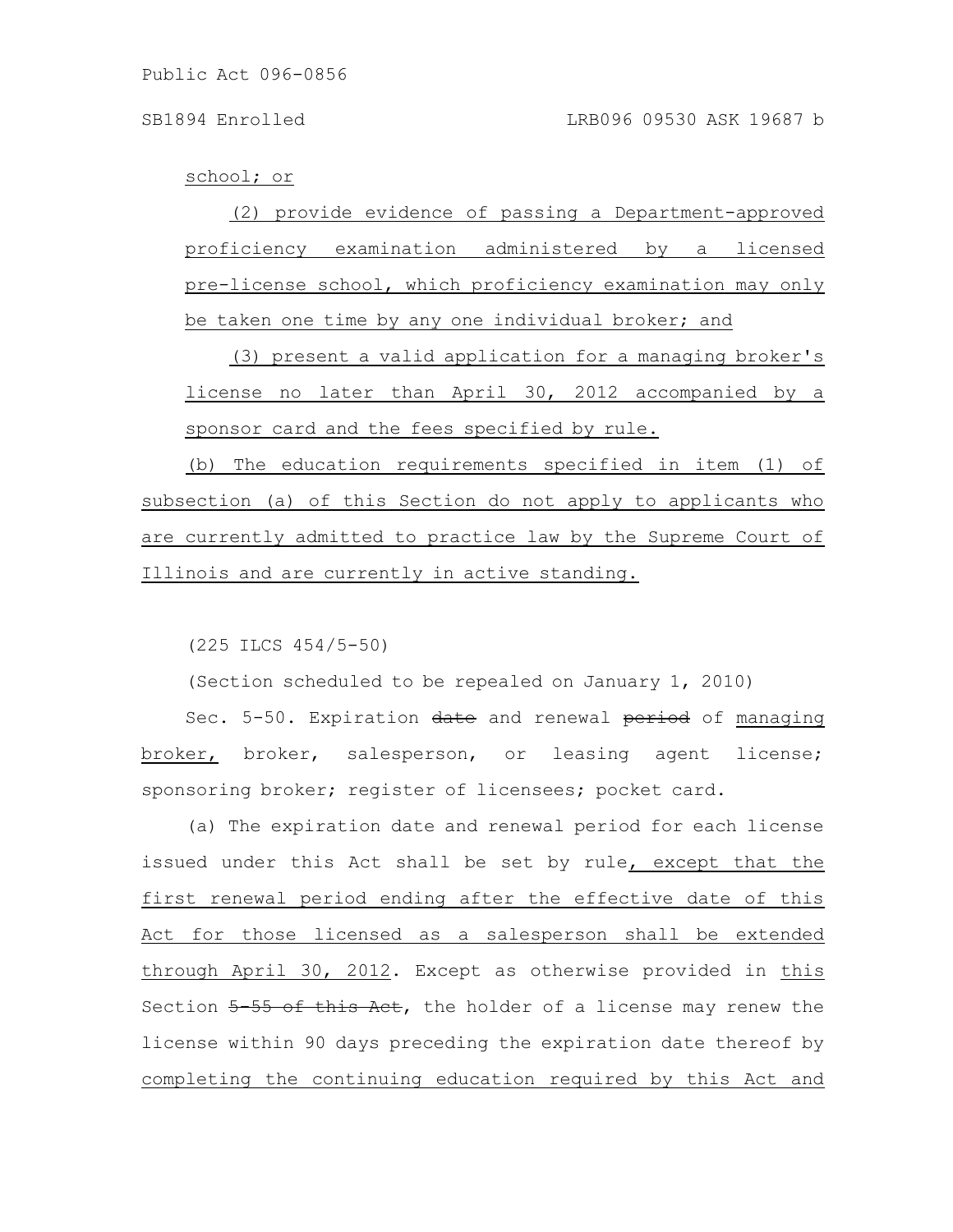school; or

(2) provide evidence of passing a Department-approved proficiency examination administered by a licensed pre-license school, which proficiency examination may only be taken one time by any one individual broker; and

(3) present a valid application for a managing broker's license no later than April 30, 2012 accompanied by a sponsor card and the fees specified by rule.

(b) The education requirements specified in item (1) of subsection (a) of this Section do not apply to applicants who are currently admitted to practice law by the Supreme Court of Illinois and are currently in active standing.

(225 ILCS 454/5-50)

(Section scheduled to be repealed on January 1, 2010)

Sec. 5-50. Expiration ~~date~~ and renewal ~~period~~ of managing broker, broker, salesperson, or leasing agent license; sponsoring broker; register of licensees; pocket card.

(a) The expiration date and renewal period for each license issued under this Act shall be set by rule, except that the first renewal period ending after the effective date of this Act for those licensed as a salesperson shall be extended through April 30, 2012. Except as otherwise provided in this Section ~~5-55 of this Act~~, the holder of a license may renew the license within 90 days preceding the expiration date thereof by completing the continuing education required by this Act and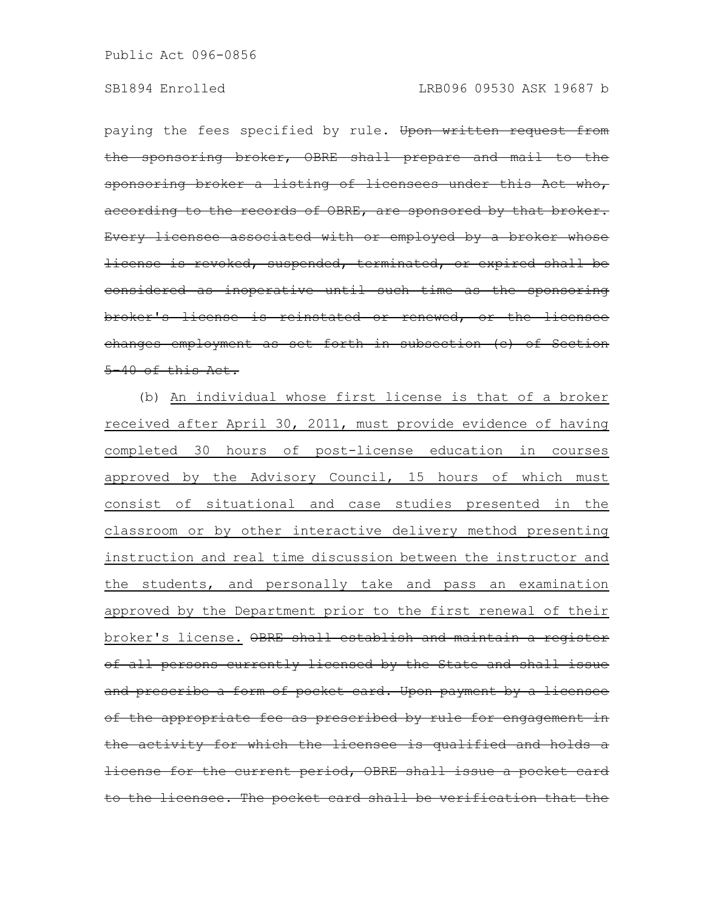paying the fees specified by rule. ~~Upon written request from the sponsoring broker, OBRE shall prepare and mail to the sponsoring broker a listing of licensees under this Act who, according to the records of OBRE, are sponsored by that broker. Every licensee associated with or employed by a broker whose license is revoked, suspended, terminated, or expired shall be considered as inoperative until such time as the sponsoring broker's license is reinstated or renewed, or the licensee changes employment as set forth in subsection (c) of Section 5-40 of this Act.~~

(b) An individual whose first license is that of a broker received after April 30, 2011, must provide evidence of having completed 30 hours of post-license education in courses approved by the Advisory Council, 15 hours of which must consist of situational and case studies presented in the classroom or by other interactive delivery method presenting instruction and real time discussion between the instructor and the students, and personally take and pass an examination approved by the Department prior to the first renewal of their broker's license. ~~OBRE shall establish and maintain a register of all persons currently licensed by the State and shall issue and prescribe a form of pocket card. Upon payment by a licensee of the appropriate fee as prescribed by rule for engagement in the activity for which the licensee is qualified and holds a license for the current period, OBRE shall issue a pocket card to the licensee. The pocket card shall be verification that the~~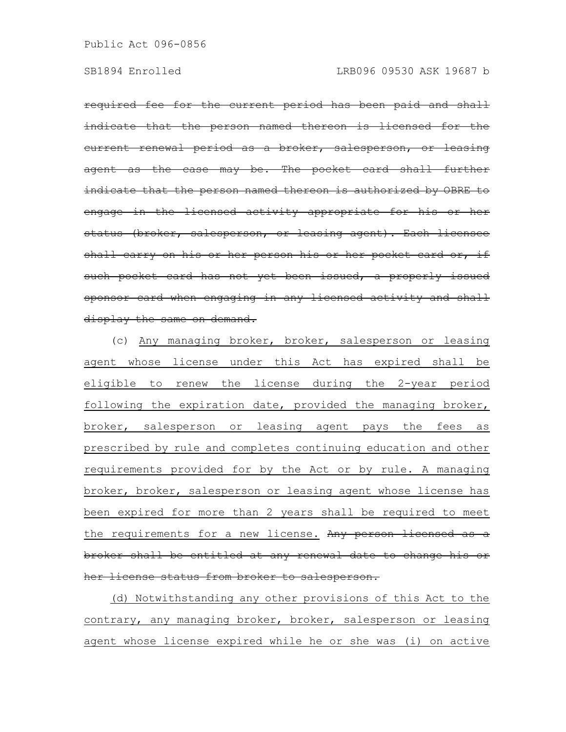~~required fee for the current period has been paid and shall indicate that the person named thereon is licensed for the current renewal period as a broker, salesperson, or leasing agent as the case may be. The pocket card shall further indicate that the person named thereon is authorized by OBRE to engage in the licensed activity appropriate for his or her status (broker, salesperson, or leasing agent). Each licensee shall carry on his or her person his or her pocket card or, if such pocket card has not yet been issued, a properly issued sponsor card when engaging in any licensed activity and shall display the same on demand.~~

(c) <u>Any managing broker, broker, salesperson or leasing agent whose license under this Act has expired shall be eligible to renew the license during the 2-year period following the expiration date, provided the managing broker, broker, salesperson or leasing agent pays the fees as prescribed by rule and completes continuing education and other requirements provided for by the Act or by rule. A managing broker, broker, salesperson or leasing agent whose license has been expired for more than 2 years shall be required to meet the requirements for a new license.</u> ~~Any person licensed as a broker shall be entitled at any renewal date to change his or her license status from broker to salesperson.~~

<u>(d) Notwithstanding any other provisions of this Act to the contrary, any managing broker, broker, salesperson or leasing agent whose license expired while he or she was (i) on active</u>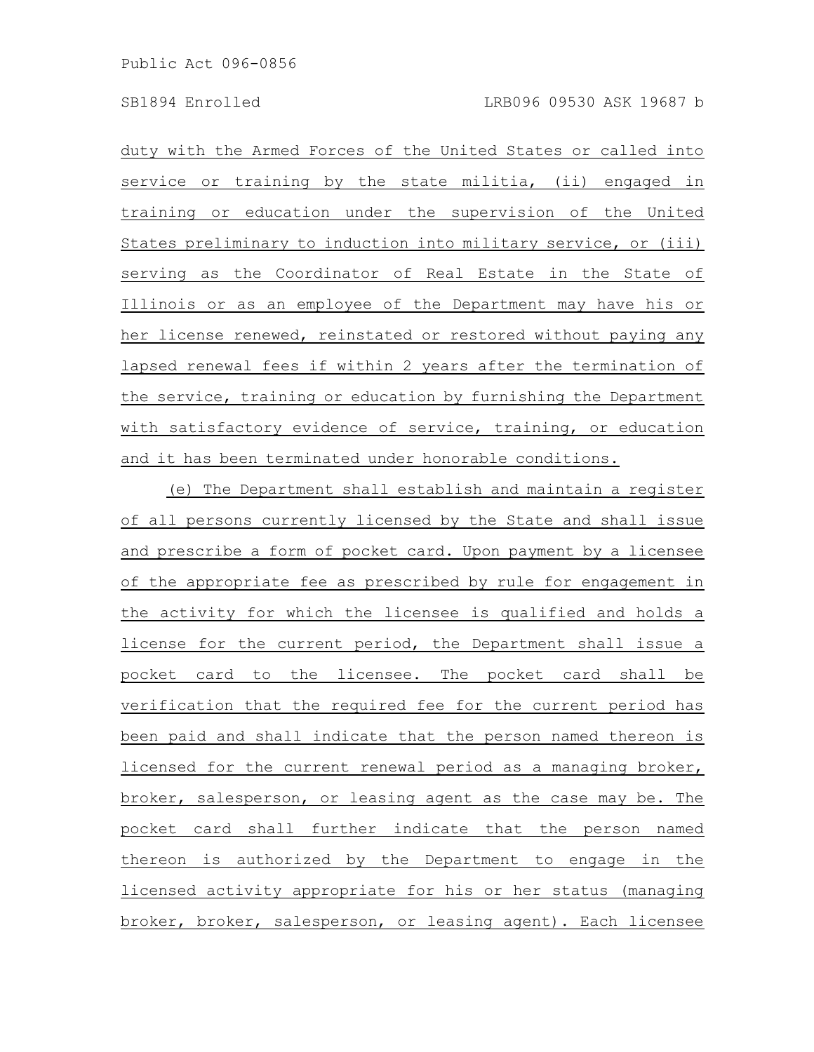duty with the Armed Forces of the United States or called into service or training by the state militia, (ii) engaged in training or education under the supervision of the United States preliminary to induction into military service, or (iii) serving as the Coordinator of Real Estate in the State of Illinois or as an employee of the Department may have his or her license renewed, reinstated or restored without paying any lapsed renewal fees if within 2 years after the termination of the service, training or education by furnishing the Department with satisfactory evidence of service, training, or education and it has been terminated under honorable conditions.

(e) The Department shall establish and maintain a register of all persons currently licensed by the State and shall issue and prescribe a form of pocket card. Upon payment by a licensee of the appropriate fee as prescribed by rule for engagement in the activity for which the licensee is qualified and holds a license for the current period, the Department shall issue a pocket card to the licensee. The pocket card shall be verification that the required fee for the current period has been paid and shall indicate that the person named thereon is licensed for the current renewal period as a managing broker, broker, salesperson, or leasing agent as the case may be. The pocket card shall further indicate that the person named thereon is authorized by the Department to engage in the licensed activity appropriate for his or her status (managing broker, broker, salesperson, or leasing agent). Each licensee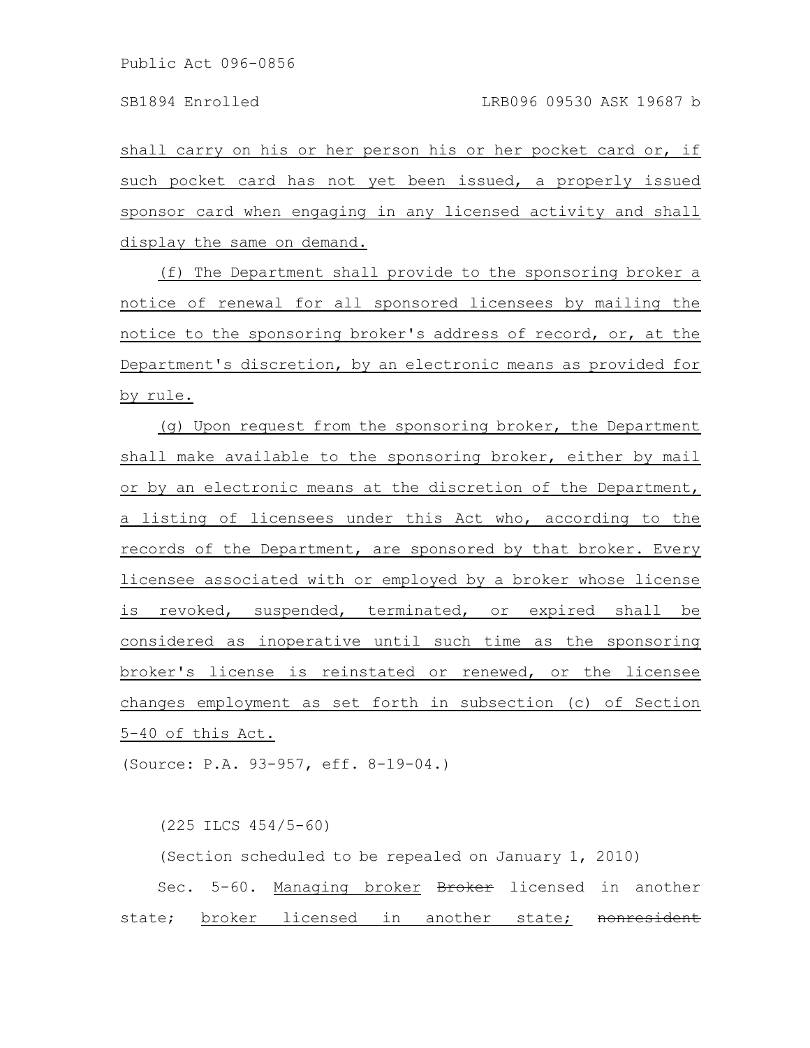shall carry on his or her person his or her pocket card or, if such pocket card has not yet been issued, a properly issued sponsor card when engaging in any licensed activity and shall display the same on demand.

(f) The Department shall provide to the sponsoring broker a notice of renewal for all sponsored licensees by mailing the notice to the sponsoring broker's address of record, or, at the Department's discretion, by an electronic means as provided for by rule.

(g) Upon request from the sponsoring broker, the Department shall make available to the sponsoring broker, either by mail or by an electronic means at the discretion of the Department, a listing of licensees under this Act who, according to the records of the Department, are sponsored by that broker. Every licensee associated with or employed by a broker whose license is revoked, suspended, terminated, or expired shall be considered as inoperative until such time as the sponsoring broker's license is reinstated or renewed, or the licensee changes employment as set forth in subsection (c) of Section 5-40 of this Act.

(Source: P.A. 93-957, eff. 8-19-04.)

(225 ILCS 454/5-60)

(Section scheduled to be repealed on January 1, 2010)

Sec. 5-60. Managing broker ~~Broker~~ licensed in another state; broker licensed in another state; ~~nonresident~~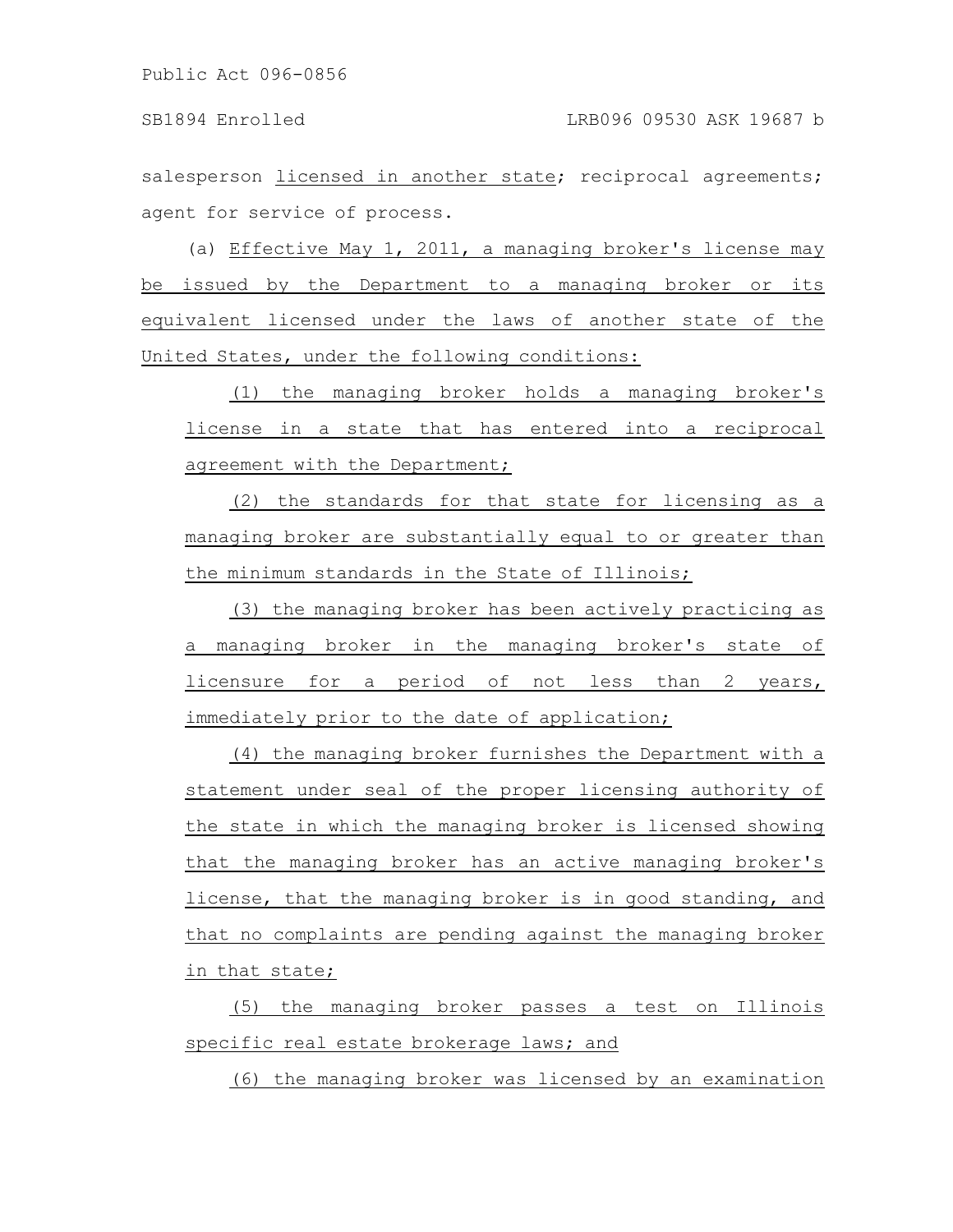salesperson licensed in another state; reciprocal agreements; agent for service of process.

(a) Effective May 1, 2011, a managing broker's license may be issued by the Department to a managing broker or its equivalent licensed under the laws of another state of the United States, under the following conditions:

(1) the managing broker holds a managing broker's license in a state that has entered into a reciprocal agreement with the Department;

(2) the standards for that state for licensing as a managing broker are substantially equal to or greater than the minimum standards in the State of Illinois;

(3) the managing broker has been actively practicing as a managing broker in the managing broker's state of licensure for a period of not less than 2 years, immediately prior to the date of application;

(4) the managing broker furnishes the Department with a statement under seal of the proper licensing authority of the state in which the managing broker is licensed showing that the managing broker has an active managing broker's license, that the managing broker is in good standing, and that no complaints are pending against the managing broker in that state;

(5) the managing broker passes a test on Illinois specific real estate brokerage laws; and

(6) the managing broker was licensed by an examination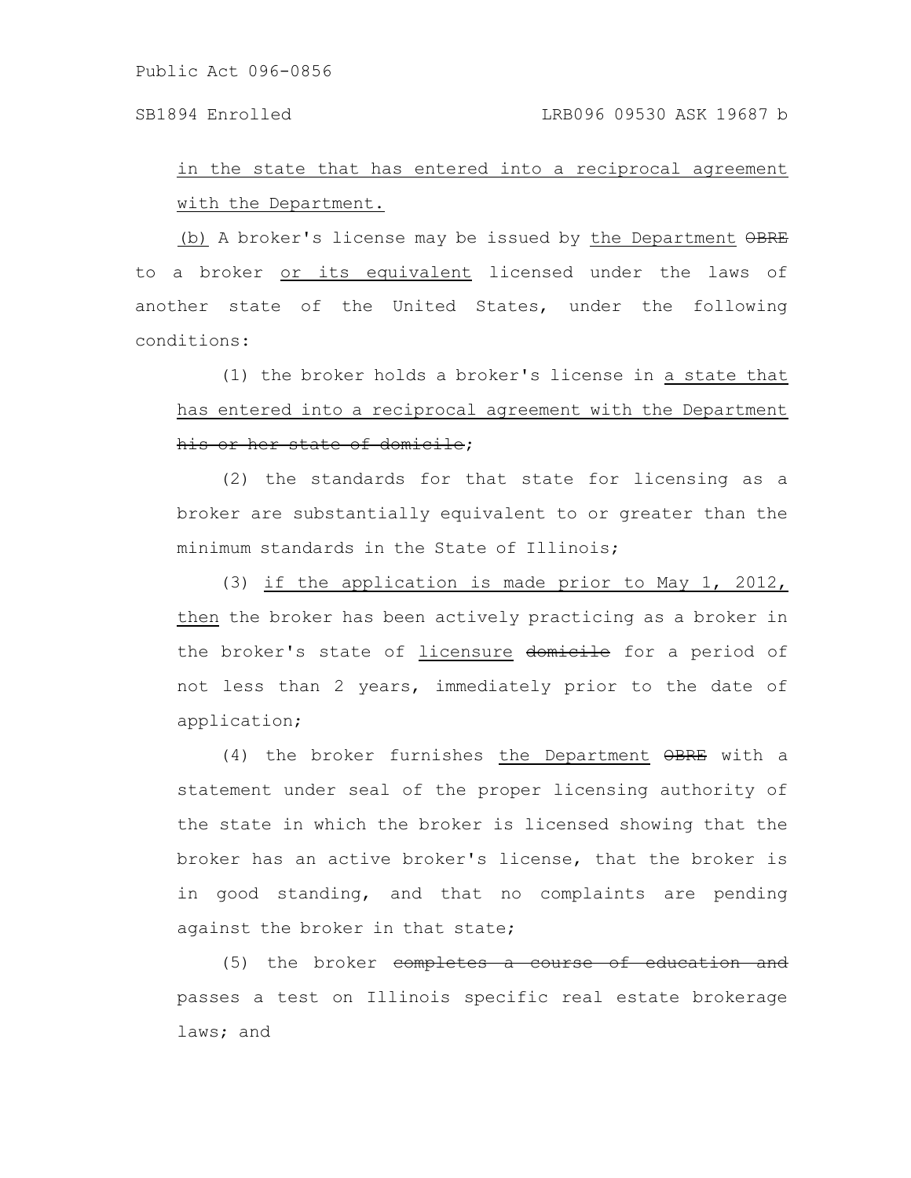in the state that has entered into a reciprocal agreement with the Department.

(b) A broker's license may be issued by the Department ~~OBRE~~ to a broker or its equivalent licensed under the laws of another state of the United States, under the following conditions:

(1) the broker holds a broker's license in a state that has entered into a reciprocal agreement with the Department ~~his or her state of domicile~~;

(2) the standards for that state for licensing as a broker are substantially equivalent to or greater than the minimum standards in the State of Illinois;

(3) if the application is made prior to May 1, 2012, then the broker has been actively practicing as a broker in the broker's state of licensure ~~domicile~~ for a period of not less than 2 years, immediately prior to the date of application;

(4) the broker furnishes the Department ~~OBRE~~ with a statement under seal of the proper licensing authority of the state in which the broker is licensed showing that the broker has an active broker's license, that the broker is in good standing, and that no complaints are pending against the broker in that state;

(5) the broker ~~completes a course of education and~~ passes a test on Illinois specific real estate brokerage laws; and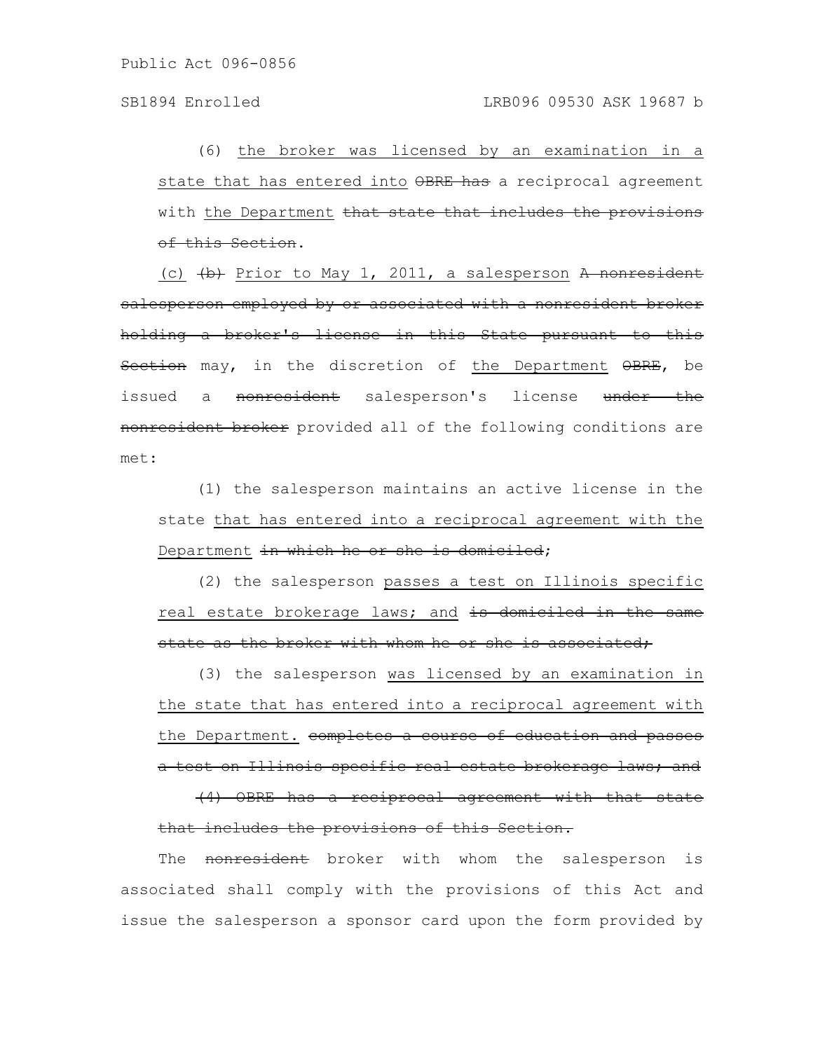(6) <u>the broker was licensed by an examination in a state that has entered into</u> ~~OBRE has~~ a reciprocal agreement with <u>the Department</u> ~~that state that includes the provisions of this Section~~.

<u>(c)</u> ~~(b)~~ <u>Prior to May 1, 2011, a salesperson</u> ~~A nonresident salesperson employed by or associated with a nonresident broker holding a broker's license in this State pursuant to this Section~~ may, in the discretion of <u>the Department</u> ~~OBRE~~, be issued a ~~nonresident~~ salesperson's license ~~under the nonresident broker~~ provided all of the following conditions are met:

(1) the salesperson maintains an active license in the state <u>that has entered into a reciprocal agreement with the Department</u> ~~in which he or she is domiciled~~;

(2) the salesperson <u>passes a test on Illinois specific real estate brokerage laws; and</u> ~~is domiciled in the same state as the broker with whom he or she is associated;~~

(3) the salesperson <u>was licensed by an examination in the state that has entered into a reciprocal agreement with the Department.</u> ~~completes a course of education and passes a test on Illinois specific real estate brokerage laws; and~~

~~(4) OBRE has a reciprocal agreement with that state that includes the provisions of this Section.~~

The ~~nonresident~~ broker with whom the salesperson is associated shall comply with the provisions of this Act and issue the salesperson a sponsor card upon the form provided by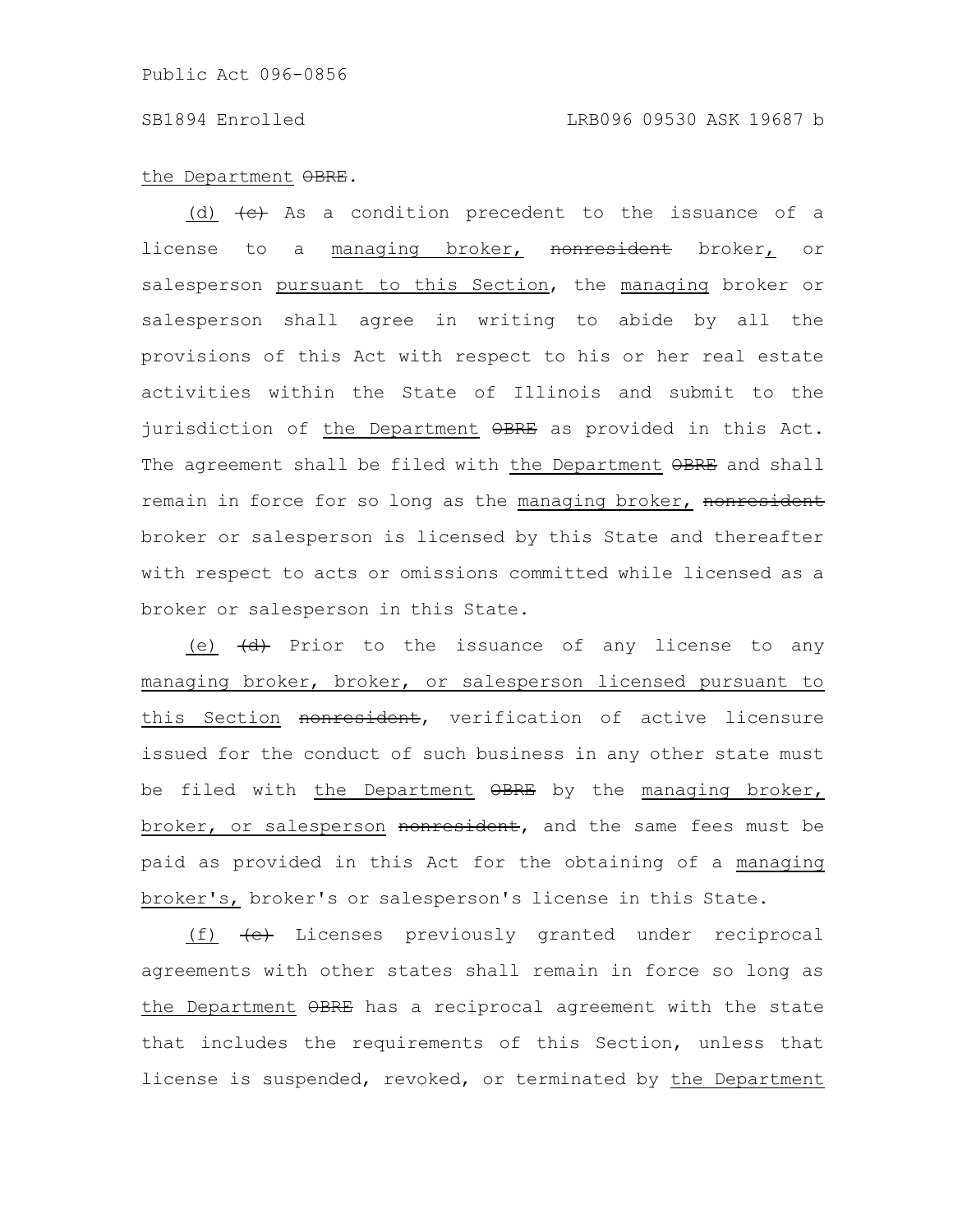the Department ~~OBRE~~.

(d) ~~(c)~~ As a condition precedent to the issuance of a license to a managing broker, ~~nonresident~~ broker, or salesperson pursuant to this Section, the managing broker or salesperson shall agree in writing to abide by all the provisions of this Act with respect to his or her real estate activities within the State of Illinois and submit to the jurisdiction of the Department ~~OBRE~~ as provided in this Act. The agreement shall be filed with the Department ~~OBRE~~ and shall remain in force for so long as the managing broker, ~~nonresident~~ broker or salesperson is licensed by this State and thereafter with respect to acts or omissions committed while licensed as a broker or salesperson in this State.

(e) ~~(d)~~ Prior to the issuance of any license to any managing broker, broker, or salesperson licensed pursuant to this Section ~~nonresident~~, verification of active licensure issued for the conduct of such business in any other state must be filed with the Department ~~OBRE~~ by the managing broker, broker, or salesperson ~~nonresident~~, and the same fees must be paid as provided in this Act for the obtaining of a managing broker's, broker's or salesperson's license in this State.

(f) ~~(e)~~ Licenses previously granted under reciprocal agreements with other states shall remain in force so long as the Department ~~OBRE~~ has a reciprocal agreement with the state that includes the requirements of this Section, unless that license is suspended, revoked, or terminated by the Department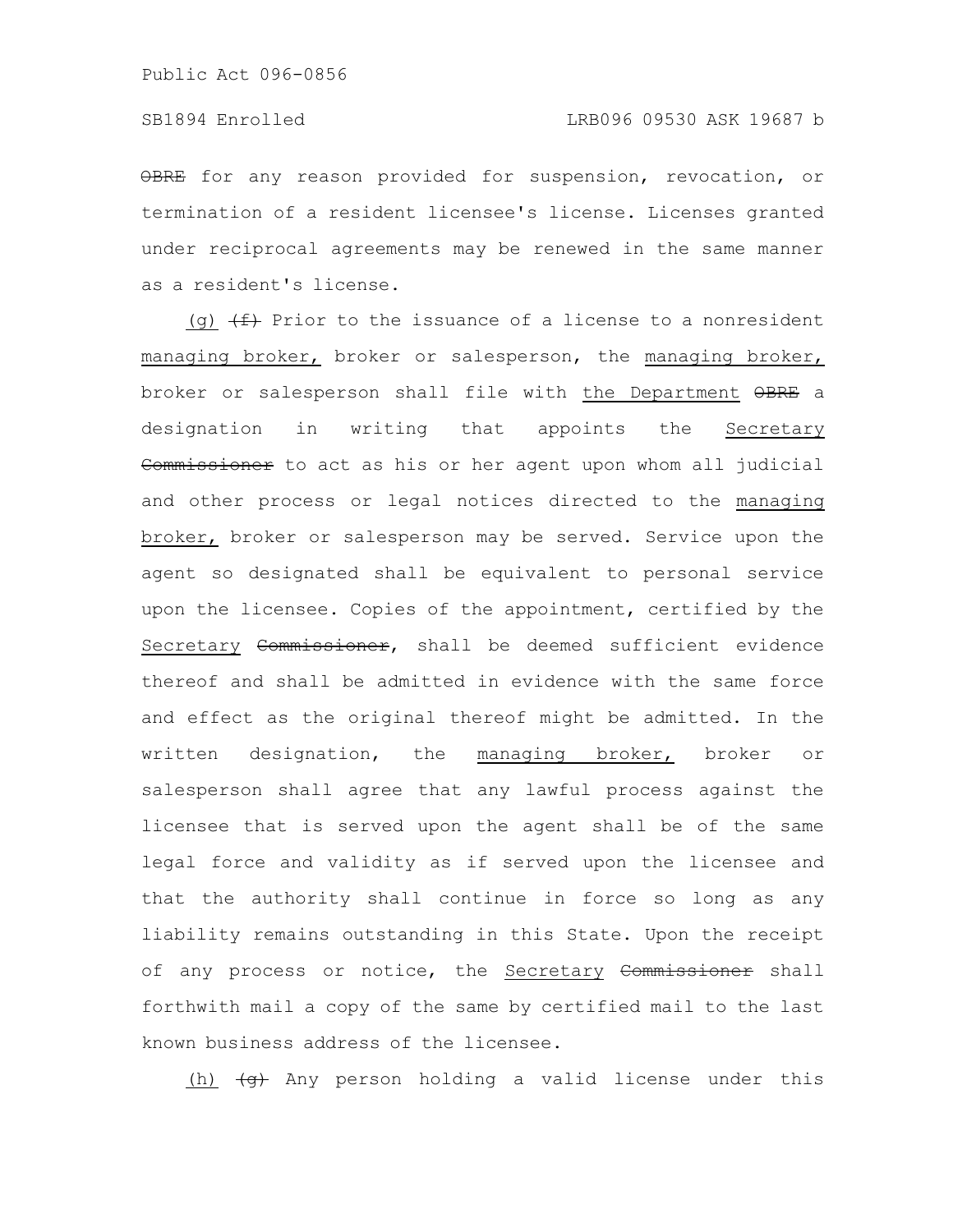~~OBRE~~ for any reason provided for suspension, revocation, or termination of a resident licensee's license. Licenses granted under reciprocal agreements may be renewed in the same manner as a resident's license.

<u>(g)</u> ~~(f)~~ Prior to the issuance of a license to a nonresident <u>managing broker,</u> broker or salesperson, the <u>managing broker,</u> broker or salesperson shall file with <u>the Department</u> ~~OBRE~~ a designation in writing that appoints the <u>Secretary</u> ~~Commissioner~~ to act as his or her agent upon whom all judicial and other process or legal notices directed to the <u>managing broker,</u> broker or salesperson may be served. Service upon the agent so designated shall be equivalent to personal service upon the licensee. Copies of the appointment, certified by the <u>Secretary</u> ~~Commissioner~~, shall be deemed sufficient evidence thereof and shall be admitted in evidence with the same force and effect as the original thereof might be admitted. In the written designation, the <u>managing broker,</u> broker or salesperson shall agree that any lawful process against the licensee that is served upon the agent shall be of the same legal force and validity as if served upon the licensee and that the authority shall continue in force so long as any liability remains outstanding in this State. Upon the receipt of any process or notice, the <u>Secretary</u> ~~Commissioner~~ shall forthwith mail a copy of the same by certified mail to the last known business address of the licensee.

<u>(h)</u> ~~(g)~~ Any person holding a valid license under this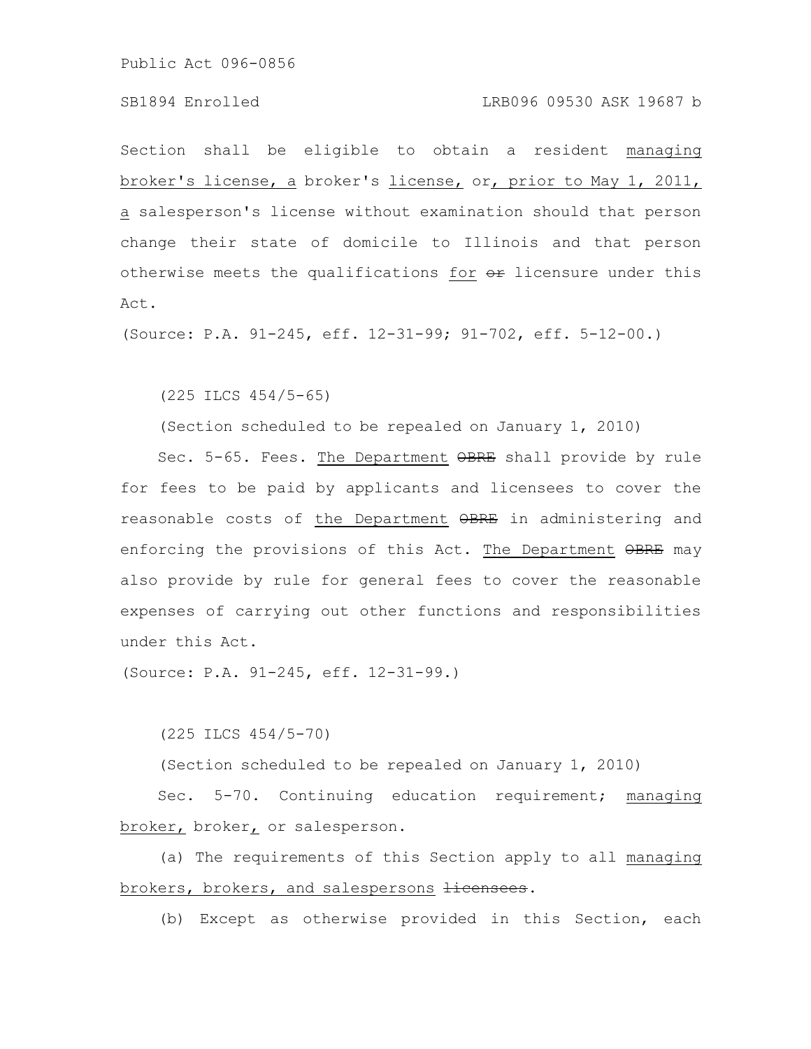Section shall be eligible to obtain a resident managing broker's license, a broker's license, or, prior to May 1, 2011, a salesperson's license without examination should that person change their state of domicile to Illinois and that person otherwise meets the qualifications for or licensure under this Act.

(Source: P.A. 91-245, eff. 12-31-99; 91-702, eff. 5-12-00.)

(225 ILCS 454/5-65)

(Section scheduled to be repealed on January 1, 2010)

Sec. 5-65. Fees. The Department OBRE shall provide by rule for fees to be paid by applicants and licensees to cover the reasonable costs of the Department OBRE in administering and enforcing the provisions of this Act. The Department OBRE may also provide by rule for general fees to cover the reasonable expenses of carrying out other functions and responsibilities under this Act.

(Source: P.A. 91-245, eff. 12-31-99.)

(225 ILCS 454/5-70)

(Section scheduled to be repealed on January 1, 2010)

Sec. 5-70. Continuing education requirement; managing broker, broker, or salesperson.

(a) The requirements of this Section apply to all managing brokers, brokers, and salespersons licensees.

(b) Except as otherwise provided in this Section, each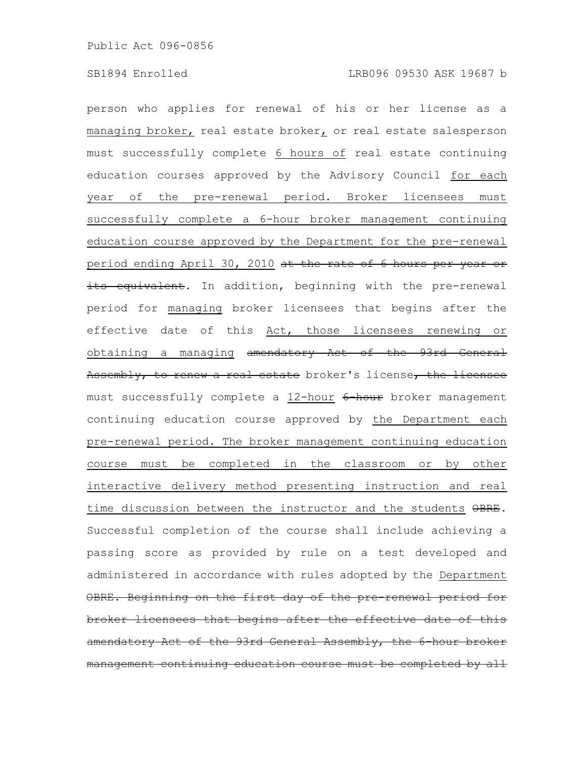person who applies for renewal of his or her license as a managing broker, real estate broker, or real estate salesperson must successfully complete 6 hours of real estate continuing education courses approved by the Advisory Council for each year of the pre-renewal period. Broker licensees must successfully complete a 6-hour broker management continuing education course approved by the Department for the pre-renewal period ending April 30, 2010 at the rate of 6 hours per year or its equivalent. In addition, beginning with the pre-renewal period for managing broker licensees that begins after the effective date of this Act, those licensees renewing or obtaining a managing amendatory Act of the 93rd General Assembly, to renew a real estate broker's license, the licensee must successfully complete a 12-hour 6-hour broker management continuing education course approved by the Department each pre-renewal period. The broker management continuing education course must be completed in the classroom or by other interactive delivery method presenting instruction and real time discussion between the instructor and the students OBRE. Successful completion of the course shall include achieving a passing score as provided by rule on a test developed and administered in accordance with rules adopted by the Department OBRE. Beginning on the first day of the pre-renewal period for broker licensees that begins after the effective date of this amendatory Act of the 93rd General Assembly, the 6-hour broker management continuing education course must be completed by all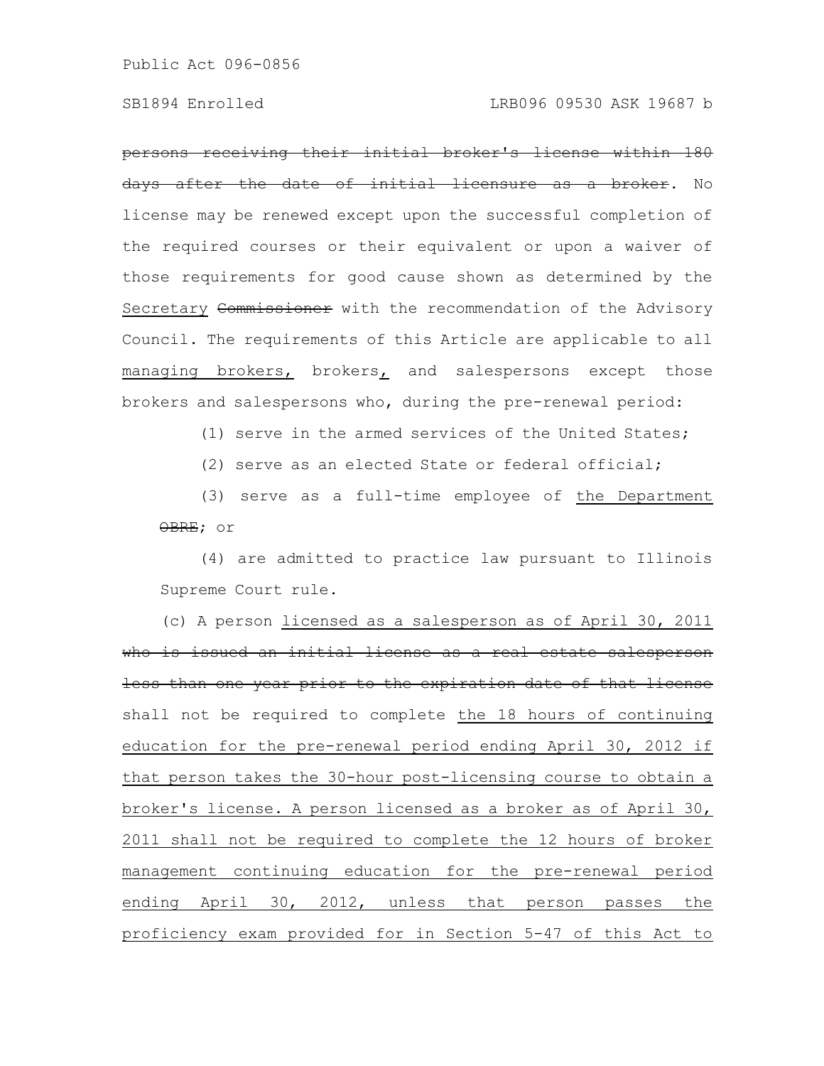persons receiving their initial broker's license within 180 days after the date of initial licensure as a broker. No license may be renewed except upon the successful completion of the required courses or their equivalent or upon a waiver of those requirements for good cause shown as determined by the Secretary Commissioner with the recommendation of the Advisory Council. The requirements of this Article are applicable to all managing brokers, brokers, and salespersons except those brokers and salespersons who, during the pre-renewal period:

(1) serve in the armed services of the United States;

(2) serve as an elected State or federal official;

(3) serve as a full-time employee of the Department OBRE; or

(4) are admitted to practice law pursuant to Illinois Supreme Court rule.

(c) A person licensed as a salesperson as of April 30, 2011 who is issued an initial license as a real estate salesperson less than one year prior to the expiration date of that license shall not be required to complete the 18 hours of continuing education for the pre-renewal period ending April 30, 2012 if that person takes the 30-hour post-licensing course to obtain a broker's license. A person licensed as a broker as of April 30, 2011 shall not be required to complete the 12 hours of broker management continuing education for the pre-renewal period ending April 30, 2012, unless that person passes the proficiency exam provided for in Section 5-47 of this Act to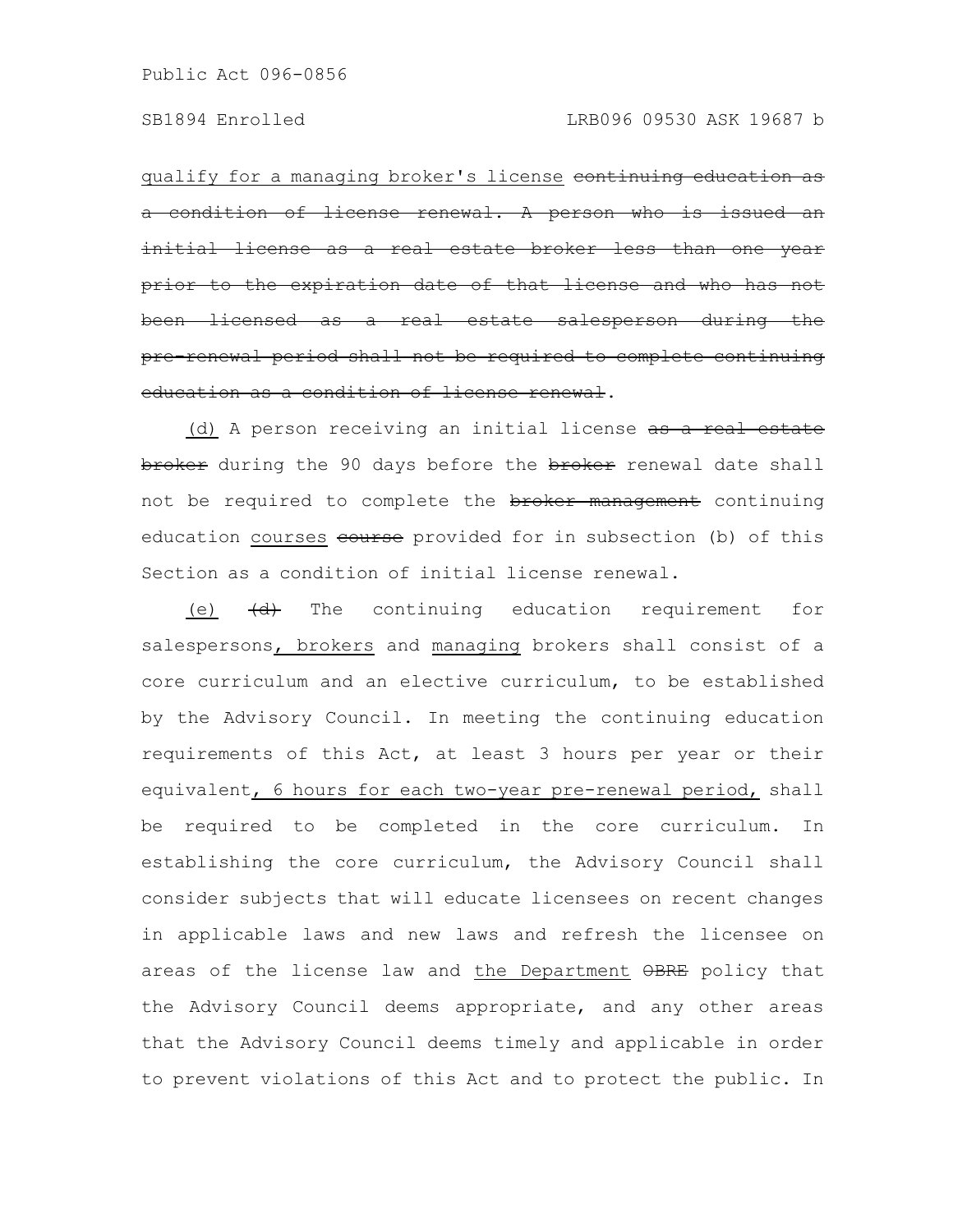qualify for a managing broker's license ~~continuing education as a condition of license renewal. A person who is issued an initial license as a real estate broker less than one year prior to the expiration date of that license and who has not been licensed as a real estate salesperson during the pre-renewal period shall not be required to complete continuing education as a condition of license renewal~~.

(d) A person receiving an initial license ~~as a real estate broker~~ during the 90 days before the ~~broker~~ renewal date shall not be required to complete the ~~broker management~~ continuing education courses ~~course~~ provided for in subsection (b) of this Section as a condition of initial license renewal.

(e) ~~(d)~~ The continuing education requirement for salespersons, brokers and managing brokers shall consist of a core curriculum and an elective curriculum, to be established by the Advisory Council. In meeting the continuing education requirements of this Act, at least 3 hours per year or their equivalent, 6 hours for each two-year pre-renewal period, shall be required to be completed in the core curriculum. In establishing the core curriculum, the Advisory Council shall consider subjects that will educate licensees on recent changes in applicable laws and new laws and refresh the licensee on areas of the license law and the Department ~~OBRE~~ policy that the Advisory Council deems appropriate, and any other areas that the Advisory Council deems timely and applicable in order to prevent violations of this Act and to protect the public. In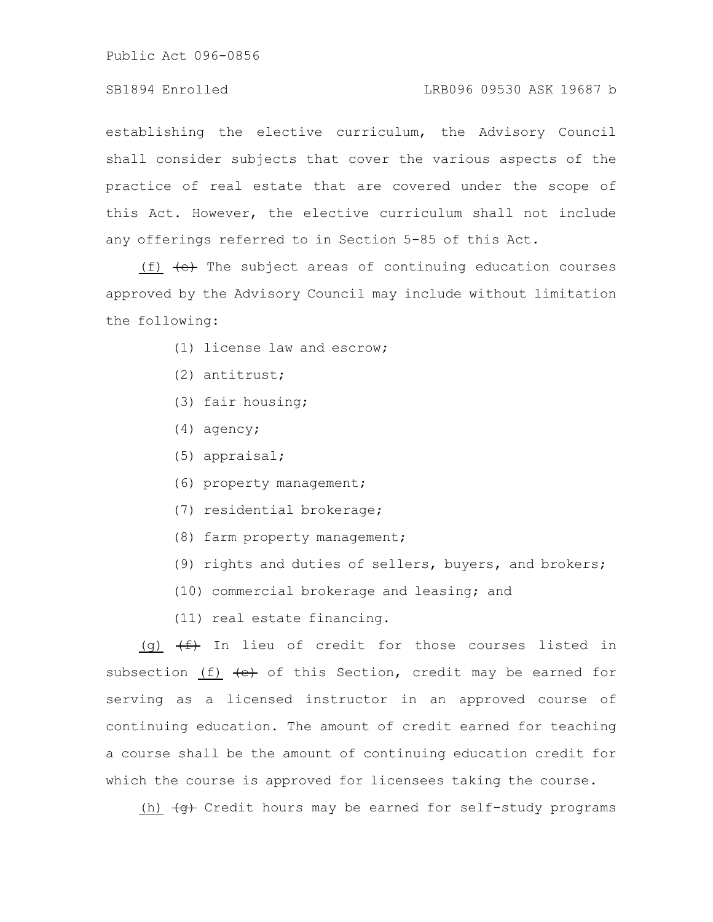establishing the elective curriculum, the Advisory Council shall consider subjects that cover the various aspects of the practice of real estate that are covered under the scope of this Act. However, the elective curriculum shall not include any offerings referred to in Section 5-85 of this Act.

(f) ~~(e)~~ The subject areas of continuing education courses approved by the Advisory Council may include without limitation the following:

(1) license law and escrow;

(2) antitrust;

(3) fair housing;

(4) agency;

(5) appraisal;

(6) property management;

(7) residential brokerage;

(8) farm property management;

(9) rights and duties of sellers, buyers, and brokers;

(10) commercial brokerage and leasing; and

(11) real estate financing.

(g) ~~(f)~~ In lieu of credit for those courses listed in subsection (f) ~~(e)~~ of this Section, credit may be earned for serving as a licensed instructor in an approved course of continuing education. The amount of credit earned for teaching a course shall be the amount of continuing education credit for which the course is approved for licensees taking the course.

(h) ~~(g)~~ Credit hours may be earned for self-study programs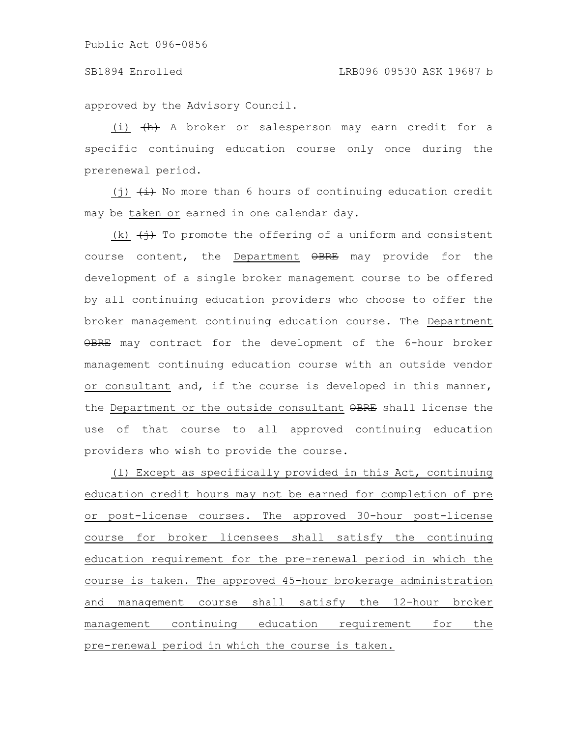approved by the Advisory Council.

(i) ~~(h)~~ A broker or salesperson may earn credit for a specific continuing education course only once during the prerenewal period.

(j) ~~(i)~~ No more than 6 hours of continuing education credit may be taken or earned in one calendar day.

(k) ~~(j)~~ To promote the offering of a uniform and consistent course content, the Department ~~OBRE~~ may provide for the development of a single broker management course to be offered by all continuing education providers who choose to offer the broker management continuing education course. The Department ~~OBRE~~ may contract for the development of the 6-hour broker management continuing education course with an outside vendor or consultant and, if the course is developed in this manner, the Department or the outside consultant ~~OBRE~~ shall license the use of that course to all approved continuing education providers who wish to provide the course.

(l) Except as specifically provided in this Act, continuing education credit hours may not be earned for completion of pre or post-license courses. The approved 30-hour post-license course for broker licensees shall satisfy the continuing education requirement for the pre-renewal period in which the course is taken. The approved 45-hour brokerage administration and management course shall satisfy the 12-hour broker management continuing education requirement for the pre-renewal period in which the course is taken.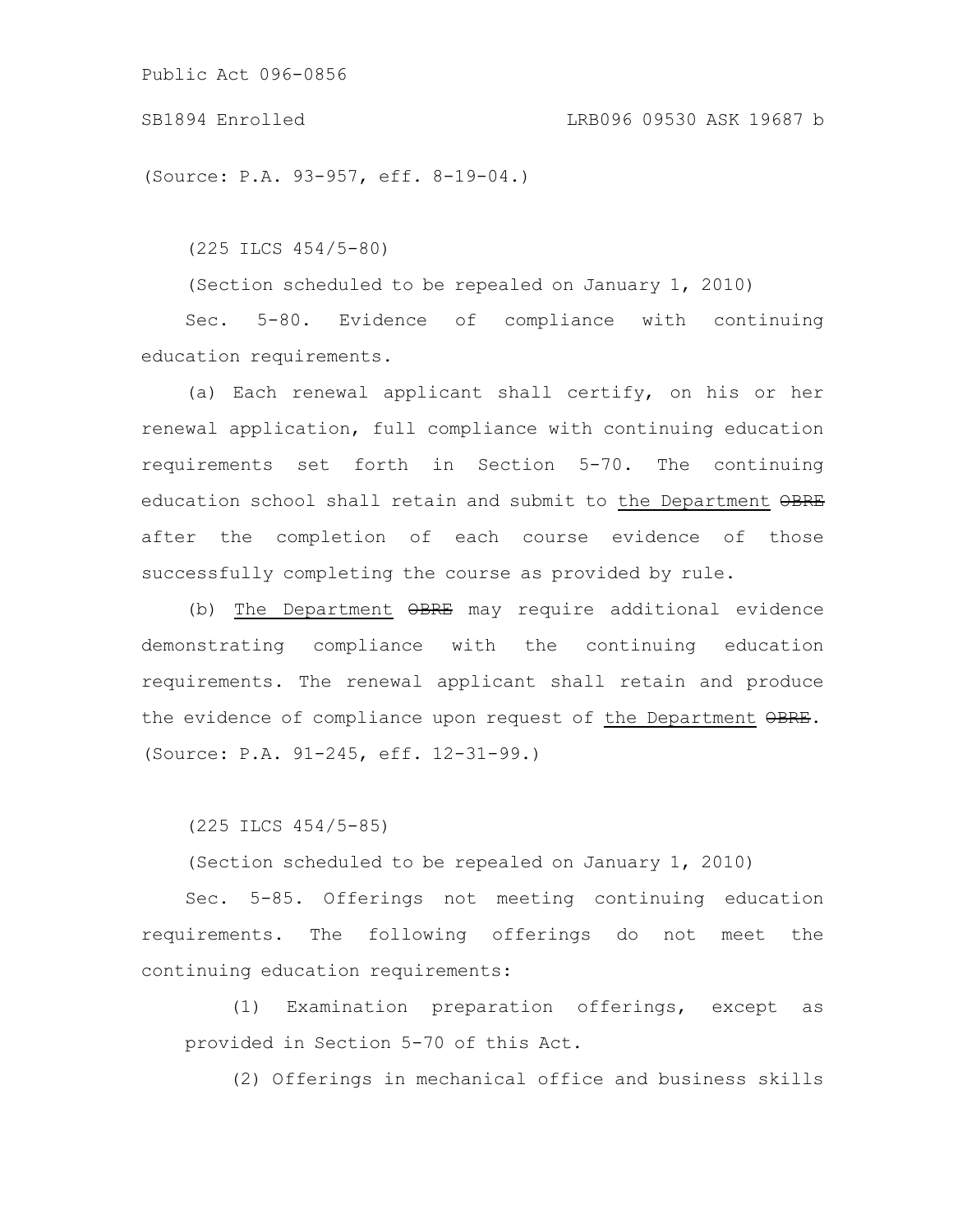(Source: P.A. 93-957, eff. 8-19-04.)

(225 ILCS 454/5-80)

(Section scheduled to be repealed on January 1, 2010)

Sec. 5-80. Evidence of compliance with continuing education requirements.

(a) Each renewal applicant shall certify, on his or her renewal application, full compliance with continuing education requirements set forth in Section 5-70. The continuing education school shall retain and submit to the Department ~~OBRE~~ after the completion of each course evidence of those successfully completing the course as provided by rule.

(b) The Department ~~OBRE~~ may require additional evidence demonstrating compliance with the continuing education requirements. The renewal applicant shall retain and produce the evidence of compliance upon request of the Department ~~OBRE~~.

(Source: P.A. 91-245, eff. 12-31-99.)

(225 ILCS 454/5-85)

(Section scheduled to be repealed on January 1, 2010)

Sec. 5-85. Offerings not meeting continuing education requirements. The following offerings do not meet the continuing education requirements:

(1) Examination preparation offerings, except as provided in Section 5-70 of this Act.

(2) Offerings in mechanical office and business skills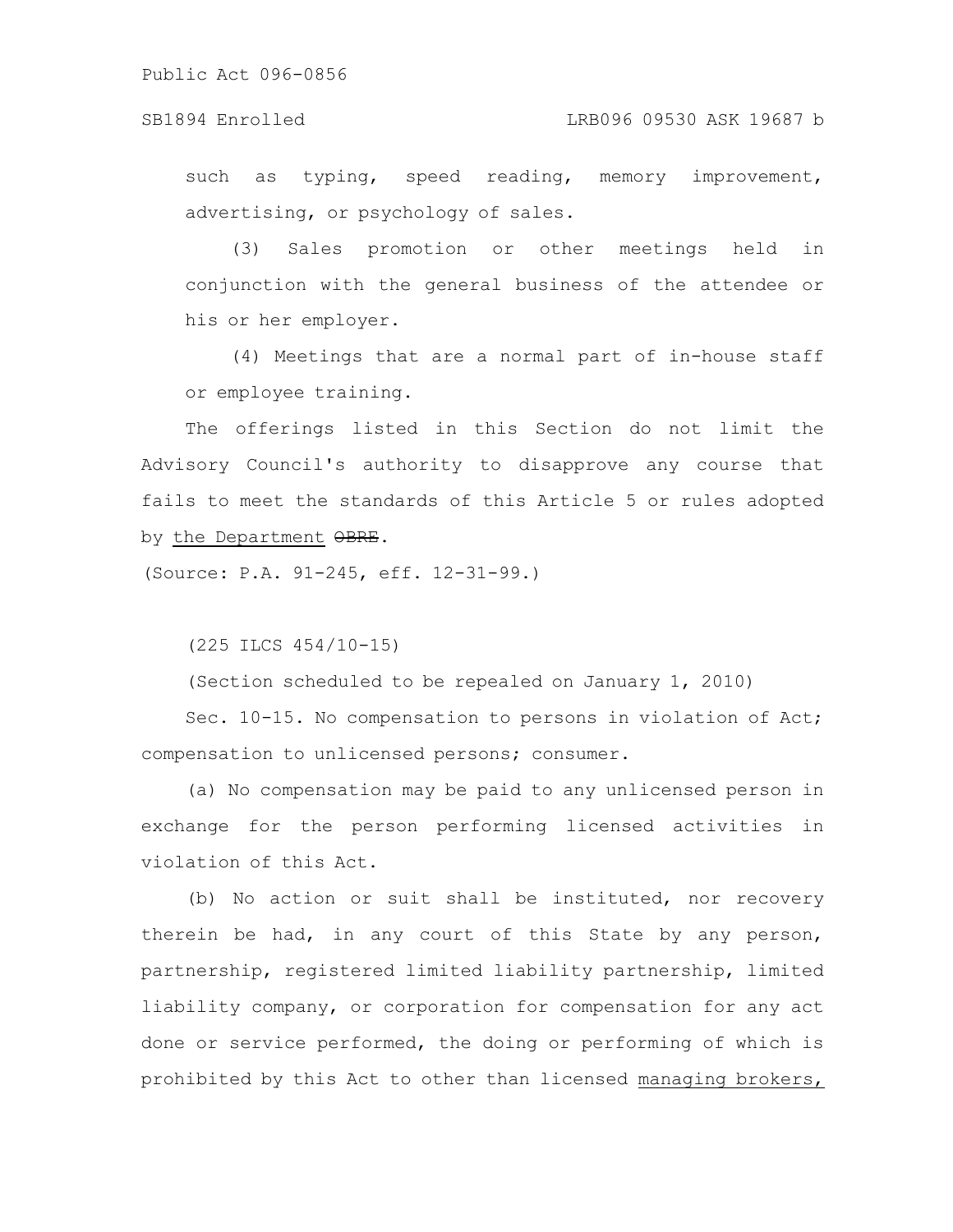such as typing, speed reading, memory improvement, advertising, or psychology of sales.

(3) Sales promotion or other meetings held in conjunction with the general business of the attendee or his or her employer.

(4) Meetings that are a normal part of in-house staff or employee training.

The offerings listed in this Section do not limit the Advisory Council's authority to disapprove any course that fails to meet the standards of this Article 5 or rules adopted by the Department ~~OBRE~~.

(Source: P.A. 91-245, eff. 12-31-99.)

(225 ILCS 454/10-15)

(Section scheduled to be repealed on January 1, 2010)

Sec. 10-15. No compensation to persons in violation of Act; compensation to unlicensed persons; consumer.

(a) No compensation may be paid to any unlicensed person in exchange for the person performing licensed activities in violation of this Act.

(b) No action or suit shall be instituted, nor recovery therein be had, in any court of this State by any person, partnership, registered limited liability partnership, limited liability company, or corporation for compensation for any act done or service performed, the doing or performing of which is prohibited by this Act to other than licensed managing brokers,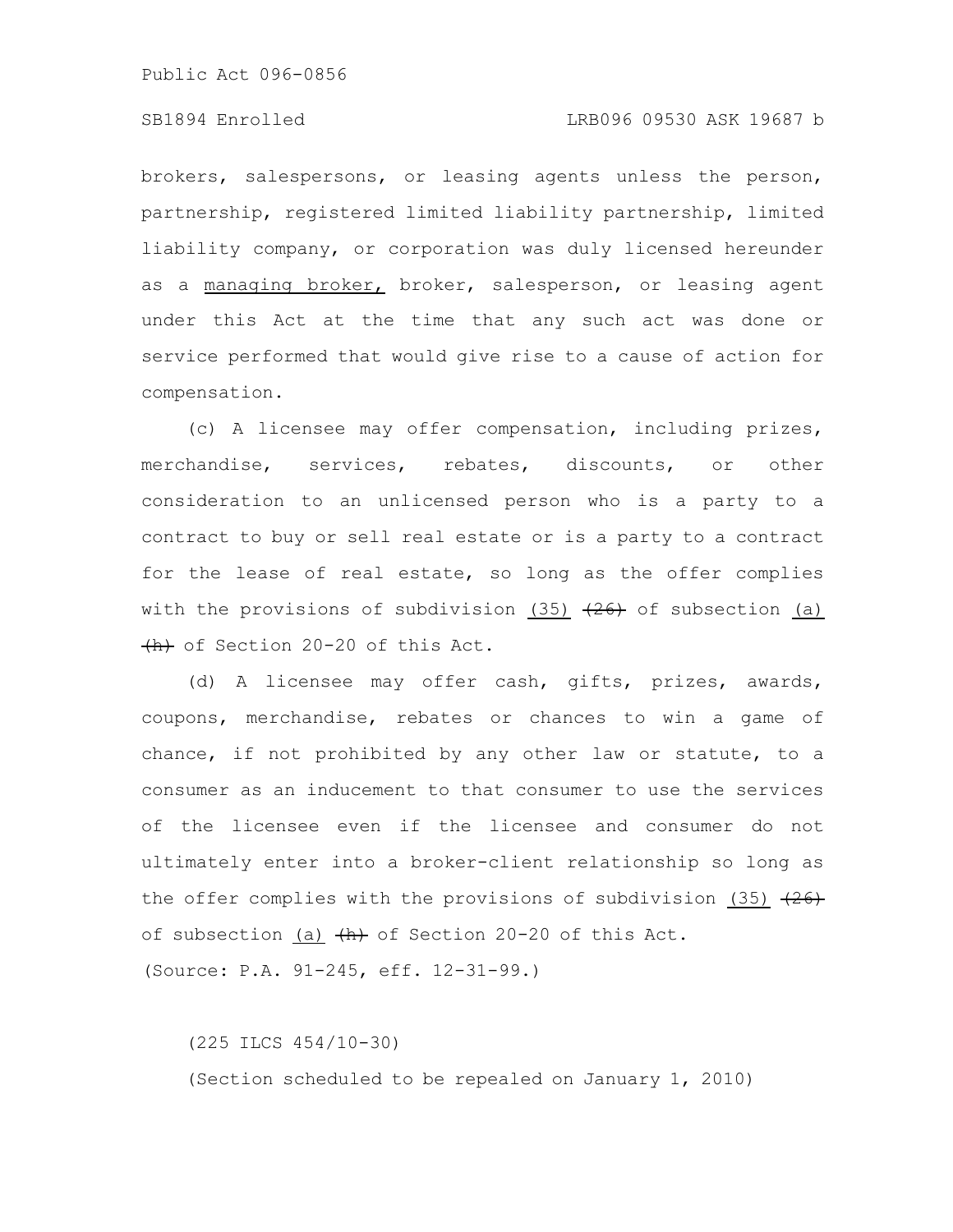brokers, salespersons, or leasing agents unless the person, partnership, registered limited liability partnership, limited liability company, or corporation was duly licensed hereunder as a <u>managing broker,</u> broker, salesperson, or leasing agent under this Act at the time that any such act was done or service performed that would give rise to a cause of action for compensation.

(c) A licensee may offer compensation, including prizes, merchandise, services, rebates, discounts, or other consideration to an unlicensed person who is a party to a contract to buy or sell real estate or is a party to a contract for the lease of real estate, so long as the offer complies with the provisions of subdivision <u>(35)</u> ~~(26)~~ of subsection <u>(a)</u> ~~(h)~~ of Section 20-20 of this Act.

(d) A licensee may offer cash, gifts, prizes, awards, coupons, merchandise, rebates or chances to win a game of chance, if not prohibited by any other law or statute, to a consumer as an inducement to that consumer to use the services of the licensee even if the licensee and consumer do not ultimately enter into a broker-client relationship so long as the offer complies with the provisions of subdivision <u>(35)</u> ~~(26)~~ of subsection <u>(a)</u> ~~(h)~~ of Section 20-20 of this Act.

(Source: P.A. 91-245, eff. 12-31-99.)

(225 ILCS 454/10-30)

(Section scheduled to be repealed on January 1, 2010)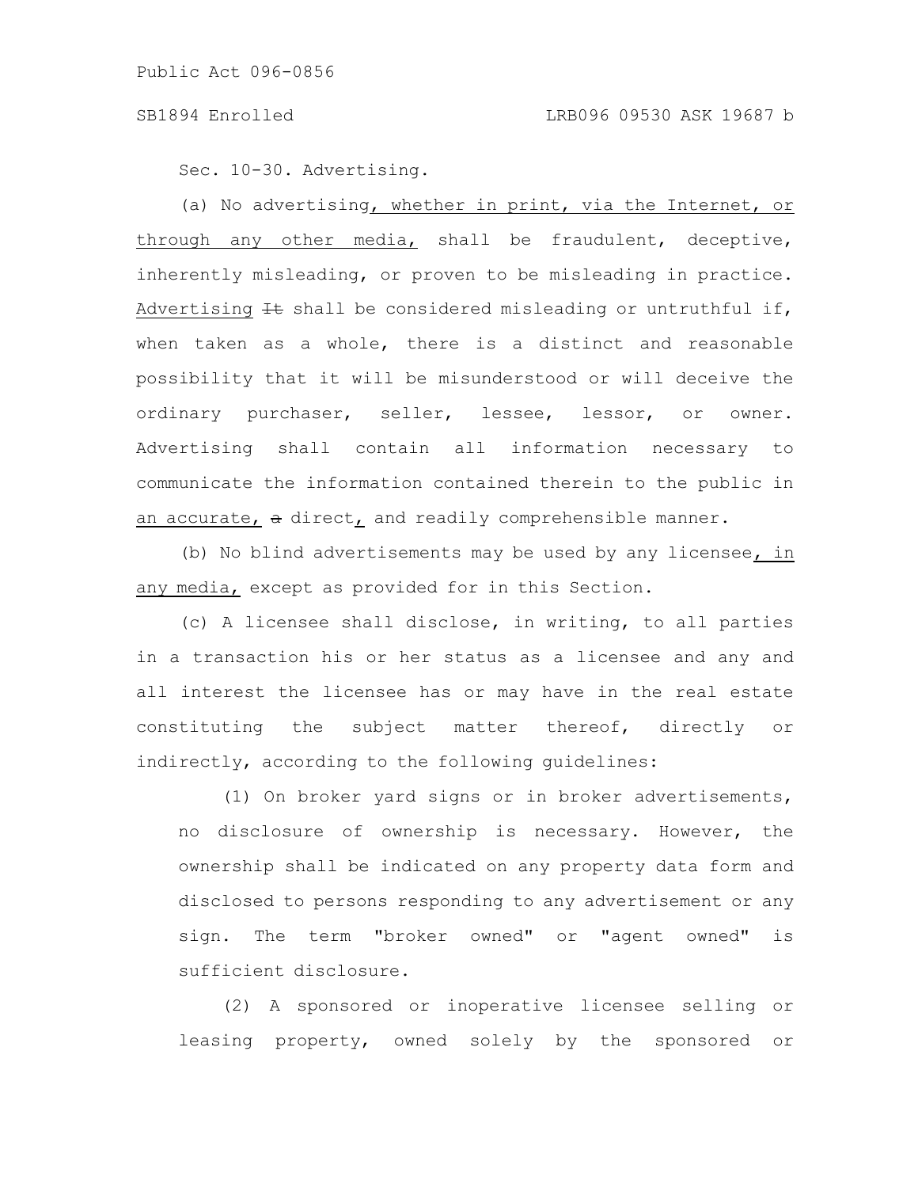Sec. 10-30. Advertising.

(a) No advertising, whether in print, via the Internet, or through any other media, shall be fraudulent, deceptive, inherently misleading, or proven to be misleading in practice. Advertising ~~It~~ shall be considered misleading or untruthful if, when taken as a whole, there is a distinct and reasonable possibility that it will be misunderstood or will deceive the ordinary purchaser, seller, lessee, lessor, or owner. Advertising shall contain all information necessary to communicate the information contained therein to the public in an accurate, ~~a~~ direct, and readily comprehensible manner.

(b) No blind advertisements may be used by any licensee, in any media, except as provided for in this Section.

(c) A licensee shall disclose, in writing, to all parties in a transaction his or her status as a licensee and any and all interest the licensee has or may have in the real estate constituting the subject matter thereof, directly or indirectly, according to the following guidelines:

(1) On broker yard signs or in broker advertisements, no disclosure of ownership is necessary. However, the ownership shall be indicated on any property data form and disclosed to persons responding to any advertisement or any sign. The term "broker owned" or "agent owned" is sufficient disclosure.

(2) A sponsored or inoperative licensee selling or leasing property, owned solely by the sponsored or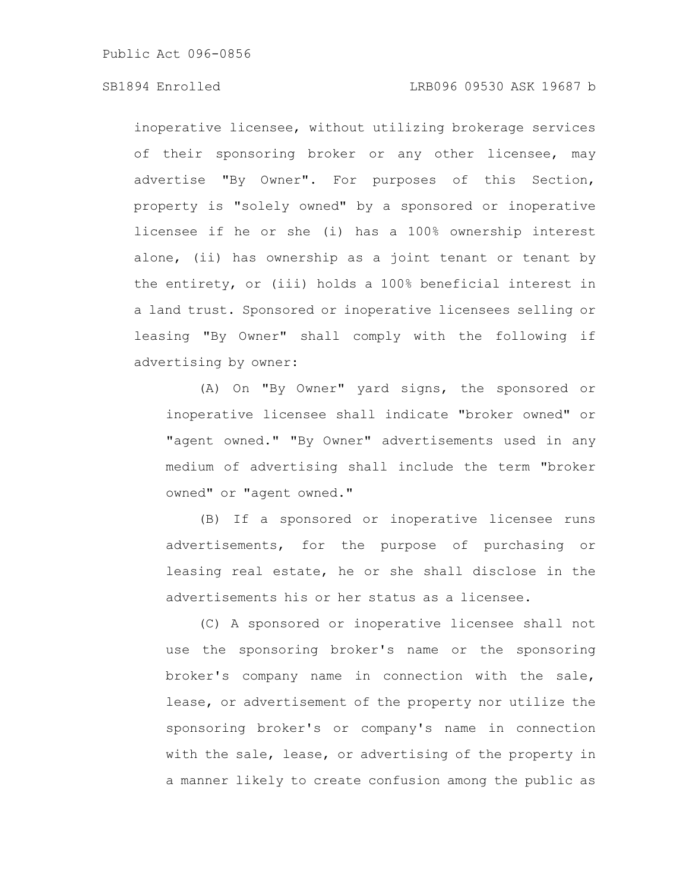inoperative licensee, without utilizing brokerage services of their sponsoring broker or any other licensee, may advertise "By Owner". For purposes of this Section, property is "solely owned" by a sponsored or inoperative licensee if he or she (i) has a 100% ownership interest alone, (ii) has ownership as a joint tenant or tenant by the entirety, or (iii) holds a 100% beneficial interest in a land trust. Sponsored or inoperative licensees selling or leasing "By Owner" shall comply with the following if advertising by owner:

(A) On "By Owner" yard signs, the sponsored or inoperative licensee shall indicate "broker owned" or "agent owned." "By Owner" advertisements used in any medium of advertising shall include the term "broker owned" or "agent owned."

(B) If a sponsored or inoperative licensee runs advertisements, for the purpose of purchasing or leasing real estate, he or she shall disclose in the advertisements his or her status as a licensee.

(C) A sponsored or inoperative licensee shall not use the sponsoring broker's name or the sponsoring broker's company name in connection with the sale, lease, or advertisement of the property nor utilize the sponsoring broker's or company's name in connection with the sale, lease, or advertising of the property in a manner likely to create confusion among the public as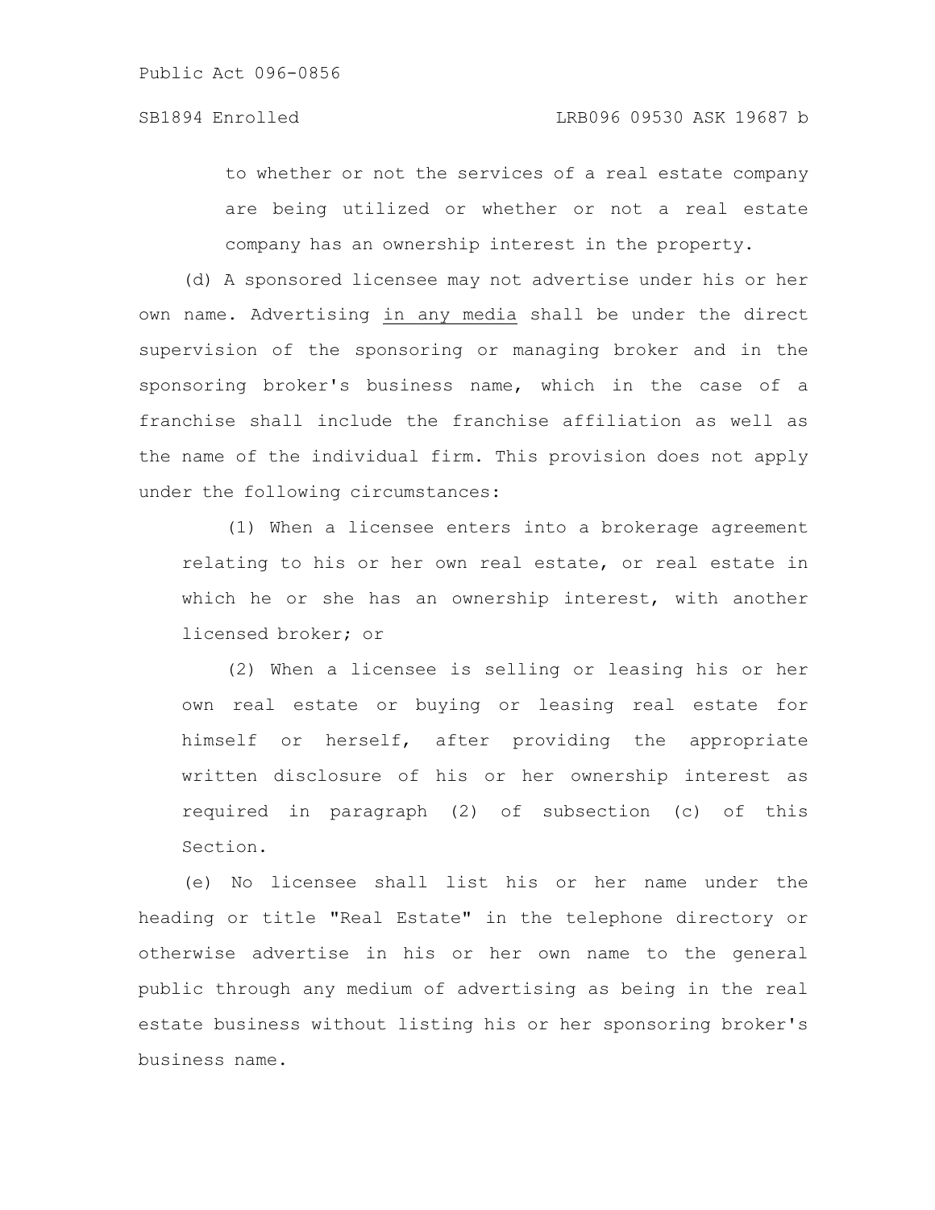to whether or not the services of a real estate company are being utilized or whether or not a real estate company has an ownership interest in the property.

(d) A sponsored licensee may not advertise under his or her own name. Advertising <u>in any media</u> shall be under the direct supervision of the sponsoring or managing broker and in the sponsoring broker's business name, which in the case of a franchise shall include the franchise affiliation as well as the name of the individual firm. This provision does not apply under the following circumstances:

(1) When a licensee enters into a brokerage agreement relating to his or her own real estate, or real estate in which he or she has an ownership interest, with another licensed broker; or

(2) When a licensee is selling or leasing his or her own real estate or buying or leasing real estate for himself or herself, after providing the appropriate written disclosure of his or her ownership interest as required in paragraph (2) of subsection (c) of this Section.

(e) No licensee shall list his or her name under the heading or title "Real Estate" in the telephone directory or otherwise advertise in his or her own name to the general public through any medium of advertising as being in the real estate business without listing his or her sponsoring broker's business name.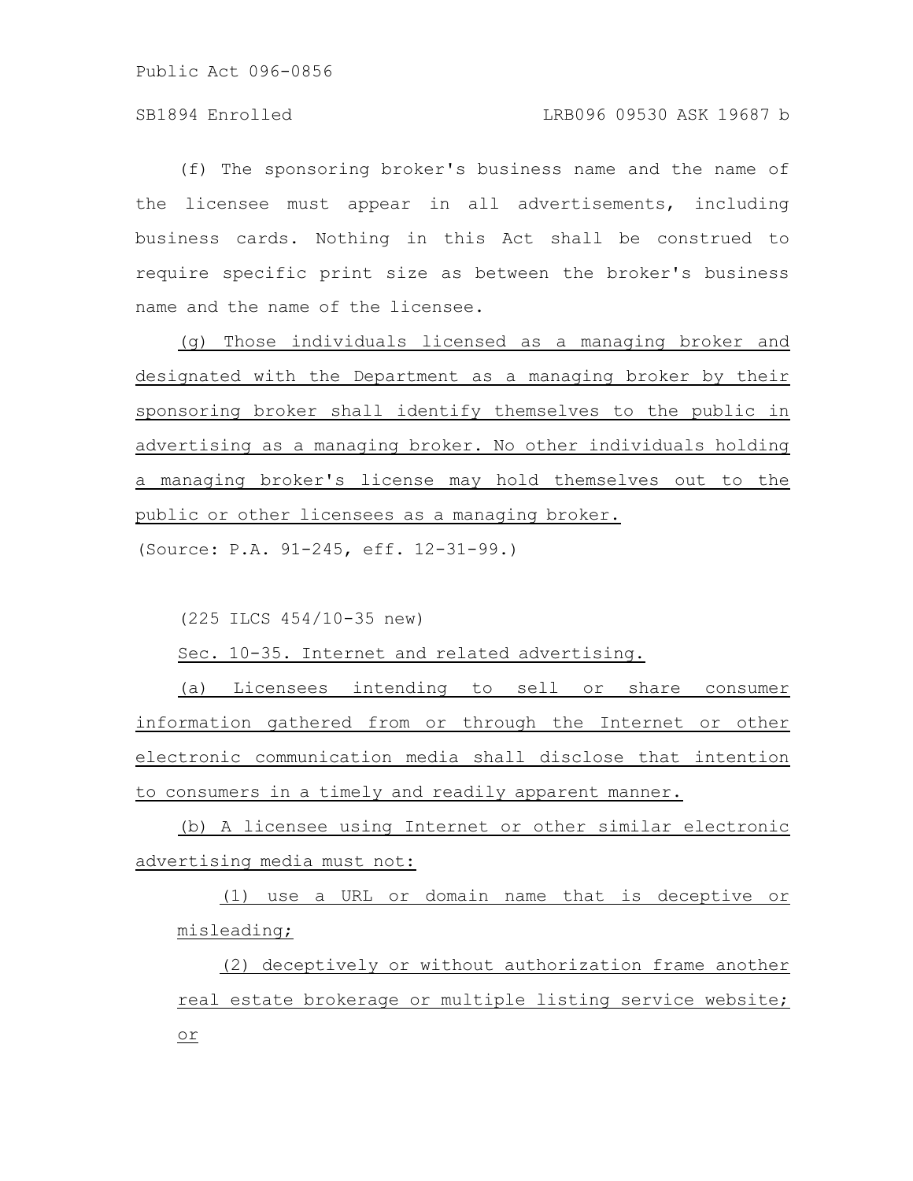(f) The sponsoring broker's business name and the name of the licensee must appear in all advertisements, including business cards. Nothing in this Act shall be construed to require specific print size as between the broker's business name and the name of the licensee.

(g) Those individuals licensed as a managing broker and designated with the Department as a managing broker by their sponsoring broker shall identify themselves to the public in advertising as a managing broker. No other individuals holding a managing broker's license may hold themselves out to the public or other licensees as a managing broker.

(Source: P.A. 91-245, eff. 12-31-99.)

(225 ILCS 454/10-35 new)

Sec. 10-35. Internet and related advertising.

(a) Licensees intending to sell or share consumer information gathered from or through the Internet or other electronic communication media shall disclose that intention to consumers in a timely and readily apparent manner.

(b) A licensee using Internet or other similar electronic advertising media must not:

(1) use a URL or domain name that is deceptive or misleading;

(2) deceptively or without authorization frame another real estate brokerage or multiple listing service website; or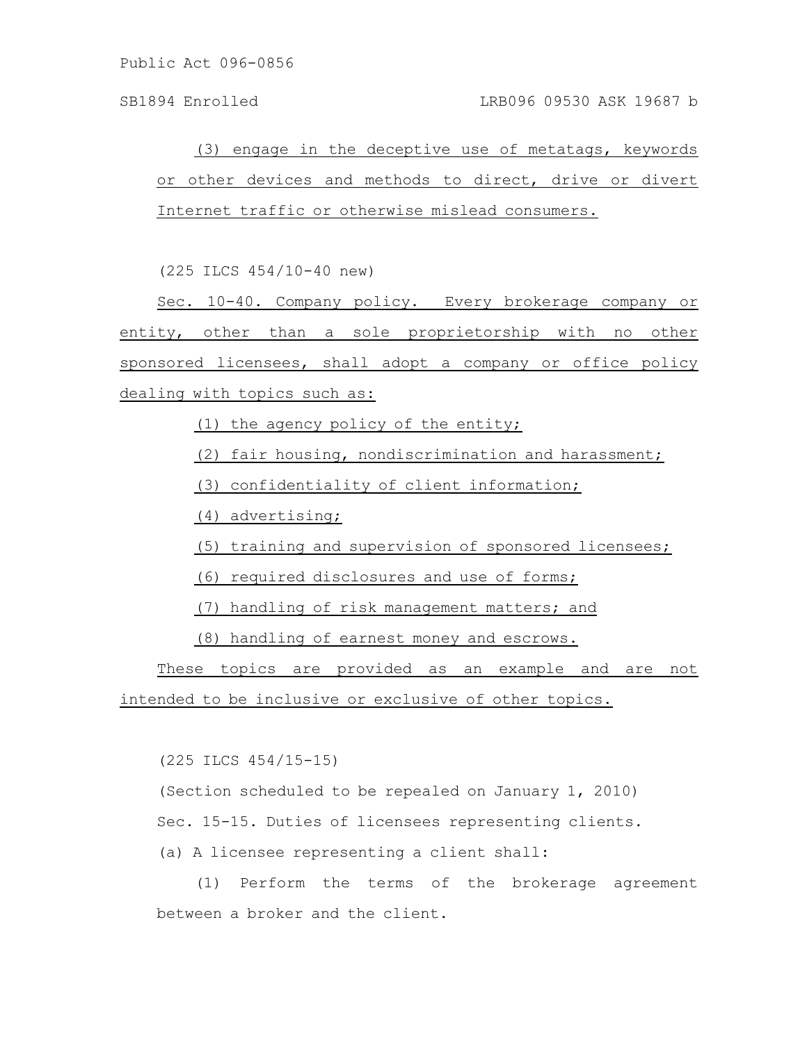(3) engage in the deceptive use of metatags, keywords or other devices and methods to direct, drive or divert Internet traffic or otherwise mislead consumers.

(225 ILCS 454/10-40 new)

Sec. 10-40. Company policy. Every brokerage company or entity, other than a sole proprietorship with no other sponsored licensees, shall adopt a company or office policy dealing with topics such as:

(1) the agency policy of the entity;

(2) fair housing, nondiscrimination and harassment;

(3) confidentiality of client information;

(4) advertising;

(5) training and supervision of sponsored licensees;

(6) required disclosures and use of forms;

(7) handling of risk management matters; and

(8) handling of earnest money and escrows.

These topics are provided as an example and are not intended to be inclusive or exclusive of other topics.

(225 ILCS 454/15-15)

(Section scheduled to be repealed on January 1, 2010)

Sec. 15-15. Duties of licensees representing clients.

(a) A licensee representing a client shall:

(1) Perform the terms of the brokerage agreement between a broker and the client.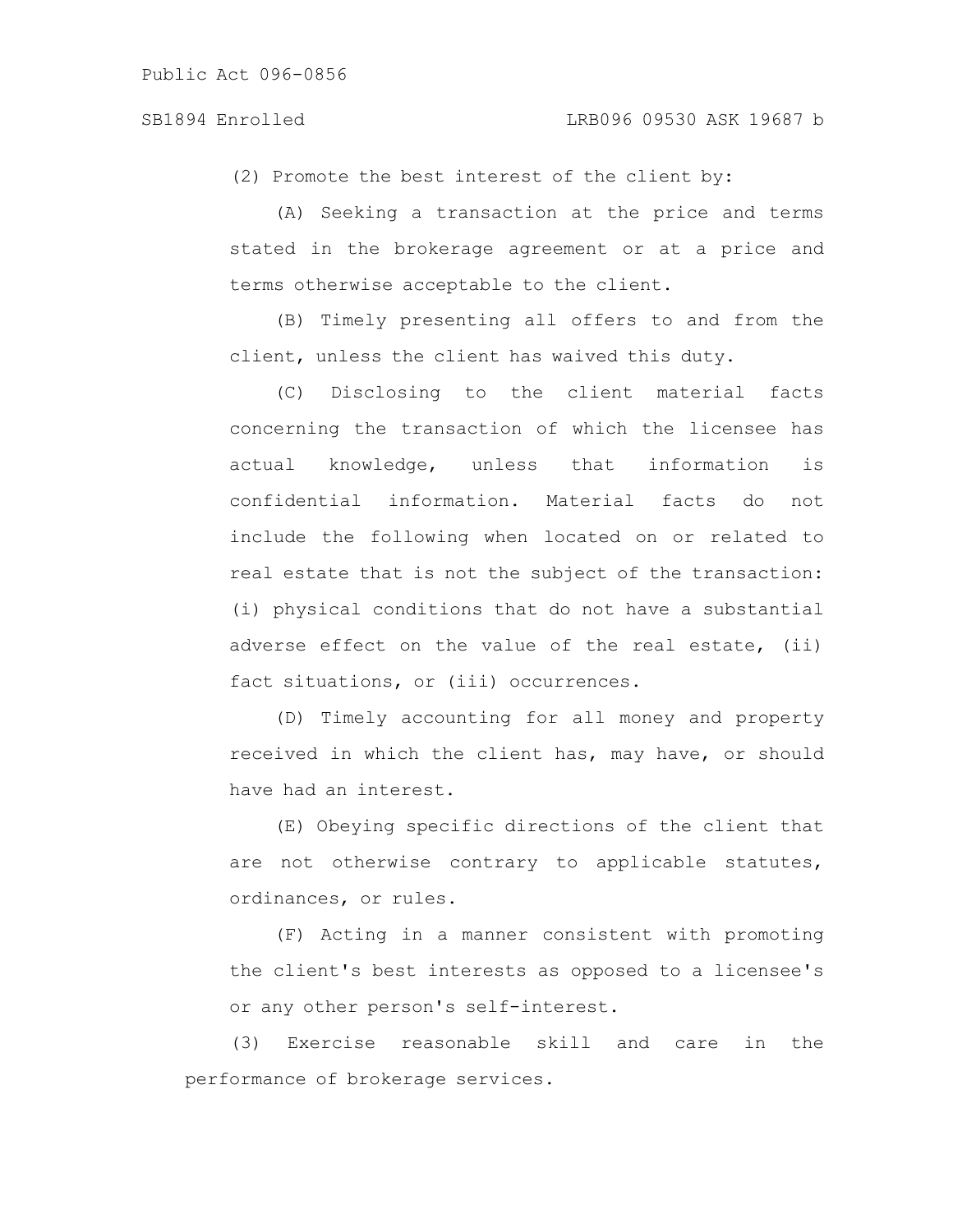(2) Promote the best interest of the client by:

(A) Seeking a transaction at the price and terms stated in the brokerage agreement or at a price and terms otherwise acceptable to the client.

(B) Timely presenting all offers to and from the client, unless the client has waived this duty.

(C) Disclosing to the client material facts concerning the transaction of which the licensee has actual knowledge, unless that information is confidential information. Material facts do not include the following when located on or related to real estate that is not the subject of the transaction: (i) physical conditions that do not have a substantial adverse effect on the value of the real estate, (ii) fact situations, or (iii) occurrences.

(D) Timely accounting for all money and property received in which the client has, may have, or should have had an interest.

(E) Obeying specific directions of the client that are not otherwise contrary to applicable statutes, ordinances, or rules.

(F) Acting in a manner consistent with promoting the client's best interests as opposed to a licensee's or any other person's self-interest.

(3) Exercise reasonable skill and care in the performance of brokerage services.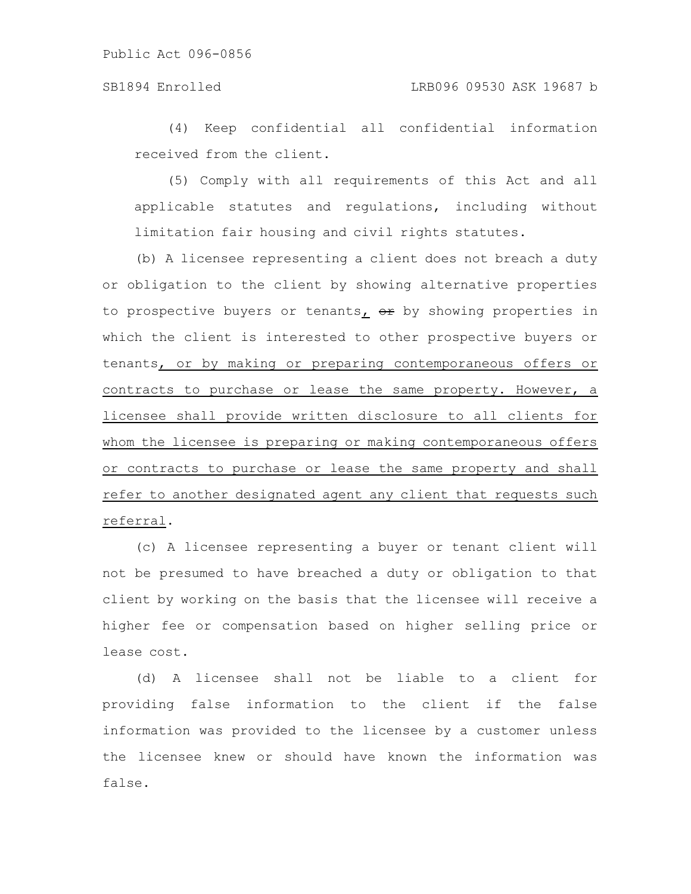(4) Keep confidential all confidential information received from the client.

(5) Comply with all requirements of this Act and all applicable statutes and regulations, including without limitation fair housing and civil rights statutes.

(b) A licensee representing a client does not breach a duty or obligation to the client by showing alternative properties to prospective buyers or tenants, ~~or~~ by showing properties in which the client is interested to other prospective buyers or tenants, or by making or preparing contemporaneous offers or contracts to purchase or lease the same property. However, a licensee shall provide written disclosure to all clients for whom the licensee is preparing or making contemporaneous offers or contracts to purchase or lease the same property and shall refer to another designated agent any client that requests such referral.

(c) A licensee representing a buyer or tenant client will not be presumed to have breached a duty or obligation to that client by working on the basis that the licensee will receive a higher fee or compensation based on higher selling price or lease cost.

(d) A licensee shall not be liable to a client for providing false information to the client if the false information was provided to the licensee by a customer unless the licensee knew or should have known the information was false.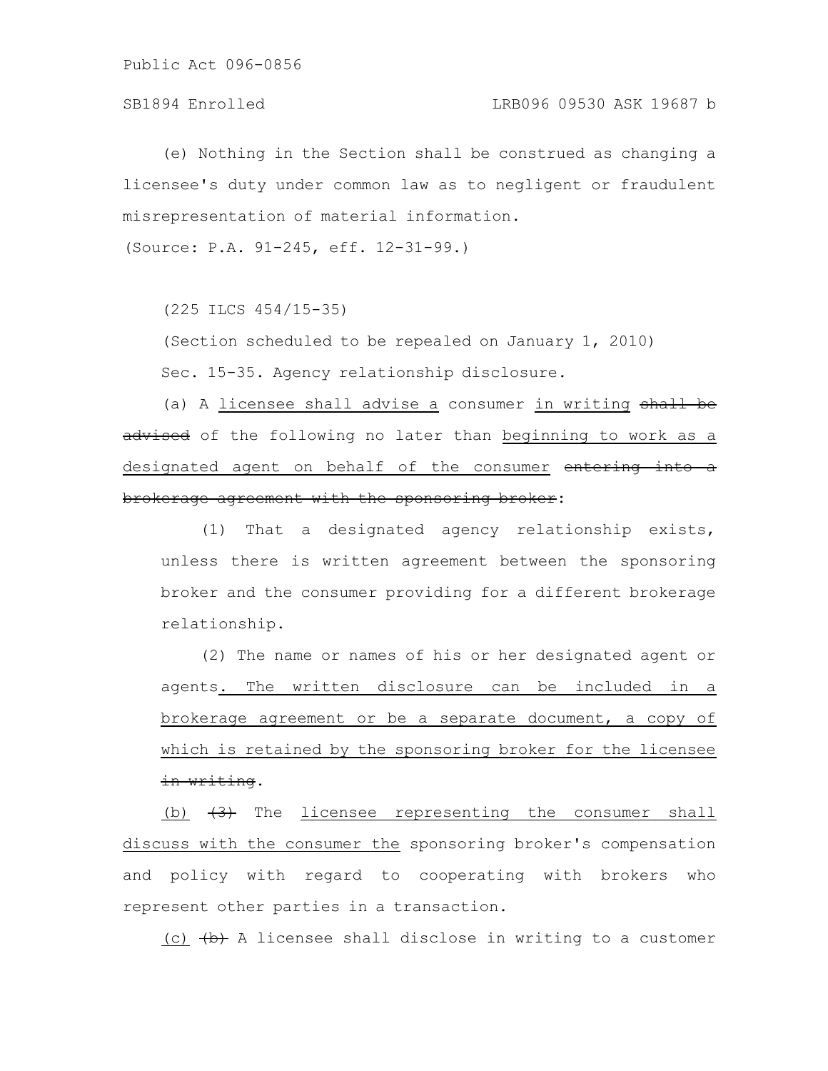(e) Nothing in the Section shall be construed as changing a licensee's duty under common law as to negligent or fraudulent misrepresentation of material information.

(Source: P.A. 91-245, eff. 12-31-99.)

(225 ILCS 454/15-35)

(Section scheduled to be repealed on January 1, 2010)

Sec. 15-35. Agency relationship disclosure.

(a) A licensee shall advise a consumer in writing ~~shall be advised~~ of the following no later than beginning to work as a designated agent on behalf of the consumer ~~entering into a brokerage agreement with the sponsoring broker~~:

(1) That a designated agency relationship exists, unless there is written agreement between the sponsoring broker and the consumer providing for a different brokerage relationship.

(2) The name or names of his or her designated agent or agents. The written disclosure can be included in a brokerage agreement or be a separate document, a copy of which is retained by the sponsoring broker for the licensee ~~in writing~~.

(b) ~~(3)~~ The licensee representing the consumer shall discuss with the consumer the sponsoring broker's compensation and policy with regard to cooperating with brokers who represent other parties in a transaction.

(c) ~~(b)~~ A licensee shall disclose in writing to a customer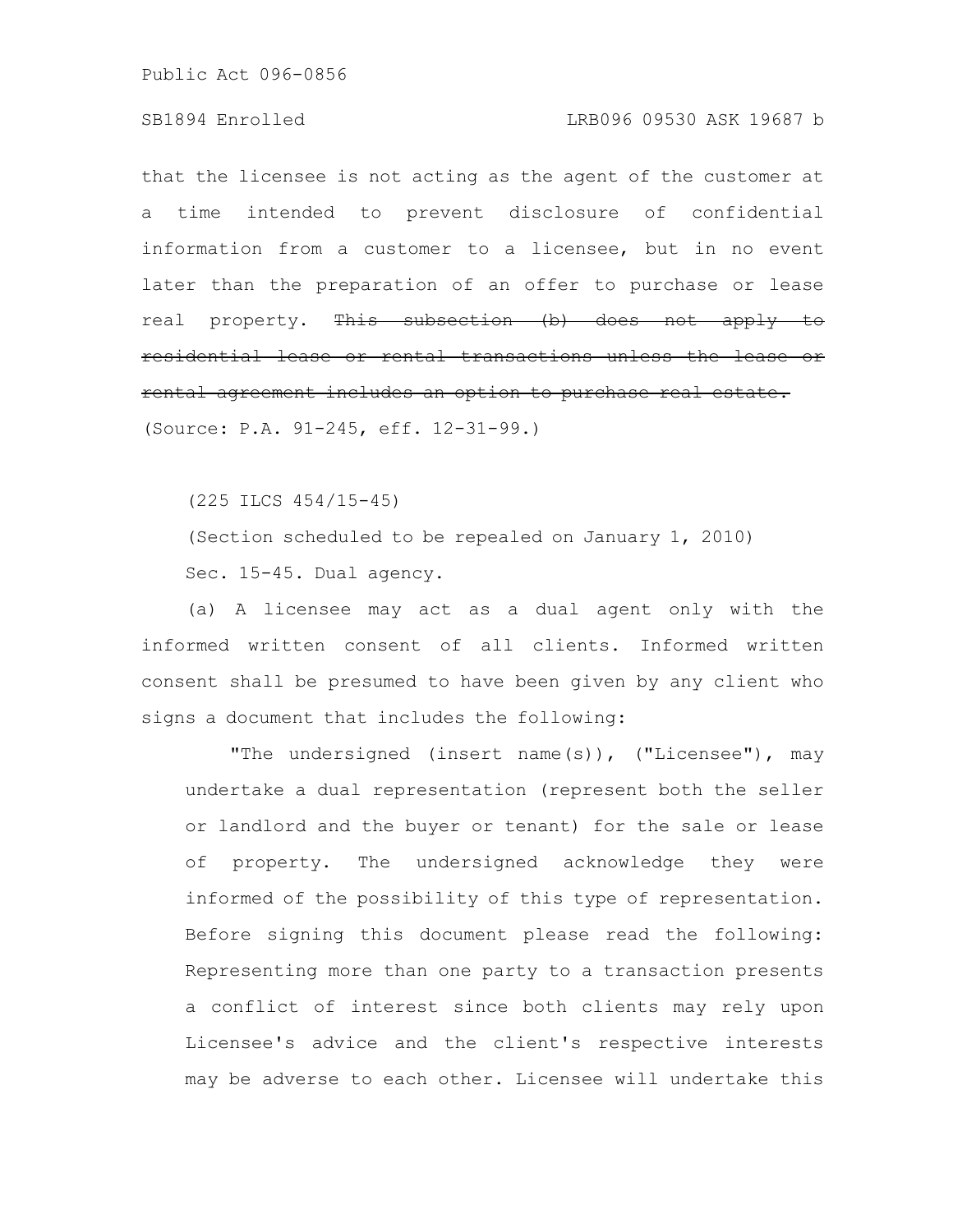that the licensee is not acting as the agent of the customer at a time intended to prevent disclosure of confidential information from a customer to a licensee, but in no event later than the preparation of an offer to purchase or lease real property. ~~This subsection (b) does not apply to residential lease or rental transactions unless the lease or rental agreement includes an option to purchase real estate.~~

(Source: P.A. 91-245, eff. 12-31-99.)

(225 ILCS 454/15-45)

(Section scheduled to be repealed on January 1, 2010)

Sec. 15-45. Dual agency.

(a) A licensee may act as a dual agent only with the informed written consent of all clients. Informed written consent shall be presumed to have been given by any client who signs a document that includes the following:

"The undersigned (insert name(s)), ("Licensee"), may undertake a dual representation (represent both the seller or landlord and the buyer or tenant) for the sale or lease of property. The undersigned acknowledge they were informed of the possibility of this type of representation. Before signing this document please read the following: Representing more than one party to a transaction presents a conflict of interest since both clients may rely upon Licensee's advice and the client's respective interests may be adverse to each other. Licensee will undertake this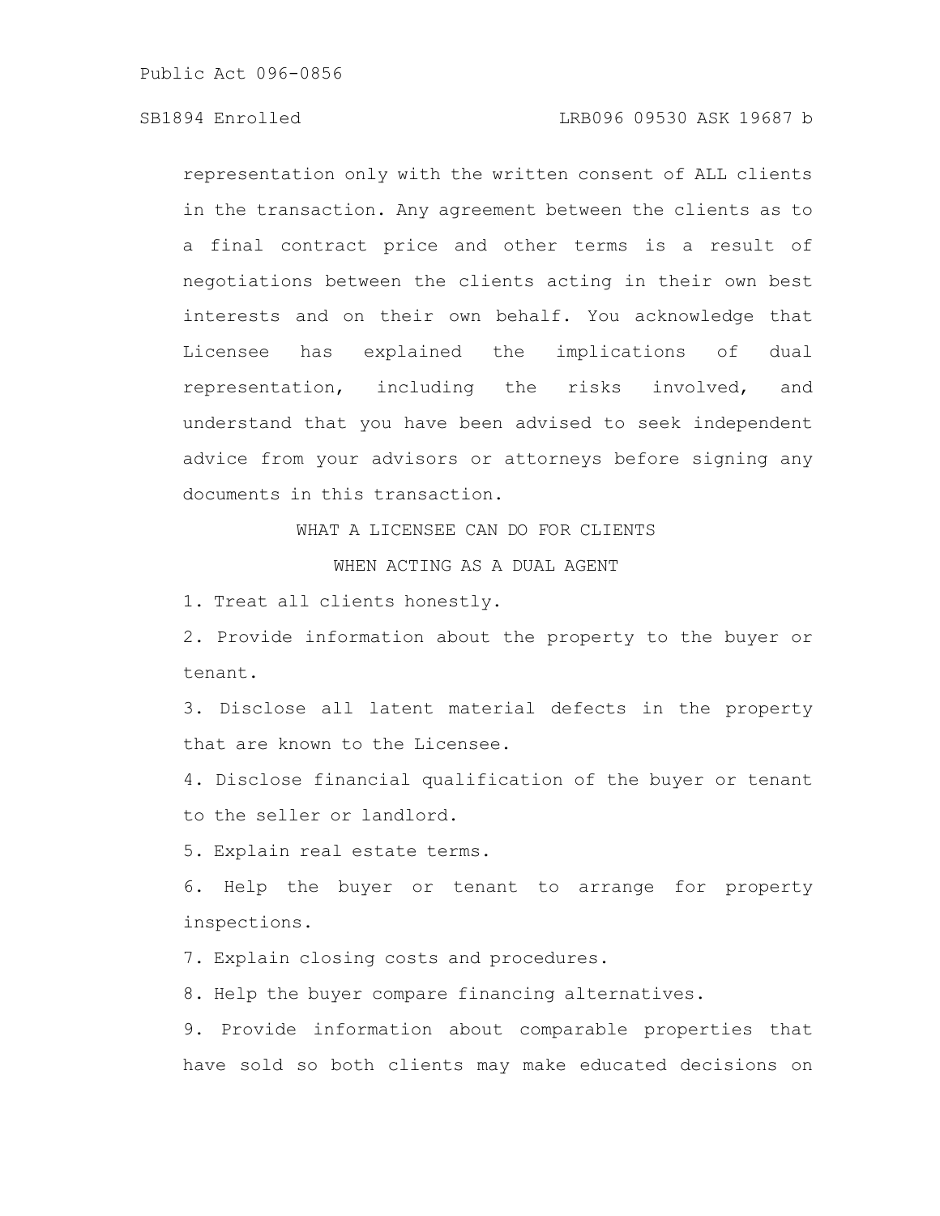representation only with the written consent of ALL clients in the transaction. Any agreement between the clients as to a final contract price and other terms is a result of negotiations between the clients acting in their own best interests and on their own behalf. You acknowledge that Licensee has explained the implications of dual representation, including the risks involved, and understand that you have been advised to seek independent advice from your advisors or attorneys before signing any documents in this transaction.

WHAT A LICENSEE CAN DO FOR CLIENTS
WHEN ACTING AS A DUAL AGENT

1. Treat all clients honestly.
2. Provide information about the property to the buyer or tenant.
3. Disclose all latent material defects in the property that are known to the Licensee.
4. Disclose financial qualification of the buyer or tenant to the seller or landlord.
5. Explain real estate terms.
6. Help the buyer or tenant to arrange for property inspections.
7. Explain closing costs and procedures.
8. Help the buyer compare financing alternatives.
9. Provide information about comparable properties that have sold so both clients may make educated decisions on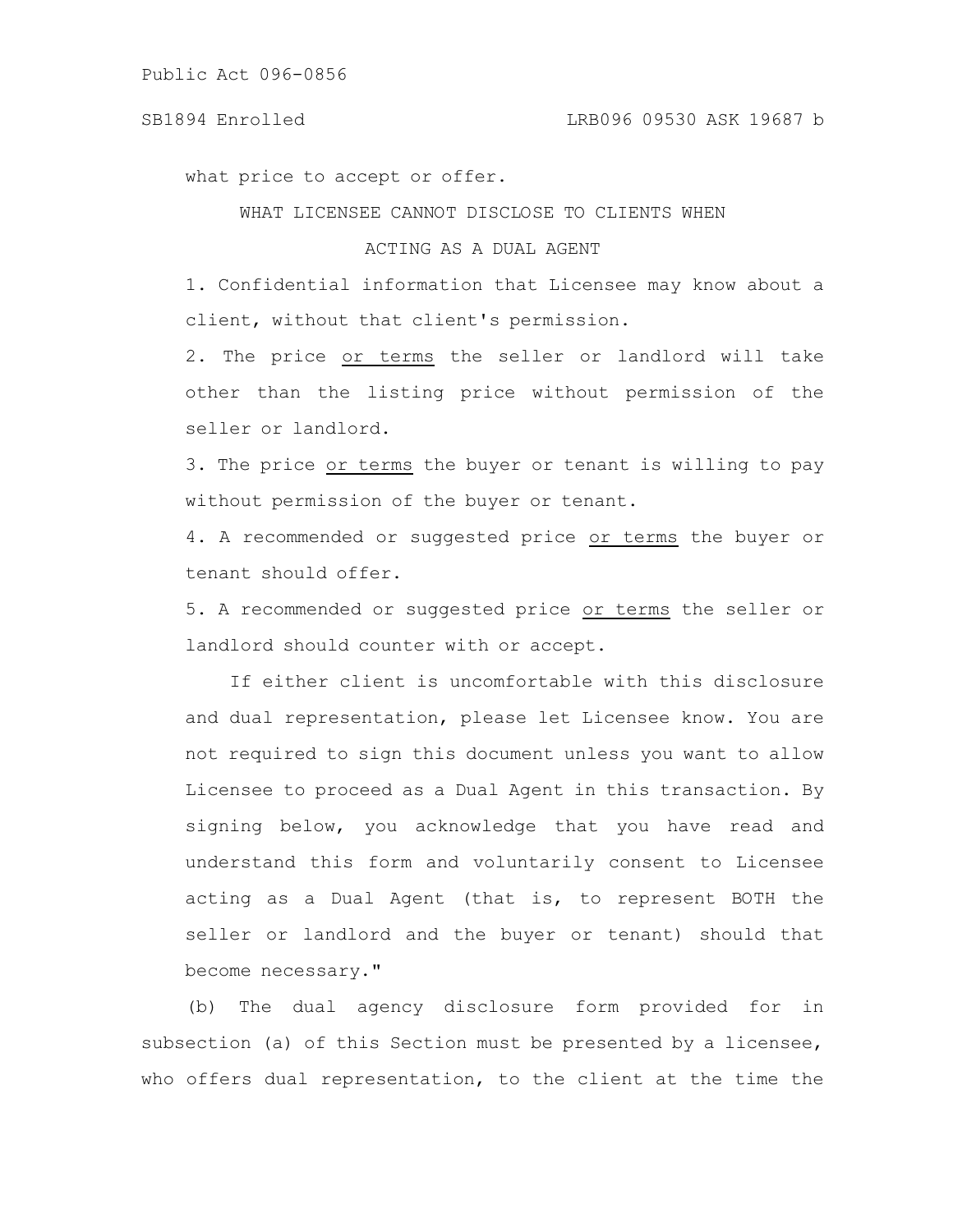what price to accept or offer.

WHAT LICENSEE CANNOT DISCLOSE TO CLIENTS WHEN ACTING AS A DUAL AGENT

1. Confidential information that Licensee may know about a client, without that client's permission.

2. The price <u>or terms</u> the seller or landlord will take other than the listing price without permission of the seller or landlord.

3. The price <u>or terms</u> the buyer or tenant is willing to pay without permission of the buyer or tenant.

4. A recommended or suggested price <u>or terms</u> the buyer or tenant should offer.

5. A recommended or suggested price <u>or terms</u> the seller or landlord should counter with or accept.

If either client is uncomfortable with this disclosure and dual representation, please let Licensee know. You are not required to sign this document unless you want to allow Licensee to proceed as a Dual Agent in this transaction. By signing below, you acknowledge that you have read and understand this form and voluntarily consent to Licensee acting as a Dual Agent (that is, to represent BOTH the seller or landlord and the buyer or tenant) should that become necessary."

(b) The dual agency disclosure form provided for in subsection (a) of this Section must be presented by a licensee, who offers dual representation, to the client at the time the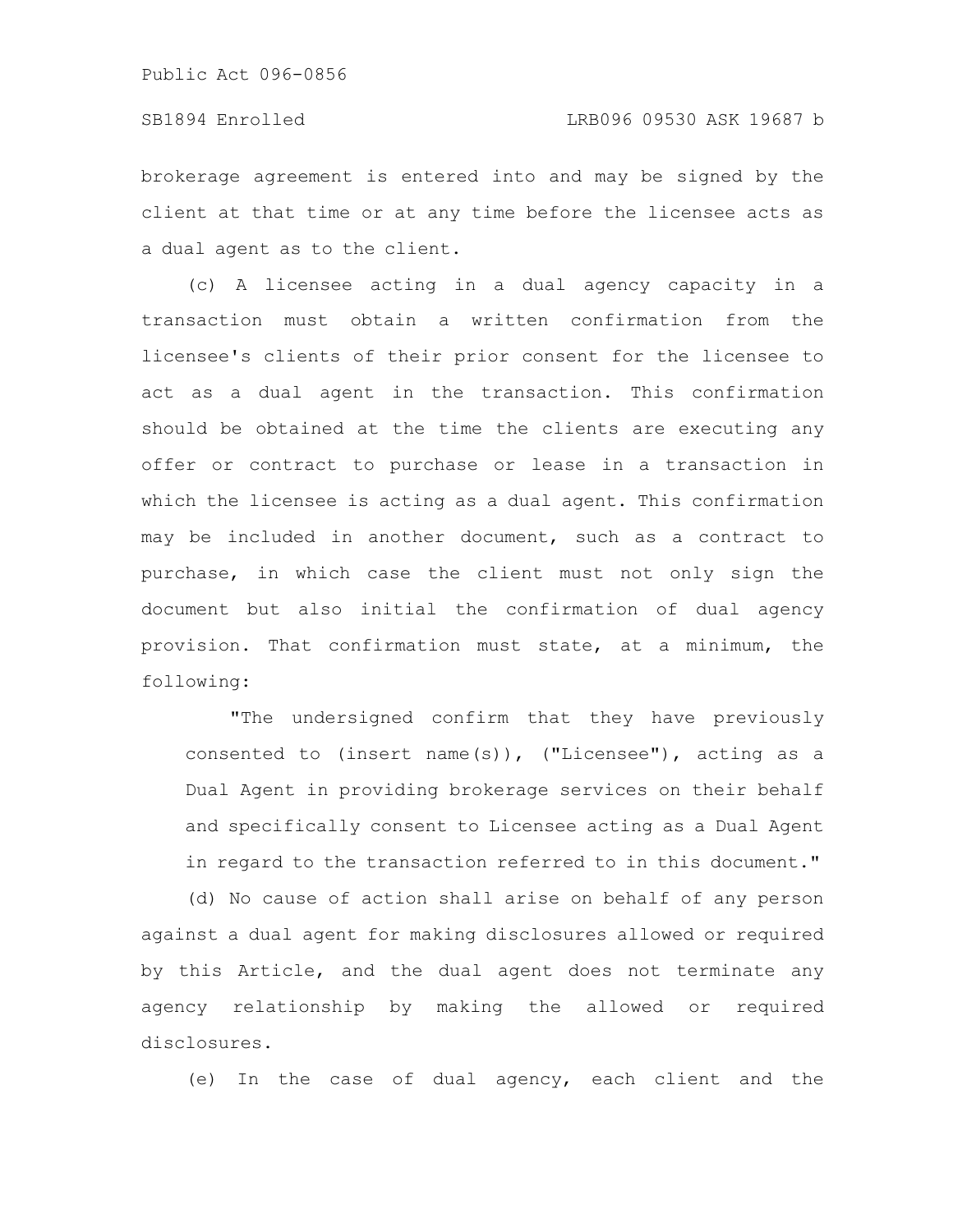brokerage agreement is entered into and may be signed by the client at that time or at any time before the licensee acts as a dual agent as to the client.

(c) A licensee acting in a dual agency capacity in a transaction must obtain a written confirmation from the licensee's clients of their prior consent for the licensee to act as a dual agent in the transaction. This confirmation should be obtained at the time the clients are executing any offer or contract to purchase or lease in a transaction in which the licensee is acting as a dual agent. This confirmation may be included in another document, such as a contract to purchase, in which case the client must not only sign the document but also initial the confirmation of dual agency provision. That confirmation must state, at a minimum, the following:

> "The undersigned confirm that they have previously consented to (insert name(s)), ("Licensee"), acting as a Dual Agent in providing brokerage services on their behalf and specifically consent to Licensee acting as a Dual Agent in regard to the transaction referred to in this document."

(d) No cause of action shall arise on behalf of any person against a dual agent for making disclosures allowed or required by this Article, and the dual agent does not terminate any agency relationship by making the allowed or required disclosures.

(e) In the case of dual agency, each client and the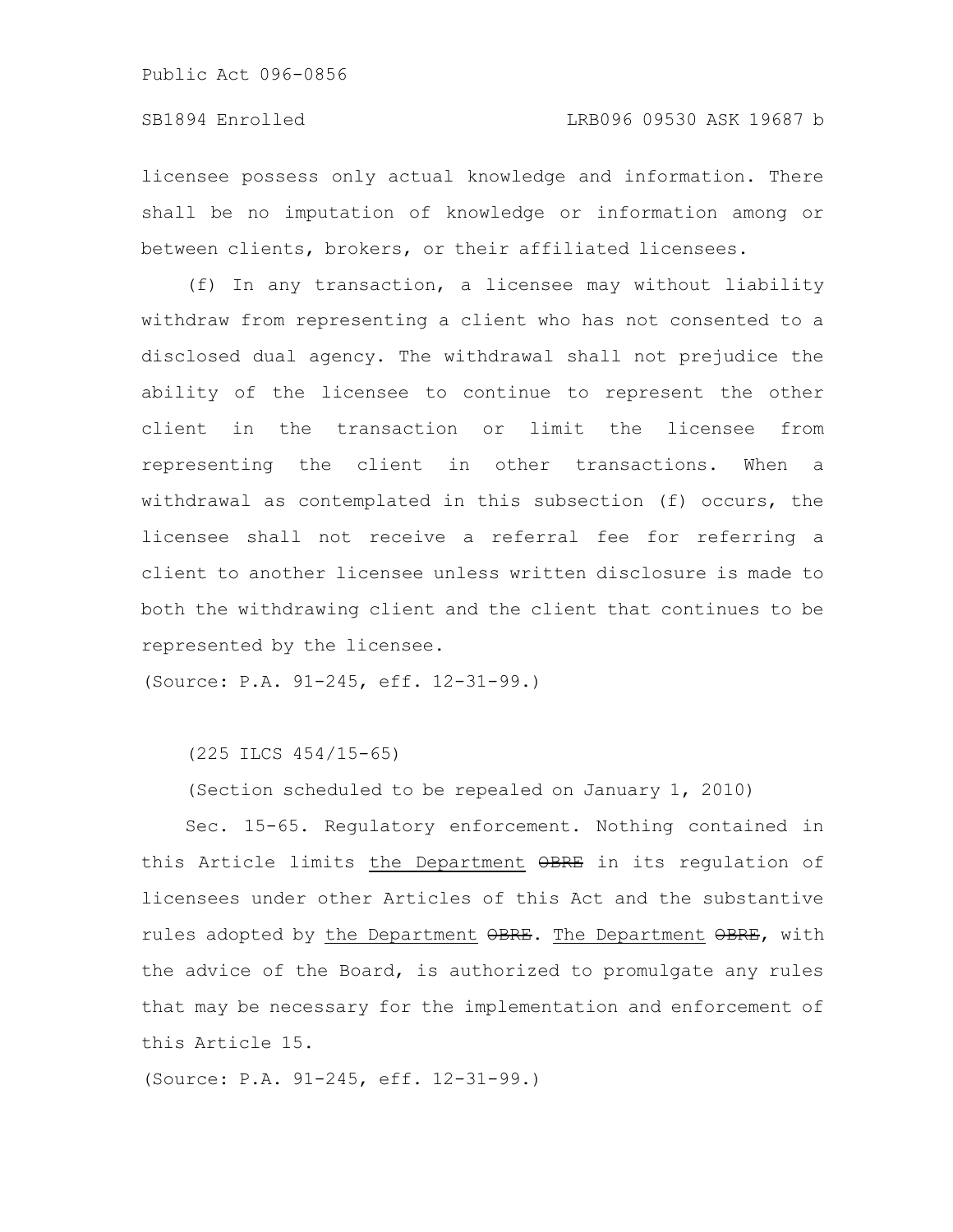licensee possess only actual knowledge and information. There shall be no imputation of knowledge or information among or between clients, brokers, or their affiliated licensees.

(f) In any transaction, a licensee may without liability withdraw from representing a client who has not consented to a disclosed dual agency. The withdrawal shall not prejudice the ability of the licensee to continue to represent the other client in the transaction or limit the licensee from representing the client in other transactions. When a withdrawal as contemplated in this subsection (f) occurs, the licensee shall not receive a referral fee for referring a client to another licensee unless written disclosure is made to both the withdrawing client and the client that continues to be represented by the licensee.

(Source: P.A. 91-245, eff. 12-31-99.)

(225 ILCS 454/15-65)

(Section scheduled to be repealed on January 1, 2010)

Sec. 15-65. Regulatory enforcement. Nothing contained in this Article limits the Department ~~OBRE~~ in its regulation of licensees under other Articles of this Act and the substantive rules adopted by the Department ~~OBRE~~. The Department ~~OBRE~~, with the advice of the Board, is authorized to promulgate any rules that may be necessary for the implementation and enforcement of this Article 15.

(Source: P.A. 91-245, eff. 12-31-99.)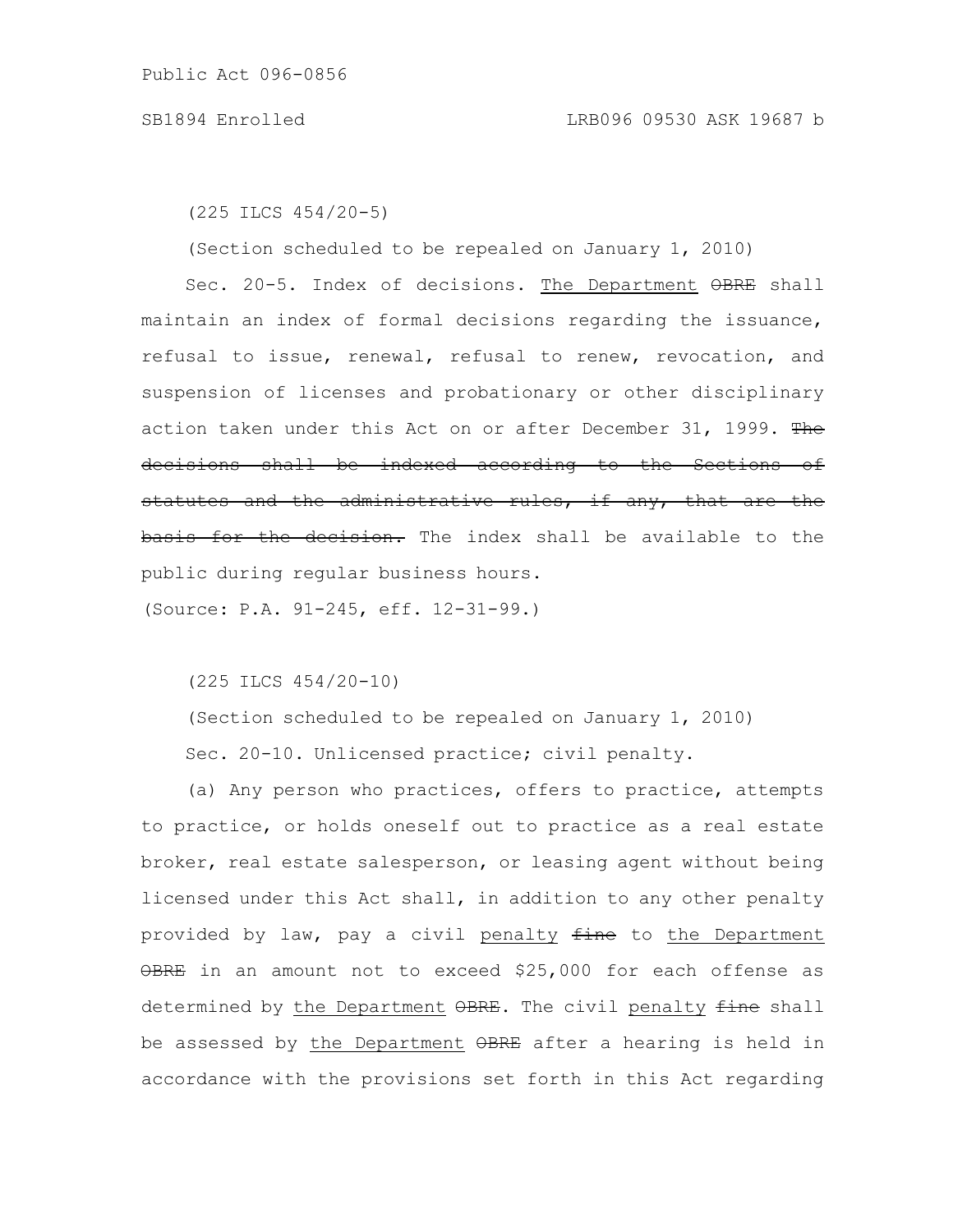(225 ILCS 454/20-5)

(Section scheduled to be repealed on January 1, 2010)

Sec. 20-5. Index of decisions. The Department ~~OBRE~~ shall maintain an index of formal decisions regarding the issuance, refusal to issue, renewal, refusal to renew, revocation, and suspension of licenses and probationary or other disciplinary action taken under this Act on or after December 31, 1999. ~~The decisions shall be indexed according to the Sections of statutes and the administrative rules, if any, that are the basis for the decision.~~ The index shall be available to the public during regular business hours.

(Source: P.A. 91-245, eff. 12-31-99.)

(225 ILCS 454/20-10)

(Section scheduled to be repealed on January 1, 2010)

Sec. 20-10. Unlicensed practice; civil penalty.

(a) Any person who practices, offers to practice, attempts to practice, or holds oneself out to practice as a real estate broker, real estate salesperson, or leasing agent without being licensed under this Act shall, in addition to any other penalty provided by law, pay a civil penalty ~~fine~~ to the Department ~~OBRE~~ in an amount not to exceed $25,000 for each offense as determined by the Department ~~OBRE~~. The civil penalty ~~fine~~ shall be assessed by the Department ~~OBRE~~ after a hearing is held in accordance with the provisions set forth in this Act regarding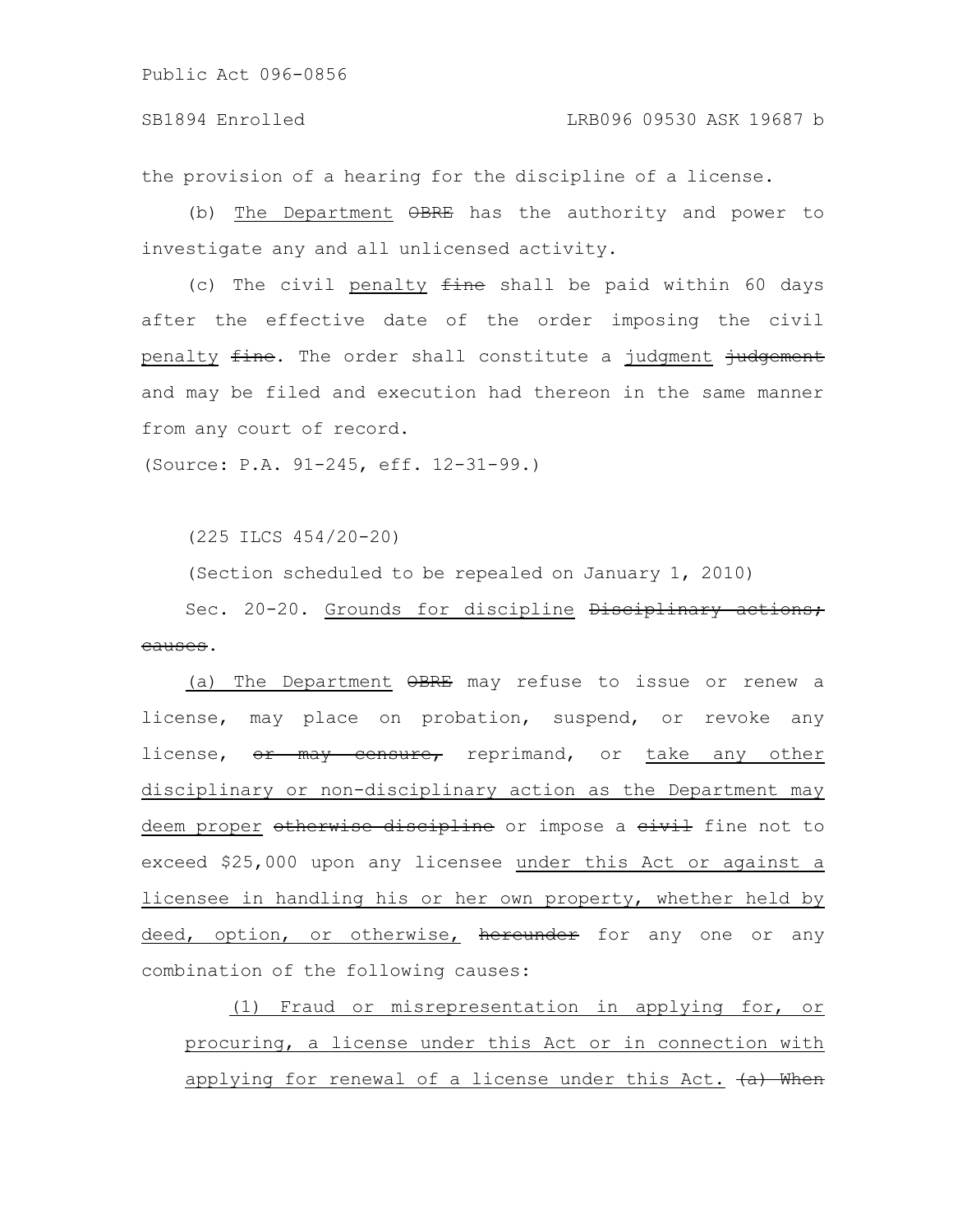the provision of a hearing for the discipline of a license.

(b) The Department ~~OBRE~~ has the authority and power to investigate any and all unlicensed activity.

(c) The civil penalty ~~fine~~ shall be paid within 60 days after the effective date of the order imposing the civil penalty ~~fine~~. The order shall constitute a judgment ~~judgement~~ and may be filed and execution had thereon in the same manner from any court of record.

(Source: P.A. 91-245, eff. 12-31-99.)

(225 ILCS 454/20-20)

(Section scheduled to be repealed on January 1, 2010)

Sec. 20-20. Grounds for discipline ~~Disciplinary actions; causes~~.

(a) The Department ~~OBRE~~ may refuse to issue or renew a license, may place on probation, suspend, or revoke any license, ~~or may censure,~~ reprimand, or take any other disciplinary or non-disciplinary action as the Department may deem proper ~~otherwise discipline~~ or impose a ~~civil~~ fine not to exceed $25,000 upon any licensee under this Act or against a licensee in handling his or her own property, whether held by deed, option, or otherwise, ~~hereunder~~ for any one or any combination of the following causes:

(1) Fraud or misrepresentation in applying for, or procuring, a license under this Act or in connection with applying for renewal of a license under this Act. ~~(a) When~~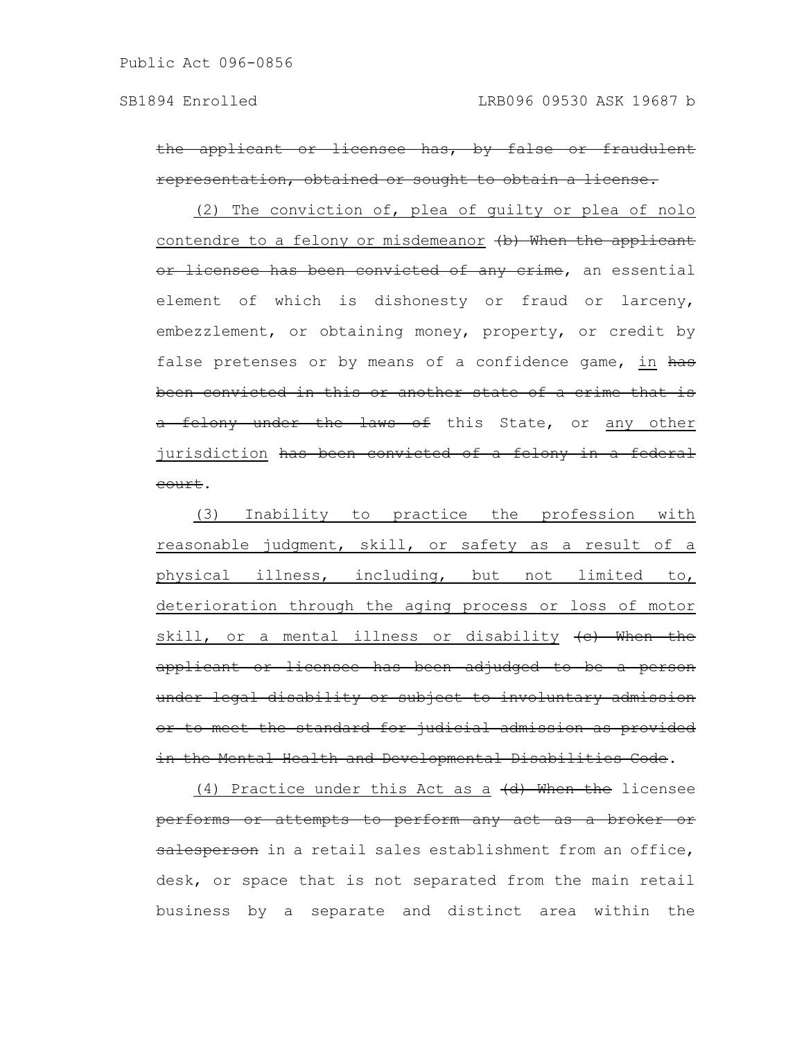~~the applicant or licensee has, by false or fraudulent representation, obtained or sought to obtain a license.~~

(2) The conviction of, plea of guilty or plea of nolo contendre to a felony or misdemeanor ~~(b) When the applicant or licensee has been convicted of any crime~~, an essential element of which is dishonesty or fraud or larceny, embezzlement, or obtaining money, property, or credit by false pretenses or by means of a confidence game, in ~~has been convicted in this or another state of a crime that is a felony under the laws of~~ this State, or any other jurisdiction ~~has been convicted of a felony in a federal court~~.

(3) Inability to practice the profession with reasonable judgment, skill, or safety as a result of a physical illness, including, but not limited to, deterioration through the aging process or loss of motor skill, or a mental illness or disability ~~(c) When the applicant or licensee has been adjudged to be a person under legal disability or subject to involuntary admission or to meet the standard for judicial admission as provided in the Mental Health and Developmental Disabilities Code~~.

(4) Practice under this Act as a ~~(d) When the~~ licensee ~~performs or attempts to perform any act as a broker or salesperson~~ in a retail sales establishment from an office, desk, or space that is not separated from the main retail business by a separate and distinct area within the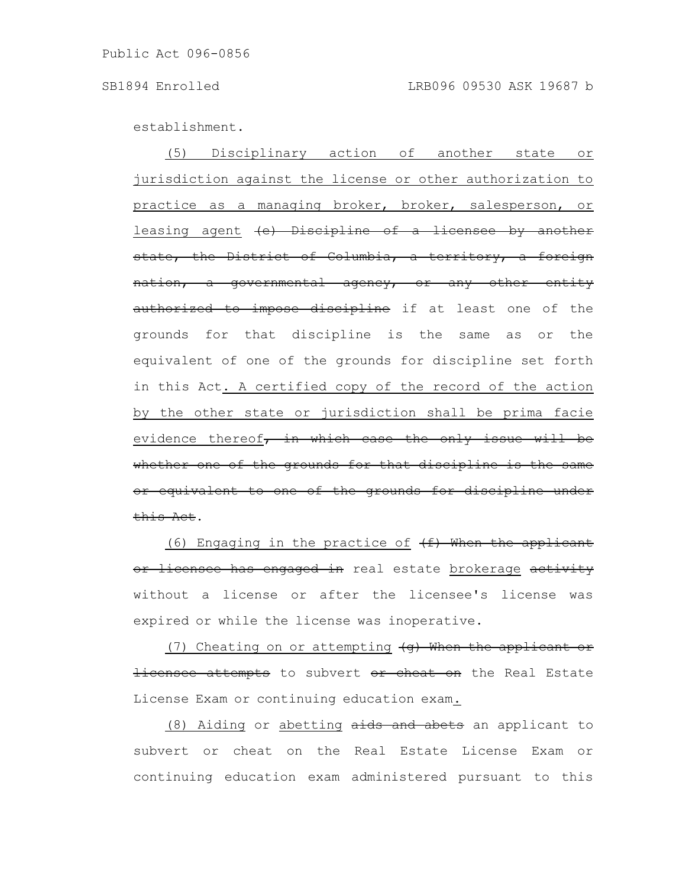establishment.

(5) Disciplinary action of another state or jurisdiction against the license or other authorization to practice as a managing broker, broker, salesperson, or leasing agent ~~(e) Discipline of a licensee by another state, the District of Columbia, a territory, a foreign nation, a governmental agency, or any other entity authorized to impose discipline~~ if at least one of the grounds for that discipline is the same as or the equivalent of one of the grounds for discipline set forth in this Act. A certified copy of the record of the action by the other state or jurisdiction shall be prima facie evidence thereof~~, in which case the only issue will be whether one of the grounds for that discipline is the same or equivalent to one of the grounds for discipline under this Act~~.

(6) Engaging in the practice of ~~(f) When the applicant or licensee has engaged in~~ real estate brokerage ~~activity~~ without a license or after the licensee's license was expired or while the license was inoperative.

(7) Cheating on or attempting ~~(g) When the applicant or licensee attempts~~ to subvert ~~or cheat on~~ the Real Estate License Exam or continuing education exam.

(8) Aiding or abetting ~~aids and abets~~ an applicant to subvert or cheat on the Real Estate License Exam or continuing education exam administered pursuant to this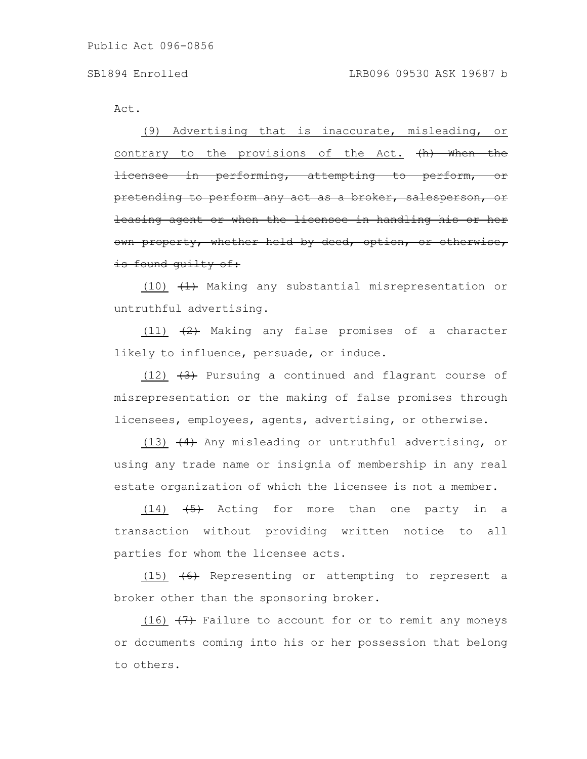Act.

(9) Advertising that is inaccurate, misleading, or contrary to the provisions of the Act. ~~(h) When the licensee in performing, attempting to perform, or pretending to perform any act as a broker, salesperson, or leasing agent or when the licensee in handling his or her own property, whether held by deed, option, or otherwise, is found guilty of:~~

(10) ~~(1)~~ Making any substantial misrepresentation or untruthful advertising.

(11) ~~(2)~~ Making any false promises of a character likely to influence, persuade, or induce.

(12) ~~(3)~~ Pursuing a continued and flagrant course of misrepresentation or the making of false promises through licensees, employees, agents, advertising, or otherwise.

(13) ~~(4)~~ Any misleading or untruthful advertising, or using any trade name or insignia of membership in any real estate organization of which the licensee is not a member.

(14) ~~(5)~~ Acting for more than one party in a transaction without providing written notice to all parties for whom the licensee acts.

(15) ~~(6)~~ Representing or attempting to represent a broker other than the sponsoring broker.

(16) ~~(7)~~ Failure to account for or to remit any moneys or documents coming into his or her possession that belong to others.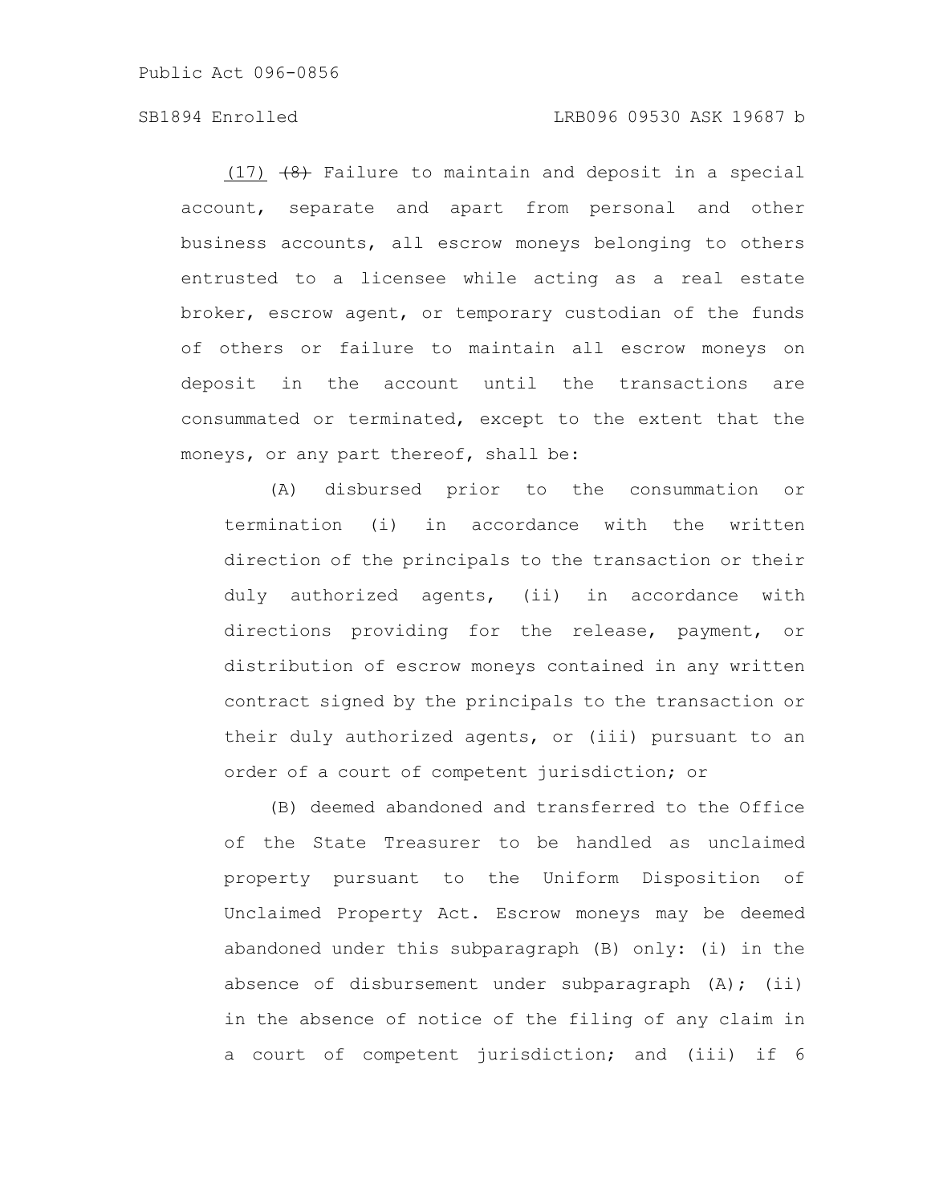(17) ~~(8)~~ Failure to maintain and deposit in a special account, separate and apart from personal and other business accounts, all escrow moneys belonging to others entrusted to a licensee while acting as a real estate broker, escrow agent, or temporary custodian of the funds of others or failure to maintain all escrow moneys on deposit in the account until the transactions are consummated or terminated, except to the extent that the moneys, or any part thereof, shall be:

(A) disbursed prior to the consummation or termination (i) in accordance with the written direction of the principals to the transaction or their duly authorized agents, (ii) in accordance with directions providing for the release, payment, or distribution of escrow moneys contained in any written contract signed by the principals to the transaction or their duly authorized agents, or (iii) pursuant to an order of a court of competent jurisdiction; or

(B) deemed abandoned and transferred to the Office of the State Treasurer to be handled as unclaimed property pursuant to the Uniform Disposition of Unclaimed Property Act. Escrow moneys may be deemed abandoned under this subparagraph (B) only: (i) in the absence of disbursement under subparagraph (A); (ii) in the absence of notice of the filing of any claim in a court of competent jurisdiction; and (iii) if 6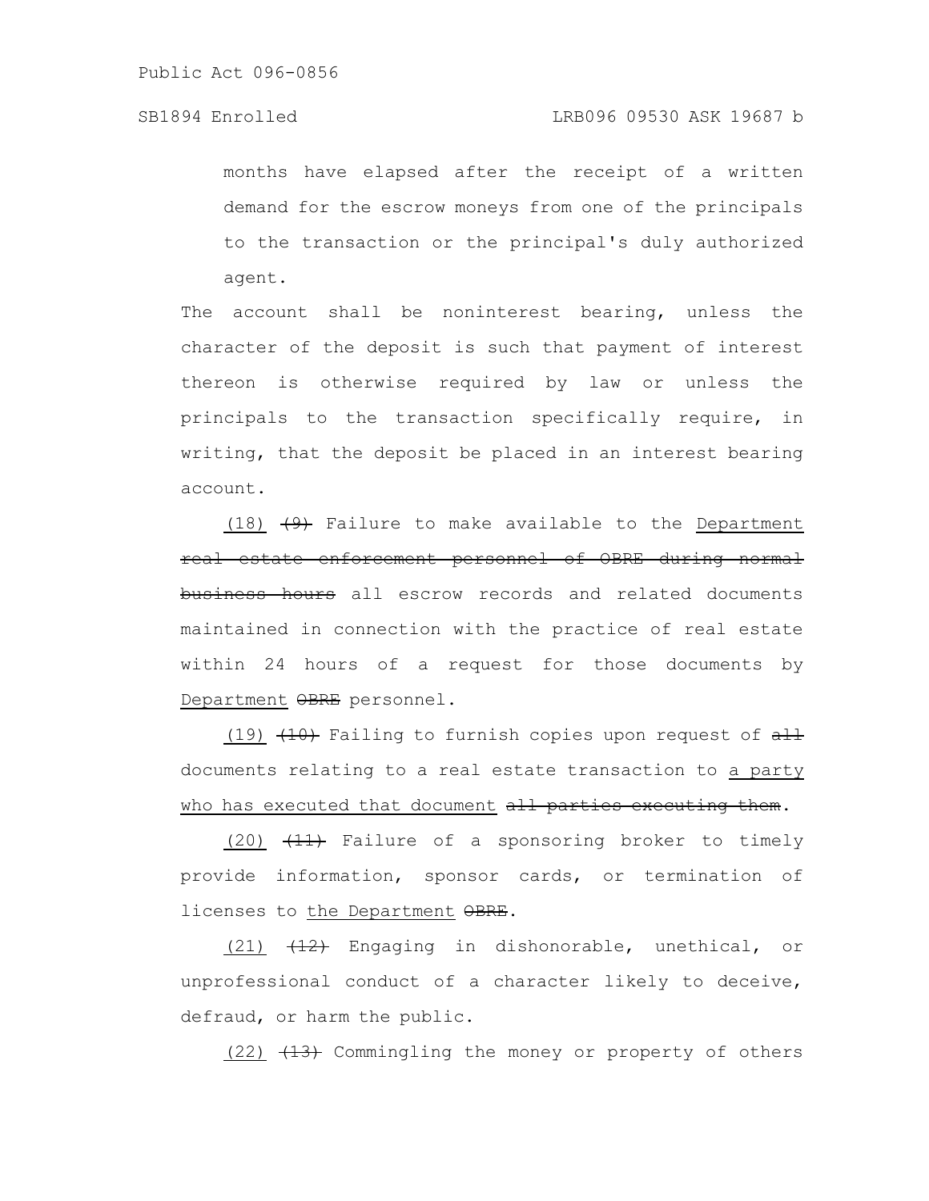months have elapsed after the receipt of a written demand for the escrow moneys from one of the principals to the transaction or the principal's duly authorized agent.

The account shall be noninterest bearing, unless the character of the deposit is such that payment of interest thereon is otherwise required by law or unless the principals to the transaction specifically require, in writing, that the deposit be placed in an interest bearing account.

(18) ~~(9)~~ Failure to make available to the Department ~~real estate enforcement personnel of OBRE during normal business hours~~ all escrow records and related documents maintained in connection with the practice of real estate within 24 hours of a request for those documents by Department ~~OBRE~~ personnel.

(19) ~~(10)~~ Failing to furnish copies upon request of ~~all~~ documents relating to a real estate transaction to a party who has executed that document ~~all parties executing them~~.

(20) ~~(11)~~ Failure of a sponsoring broker to timely provide information, sponsor cards, or termination of licenses to the Department ~~OBRE~~.

(21) ~~(12)~~ Engaging in dishonorable, unethical, or unprofessional conduct of a character likely to deceive, defraud, or harm the public.

(22) ~~(13)~~ Commingling the money or property of others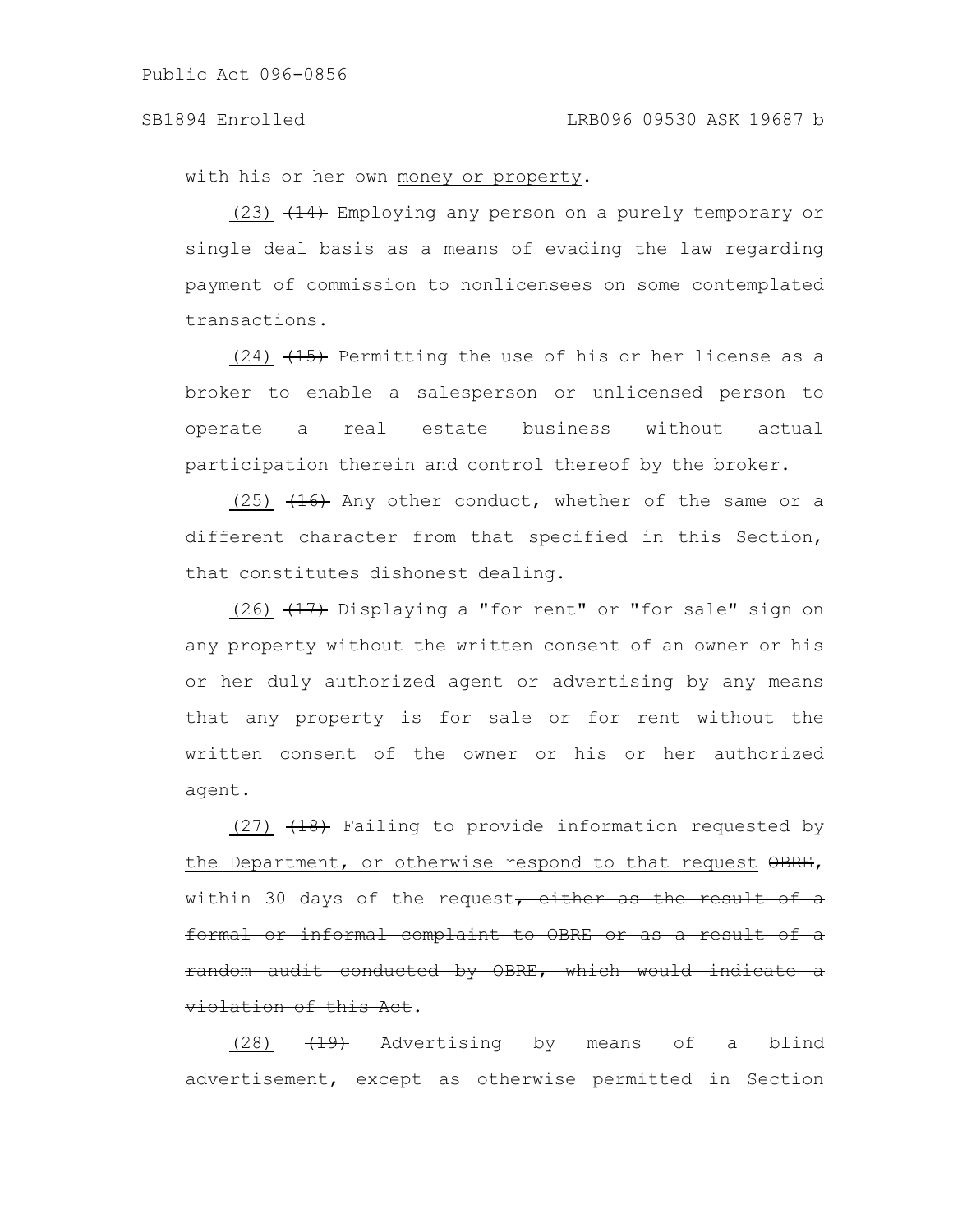with his or her own money or property.

(23) (14) Employing any person on a purely temporary or single deal basis as a means of evading the law regarding payment of commission to nonlicensees on some contemplated transactions.

(24) (15) Permitting the use of his or her license as a broker to enable a salesperson or unlicensed person to operate a real estate business without actual participation therein and control thereof by the broker.

(25) (16) Any other conduct, whether of the same or a different character from that specified in this Section, that constitutes dishonest dealing.

(26) (17) Displaying a "for rent" or "for sale" sign on any property without the written consent of an owner or his or her duly authorized agent or advertising by any means that any property is for sale or for rent without the written consent of the owner or his or her authorized agent.

(27) (18) Failing to provide information requested by the Department, or otherwise respond to that request OBRE, within 30 days of the request, either as the result of a formal or informal complaint to OBRE or as a result of a random audit conducted by OBRE, which would indicate a violation of this Act.

(28) (19) Advertising by means of a blind advertisement, except as otherwise permitted in Section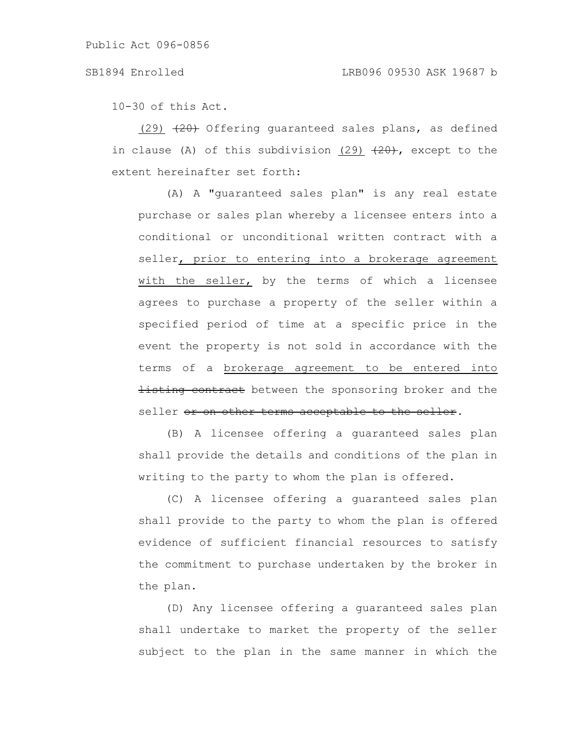10-30 of this Act.

(29) ~~(20)~~ Offering guaranteed sales plans, as defined in clause (A) of this subdivision (29) ~~(20)~~, except to the extent hereinafter set forth:

(A) A "guaranteed sales plan" is any real estate purchase or sales plan whereby a licensee enters into a conditional or unconditional written contract with a seller, prior to entering into a brokerage agreement with the seller, by the terms of which a licensee agrees to purchase a property of the seller within a specified period of time at a specific price in the event the property is not sold in accordance with the terms of a brokerage agreement to be entered into ~~listing contract~~ between the sponsoring broker and the seller ~~or on other terms acceptable to the seller~~.

(B) A licensee offering a guaranteed sales plan shall provide the details and conditions of the plan in writing to the party to whom the plan is offered.

(C) A licensee offering a guaranteed sales plan shall provide to the party to whom the plan is offered evidence of sufficient financial resources to satisfy the commitment to purchase undertaken by the broker in the plan.

(D) Any licensee offering a guaranteed sales plan shall undertake to market the property of the seller subject to the plan in the same manner in which the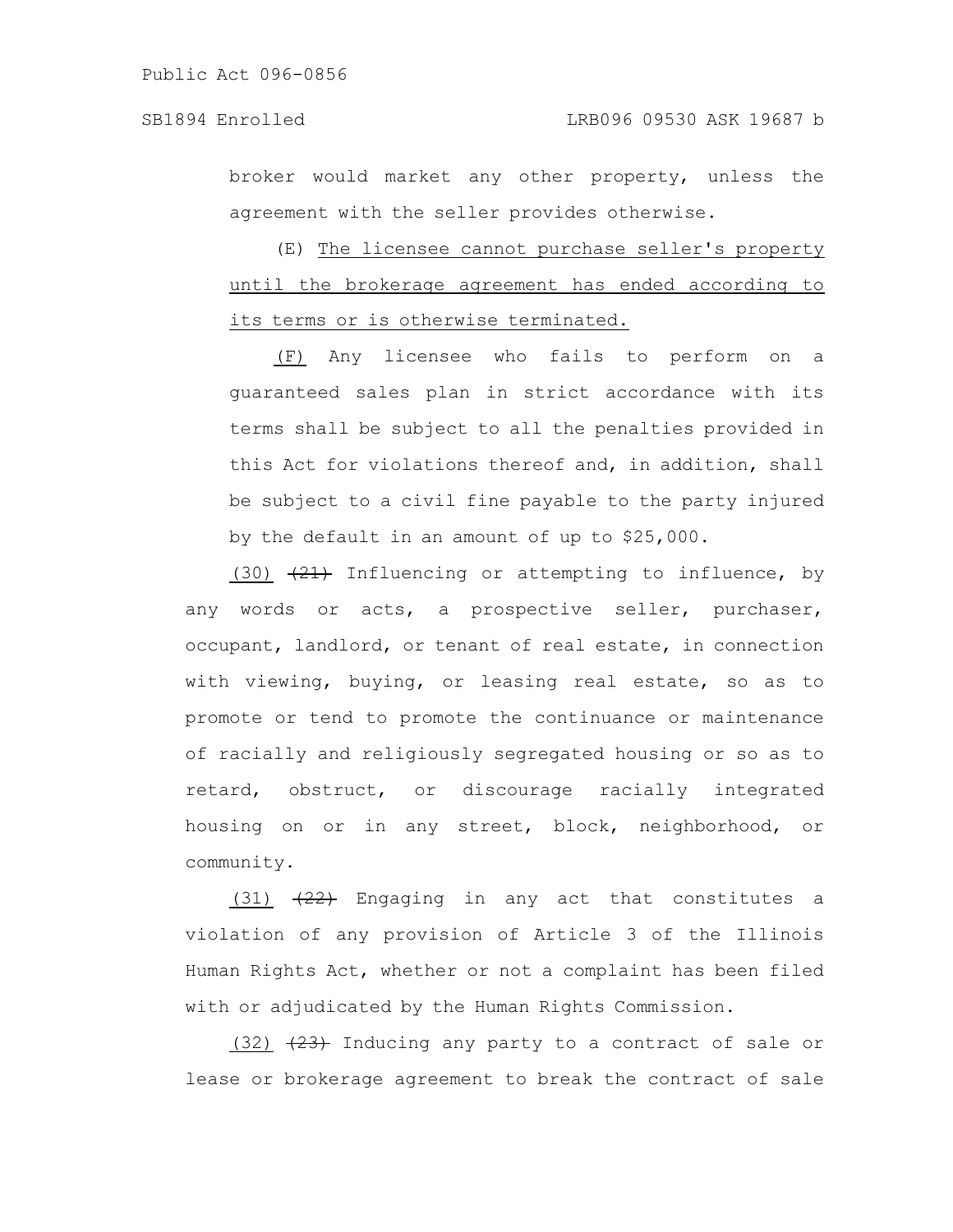broker would market any other property, unless the agreement with the seller provides otherwise.

(E) The licensee cannot purchase seller's property until the brokerage agreement has ended according to its terms or is otherwise terminated.

(F) Any licensee who fails to perform on a guaranteed sales plan in strict accordance with its terms shall be subject to all the penalties provided in this Act for violations thereof and, in addition, shall be subject to a civil fine payable to the party injured by the default in an amount of up to $25,000.

(30) ~~(21)~~ Influencing or attempting to influence, by any words or acts, a prospective seller, purchaser, occupant, landlord, or tenant of real estate, in connection with viewing, buying, or leasing real estate, so as to promote or tend to promote the continuance or maintenance of racially and religiously segregated housing or so as to retard, obstruct, or discourage racially integrated housing on or in any street, block, neighborhood, or community.

(31) ~~(22)~~ Engaging in any act that constitutes a violation of any provision of Article 3 of the Illinois Human Rights Act, whether or not a complaint has been filed with or adjudicated by the Human Rights Commission.

(32) ~~(23)~~ Inducing any party to a contract of sale or lease or brokerage agreement to break the contract of sale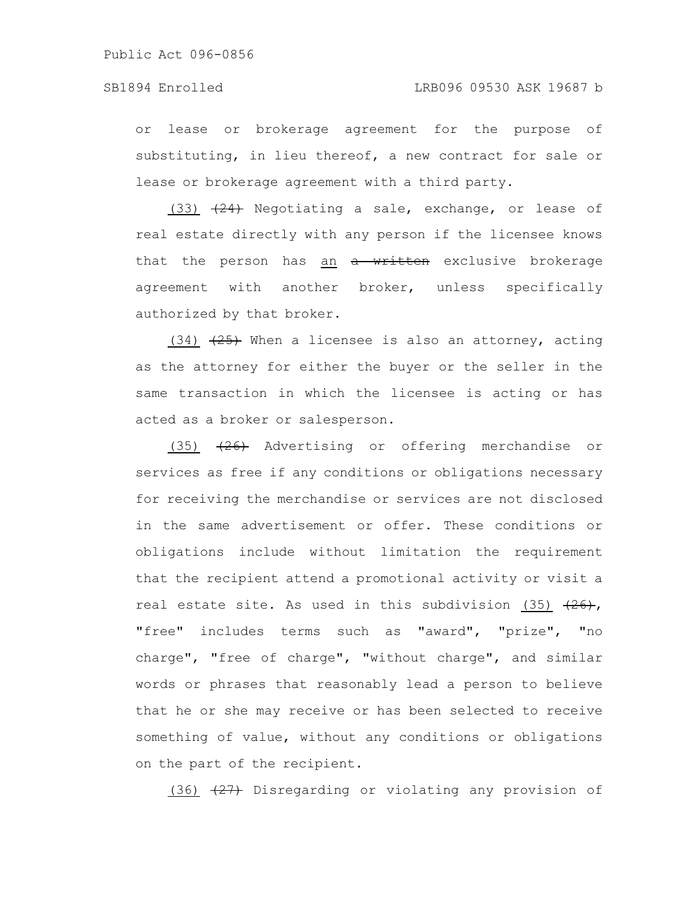or lease or brokerage agreement for the purpose of substituting, in lieu thereof, a new contract for sale or lease or brokerage agreement with a third party.

(33) ~~(24)~~ Negotiating a sale, exchange, or lease of real estate directly with any person if the licensee knows that the person has an ~~a written~~ exclusive brokerage agreement with another broker, unless specifically authorized by that broker.

(34) ~~(25)~~ When a licensee is also an attorney, acting as the attorney for either the buyer or the seller in the same transaction in which the licensee is acting or has acted as a broker or salesperson.

(35) ~~(26)~~ Advertising or offering merchandise or services as free if any conditions or obligations necessary for receiving the merchandise or services are not disclosed in the same advertisement or offer. These conditions or obligations include without limitation the requirement that the recipient attend a promotional activity or visit a real estate site. As used in this subdivision (35) ~~(26)~~, "free" includes terms such as "award", "prize", "no charge", "free of charge", "without charge", and similar words or phrases that reasonably lead a person to believe that he or she may receive or has been selected to receive something of value, without any conditions or obligations on the part of the recipient.

(36) ~~(27)~~ Disregarding or violating any provision of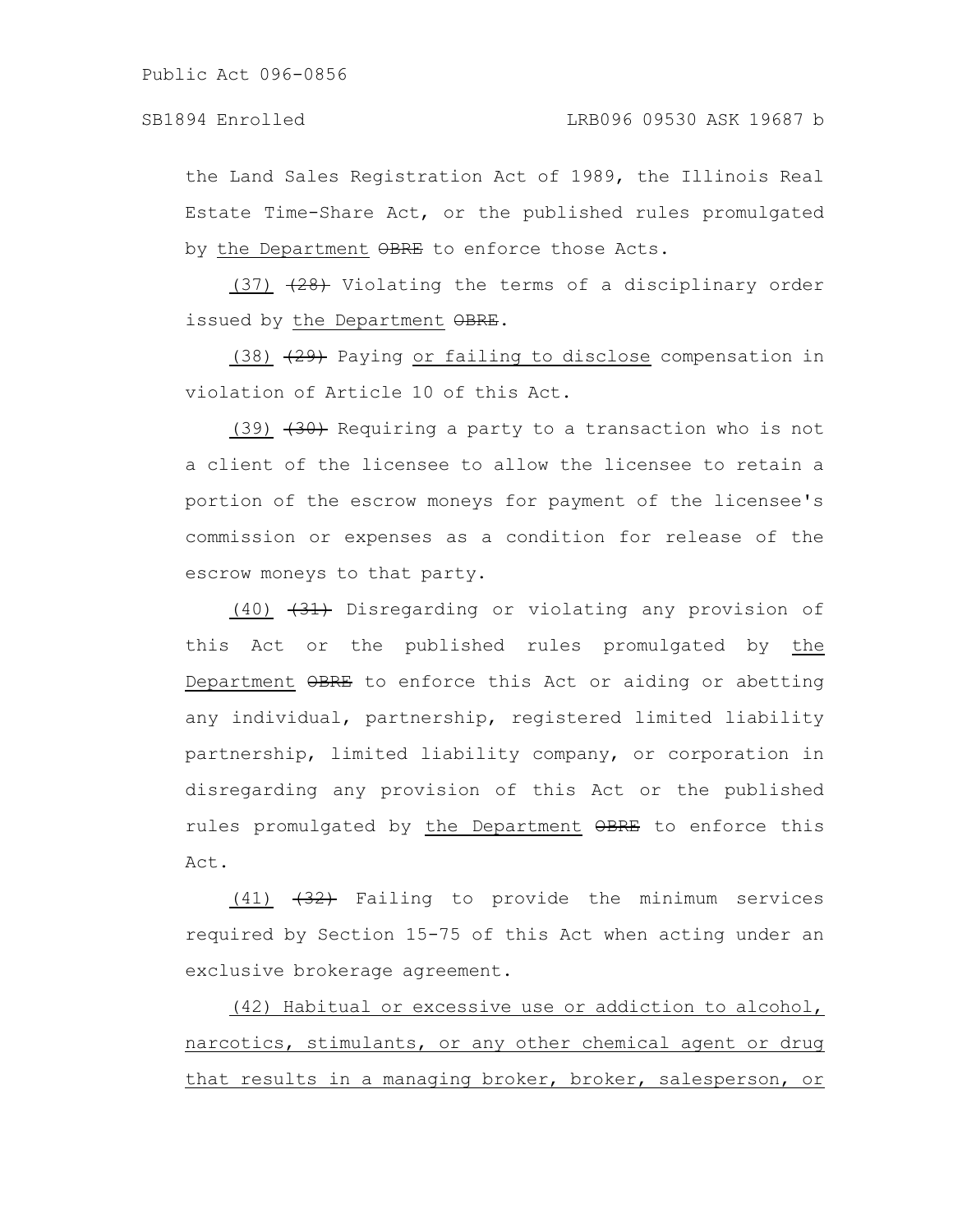the Land Sales Registration Act of 1989, the Illinois Real Estate Time-Share Act, or the published rules promulgated by the Department ~~OBRE~~ to enforce those Acts.

(37) ~~(28)~~ Violating the terms of a disciplinary order issued by the Department ~~OBRE~~.

(38) ~~(29)~~ Paying or failing to disclose compensation in violation of Article 10 of this Act.

(39) ~~(30)~~ Requiring a party to a transaction who is not a client of the licensee to allow the licensee to retain a portion of the escrow moneys for payment of the licensee's commission or expenses as a condition for release of the escrow moneys to that party.

(40) ~~(31)~~ Disregarding or violating any provision of this Act or the published rules promulgated by the Department ~~OBRE~~ to enforce this Act or aiding or abetting any individual, partnership, registered limited liability partnership, limited liability company, or corporation in disregarding any provision of this Act or the published rules promulgated by the Department ~~OBRE~~ to enforce this Act.

(41) ~~(32)~~ Failing to provide the minimum services required by Section 15-75 of this Act when acting under an exclusive brokerage agreement.

(42) Habitual or excessive use or addiction to alcohol, narcotics, stimulants, or any other chemical agent or drug that results in a managing broker, broker, salesperson, or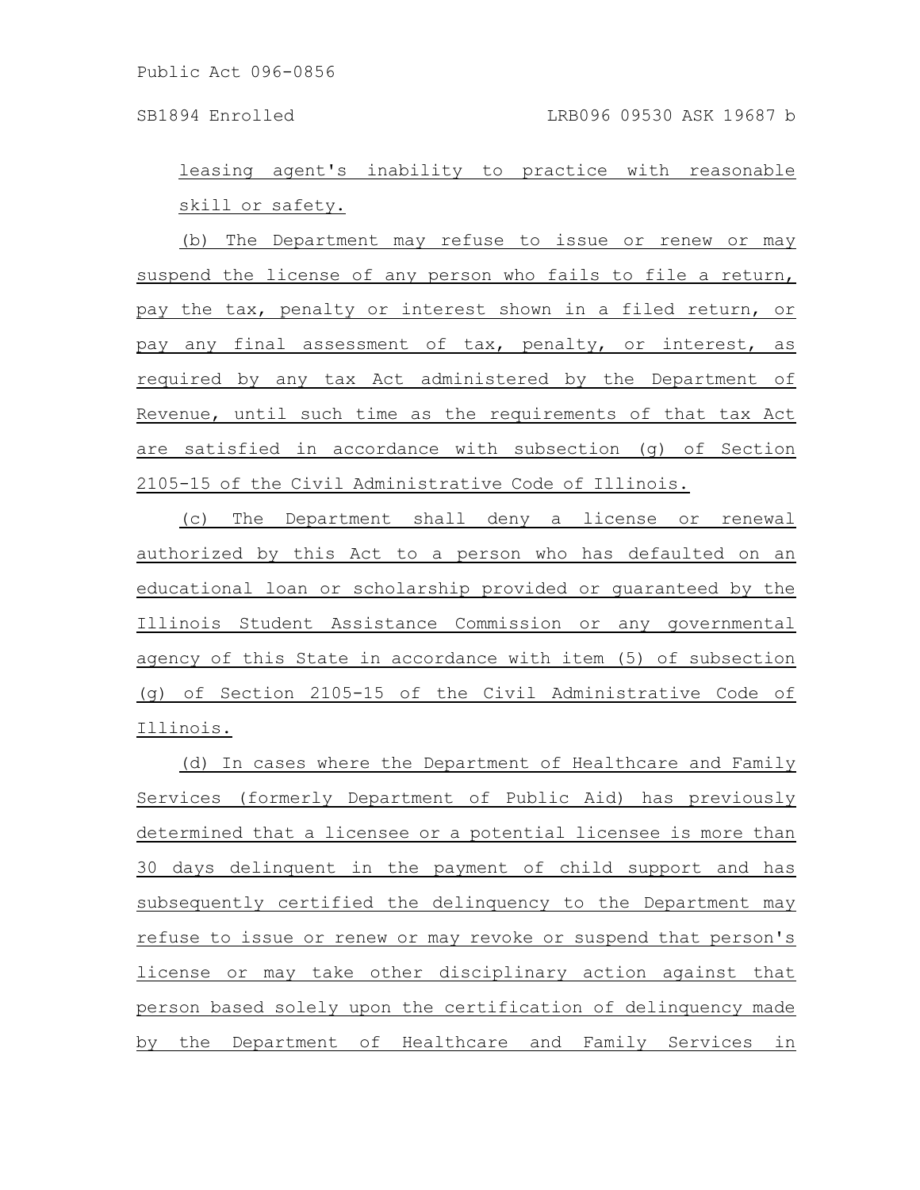leasing agent's inability to practice with reasonable skill or safety.

(b) The Department may refuse to issue or renew or may suspend the license of any person who fails to file a return, pay the tax, penalty or interest shown in a filed return, or pay any final assessment of tax, penalty, or interest, as required by any tax Act administered by the Department of Revenue, until such time as the requirements of that tax Act are satisfied in accordance with subsection (g) of Section 2105-15 of the Civil Administrative Code of Illinois.

(c) The Department shall deny a license or renewal authorized by this Act to a person who has defaulted on an educational loan or scholarship provided or guaranteed by the Illinois Student Assistance Commission or any governmental agency of this State in accordance with item (5) of subsection (g) of Section 2105-15 of the Civil Administrative Code of Illinois.

(d) In cases where the Department of Healthcare and Family Services (formerly Department of Public Aid) has previously determined that a licensee or a potential licensee is more than 30 days delinquent in the payment of child support and has subsequently certified the delinquency to the Department may refuse to issue or renew or may revoke or suspend that person's license or may take other disciplinary action against that person based solely upon the certification of delinquency made by the Department of Healthcare and Family Services in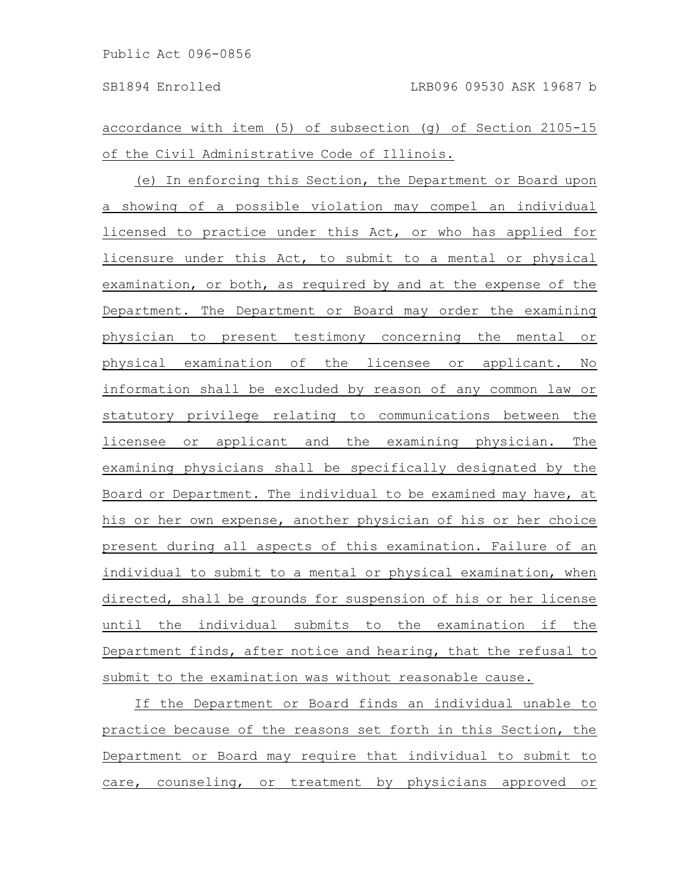accordance with item (5) of subsection (g) of Section 2105-15 of the Civil Administrative Code of Illinois.

(e) In enforcing this Section, the Department or Board upon a showing of a possible violation may compel an individual licensed to practice under this Act, or who has applied for licensure under this Act, to submit to a mental or physical examination, or both, as required by and at the expense of the Department. The Department or Board may order the examining physician to present testimony concerning the mental or physical examination of the licensee or applicant. No information shall be excluded by reason of any common law or statutory privilege relating to communications between the licensee or applicant and the examining physician. The examining physicians shall be specifically designated by the Board or Department. The individual to be examined may have, at his or her own expense, another physician of his or her choice present during all aspects of this examination. Failure of an individual to submit to a mental or physical examination, when directed, shall be grounds for suspension of his or her license until the individual submits to the examination if the Department finds, after notice and hearing, that the refusal to submit to the examination was without reasonable cause.

If the Department or Board finds an individual unable to practice because of the reasons set forth in this Section, the Department or Board may require that individual to submit to care, counseling, or treatment by physicians approved or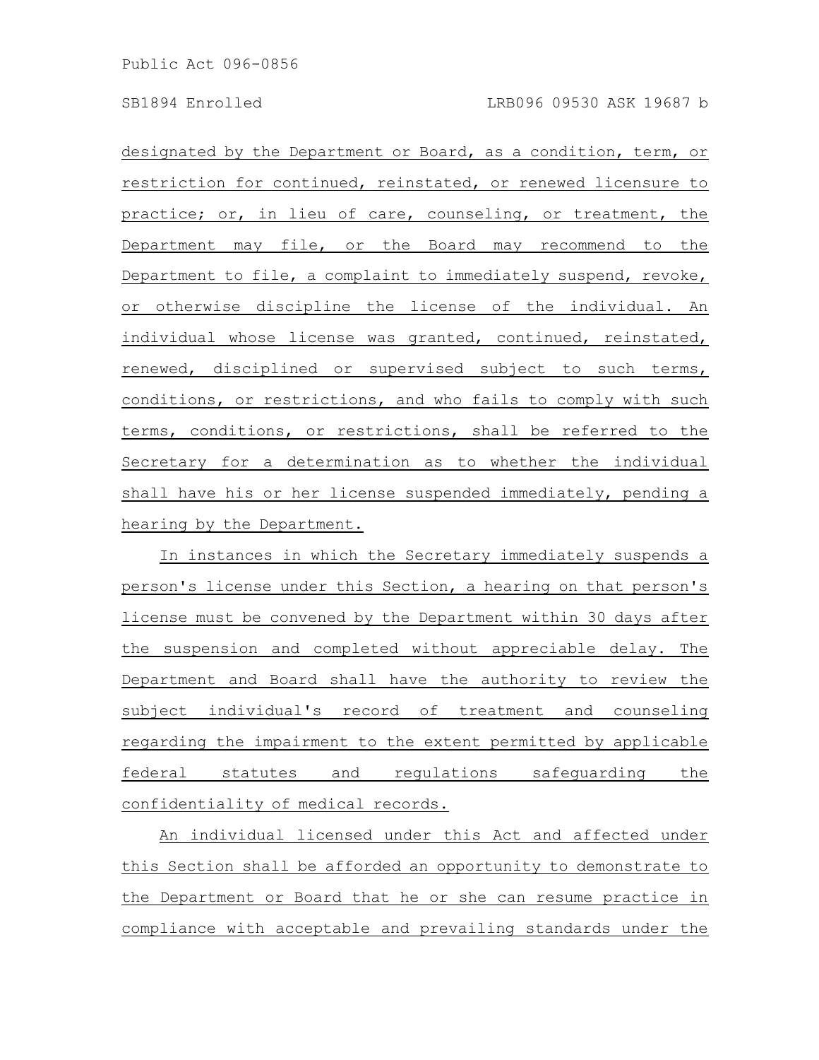designated by the Department or Board, as a condition, term, or restriction for continued, reinstated, or renewed licensure to practice; or, in lieu of care, counseling, or treatment, the Department may file, or the Board may recommend to the Department to file, a complaint to immediately suspend, revoke, or otherwise discipline the license of the individual. An individual whose license was granted, continued, reinstated, renewed, disciplined or supervised subject to such terms, conditions, or restrictions, and who fails to comply with such terms, conditions, or restrictions, shall be referred to the Secretary for a determination as to whether the individual shall have his or her license suspended immediately, pending a hearing by the Department.

In instances in which the Secretary immediately suspends a person's license under this Section, a hearing on that person's license must be convened by the Department within 30 days after the suspension and completed without appreciable delay. The Department and Board shall have the authority to review the subject individual's record of treatment and counseling regarding the impairment to the extent permitted by applicable federal statutes and regulations safeguarding the confidentiality of medical records.

An individual licensed under this Act and affected under this Section shall be afforded an opportunity to demonstrate to the Department or Board that he or she can resume practice in compliance with acceptable and prevailing standards under the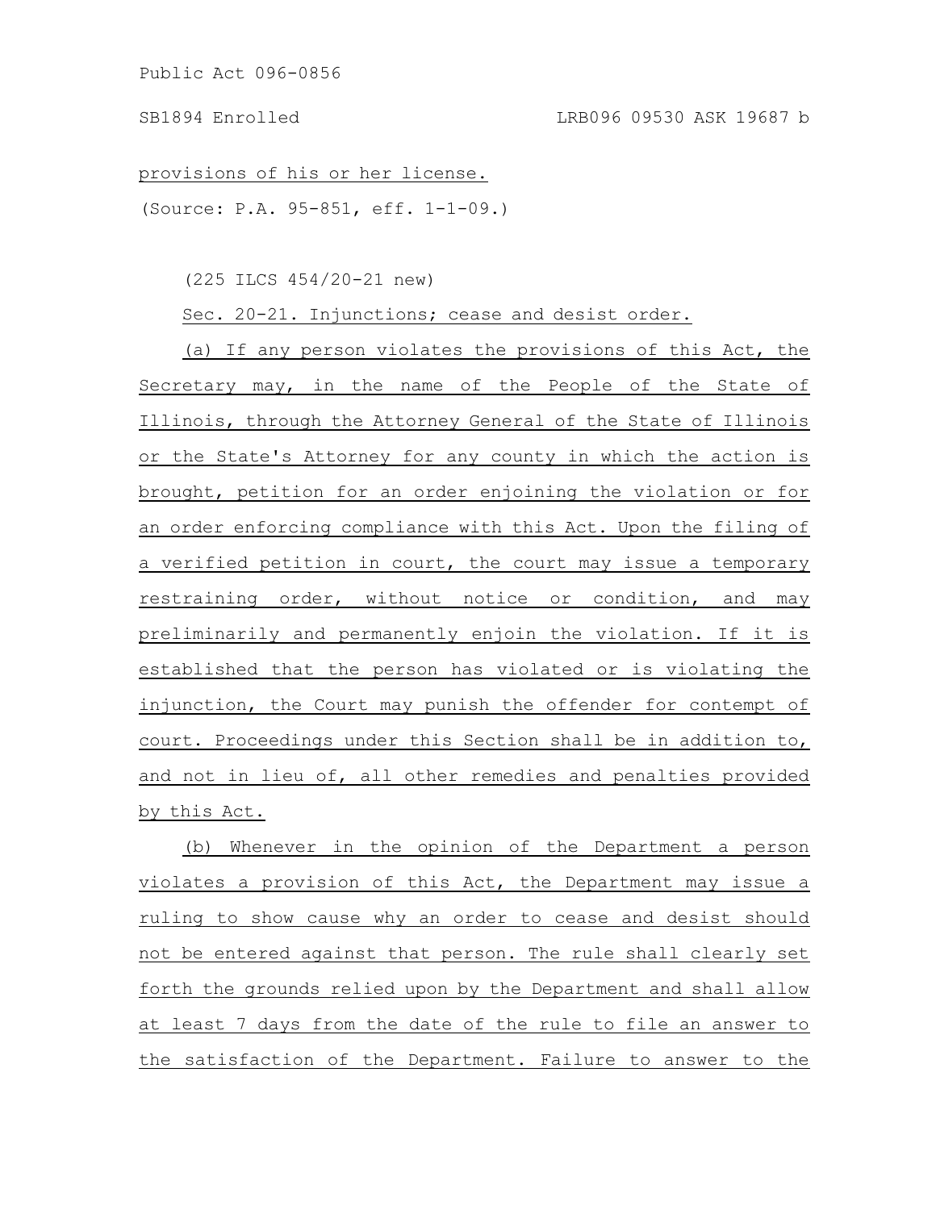provisions of his or her license.

(Source: P.A. 95-851, eff. 1-1-09.)

(225 ILCS 454/20-21 new)

Sec. 20-21. Injunctions; cease and desist order.

(a) If any person violates the provisions of this Act, the Secretary may, in the name of the People of the State of Illinois, through the Attorney General of the State of Illinois or the State's Attorney for any county in which the action is brought, petition for an order enjoining the violation or for an order enforcing compliance with this Act. Upon the filing of a verified petition in court, the court may issue a temporary restraining order, without notice or condition, and may preliminarily and permanently enjoin the violation. If it is established that the person has violated or is violating the injunction, the Court may punish the offender for contempt of court. Proceedings under this Section shall be in addition to, and not in lieu of, all other remedies and penalties provided by this Act.

(b) Whenever in the opinion of the Department a person violates a provision of this Act, the Department may issue a ruling to show cause why an order to cease and desist should not be entered against that person. The rule shall clearly set forth the grounds relied upon by the Department and shall allow at least 7 days from the date of the rule to file an answer to the satisfaction of the Department. Failure to answer to the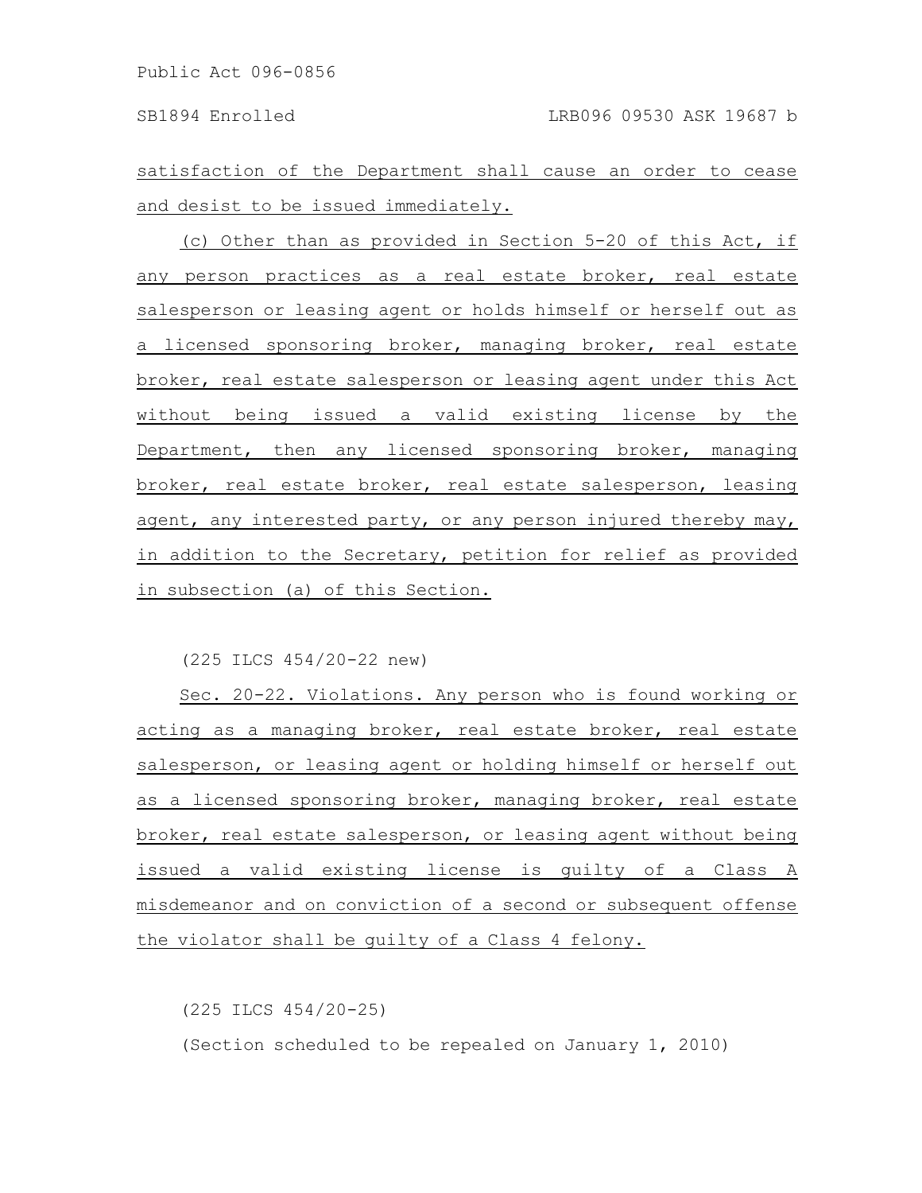satisfaction of the Department shall cause an order to cease and desist to be issued immediately.

(c) Other than as provided in Section 5-20 of this Act, if any person practices as a real estate broker, real estate salesperson or leasing agent or holds himself or herself out as a licensed sponsoring broker, managing broker, real estate broker, real estate salesperson or leasing agent under this Act without being issued a valid existing license by the Department, then any licensed sponsoring broker, managing broker, real estate broker, real estate salesperson, leasing agent, any interested party, or any person injured thereby may, in addition to the Secretary, petition for relief as provided in subsection (a) of this Section.

(225 ILCS 454/20-22 new)

Sec. 20-22. Violations. Any person who is found working or acting as a managing broker, real estate broker, real estate salesperson, or leasing agent or holding himself or herself out as a licensed sponsoring broker, managing broker, real estate broker, real estate salesperson, or leasing agent without being issued a valid existing license is guilty of a Class A misdemeanor and on conviction of a second or subsequent offense the violator shall be guilty of a Class 4 felony.

(225 ILCS 454/20-25)

(Section scheduled to be repealed on January 1, 2010)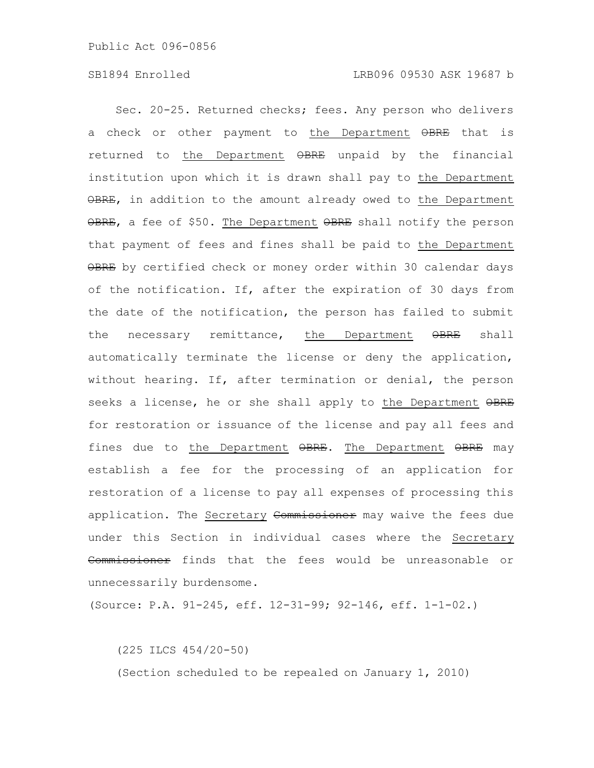Sec. 20-25. Returned checks; fees. Any person who delivers a check or other payment to the Department ~~OBRE~~ that is returned to the Department ~~OBRE~~ unpaid by the financial institution upon which it is drawn shall pay to the Department ~~OBRE~~, in addition to the amount already owed to the Department ~~OBRE~~, a fee of $50. The Department ~~OBRE~~ shall notify the person that payment of fees and fines shall be paid to the Department ~~OBRE~~ by certified check or money order within 30 calendar days of the notification. If, after the expiration of 30 days from the date of the notification, the person has failed to submit the necessary remittance, the Department ~~OBRE~~ shall automatically terminate the license or deny the application, without hearing. If, after termination or denial, the person seeks a license, he or she shall apply to the Department ~~OBRE~~ for restoration or issuance of the license and pay all fees and fines due to the Department ~~OBRE~~. The Department ~~OBRE~~ may establish a fee for the processing of an application for restoration of a license to pay all expenses of processing this application. The Secretary ~~Commissioner~~ may waive the fees due under this Section in individual cases where the Secretary ~~Commissioner~~ finds that the fees would be unreasonable or unnecessarily burdensome.

(Source: P.A. 91-245, eff. 12-31-99; 92-146, eff. 1-1-02.)

(225 ILCS 454/20-50)

(Section scheduled to be repealed on January 1, 2010)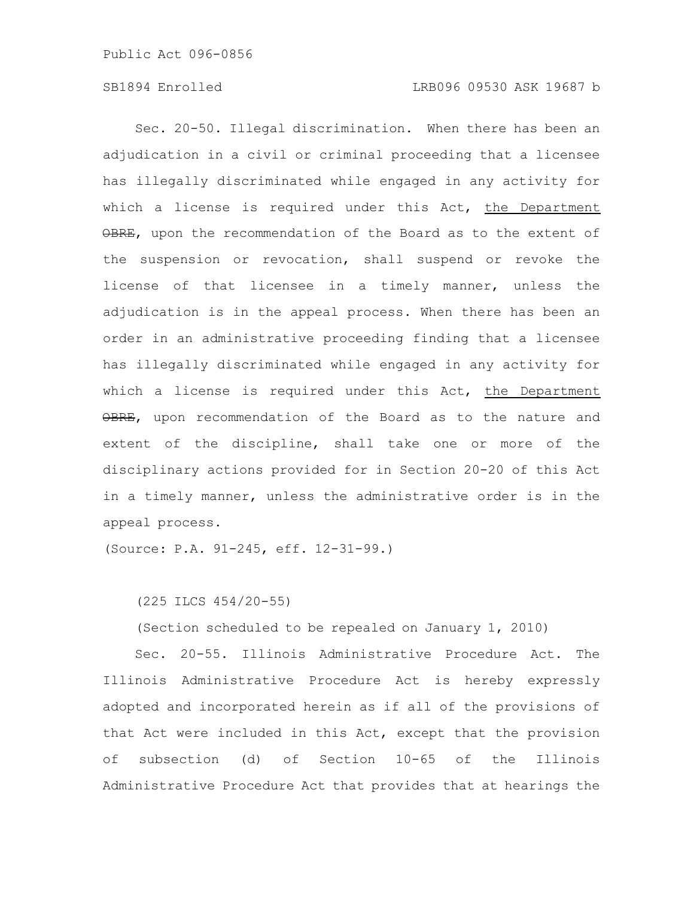Sec. 20-50. Illegal discrimination. When there has been an adjudication in a civil or criminal proceeding that a licensee has illegally discriminated while engaged in any activity for which a license is required under this Act, the Department ~~OBRE~~, upon the recommendation of the Board as to the extent of the suspension or revocation, shall suspend or revoke the license of that licensee in a timely manner, unless the adjudication is in the appeal process. When there has been an order in an administrative proceeding finding that a licensee has illegally discriminated while engaged in any activity for which a license is required under this Act, the Department ~~OBRE~~, upon recommendation of the Board as to the nature and extent of the discipline, shall take one or more of the disciplinary actions provided for in Section 20-20 of this Act in a timely manner, unless the administrative order is in the appeal process.

(Source: P.A. 91-245, eff. 12-31-99.)

(225 ILCS 454/20-55)

(Section scheduled to be repealed on January 1, 2010)

Sec. 20-55. Illinois Administrative Procedure Act. The Illinois Administrative Procedure Act is hereby expressly adopted and incorporated herein as if all of the provisions of that Act were included in this Act, except that the provision of subsection (d) of Section 10-65 of the Illinois Administrative Procedure Act that provides that at hearings the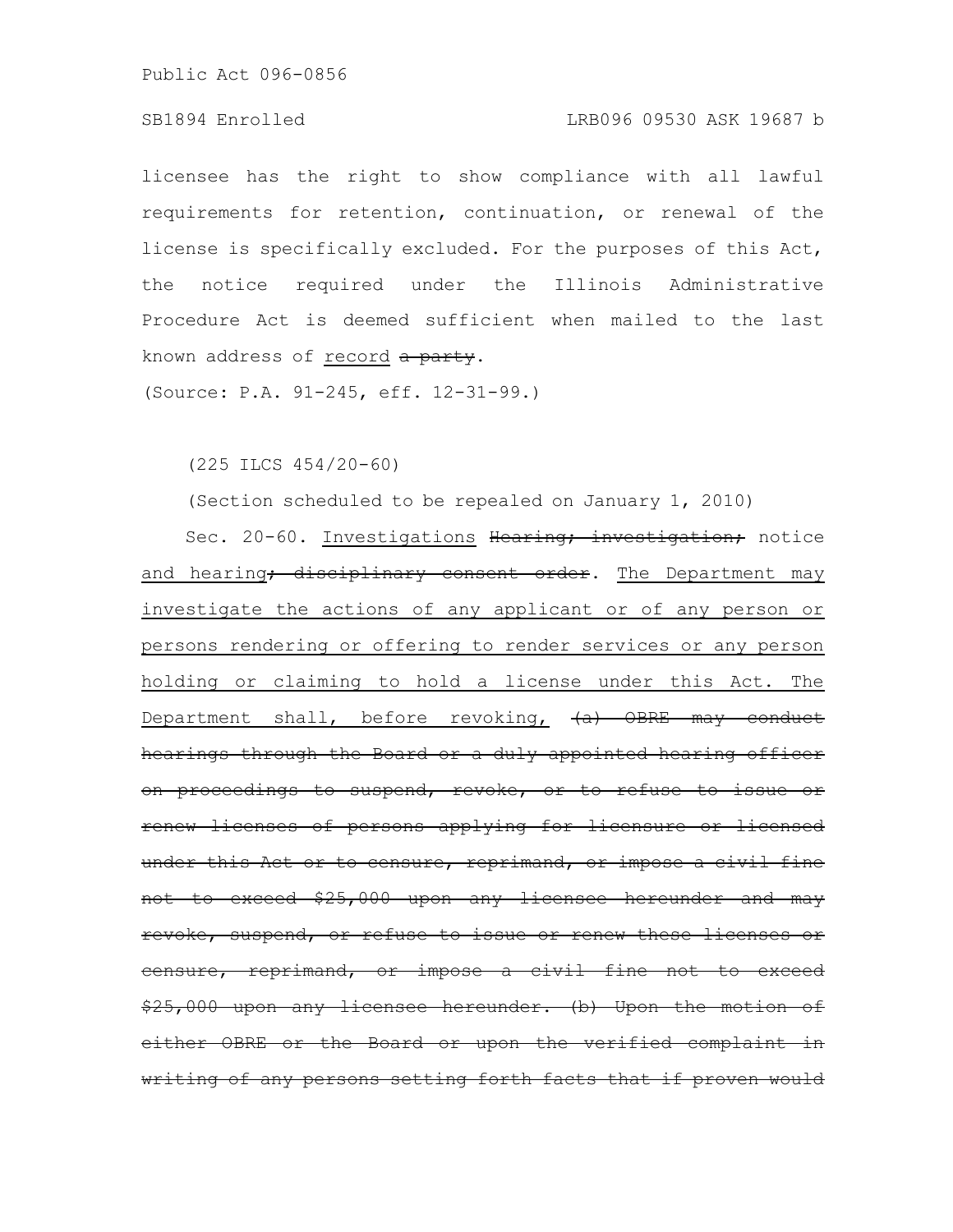licensee has the right to show compliance with all lawful requirements for retention, continuation, or renewal of the license is specifically excluded. For the purposes of this Act, the notice required under the Illinois Administrative Procedure Act is deemed sufficient when mailed to the last known address of <u>record</u> ~~a party~~.

(Source: P.A. 91-245, eff. 12-31-99.)

(225 ILCS 454/20-60)

(Section scheduled to be repealed on January 1, 2010)

Sec. 20-60. <u>Investigations</u> ~~Hearing; investigation;~~ notice and hearing~~; disciplinary consent order~~. <u>The Department may investigate the actions of any applicant or of any person or persons rendering or offering to render services or any person holding or claiming to hold a license under this Act. The Department shall, before revoking,</u> ~~(a) OBRE may conduct hearings through the Board or a duly appointed hearing officer on proceedings to suspend, revoke, or to refuse to issue or renew licenses of persons applying for licensure or licensed under this Act or to censure, reprimand, or impose a civil fine not to exceed $25,000 upon any licensee hereunder and may revoke, suspend, or refuse to issue or renew these licenses or censure, reprimand, or impose a civil fine not to exceed $25,000 upon any licensee hereunder. (b) Upon the motion of either OBRE or the Board or upon the verified complaint in writing of any persons setting forth facts that if proven would~~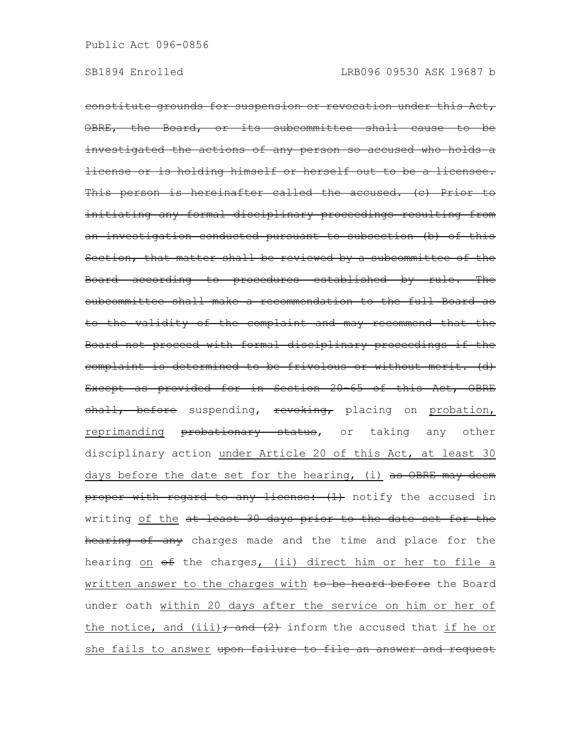~~constitute grounds for suspension or revocation under this Act, OBRE, the Board, or its subcommittee shall cause to be investigated the actions of any person so accused who holds a license or is holding himself or herself out to be a licensee. This person is hereinafter called the accused. (c) Prior to initiating any formal disciplinary proceedings resulting from an investigation conducted pursuant to subsection (b) of this Section, that matter shall be reviewed by a subcommittee of the Board according to procedures established by rule. The subcommittee shall make a recommendation to the full Board as to the validity of the complaint and may recommend that the Board not proceed with formal disciplinary proceedings if the complaint is determined to be frivolous or without merit. (d) Except as provided for in Section 20-65 of this Act, OBRE shall, before~~ suspending, ~~revoking,~~ placing on <u>probation, reprimanding</u> ~~probationary status~~, or taking any other disciplinary action <u>under Article 20 of this Act, at least 30 days before the date set for the hearing, (i)</u> ~~as OBRE may deem proper with regard to any license: (1)~~ notify the accused in writing <u>of the</u> ~~at least 30 days prior to the date set for the hearing of any~~ charges made and the time and place for the hearing <u>on</u> ~~of~~ the charges<u>, (ii) direct him or her to file a written answer to the charges with</u> ~~to be heard before~~ the Board under oath <u>within 20 days after the service on him or her of the notice, and (iii)</u>~~; and (2)~~ inform the accused that <u>if he or she fails to answer</u> ~~upon failure to file an answer and request~~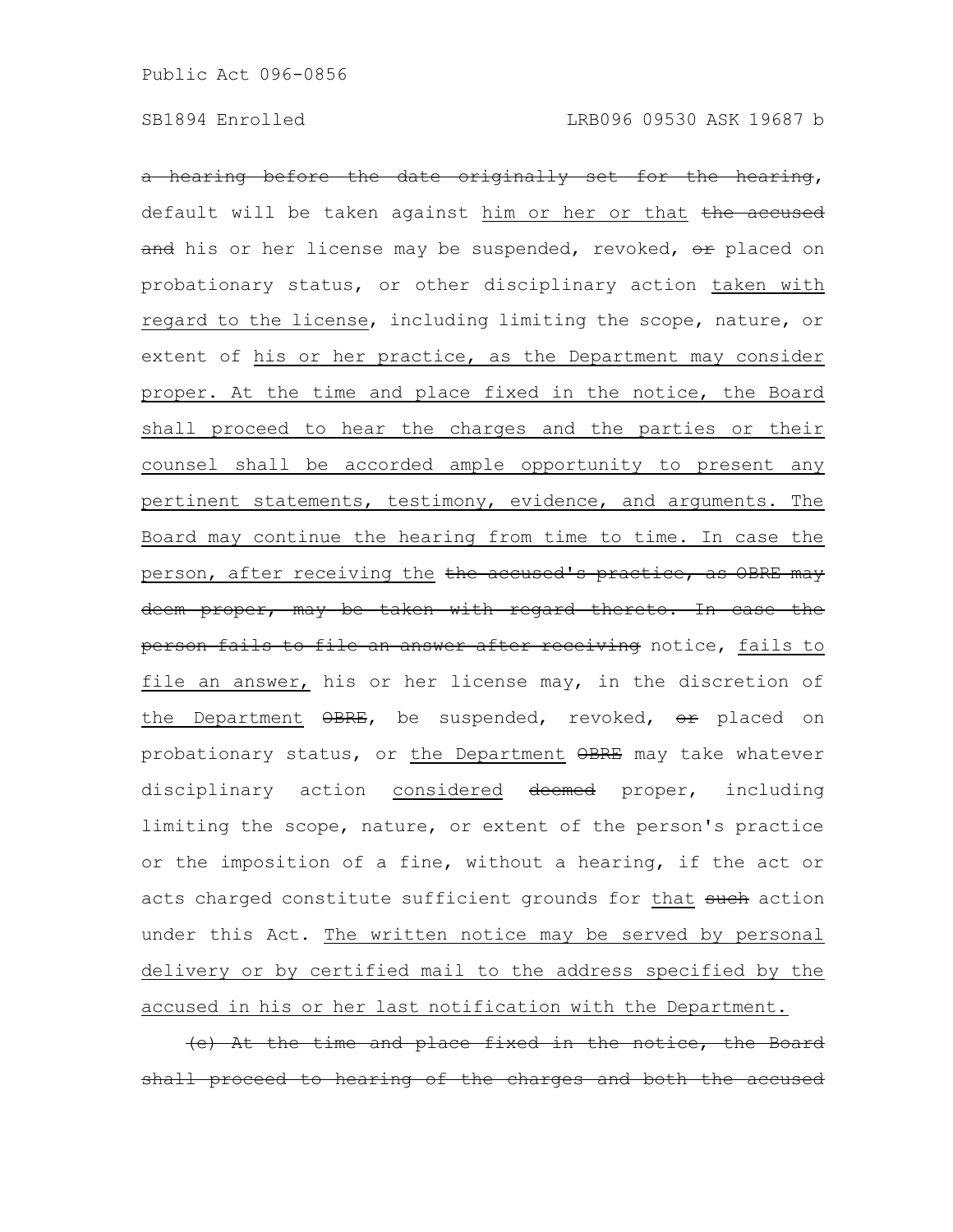~~a hearing before the date originally set for the hearing~~, default will be taken against him or her or that ~~the accused and~~ his or her license may be suspended, revoked, ~~or~~ placed on probationary status, or other disciplinary action taken with regard to the license, including limiting the scope, nature, or extent of his or her practice, as the Department may consider proper. At the time and place fixed in the notice, the Board shall proceed to hear the charges and the parties or their counsel shall be accorded ample opportunity to present any pertinent statements, testimony, evidence, and arguments. The Board may continue the hearing from time to time. In case the person, after receiving the ~~the accused's practice, as OBRE may deem proper, may be taken with regard thereto. In case the person fails to file an answer after receiving~~ notice, fails to file an answer, his or her license may, in the discretion of the Department ~~OBRE~~, be suspended, revoked, ~~or~~ placed on probationary status, or the Department ~~OBRE~~ may take whatever disciplinary action considered ~~deemed~~ proper, including limiting the scope, nature, or extent of the person's practice or the imposition of a fine, without a hearing, if the act or acts charged constitute sufficient grounds for that ~~such~~ action under this Act. The written notice may be served by personal delivery or by certified mail to the address specified by the accused in his or her last notification with the Department.

~~(c) At the time and place fixed in the notice, the Board shall proceed to hearing of the charges and both the accused~~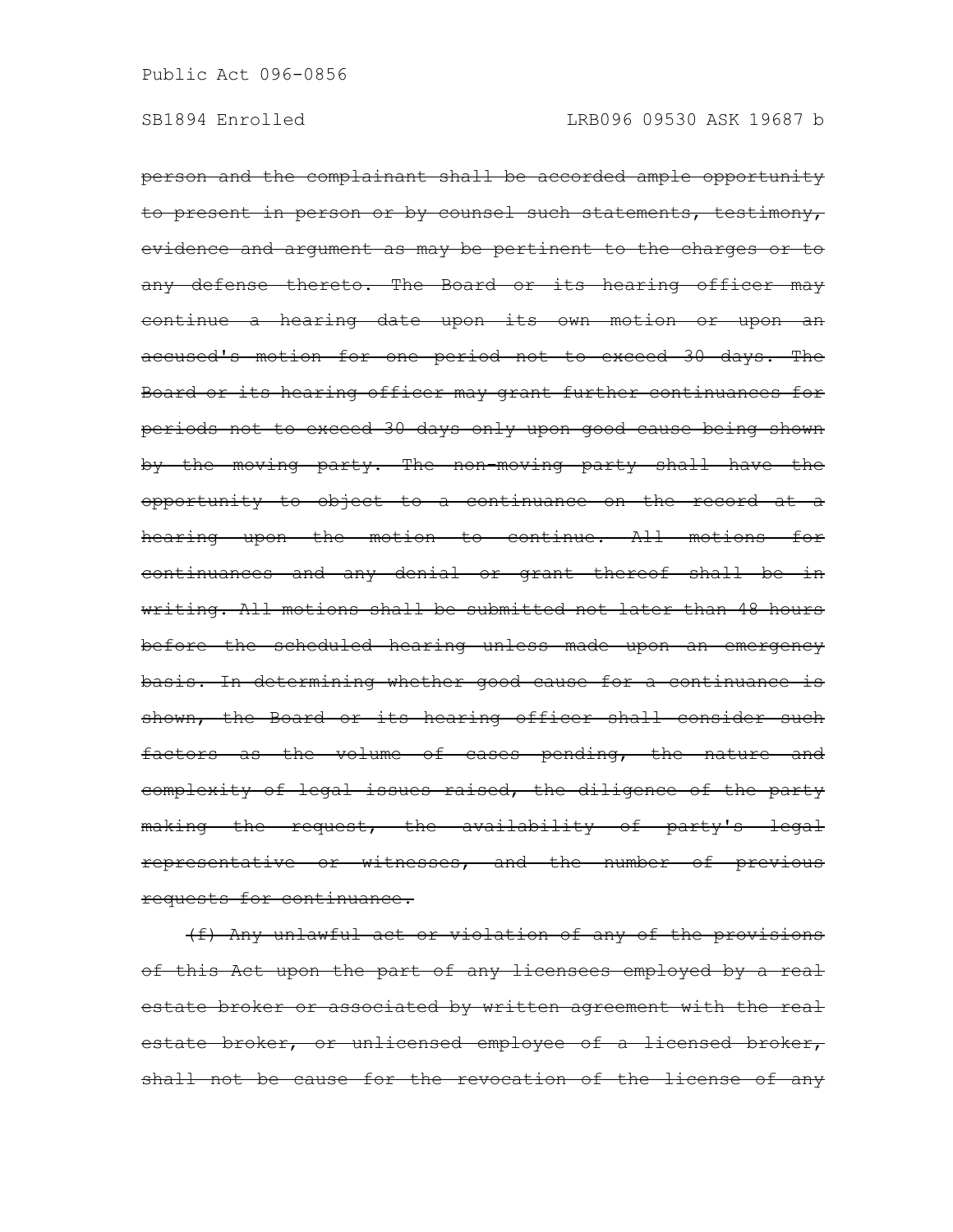~~person and the complainant shall be accorded ample opportunity to present in person or by counsel such statements, testimony, evidence and argument as may be pertinent to the charges or to any defense thereto. The Board or its hearing officer may continue a hearing date upon its own motion or upon an accused's motion for one period not to exceed 30 days. The Board or its hearing officer may grant further continuances for periods not to exceed 30 days only upon good cause being shown by the moving party. The non-moving party shall have the opportunity to object to a continuance on the record at a hearing upon the motion to continue. All motions for continuances and any denial or grant thereof shall be in writing. All motions shall be submitted not later than 48 hours before the scheduled hearing unless made upon an emergency basis. In determining whether good cause for a continuance is shown, the Board or its hearing officer shall consider such factors as the volume of cases pending, the nature and complexity of legal issues raised, the diligence of the party making the request, the availability of party's legal representative or witnesses, and the number of previous requests for continuance.~~

~~(f) Any unlawful act or violation of any of the provisions of this Act upon the part of any licensees employed by a real estate broker or associated by written agreement with the real estate broker, or unlicensed employee of a licensed broker, shall not be cause for the revocation of the license of any~~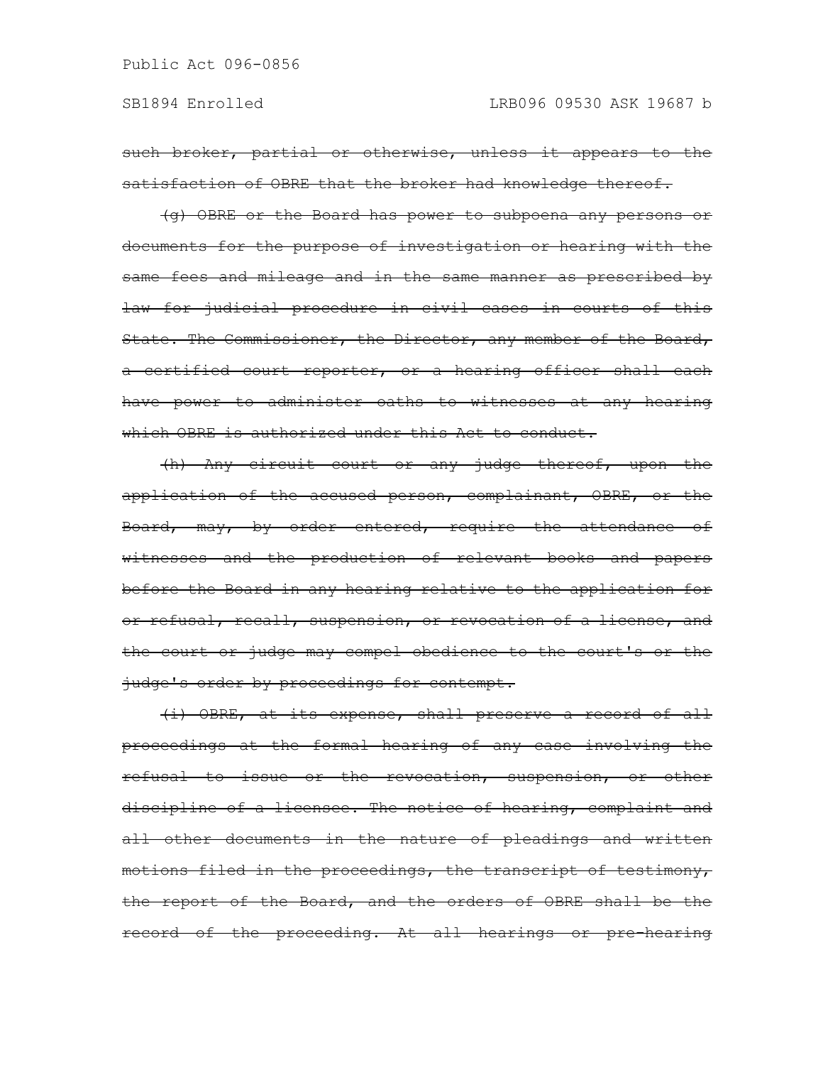such broker, partial or otherwise, unless it appears to the satisfaction of OBRE that the broker had knowledge thereof.

(g) OBRE or the Board has power to subpoena any persons or documents for the purpose of investigation or hearing with the same fees and mileage and in the same manner as prescribed by law for judicial procedure in civil cases in courts of this State. The Commissioner, the Director, any member of the Board, a certified court reporter, or a hearing officer shall each have power to administer oaths to witnesses at any hearing which OBRE is authorized under this Act to conduct.

(h) Any circuit court or any judge thereof, upon the application of the accused person, complainant, OBRE, or the Board, may, by order entered, require the attendance of witnesses and the production of relevant books and papers before the Board in any hearing relative to the application for or refusal, recall, suspension, or revocation of a license, and the court or judge may compel obedience to the court's or the judge's order by proceedings for contempt.

(i) OBRE, at its expense, shall preserve a record of all proceedings at the formal hearing of any case involving the refusal to issue or the revocation, suspension, or other discipline of a licensee. The notice of hearing, complaint and all other documents in the nature of pleadings and written motions filed in the proceedings, the transcript of testimony, the report of the Board, and the orders of OBRE shall be the record of the proceeding. At all hearings or pre-hearing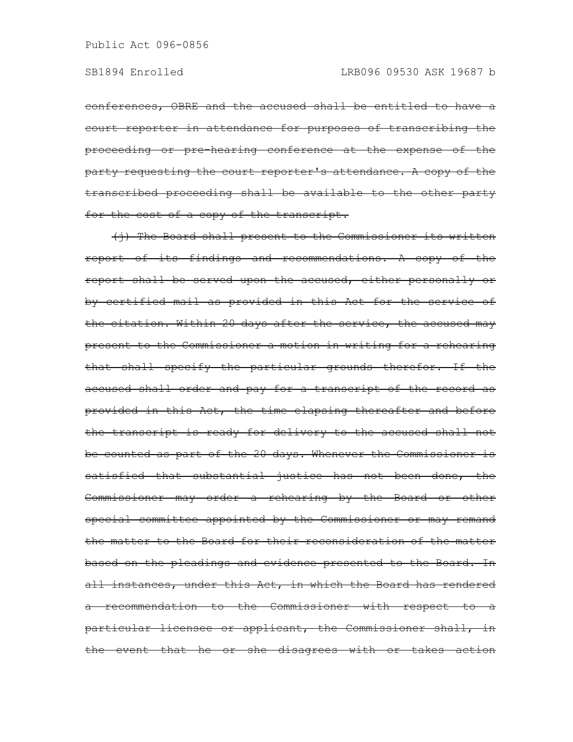~~conferences, OBRE and the accused shall be entitled to have a court reporter in attendance for purposes of transcribing the proceeding or pre-hearing conference at the expense of the party requesting the court reporter's attendance. A copy of the transcribed proceeding shall be available to the other party for the cost of a copy of the transcript.~~

~~(j) The Board shall present to the Commissioner its written report of its findings and recommendations. A copy of the report shall be served upon the accused, either personally or by certified mail as provided in this Act for the service of the citation. Within 20 days after the service, the accused may present to the Commissioner a motion in writing for a rehearing that shall specify the particular grounds therefor. If the accused shall order and pay for a transcript of the record as provided in this Act, the time elapsing thereafter and before the transcript is ready for delivery to the accused shall not be counted as part of the 20 days. Whenever the Commissioner is satisfied that substantial justice has not been done, the Commissioner may order a rehearing by the Board or other special committee appointed by the Commissioner or may remand the matter to the Board for their reconsideration of the matter based on the pleadings and evidence presented to the Board. In all instances, under this Act, in which the Board has rendered a recommendation to the Commissioner with respect to a particular licensee or applicant, the Commissioner shall, in the event that he or she disagrees with or takes action~~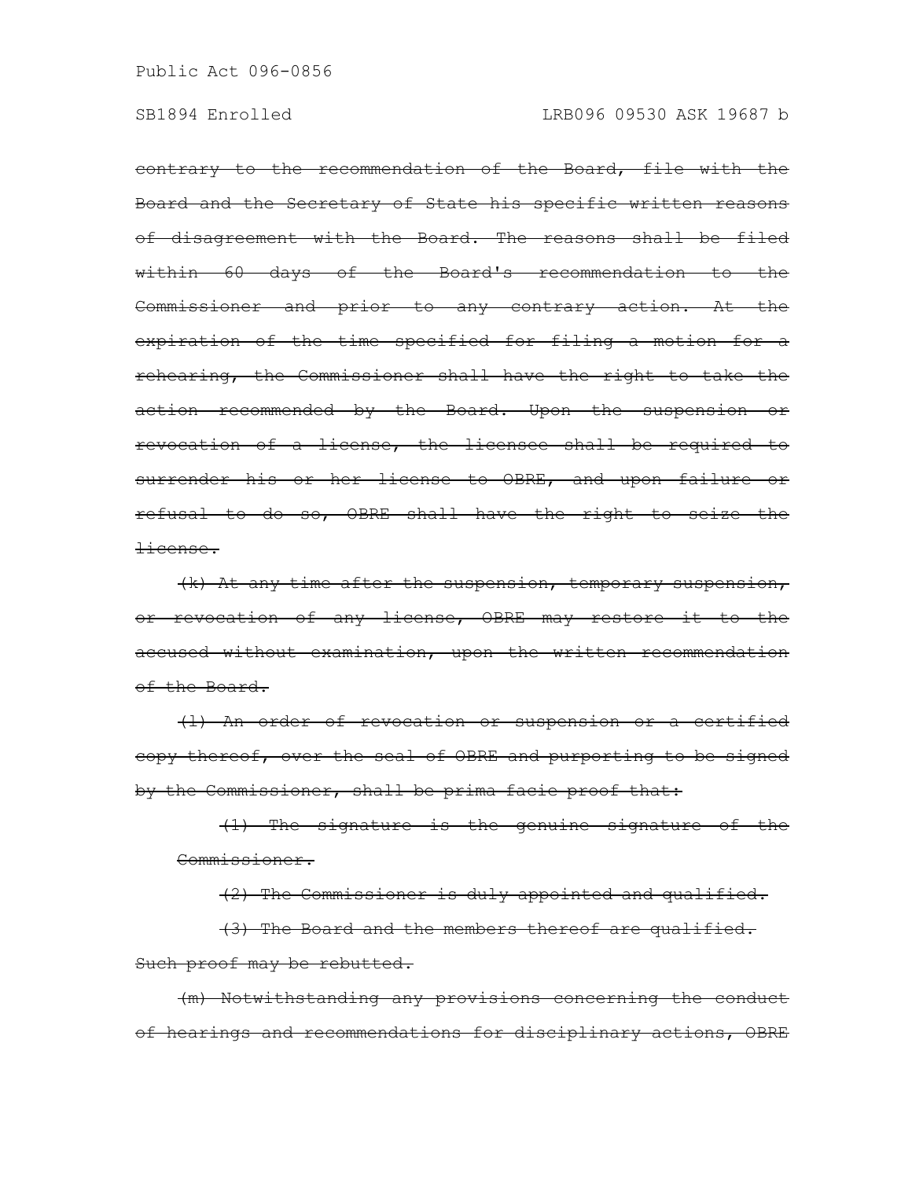~~contrary to the recommendation of the Board, file with the Board and the Secretary of State his specific written reasons of disagreement with the Board. The reasons shall be filed within 60 days of the Board's recommendation to the Commissioner and prior to any contrary action. At the expiration of the time specified for filing a motion for a rehearing, the Commissioner shall have the right to take the action recommended by the Board. Upon the suspension or revocation of a license, the licensee shall be required to surrender his or her license to OBRE, and upon failure or refusal to do so, OBRE shall have the right to seize the license.~~

~~(k) At any time after the suspension, temporary suspension, or revocation of any license, OBRE may restore it to the accused without examination, upon the written recommendation of the Board.~~

~~(l) An order of revocation or suspension or a certified copy thereof, over the seal of OBRE and purporting to be signed by the Commissioner, shall be prima facie proof that:~~

~~(1) The signature is the genuine signature of the Commissioner.~~

~~(2) The Commissioner is duly appointed and qualified.~~

~~(3) The Board and the members thereof are qualified.~~

~~Such proof may be rebutted.~~

~~(m) Notwithstanding any provisions concerning the conduct of hearings and recommendations for disciplinary actions, OBRE~~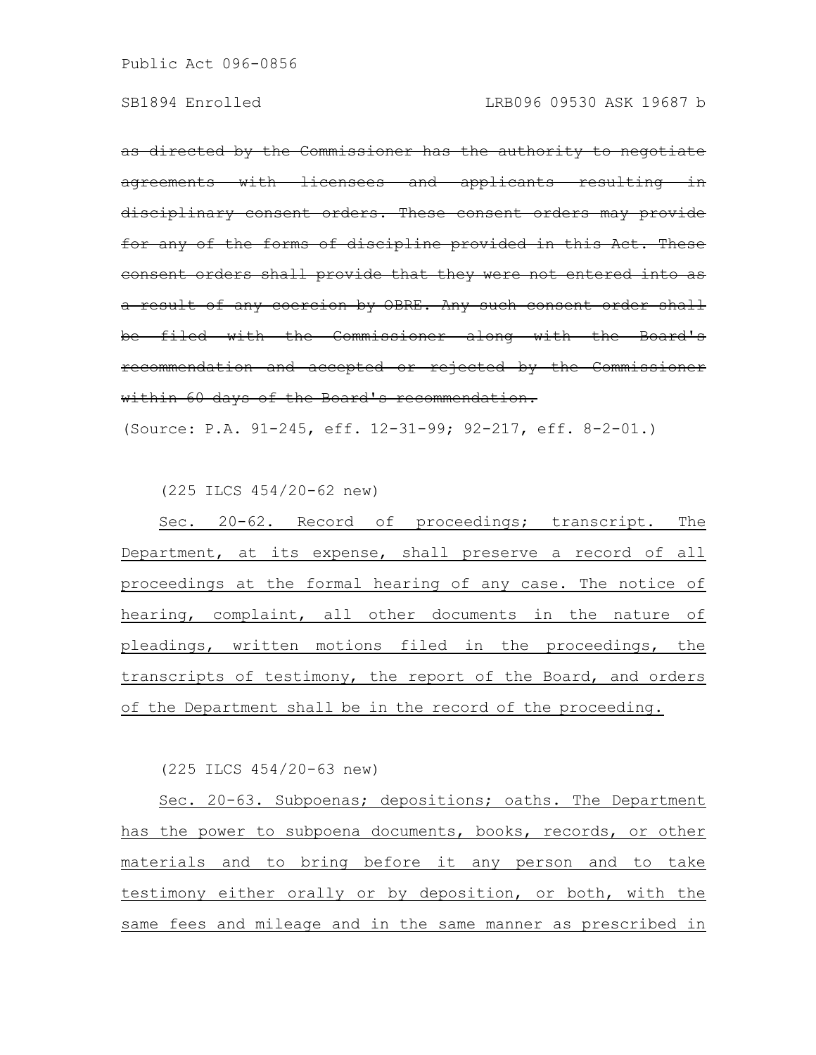~~as directed by the Commissioner has the authority to negotiate agreements with licensees and applicants resulting in disciplinary consent orders. These consent orders may provide for any of the forms of discipline provided in this Act. These consent orders shall provide that they were not entered into as a result of any coercion by OBRE. Any such consent order shall be filed with the Commissioner along with the Board's recommendation and accepted or rejected by the Commissioner within 60 days of the Board's recommendation.~~

(Source: P.A. 91-245, eff. 12-31-99; 92-217, eff. 8-2-01.)

(225 ILCS 454/20-62 new)

<u>Sec. 20-62. Record of proceedings; transcript. The Department, at its expense, shall preserve a record of all proceedings at the formal hearing of any case. The notice of hearing, complaint, all other documents in the nature of pleadings, written motions filed in the proceedings, the transcripts of testimony, the report of the Board, and orders of the Department shall be in the record of the proceeding.</u>

(225 ILCS 454/20-63 new)

<u>Sec. 20-63. Subpoenas; depositions; oaths. The Department has the power to subpoena documents, books, records, or other materials and to bring before it any person and to take testimony either orally or by deposition, or both, with the same fees and mileage and in the same manner as prescribed in</u>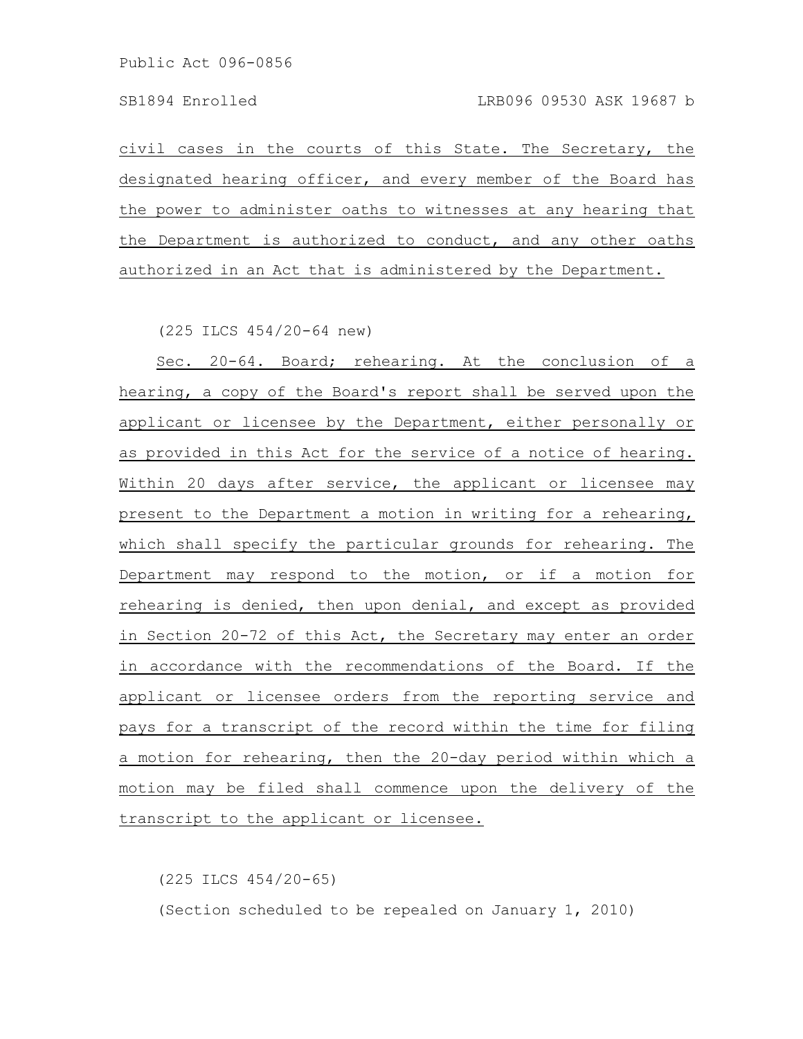civil cases in the courts of this State. The Secretary, the designated hearing officer, and every member of the Board has the power to administer oaths to witnesses at any hearing that the Department is authorized to conduct, and any other oaths authorized in an Act that is administered by the Department.

(225 ILCS 454/20-64 new)

Sec. 20-64. Board; rehearing. At the conclusion of a hearing, a copy of the Board's report shall be served upon the applicant or licensee by the Department, either personally or as provided in this Act for the service of a notice of hearing. Within 20 days after service, the applicant or licensee may present to the Department a motion in writing for a rehearing, which shall specify the particular grounds for rehearing. The Department may respond to the motion, or if a motion for rehearing is denied, then upon denial, and except as provided in Section 20-72 of this Act, the Secretary may enter an order in accordance with the recommendations of the Board. If the applicant or licensee orders from the reporting service and pays for a transcript of the record within the time for filing a motion for rehearing, then the 20-day period within which a motion may be filed shall commence upon the delivery of the transcript to the applicant or licensee.

(225 ILCS 454/20-65)

(Section scheduled to be repealed on January 1, 2010)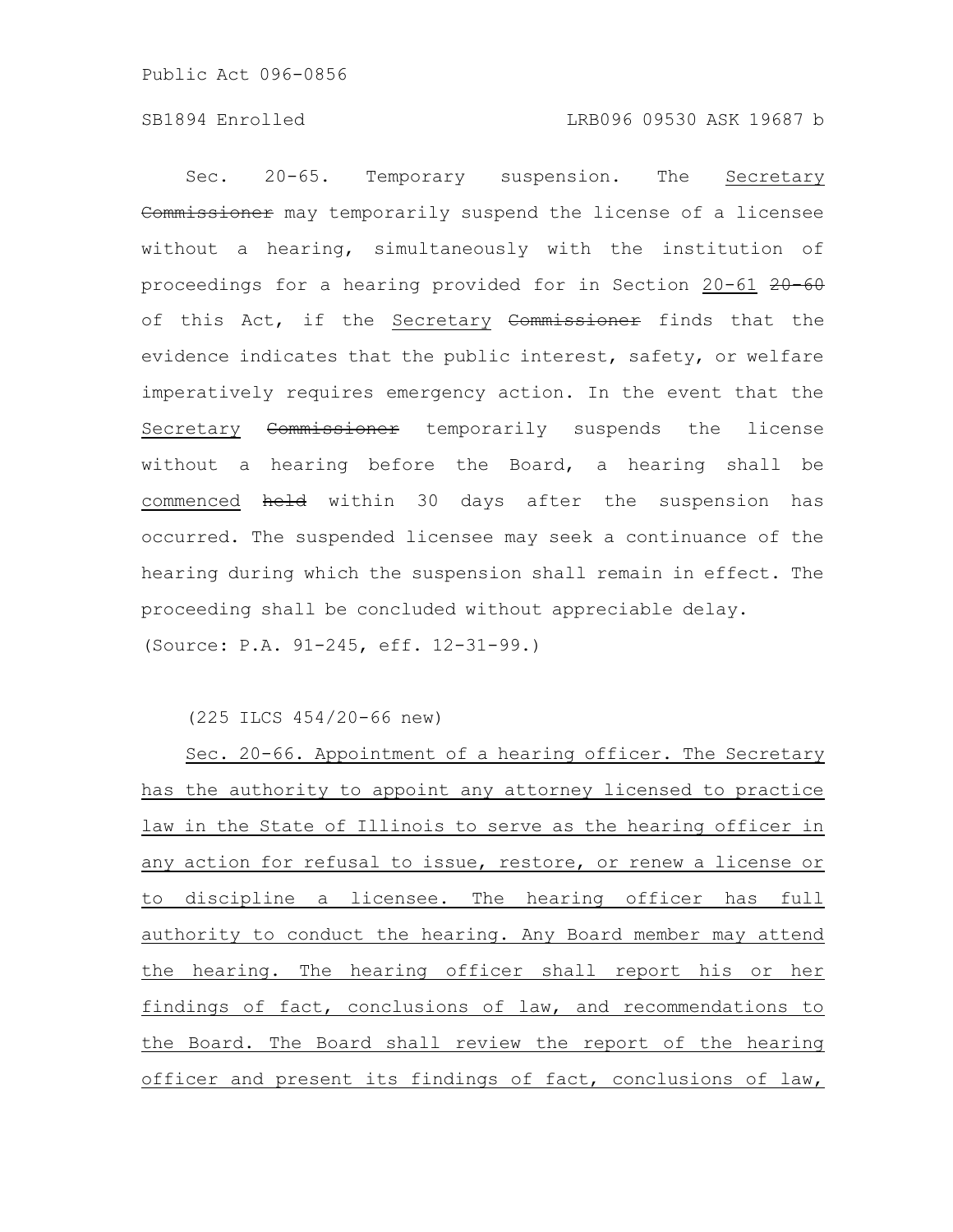Sec. 20-65. Temporary suspension. The Secretary ~~Commissioner~~ may temporarily suspend the license of a licensee without a hearing, simultaneously with the institution of proceedings for a hearing provided for in Section 20-61 ~~20-60~~ of this Act, if the Secretary ~~Commissioner~~ finds that the evidence indicates that the public interest, safety, or welfare imperatively requires emergency action. In the event that the Secretary ~~Commissioner~~ temporarily suspends the license without a hearing before the Board, a hearing shall be commenced ~~held~~ within 30 days after the suspension has occurred. The suspended licensee may seek a continuance of the hearing during which the suspension shall remain in effect. The proceeding shall be concluded without appreciable delay.

(Source: P.A. 91-245, eff. 12-31-99.)

(225 ILCS 454/20-66 new)

Sec. 20-66. Appointment of a hearing officer. The Secretary has the authority to appoint any attorney licensed to practice law in the State of Illinois to serve as the hearing officer in any action for refusal to issue, restore, or renew a license or to discipline a licensee. The hearing officer has full authority to conduct the hearing. Any Board member may attend the hearing. The hearing officer shall report his or her findings of fact, conclusions of law, and recommendations to the Board. The Board shall review the report of the hearing officer and present its findings of fact, conclusions of law,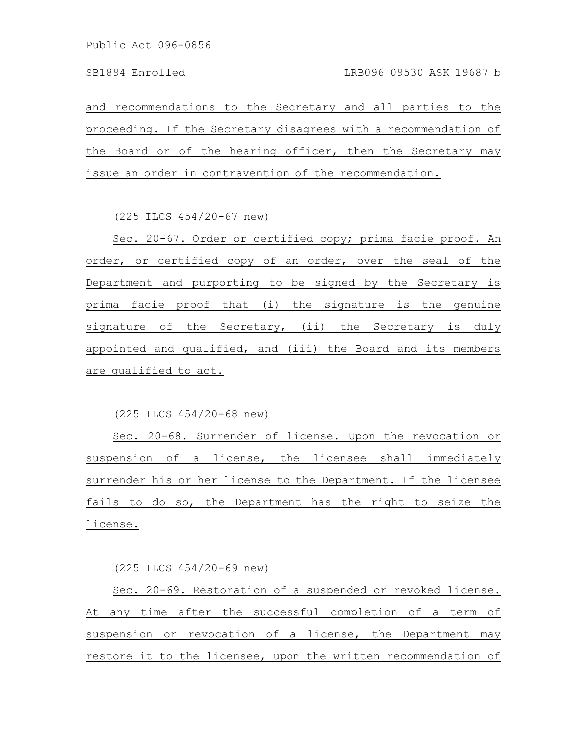and recommendations to the Secretary and all parties to the proceeding. If the Secretary disagrees with a recommendation of the Board or of the hearing officer, then the Secretary may issue an order in contravention of the recommendation.

(225 ILCS 454/20-67 new)

Sec. 20-67. Order or certified copy; prima facie proof. An order, or certified copy of an order, over the seal of the Department and purporting to be signed by the Secretary is prima facie proof that (i) the signature is the genuine signature of the Secretary, (ii) the Secretary is duly appointed and qualified, and (iii) the Board and its members are qualified to act.

(225 ILCS 454/20-68 new)

Sec. 20-68. Surrender of license. Upon the revocation or suspension of a license, the licensee shall immediately surrender his or her license to the Department. If the licensee fails to do so, the Department has the right to seize the license.

(225 ILCS 454/20-69 new)

Sec. 20-69. Restoration of a suspended or revoked license. At any time after the successful completion of a term of suspension or revocation of a license, the Department may restore it to the licensee, upon the written recommendation of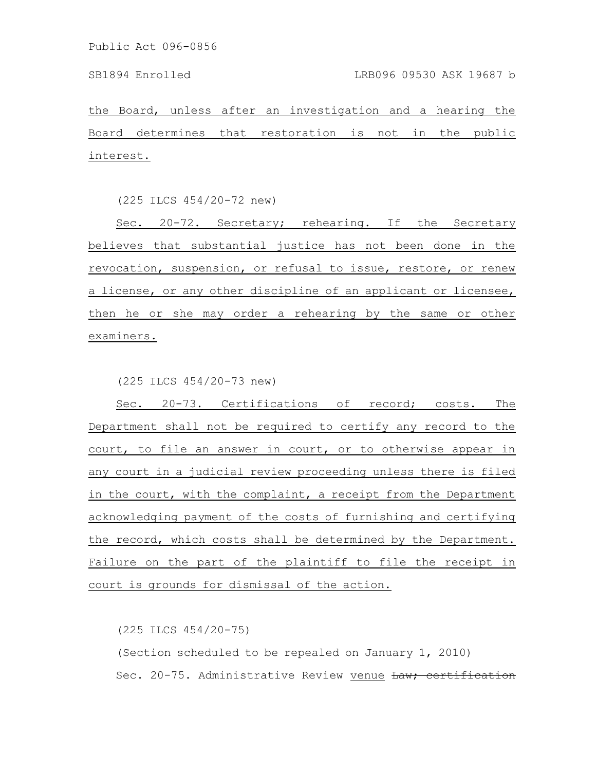the Board, unless after an investigation and a hearing the Board determines that restoration is not in the public interest.

(225 ILCS 454/20-72 new)

Sec. 20-72. Secretary; rehearing. If the Secretary believes that substantial justice has not been done in the revocation, suspension, or refusal to issue, restore, or renew a license, or any other discipline of an applicant or licensee, then he or she may order a rehearing by the same or other examiners.

(225 ILCS 454/20-73 new)

Sec. 20-73. Certifications of record; costs. The Department shall not be required to certify any record to the court, to file an answer in court, or to otherwise appear in any court in a judicial review proceeding unless there is filed in the court, with the complaint, a receipt from the Department acknowledging payment of the costs of furnishing and certifying the record, which costs shall be determined by the Department. Failure on the part of the plaintiff to file the receipt in court is grounds for dismissal of the action.

(225 ILCS 454/20-75)

(Section scheduled to be repealed on January 1, 2010)

Sec. 20-75. Administrative Review venue ~~Law; certification~~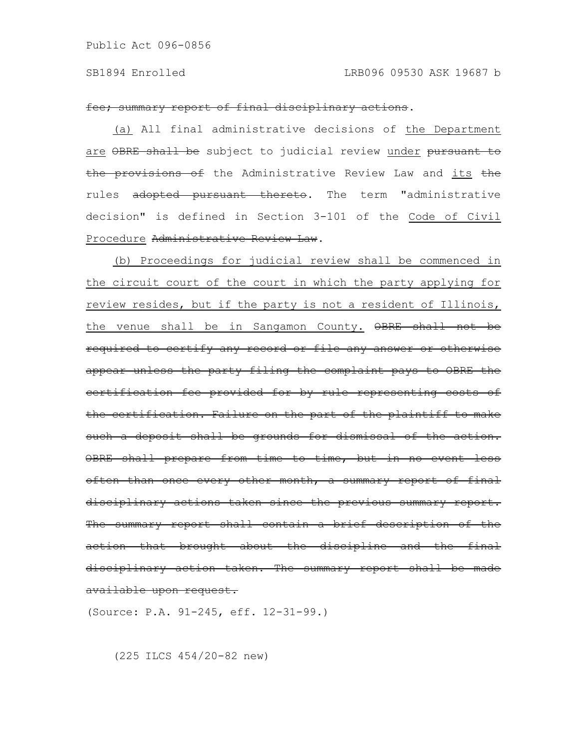~~fee; summary report of final disciplinary actions~~.

<u>(a)</u> All final administrative decisions of <u>the Department</u> <u>are</u> ~~OBRE shall be~~ subject to judicial review <u>under</u> ~~pursuant to the provisions of~~ the Administrative Review Law and <u>its</u> ~~the~~ rules ~~adopted pursuant thereto~~. The term "administrative decision" is defined in Section 3-101 of the <u>Code of Civil Procedure</u> ~~Administrative Review Law~~.

<u>(b) Proceedings for judicial review shall be commenced in the circuit court of the court in which the party applying for review resides, but if the party is not a resident of Illinois, the venue shall be in Sangamon County.</u> ~~OBRE shall not be required to certify any record or file any answer or otherwise appear unless the party filing the complaint pays to OBRE the certification fee provided for by rule representing costs of the certification. Failure on the part of the plaintiff to make such a deposit shall be grounds for dismissal of the action. OBRE shall prepare from time to time, but in no event less often than once every other month, a summary report of final disciplinary actions taken since the previous summary report. The summary report shall contain a brief description of the action that brought about the discipline and the final disciplinary action taken. The summary report shall be made available upon request.~~

(Source: P.A. 91-245, eff. 12-31-99.)

(225 ILCS 454/20-82 new)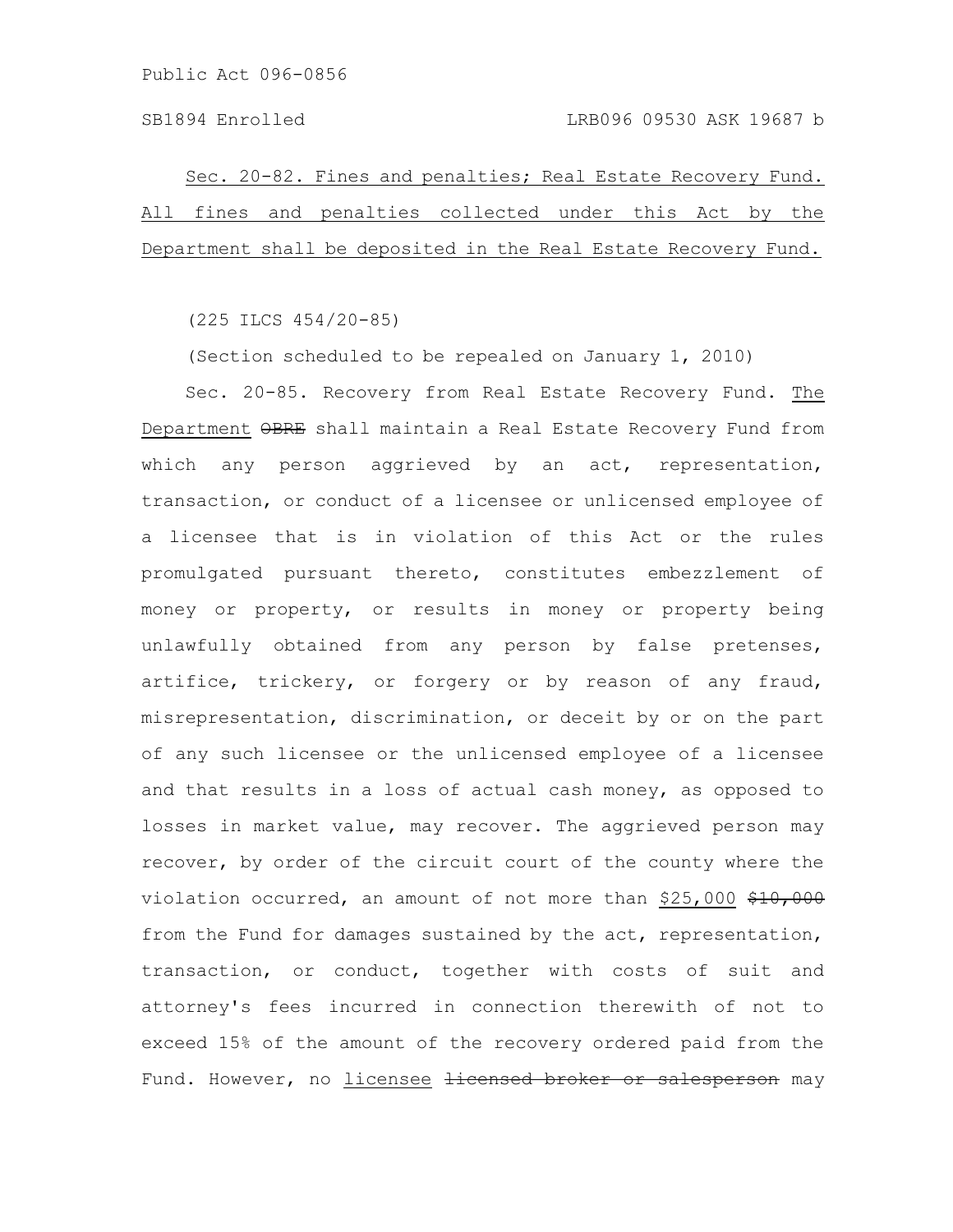Sec. 20-82. Fines and penalties; Real Estate Recovery Fund. All fines and penalties collected under this Act by the Department shall be deposited in the Real Estate Recovery Fund.

(225 ILCS 454/20-85)

(Section scheduled to be repealed on January 1, 2010)

Sec. 20-85. Recovery from Real Estate Recovery Fund. The Department ~~OBRE~~ shall maintain a Real Estate Recovery Fund from which any person aggrieved by an act, representation, transaction, or conduct of a licensee or unlicensed employee of a licensee that is in violation of this Act or the rules promulgated pursuant thereto, constitutes embezzlement of money or property, or results in money or property being unlawfully obtained from any person by false pretenses, artifice, trickery, or forgery or by reason of any fraud, misrepresentation, discrimination, or deceit by or on the part of any such licensee or the unlicensed employee of a licensee and that results in a loss of actual cash money, as opposed to losses in market value, may recover. The aggrieved person may recover, by order of the circuit court of the county where the violation occurred, an amount of not more than $25,000 ~~$10,000~~ from the Fund for damages sustained by the act, representation, transaction, or conduct, together with costs of suit and attorney's fees incurred in connection therewith of not to exceed 15% of the amount of the recovery ordered paid from the Fund. However, no licensee ~~licensed broker or salesperson~~ may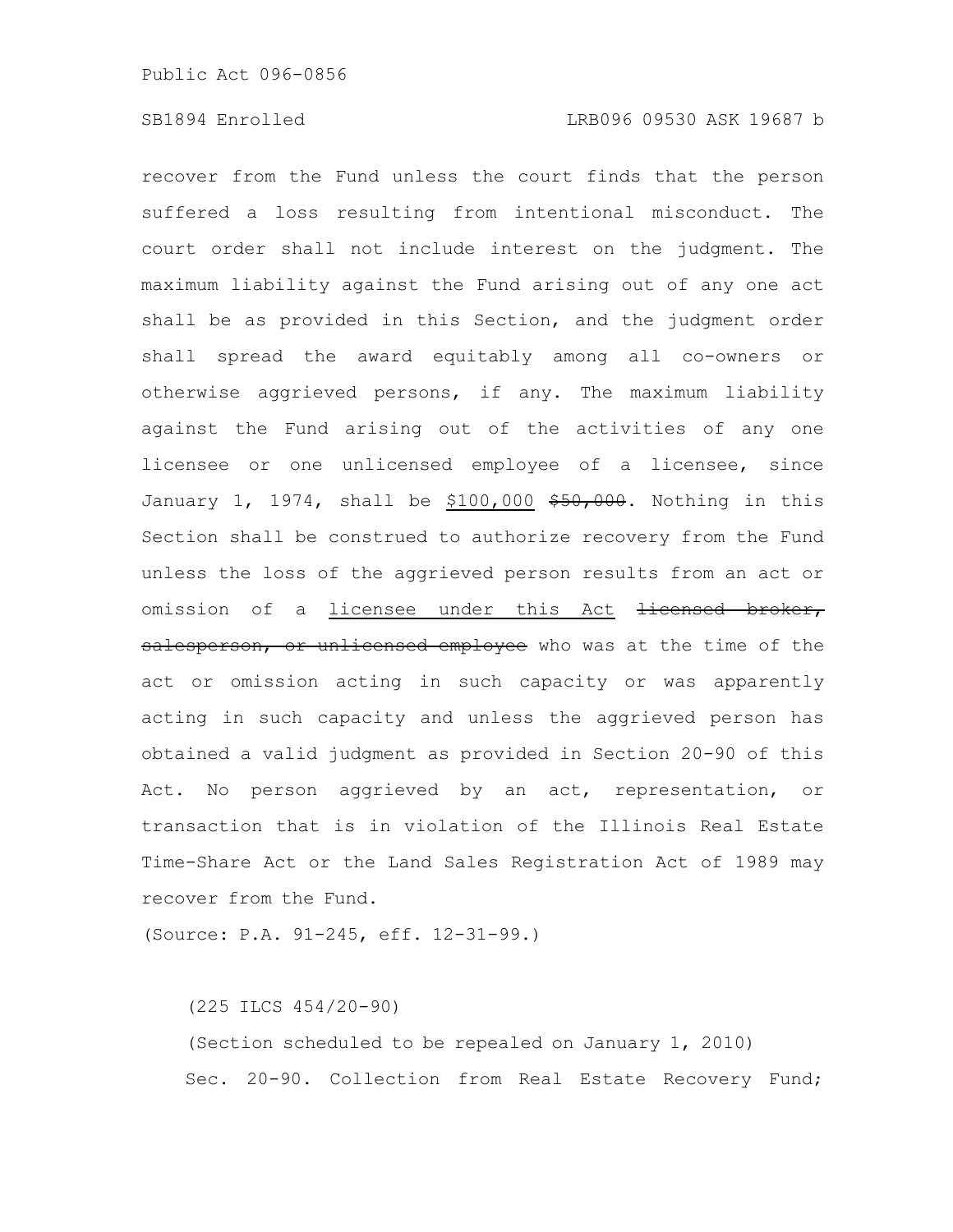recover from the Fund unless the court finds that the person suffered a loss resulting from intentional misconduct. The court order shall not include interest on the judgment. The maximum liability against the Fund arising out of any one act shall be as provided in this Section, and the judgment order shall spread the award equitably among all co-owners or otherwise aggrieved persons, if any. The maximum liability against the Fund arising out of the activities of any one licensee or one unlicensed employee of a licensee, since January 1, 1974, shall be <u>$100,000</u> ~~$50,000~~. Nothing in this Section shall be construed to authorize recovery from the Fund unless the loss of the aggrieved person results from an act or omission of a <u>licensee under this Act</u> ~~licensed broker, salesperson, or unlicensed employee~~ who was at the time of the act or omission acting in such capacity or was apparently acting in such capacity and unless the aggrieved person has obtained a valid judgment as provided in Section 20-90 of this Act. No person aggrieved by an act, representation, or transaction that is in violation of the Illinois Real Estate Time-Share Act or the Land Sales Registration Act of 1989 may recover from the Fund.

(Source: P.A. 91-245, eff. 12-31-99.)

(225 ILCS 454/20-90)

(Section scheduled to be repealed on January 1, 2010)

Sec. 20-90. Collection from Real Estate Recovery Fund;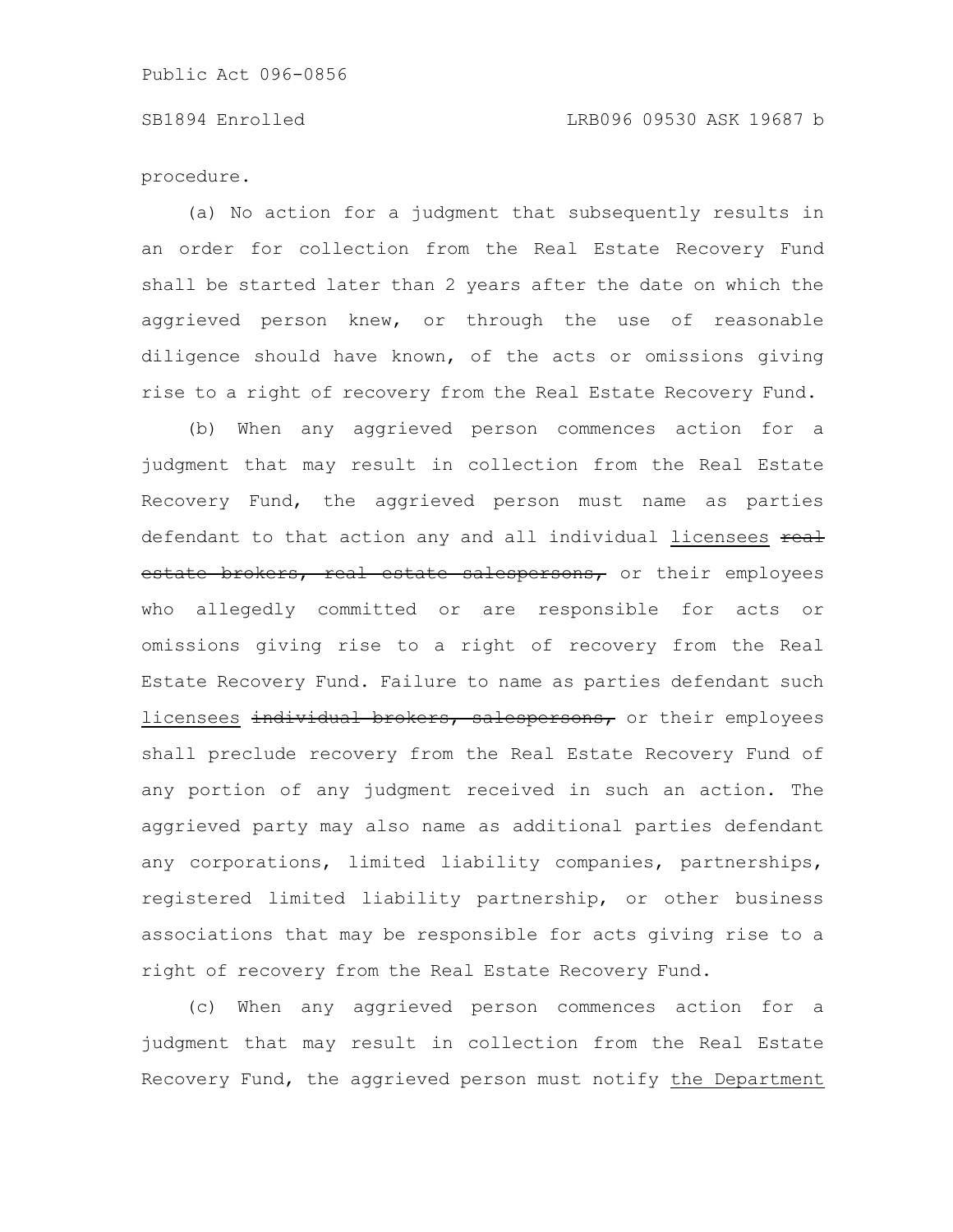procedure.

(a) No action for a judgment that subsequently results in an order for collection from the Real Estate Recovery Fund shall be started later than 2 years after the date on which the aggrieved person knew, or through the use of reasonable diligence should have known, of the acts or omissions giving rise to a right of recovery from the Real Estate Recovery Fund.

(b) When any aggrieved person commences action for a judgment that may result in collection from the Real Estate Recovery Fund, the aggrieved person must name as parties defendant to that action any and all individual licensees ~~real estate brokers, real estate salespersons,~~ or their employees who allegedly committed or are responsible for acts or omissions giving rise to a right of recovery from the Real Estate Recovery Fund. Failure to name as parties defendant such licensees ~~individual brokers, salespersons,~~ or their employees shall preclude recovery from the Real Estate Recovery Fund of any portion of any judgment received in such an action. The aggrieved party may also name as additional parties defendant any corporations, limited liability companies, partnerships, registered limited liability partnership, or other business associations that may be responsible for acts giving rise to a right of recovery from the Real Estate Recovery Fund.

(c) When any aggrieved person commences action for a judgment that may result in collection from the Real Estate Recovery Fund, the aggrieved person must notify the Department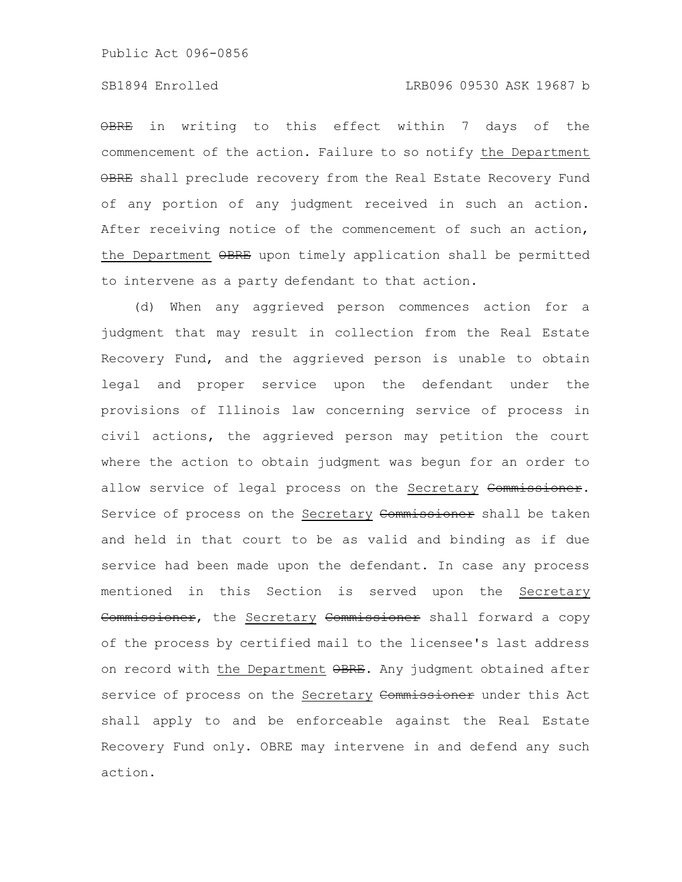~~OBRE~~ in writing to this effect within 7 days of the commencement of the action. Failure to so notify the Department ~~OBRE~~ shall preclude recovery from the Real Estate Recovery Fund of any portion of any judgment received in such an action. After receiving notice of the commencement of such an action, the Department ~~OBRE~~ upon timely application shall be permitted to intervene as a party defendant to that action.

(d) When any aggrieved person commences action for a judgment that may result in collection from the Real Estate Recovery Fund, and the aggrieved person is unable to obtain legal and proper service upon the defendant under the provisions of Illinois law concerning service of process in civil actions, the aggrieved person may petition the court where the action to obtain judgment was begun for an order to allow service of legal process on the Secretary ~~Commissioner~~. Service of process on the Secretary ~~Commissioner~~ shall be taken and held in that court to be as valid and binding as if due service had been made upon the defendant. In case any process mentioned in this Section is served upon the Secretary ~~Commissioner~~, the Secretary ~~Commissioner~~ shall forward a copy of the process by certified mail to the licensee's last address on record with the Department ~~OBRE~~. Any judgment obtained after service of process on the Secretary ~~Commissioner~~ under this Act shall apply to and be enforceable against the Real Estate Recovery Fund only. OBRE may intervene in and defend any such action.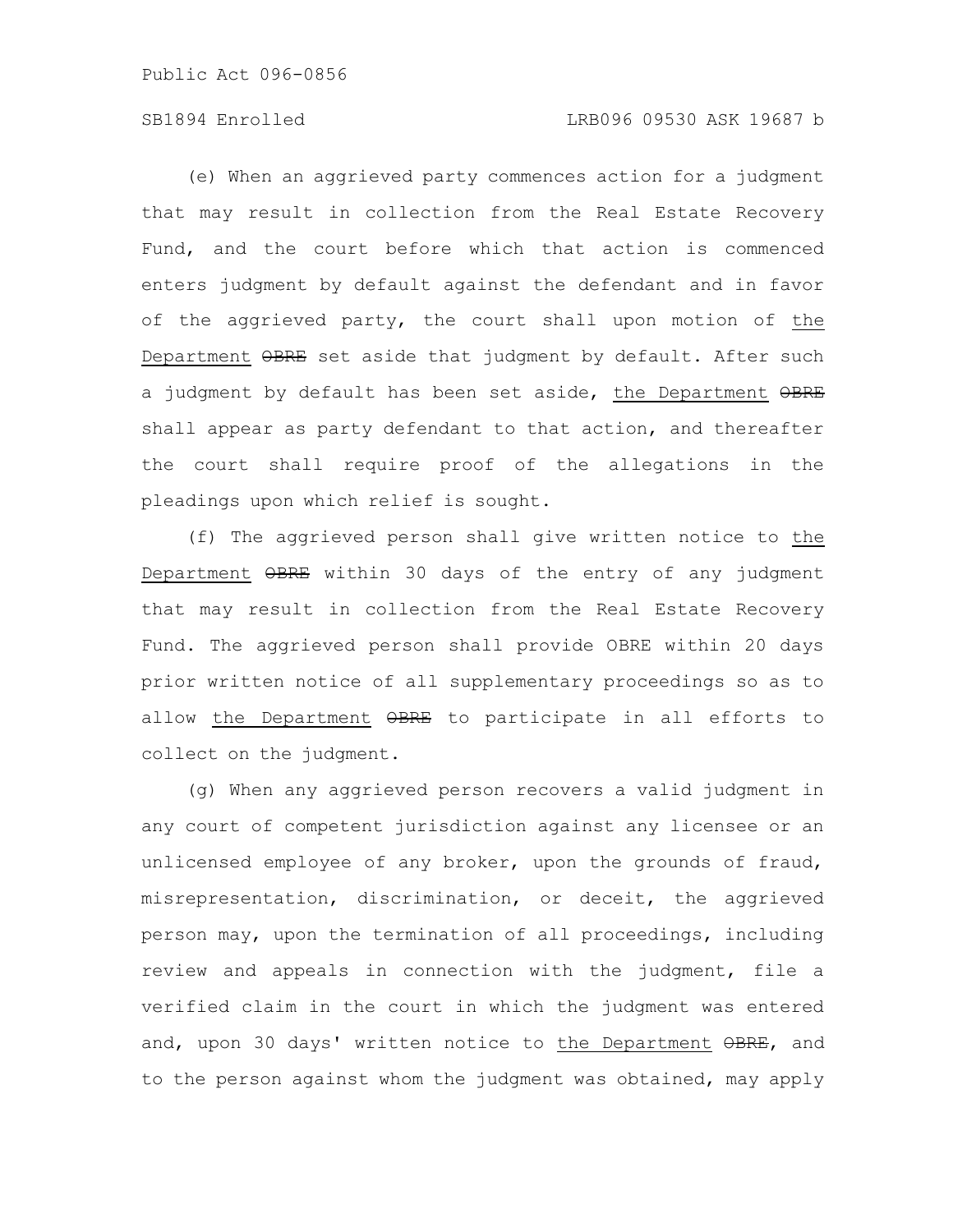(e) When an aggrieved party commences action for a judgment that may result in collection from the Real Estate Recovery Fund, and the court before which that action is commenced enters judgment by default against the defendant and in favor of the aggrieved party, the court shall upon motion of the Department ~~OBRE~~ set aside that judgment by default. After such a judgment by default has been set aside, the Department ~~OBRE~~ shall appear as party defendant to that action, and thereafter the court shall require proof of the allegations in the pleadings upon which relief is sought.

(f) The aggrieved person shall give written notice to the Department ~~OBRE~~ within 30 days of the entry of any judgment that may result in collection from the Real Estate Recovery Fund. The aggrieved person shall provide OBRE within 20 days prior written notice of all supplementary proceedings so as to allow the Department ~~OBRE~~ to participate in all efforts to collect on the judgment.

(g) When any aggrieved person recovers a valid judgment in any court of competent jurisdiction against any licensee or an unlicensed employee of any broker, upon the grounds of fraud, misrepresentation, discrimination, or deceit, the aggrieved person may, upon the termination of all proceedings, including review and appeals in connection with the judgment, file a verified claim in the court in which the judgment was entered and, upon 30 days' written notice to the Department ~~OBRE~~, and to the person against whom the judgment was obtained, may apply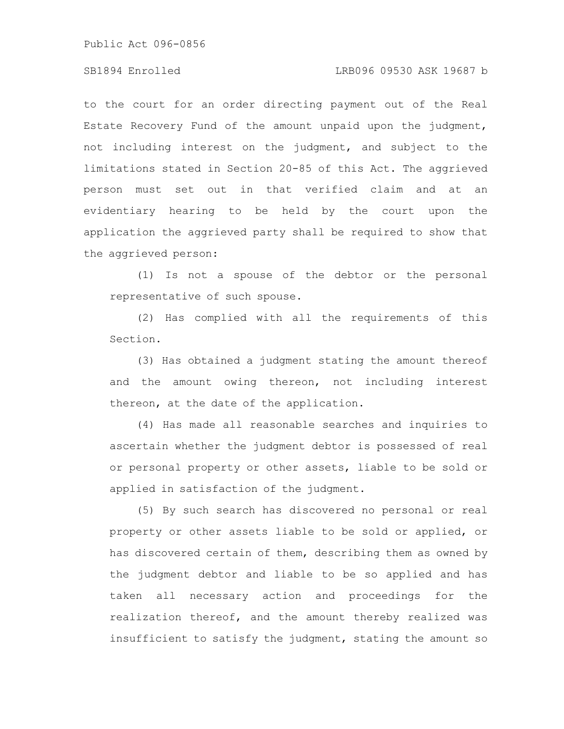to the court for an order directing payment out of the Real Estate Recovery Fund of the amount unpaid upon the judgment, not including interest on the judgment, and subject to the limitations stated in Section 20-85 of this Act. The aggrieved person must set out in that verified claim and at an evidentiary hearing to be held by the court upon the application the aggrieved party shall be required to show that the aggrieved person:

(1) Is not a spouse of the debtor or the personal representative of such spouse.

(2) Has complied with all the requirements of this Section.

(3) Has obtained a judgment stating the amount thereof and the amount owing thereon, not including interest thereon, at the date of the application.

(4) Has made all reasonable searches and inquiries to ascertain whether the judgment debtor is possessed of real or personal property or other assets, liable to be sold or applied in satisfaction of the judgment.

(5) By such search has discovered no personal or real property or other assets liable to be sold or applied, or has discovered certain of them, describing them as owned by the judgment debtor and liable to be so applied and has taken all necessary action and proceedings for the realization thereof, and the amount thereby realized was insufficient to satisfy the judgment, stating the amount so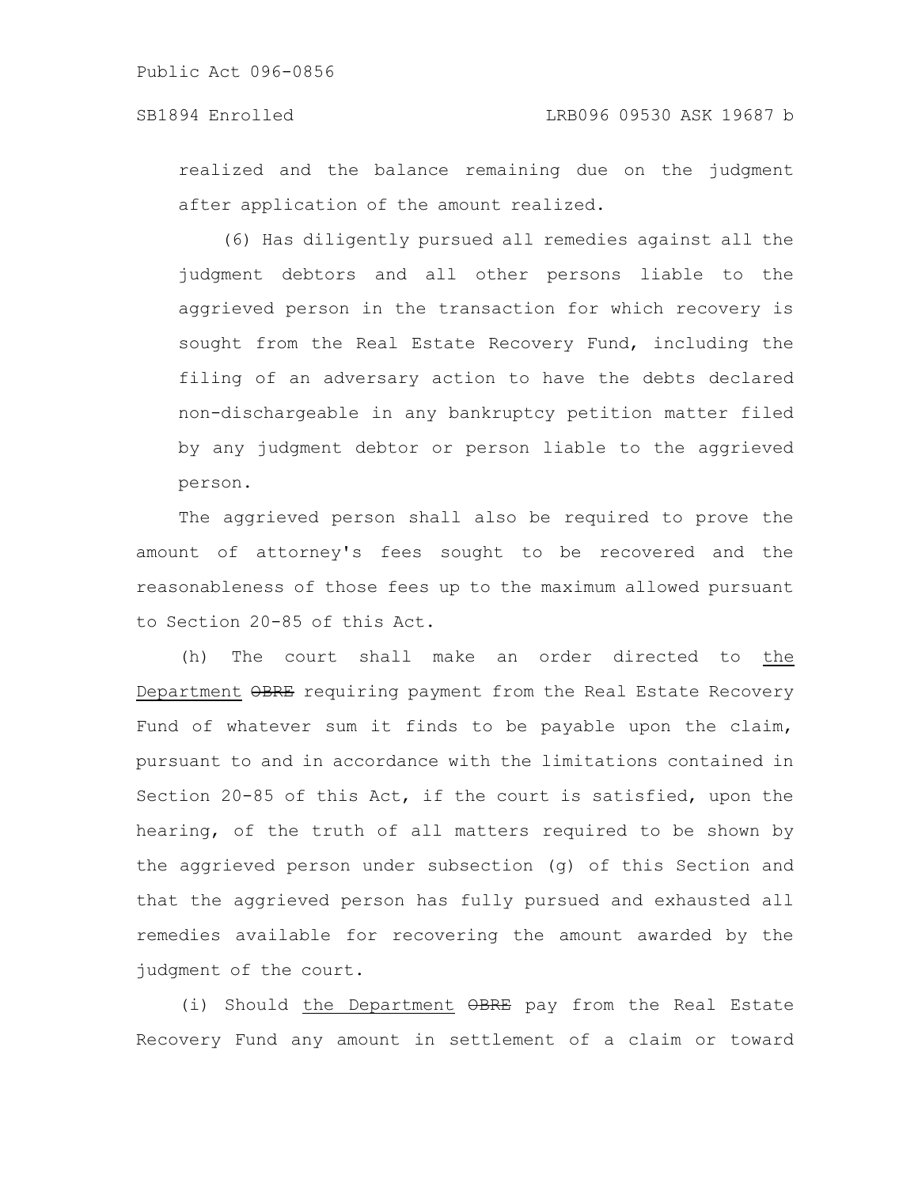realized and the balance remaining due on the judgment after application of the amount realized.

(6) Has diligently pursued all remedies against all the judgment debtors and all other persons liable to the aggrieved person in the transaction for which recovery is sought from the Real Estate Recovery Fund, including the filing of an adversary action to have the debts declared non-dischargeable in any bankruptcy petition matter filed by any judgment debtor or person liable to the aggrieved person.

The aggrieved person shall also be required to prove the amount of attorney's fees sought to be recovered and the reasonableness of those fees up to the maximum allowed pursuant to Section 20-85 of this Act.

(h) The court shall make an order directed to the Department ~~OBRE~~ requiring payment from the Real Estate Recovery Fund of whatever sum it finds to be payable upon the claim, pursuant to and in accordance with the limitations contained in Section 20-85 of this Act, if the court is satisfied, upon the hearing, of the truth of all matters required to be shown by the aggrieved person under subsection (g) of this Section and that the aggrieved person has fully pursued and exhausted all remedies available for recovering the amount awarded by the judgment of the court.

(i) Should the Department ~~OBRE~~ pay from the Real Estate Recovery Fund any amount in settlement of a claim or toward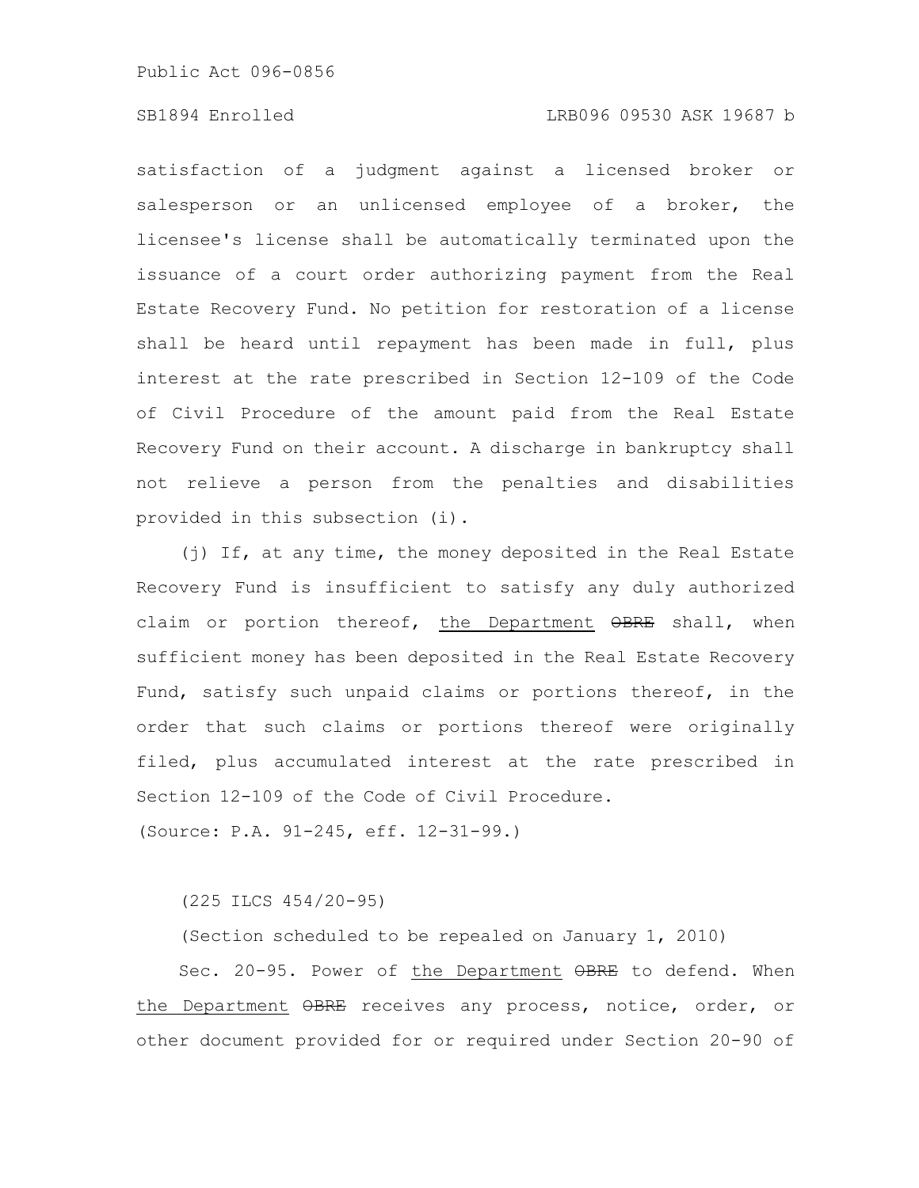satisfaction of a judgment against a licensed broker or salesperson or an unlicensed employee of a broker, the licensee's license shall be automatically terminated upon the issuance of a court order authorizing payment from the Real Estate Recovery Fund. No petition for restoration of a license shall be heard until repayment has been made in full, plus interest at the rate prescribed in Section 12-109 of the Code of Civil Procedure of the amount paid from the Real Estate Recovery Fund on their account. A discharge in bankruptcy shall not relieve a person from the penalties and disabilities provided in this subsection (i).

(j) If, at any time, the money deposited in the Real Estate Recovery Fund is insufficient to satisfy any duly authorized claim or portion thereof, the Department ~~OBRE~~ shall, when sufficient money has been deposited in the Real Estate Recovery Fund, satisfy such unpaid claims or portions thereof, in the order that such claims or portions thereof were originally filed, plus accumulated interest at the rate prescribed in Section 12-109 of the Code of Civil Procedure.

(Source: P.A. 91-245, eff. 12-31-99.)

(225 ILCS 454/20-95)

(Section scheduled to be repealed on January 1, 2010)

Sec. 20-95. Power of the Department ~~OBRE~~ to defend. When the Department ~~OBRE~~ receives any process, notice, order, or other document provided for or required under Section 20-90 of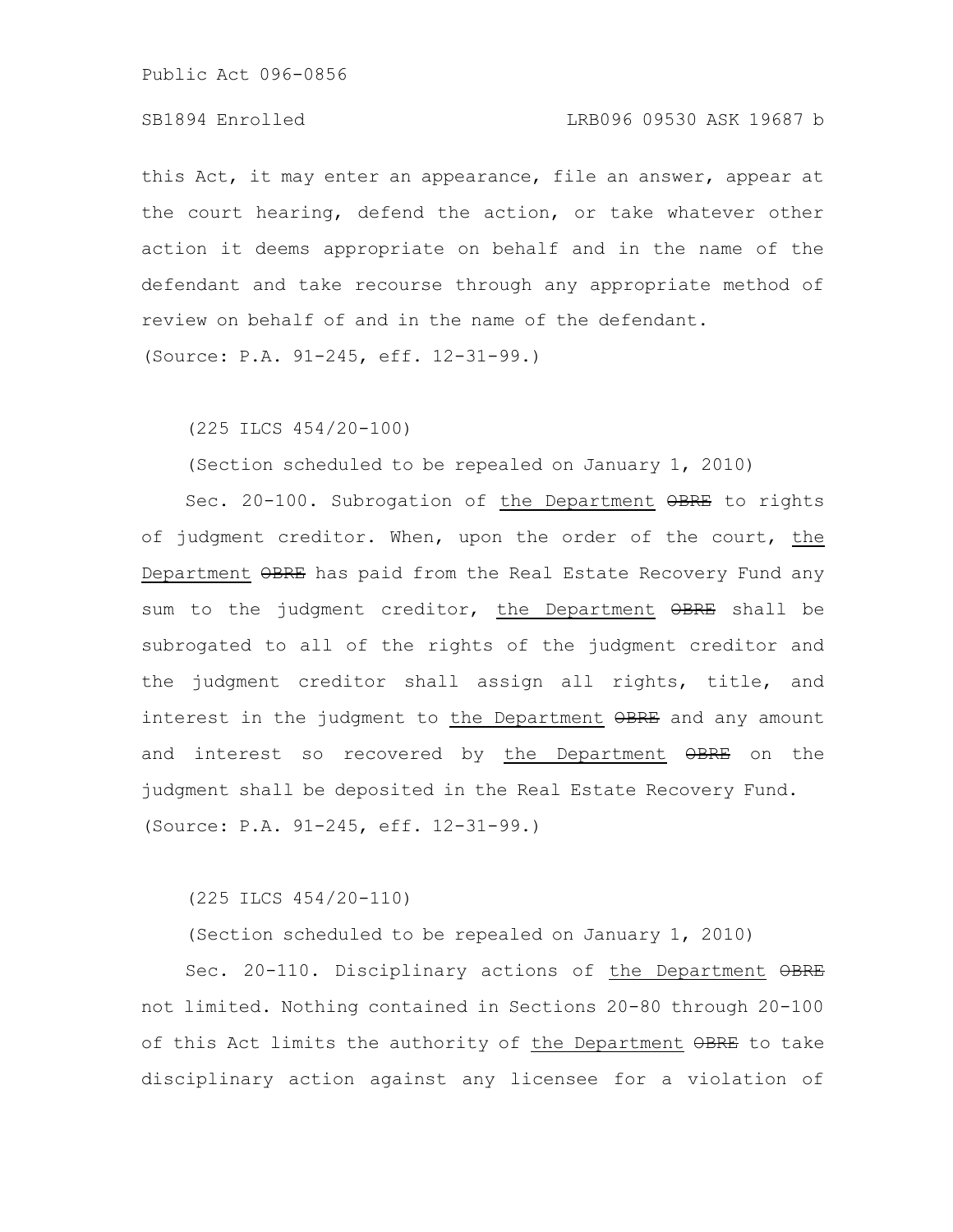this Act, it may enter an appearance, file an answer, appear at the court hearing, defend the action, or take whatever other action it deems appropriate on behalf and in the name of the defendant and take recourse through any appropriate method of review on behalf of and in the name of the defendant.

(Source: P.A. 91-245, eff. 12-31-99.)

(225 ILCS 454/20-100)

(Section scheduled to be repealed on January 1, 2010)

Sec. 20-100. Subrogation of the Department ~~OBRE~~ to rights of judgment creditor. When, upon the order of the court, the Department ~~OBRE~~ has paid from the Real Estate Recovery Fund any sum to the judgment creditor, the Department ~~OBRE~~ shall be subrogated to all of the rights of the judgment creditor and the judgment creditor shall assign all rights, title, and interest in the judgment to the Department ~~OBRE~~ and any amount and interest so recovered by the Department ~~OBRE~~ on the judgment shall be deposited in the Real Estate Recovery Fund.

(Source: P.A. 91-245, eff. 12-31-99.)

(225 ILCS 454/20-110)

(Section scheduled to be repealed on January 1, 2010)

Sec. 20-110. Disciplinary actions of the Department ~~OBRE~~ not limited. Nothing contained in Sections 20-80 through 20-100 of this Act limits the authority of the Department ~~OBRE~~ to take disciplinary action against any licensee for a violation of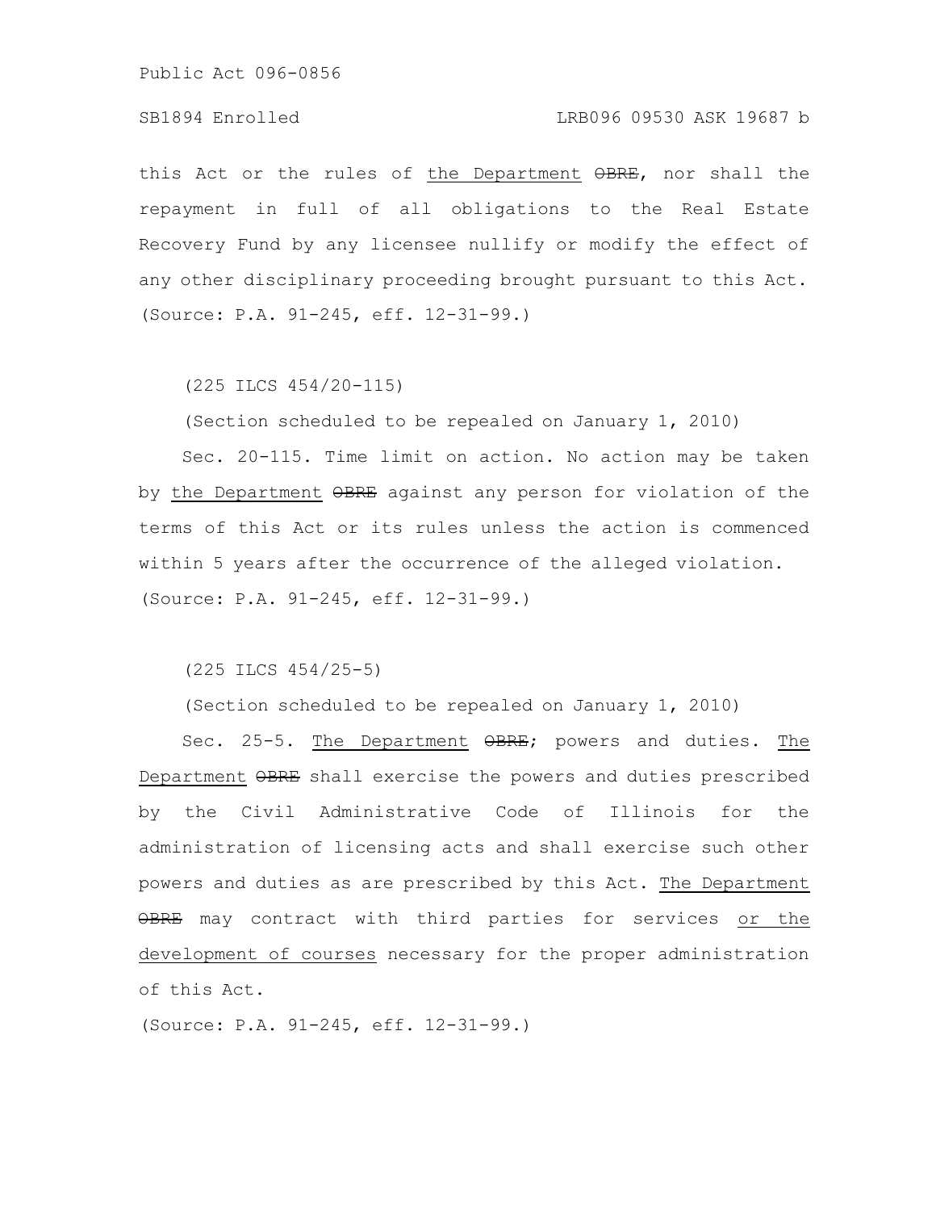this Act or the rules of the Department ~~OBRE~~, nor shall the repayment in full of all obligations to the Real Estate Recovery Fund by any licensee nullify or modify the effect of any other disciplinary proceeding brought pursuant to this Act.
(Source: P.A. 91-245, eff. 12-31-99.)

(225 ILCS 454/20-115)

(Section scheduled to be repealed on January 1, 2010)

Sec. 20-115. Time limit on action. No action may be taken by the Department ~~OBRE~~ against any person for violation of the terms of this Act or its rules unless the action is commenced within 5 years after the occurrence of the alleged violation.
(Source: P.A. 91-245, eff. 12-31-99.)

(225 ILCS 454/25-5)

(Section scheduled to be repealed on January 1, 2010)

Sec. 25-5. The Department ~~OBRE~~; powers and duties. The Department ~~OBRE~~ shall exercise the powers and duties prescribed by the Civil Administrative Code of Illinois for the administration of licensing acts and shall exercise such other powers and duties as are prescribed by this Act. The Department ~~OBRE~~ may contract with third parties for services or the development of courses necessary for the proper administration of this Act.

(Source: P.A. 91-245, eff. 12-31-99.)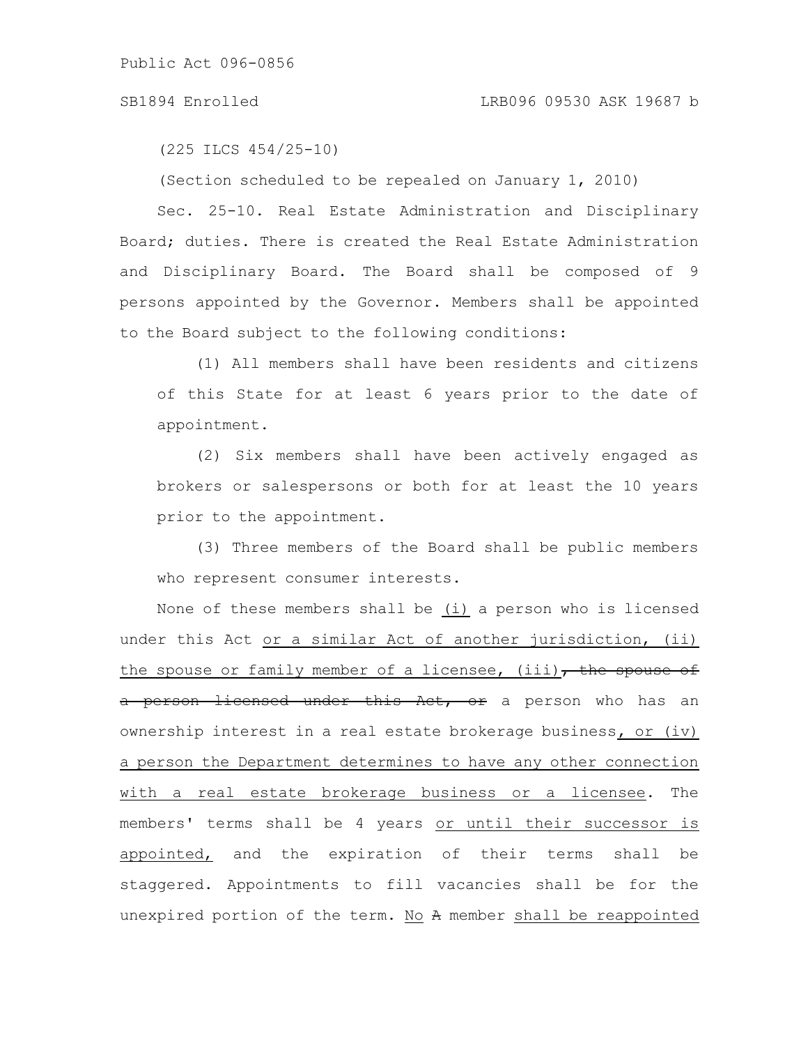(225 ILCS 454/25-10)

(Section scheduled to be repealed on January 1, 2010)

Sec. 25-10. Real Estate Administration and Disciplinary Board; duties. There is created the Real Estate Administration and Disciplinary Board. The Board shall be composed of 9 persons appointed by the Governor. Members shall be appointed to the Board subject to the following conditions:

(1) All members shall have been residents and citizens of this State for at least 6 years prior to the date of appointment.

(2) Six members shall have been actively engaged as brokers or salespersons or both for at least the 10 years prior to the appointment.

(3) Three members of the Board shall be public members who represent consumer interests.

None of these members shall be (i) a person who is licensed under this Act or a similar Act of another jurisdiction, (ii) the spouse or family member of a licensee, (iii) ~~, the spouse of a person licensed under this Act, or~~ a person who has an ownership interest in a real estate brokerage business, or (iv) a person the Department determines to have any other connection with a real estate brokerage business or a licensee. The members' terms shall be 4 years or until their successor is appointed, and the expiration of their terms shall be staggered. Appointments to fill vacancies shall be for the unexpired portion of the term. No ~~A~~ member shall be reappointed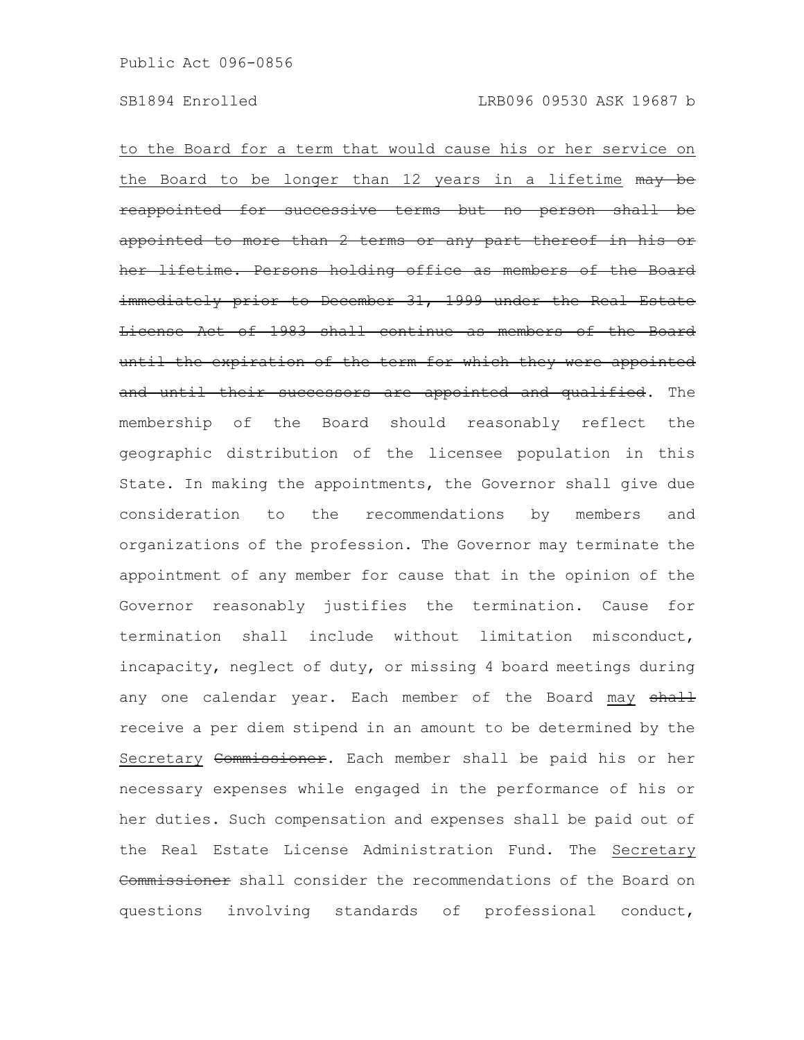to the Board for a term that would cause his or her service on the Board to be longer than 12 years in a lifetime ~~may be reappointed for successive terms but no person shall be appointed to more than 2 terms or any part thereof in his or her lifetime. Persons holding office as members of the Board immediately prior to December 31, 1999 under the Real Estate License Act of 1983 shall continue as members of the Board until the expiration of the term for which they were appointed and until their successors are appointed and qualified~~. The membership of the Board should reasonably reflect the geographic distribution of the licensee population in this State. In making the appointments, the Governor shall give due consideration to the recommendations by members and organizations of the profession. The Governor may terminate the appointment of any member for cause that in the opinion of the Governor reasonably justifies the termination. Cause for termination shall include without limitation misconduct, incapacity, neglect of duty, or missing 4 board meetings during any one calendar year. Each member of the Board may ~~shall~~ receive a per diem stipend in an amount to be determined by the Secretary ~~Commissioner~~. Each member shall be paid his or her necessary expenses while engaged in the performance of his or her duties. Such compensation and expenses shall be paid out of the Real Estate License Administration Fund. The Secretary ~~Commissioner~~ shall consider the recommendations of the Board on questions involving standards of professional conduct,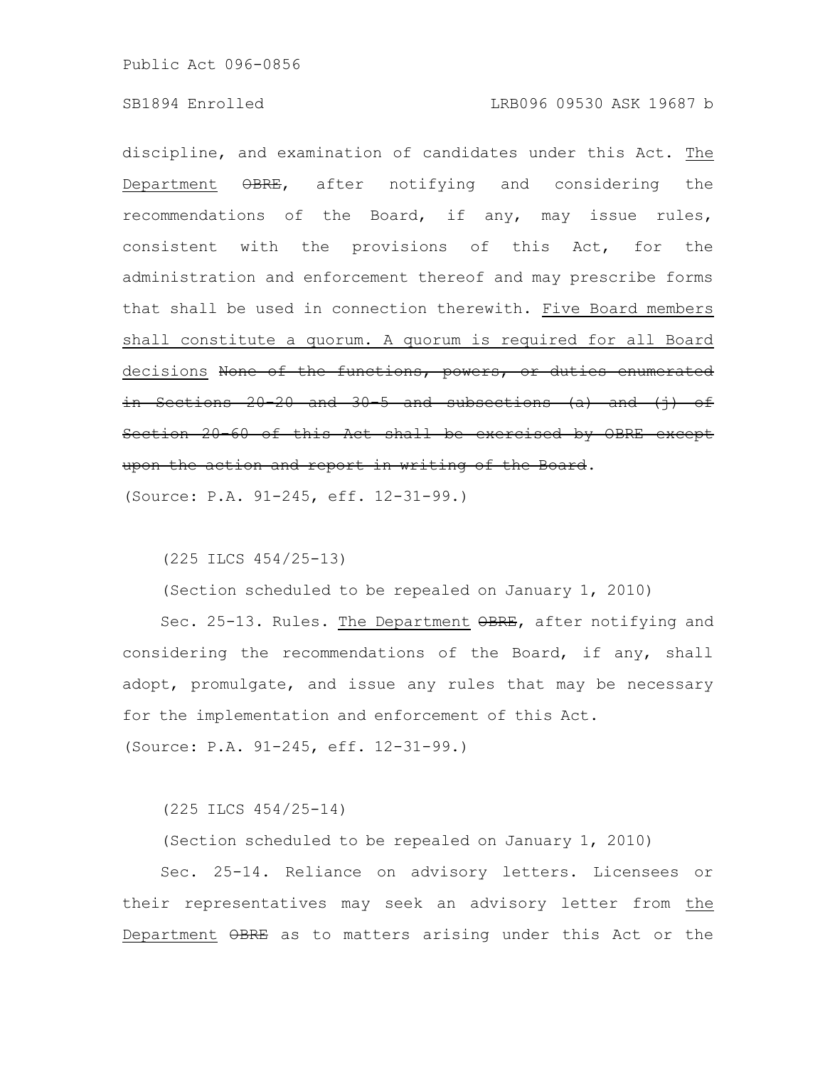discipline, and examination of candidates under this Act. The Department ~~OBRE~~, after notifying and considering the recommendations of the Board, if any, may issue rules, consistent with the provisions of this Act, for the administration and enforcement thereof and may prescribe forms that shall be used in connection therewith. Five Board members shall constitute a quorum. A quorum is required for all Board decisions ~~None of the functions, powers, or duties enumerated in Sections 20-20 and 30-5 and subsections (a) and (j) of Section 20-60 of this Act shall be exercised by OBRE except upon the action and report in writing of the Board~~.

(Source: P.A. 91-245, eff. 12-31-99.)

(225 ILCS 454/25-13)

(Section scheduled to be repealed on January 1, 2010)

Sec. 25-13. Rules. The Department ~~OBRE~~, after notifying and considering the recommendations of the Board, if any, shall adopt, promulgate, and issue any rules that may be necessary for the implementation and enforcement of this Act.

(Source: P.A. 91-245, eff. 12-31-99.)

(225 ILCS 454/25-14)

(Section scheduled to be repealed on January 1, 2010)

Sec. 25-14. Reliance on advisory letters. Licensees or their representatives may seek an advisory letter from the Department ~~OBRE~~ as to matters arising under this Act or the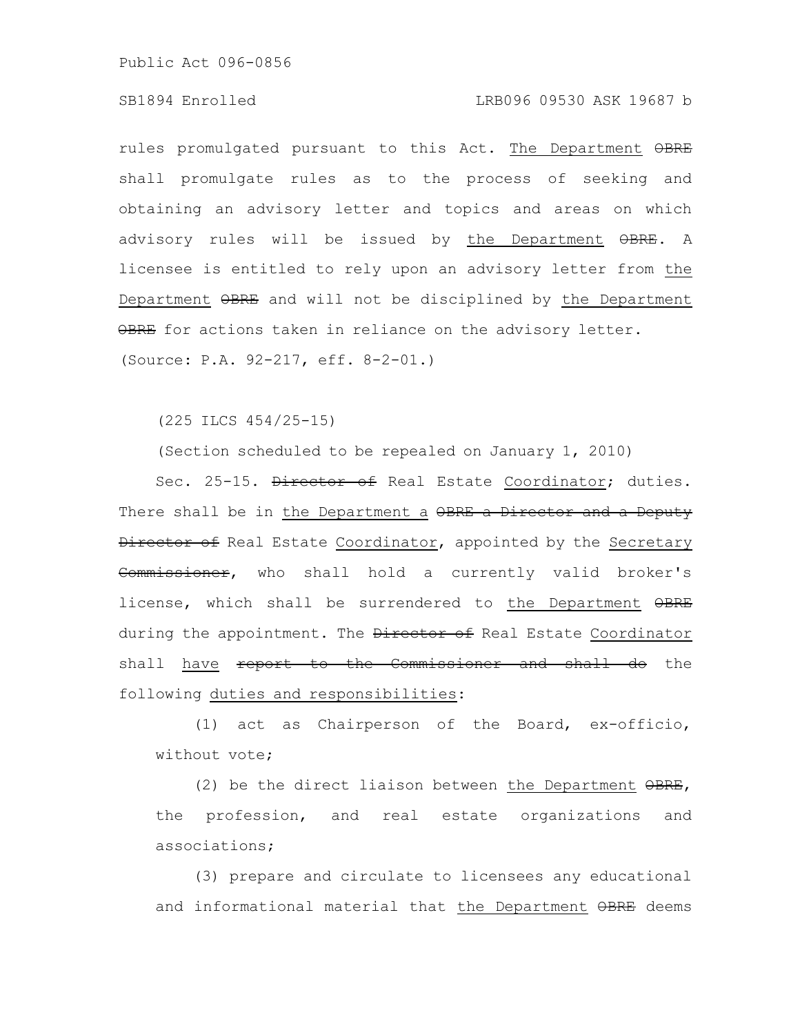rules promulgated pursuant to this Act. The Department ~~OBRE~~ shall promulgate rules as to the process of seeking and obtaining an advisory letter and topics and areas on which advisory rules will be issued by the Department ~~OBRE~~. A licensee is entitled to rely upon an advisory letter from the Department ~~OBRE~~ and will not be disciplined by the Department ~~OBRE~~ for actions taken in reliance on the advisory letter.

(Source: P.A. 92-217, eff. 8-2-01.)

(225 ILCS 454/25-15)

(Section scheduled to be repealed on January 1, 2010)

Sec. 25-15. ~~Director of~~ Real Estate Coordinator; duties. There shall be in the Department a ~~OBRE a Director and a Deputy Director of~~ Real Estate Coordinator, appointed by the Secretary ~~Commissioner~~, who shall hold a currently valid broker's license, which shall be surrendered to the Department ~~OBRE~~ during the appointment. The ~~Director of~~ Real Estate Coordinator shall have ~~report to the Commissioner and shall do~~ the following duties and responsibilities:

(1) act as Chairperson of the Board, ex-officio, without vote;

(2) be the direct liaison between the Department ~~OBRE~~, the profession, and real estate organizations and associations;

(3) prepare and circulate to licensees any educational and informational material that the Department ~~OBRE~~ deems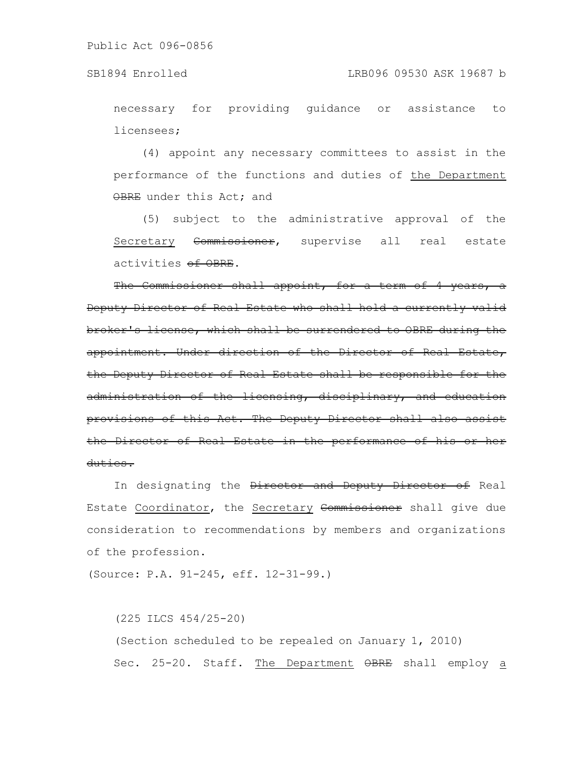necessary for providing guidance or assistance to licensees;

(4) appoint any necessary committees to assist in the performance of the functions and duties of <u>the Department</u> ~~OBRE~~ under this Act; and

(5) subject to the administrative approval of the <u>Secretary</u> ~~Commissioner~~, supervise all real estate activities ~~of OBRE~~.

~~The Commissioner shall appoint, for a term of 4 years, a Deputy Director of Real Estate who shall hold a currently valid broker's license, which shall be surrendered to OBRE during the appointment. Under direction of the Director of Real Estate, the Deputy Director of Real Estate shall be responsible for the administration of the licensing, disciplinary, and education provisions of this Act. The Deputy Director shall also assist the Director of Real Estate in the performance of his or her duties.~~

In designating the ~~Director and Deputy Director of~~ Real Estate <u>Coordinator</u>, the <u>Secretary</u> ~~Commissioner~~ shall give due consideration to recommendations by members and organizations of the profession.

(Source: P.A. 91-245, eff. 12-31-99.)

(225 ILCS 454/25-20)

(Section scheduled to be repealed on January 1, 2010)

Sec. 25-20. Staff. <u>The Department</u> ~~OBRE~~ shall employ <u>a</u>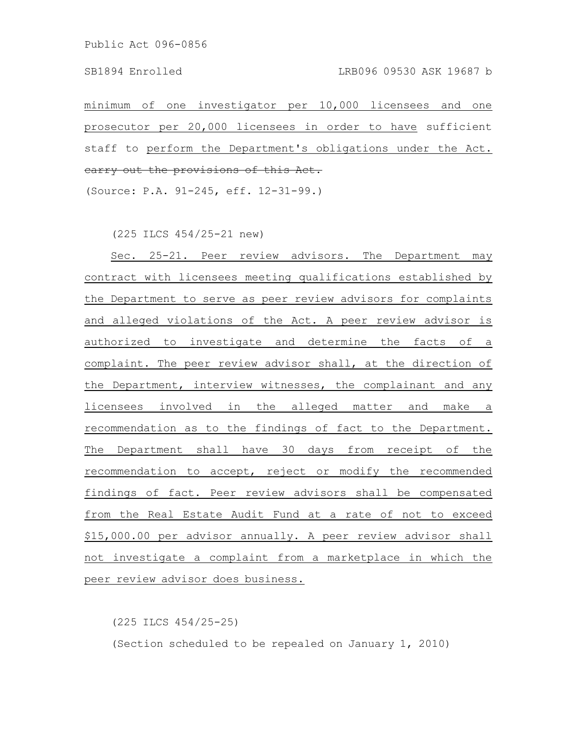minimum of one investigator per 10,000 licensees and one prosecutor per 20,000 licensees in order to have sufficient staff to perform the Department's obligations under the Act. ~~carry out the provisions of this Act.~~

(Source: P.A. 91-245, eff. 12-31-99.)

(225 ILCS 454/25-21 new)

Sec. 25-21. Peer review advisors. The Department may contract with licensees meeting qualifications established by the Department to serve as peer review advisors for complaints and alleged violations of the Act. A peer review advisor is authorized to investigate and determine the facts of a complaint. The peer review advisor shall, at the direction of the Department, interview witnesses, the complainant and any licensees involved in the alleged matter and make a recommendation as to the findings of fact to the Department. The Department shall have 30 days from receipt of the recommendation to accept, reject or modify the recommended findings of fact. Peer review advisors shall be compensated from the Real Estate Audit Fund at a rate of not to exceed $15,000.00 per advisor annually. A peer review advisor shall not investigate a complaint from a marketplace in which the peer review advisor does business.

(225 ILCS 454/25-25)

(Section scheduled to be repealed on January 1, 2010)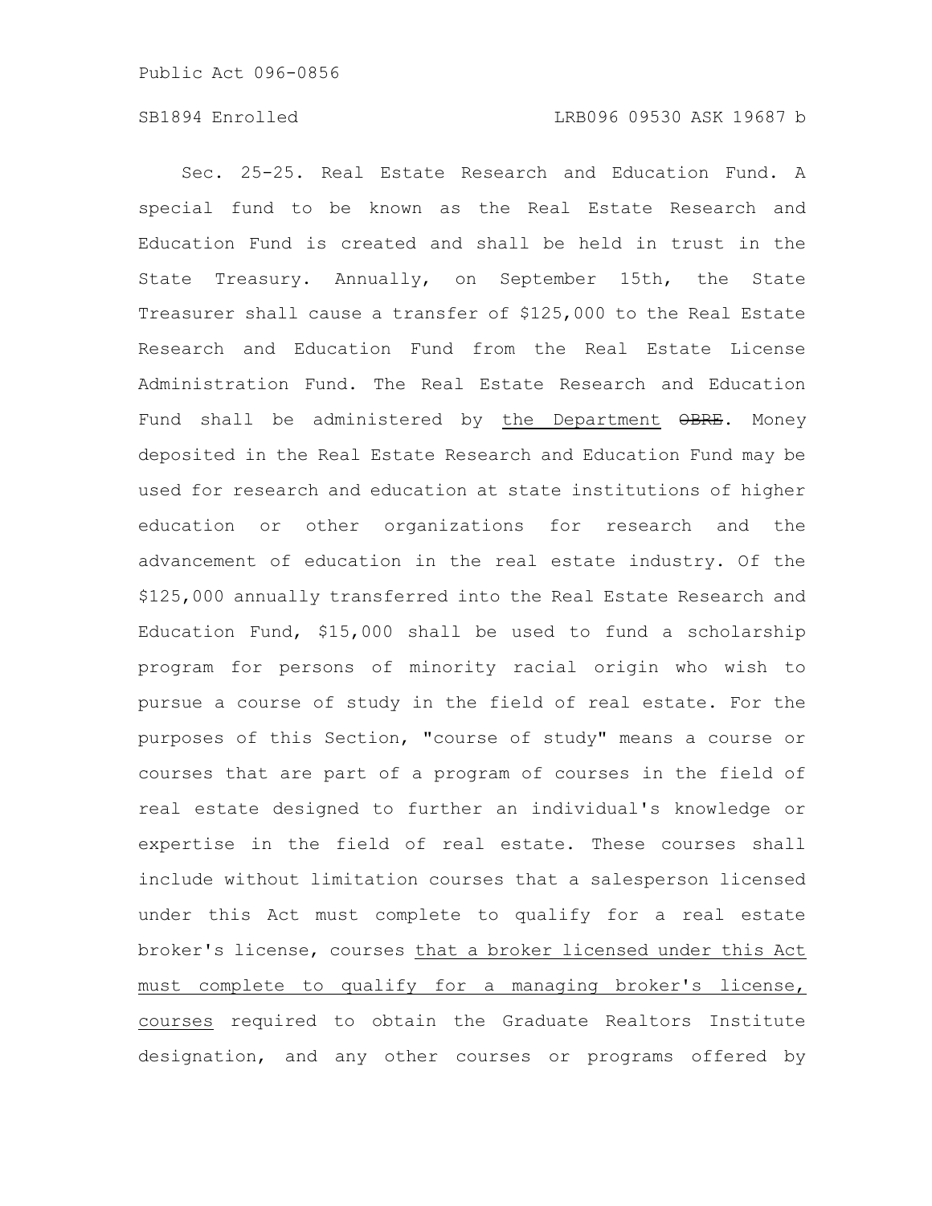Sec. 25-25. Real Estate Research and Education Fund. A special fund to be known as the Real Estate Research and Education Fund is created and shall be held in trust in the State Treasury. Annually, on September 15th, the State Treasurer shall cause a transfer of $125,000 to the Real Estate Research and Education Fund from the Real Estate License Administration Fund. The Real Estate Research and Education Fund shall be administered by the Department ~~OBRE~~. Money deposited in the Real Estate Research and Education Fund may be used for research and education at state institutions of higher education or other organizations for research and the advancement of education in the real estate industry. Of the $125,000 annually transferred into the Real Estate Research and Education Fund, $15,000 shall be used to fund a scholarship program for persons of minority racial origin who wish to pursue a course of study in the field of real estate. For the purposes of this Section, "course of study" means a course or courses that are part of a program of courses in the field of real estate designed to further an individual's knowledge or expertise in the field of real estate. These courses shall include without limitation courses that a salesperson licensed under this Act must complete to qualify for a real estate broker's license, courses that a broker licensed under this Act must complete to qualify for a managing broker's license, courses required to obtain the Graduate Realtors Institute designation, and any other courses or programs offered by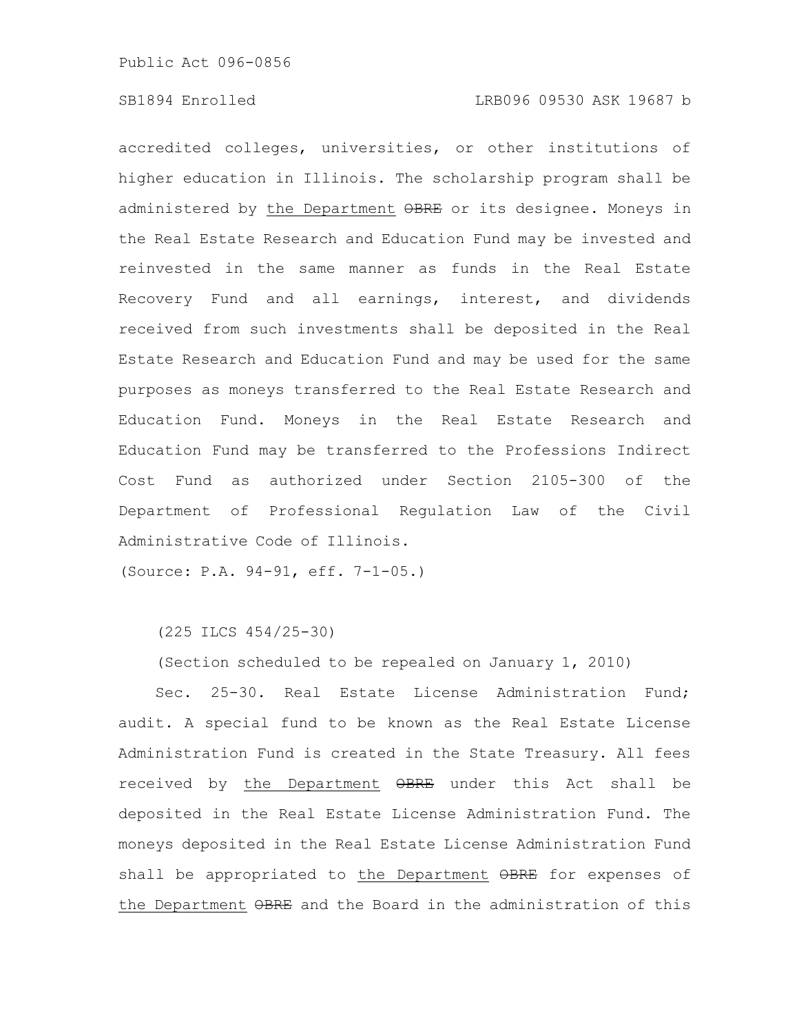accredited colleges, universities, or other institutions of higher education in Illinois. The scholarship program shall be administered by <u>the Department</u> ~~OBRE~~ or its designee. Moneys in the Real Estate Research and Education Fund may be invested and reinvested in the same manner as funds in the Real Estate Recovery Fund and all earnings, interest, and dividends received from such investments shall be deposited in the Real Estate Research and Education Fund and may be used for the same purposes as moneys transferred to the Real Estate Research and Education Fund. Moneys in the Real Estate Research and Education Fund may be transferred to the Professions Indirect Cost Fund as authorized under Section 2105-300 of the Department of Professional Regulation Law of the Civil Administrative Code of Illinois.

(Source: P.A. 94-91, eff. 7-1-05.)

(225 ILCS 454/25-30)

(Section scheduled to be repealed on January 1, 2010)

Sec. 25-30. Real Estate License Administration Fund; audit. A special fund to be known as the Real Estate License Administration Fund is created in the State Treasury. All fees received by <u>the Department</u> ~~OBRE~~ under this Act shall be deposited in the Real Estate License Administration Fund. The moneys deposited in the Real Estate License Administration Fund shall be appropriated to <u>the Department</u> ~~OBRE~~ for expenses of <u>the Department</u> ~~OBRE~~ and the Board in the administration of this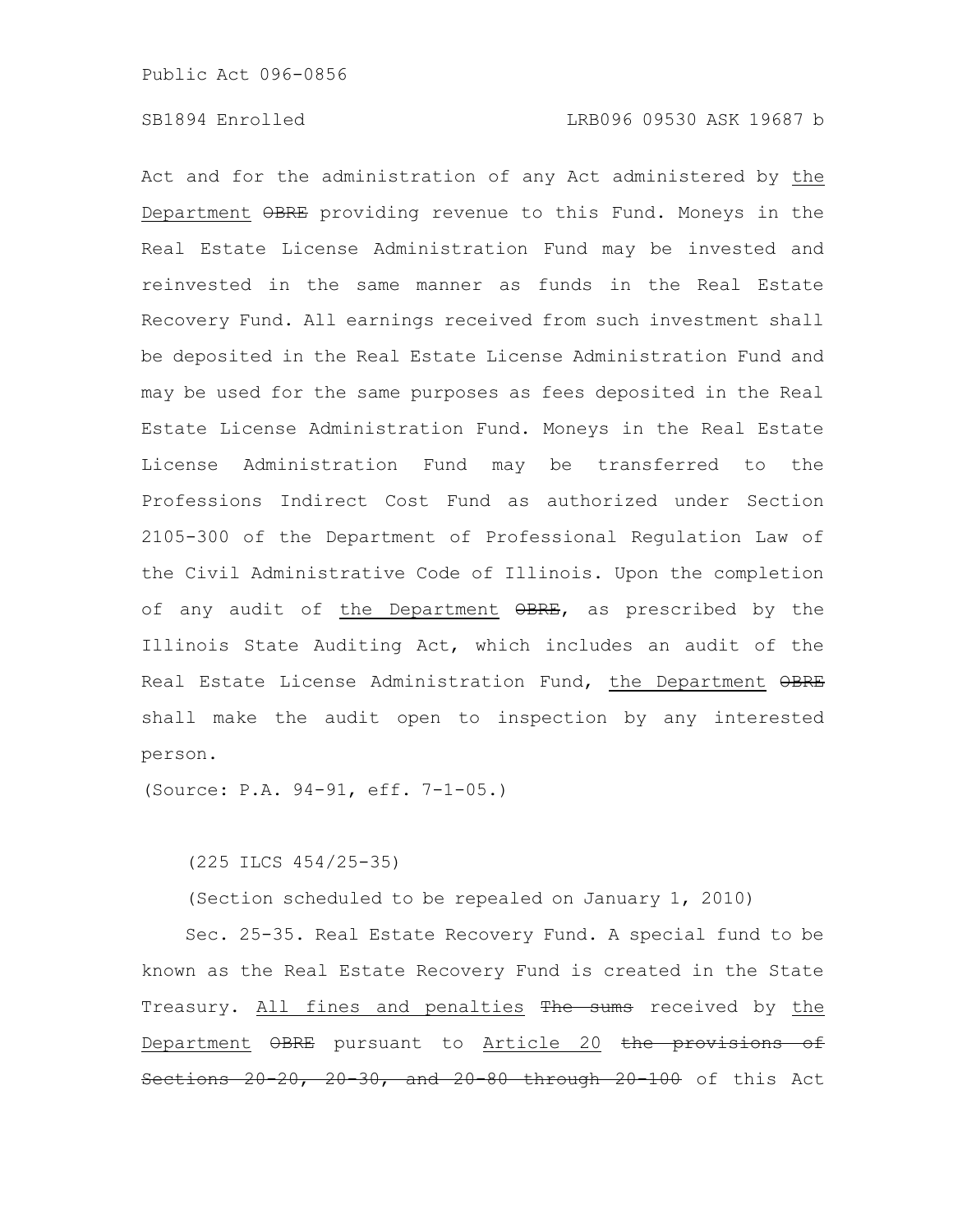Act and for the administration of any Act administered by the Department ~~OBRE~~ providing revenue to this Fund. Moneys in the Real Estate License Administration Fund may be invested and reinvested in the same manner as funds in the Real Estate Recovery Fund. All earnings received from such investment shall be deposited in the Real Estate License Administration Fund and may be used for the same purposes as fees deposited in the Real Estate License Administration Fund. Moneys in the Real Estate License Administration Fund may be transferred to the Professions Indirect Cost Fund as authorized under Section 2105-300 of the Department of Professional Regulation Law of the Civil Administrative Code of Illinois. Upon the completion of any audit of the Department ~~OBRE~~, as prescribed by the Illinois State Auditing Act, which includes an audit of the Real Estate License Administration Fund, the Department ~~OBRE~~ shall make the audit open to inspection by any interested person.

(Source: P.A. 94-91, eff. 7-1-05.)

(225 ILCS 454/25-35)

(Section scheduled to be repealed on January 1, 2010)

Sec. 25-35. Real Estate Recovery Fund. A special fund to be known as the Real Estate Recovery Fund is created in the State Treasury. All fines and penalties ~~The sums~~ received by the Department ~~OBRE~~ pursuant to Article 20 ~~the provisions of Sections 20-20, 20-30, and 20-80 through 20-100~~ of this Act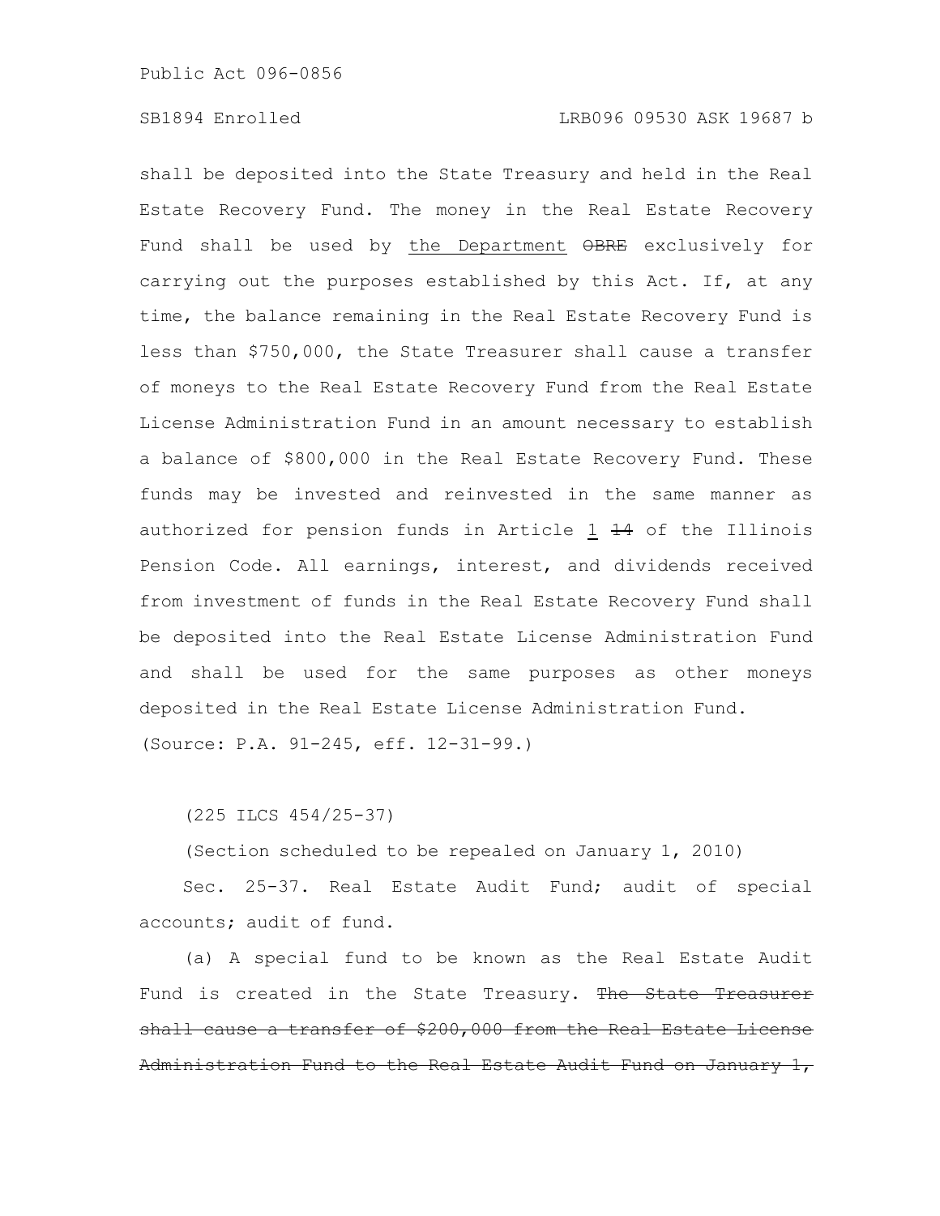shall be deposited into the State Treasury and held in the Real Estate Recovery Fund. The money in the Real Estate Recovery Fund shall be used by <u>the Department</u> ~~OBRE~~ exclusively for carrying out the purposes established by this Act. If, at any time, the balance remaining in the Real Estate Recovery Fund is less than $750,000, the State Treasurer shall cause a transfer of moneys to the Real Estate Recovery Fund from the Real Estate License Administration Fund in an amount necessary to establish a balance of $800,000 in the Real Estate Recovery Fund. These funds may be invested and reinvested in the same manner as authorized for pension funds in Article <u>1</u> ~~14~~ of the Illinois Pension Code. All earnings, interest, and dividends received from investment of funds in the Real Estate Recovery Fund shall be deposited into the Real Estate License Administration Fund and shall be used for the same purposes as other moneys deposited in the Real Estate License Administration Fund.

(Source: P.A. 91-245, eff. 12-31-99.)

(225 ILCS 454/25-37)

(Section scheduled to be repealed on January 1, 2010)

Sec. 25-37. Real Estate Audit Fund; audit of special accounts; audit of fund.

(a) A special fund to be known as the Real Estate Audit Fund is created in the State Treasury. ~~The State Treasurer shall cause a transfer of $200,000 from the Real Estate License Administration Fund to the Real Estate Audit Fund on January 1,~~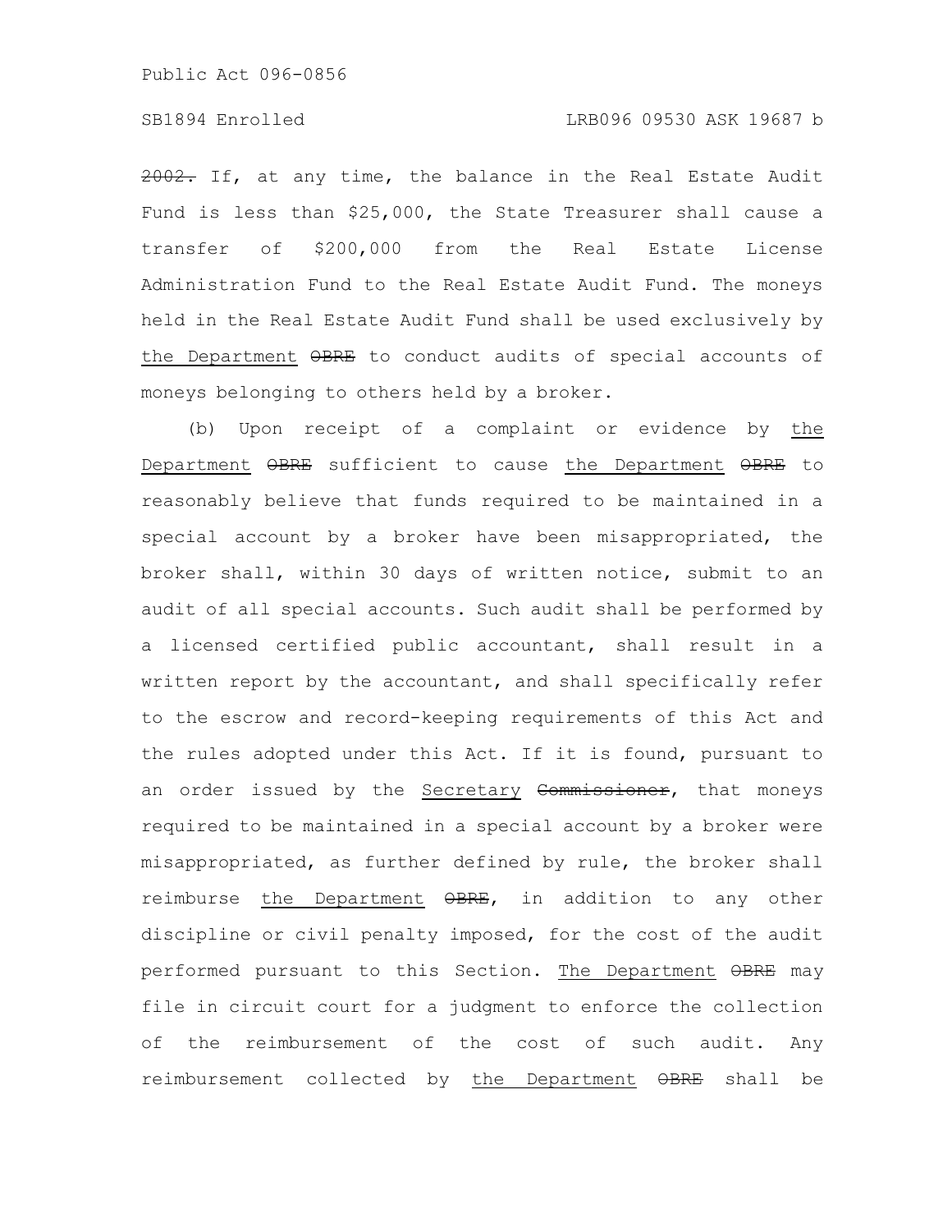2002. If, at any time, the balance in the Real Estate Audit Fund is less than $25,000, the State Treasurer shall cause a transfer of $200,000 from the Real Estate License Administration Fund to the Real Estate Audit Fund. The moneys held in the Real Estate Audit Fund shall be used exclusively by the Department OBRE to conduct audits of special accounts of moneys belonging to others held by a broker.

(b) Upon receipt of a complaint or evidence by the Department OBRE sufficient to cause the Department OBRE to reasonably believe that funds required to be maintained in a special account by a broker have been misappropriated, the broker shall, within 30 days of written notice, submit to an audit of all special accounts. Such audit shall be performed by a licensed certified public accountant, shall result in a written report by the accountant, and shall specifically refer to the escrow and record-keeping requirements of this Act and the rules adopted under this Act. If it is found, pursuant to an order issued by the Secretary Commissioner, that moneys required to be maintained in a special account by a broker were misappropriated, as further defined by rule, the broker shall reimburse the Department OBRE, in addition to any other discipline or civil penalty imposed, for the cost of the audit performed pursuant to this Section. The Department OBRE may file in circuit court for a judgment to enforce the collection of the reimbursement of the cost of such audit. Any reimbursement collected by the Department OBRE shall be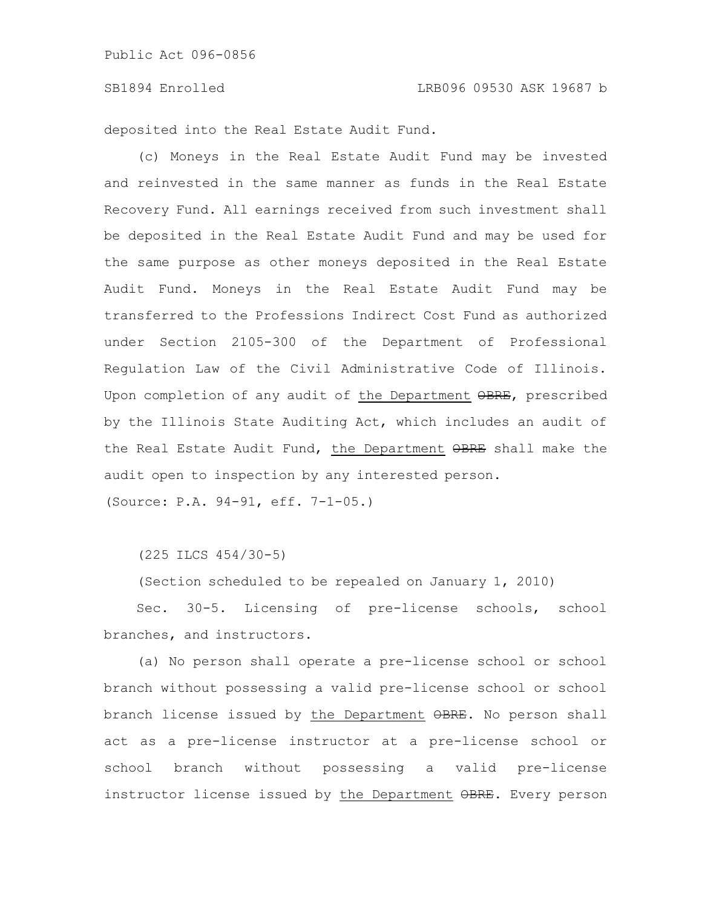deposited into the Real Estate Audit Fund.

(c) Moneys in the Real Estate Audit Fund may be invested and reinvested in the same manner as funds in the Real Estate Recovery Fund. All earnings received from such investment shall be deposited in the Real Estate Audit Fund and may be used for the same purpose as other moneys deposited in the Real Estate Audit Fund. Moneys in the Real Estate Audit Fund may be transferred to the Professions Indirect Cost Fund as authorized under Section 2105-300 of the Department of Professional Regulation Law of the Civil Administrative Code of Illinois. Upon completion of any audit of <u>the Department</u> ~~OBRE~~, prescribed by the Illinois State Auditing Act, which includes an audit of the Real Estate Audit Fund, <u>the Department</u> ~~OBRE~~ shall make the audit open to inspection by any interested person.

(Source: P.A. 94-91, eff. 7-1-05.)

(225 ILCS 454/30-5)

(Section scheduled to be repealed on January 1, 2010)

Sec. 30-5. Licensing of pre-license schools, school branches, and instructors.

(a) No person shall operate a pre-license school or school branch without possessing a valid pre-license school or school branch license issued by <u>the Department</u> ~~OBRE~~. No person shall act as a pre-license instructor at a pre-license school or school branch without possessing a valid pre-license instructor license issued by <u>the Department</u> ~~OBRE~~. Every person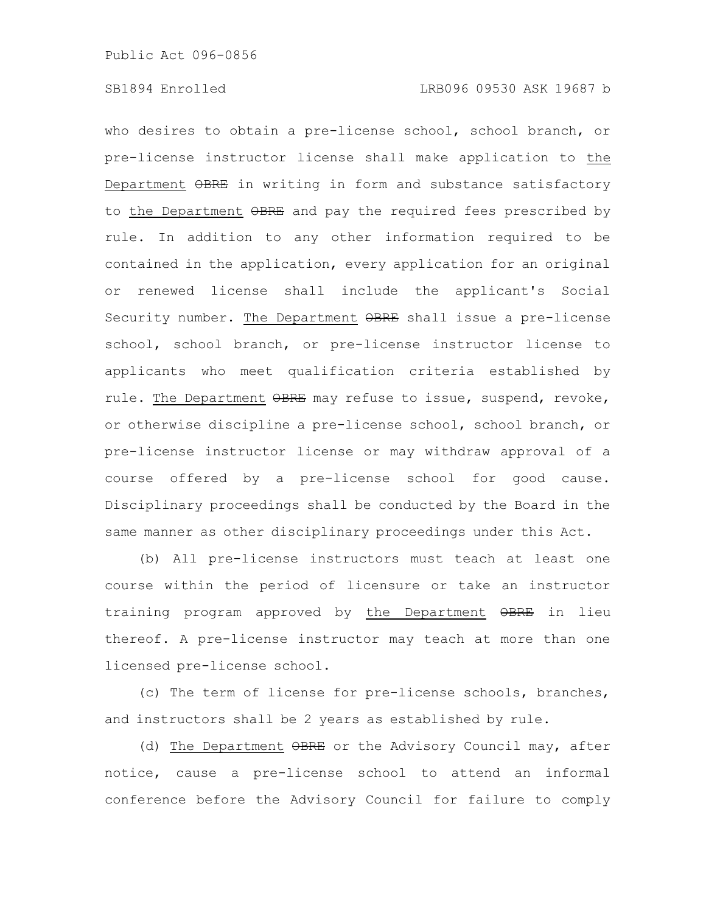who desires to obtain a pre-license school, school branch, or pre-license instructor license shall make application to <u>the Department</u> ~~OBRE~~ in writing in form and substance satisfactory to <u>the Department</u> ~~OBRE~~ and pay the required fees prescribed by rule. In addition to any other information required to be contained in the application, every application for an original or renewed license shall include the applicant's Social Security number. <u>The Department</u> ~~OBRE~~ shall issue a pre-license school, school branch, or pre-license instructor license to applicants who meet qualification criteria established by rule. <u>The Department</u> ~~OBRE~~ may refuse to issue, suspend, revoke, or otherwise discipline a pre-license school, school branch, or pre-license instructor license or may withdraw approval of a course offered by a pre-license school for good cause. Disciplinary proceedings shall be conducted by the Board in the same manner as other disciplinary proceedings under this Act.

(b) All pre-license instructors must teach at least one course within the period of licensure or take an instructor training program approved by <u>the Department</u> ~~OBRE~~ in lieu thereof. A pre-license instructor may teach at more than one licensed pre-license school.

(c) The term of license for pre-license schools, branches, and instructors shall be 2 years as established by rule.

(d) <u>The Department</u> ~~OBRE~~ or the Advisory Council may, after notice, cause a pre-license school to attend an informal conference before the Advisory Council for failure to comply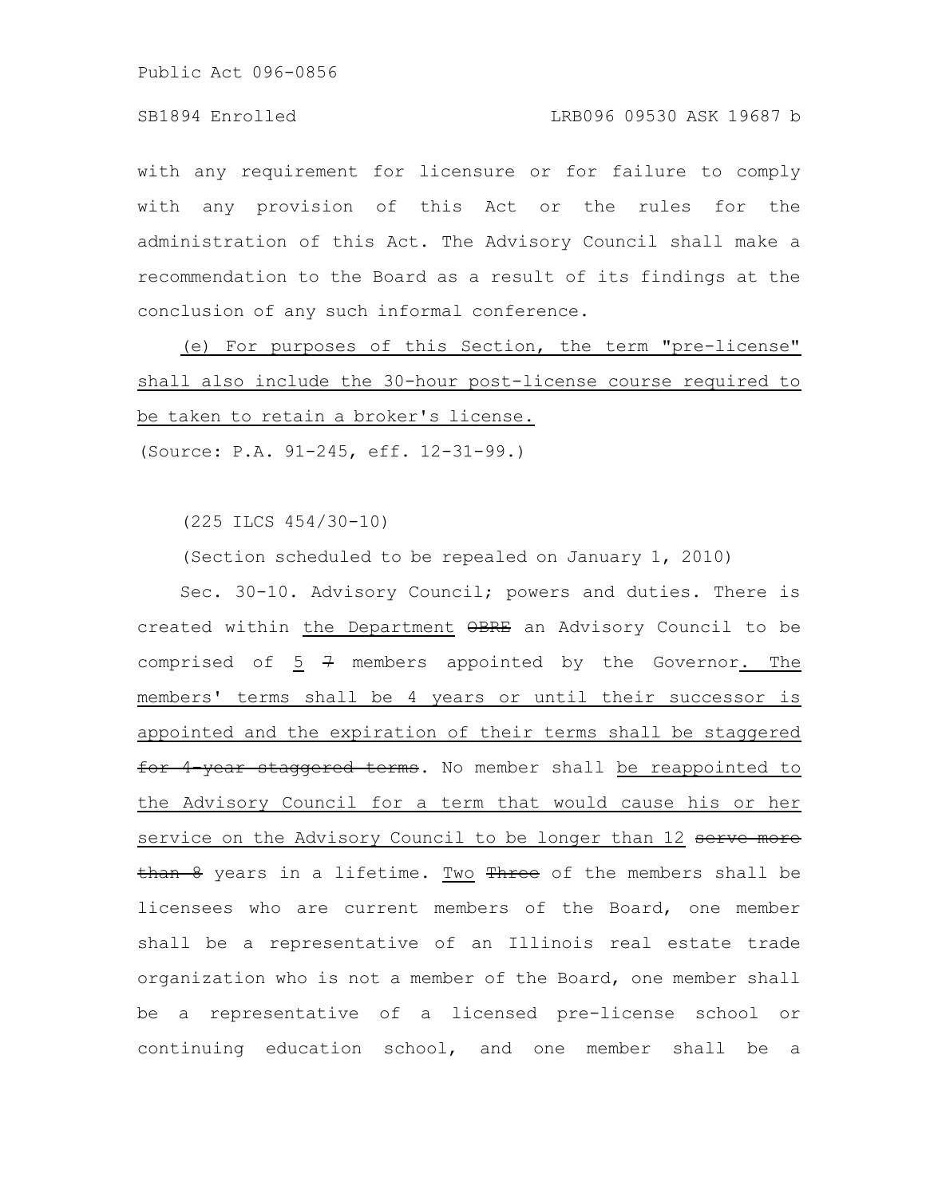with any requirement for licensure or for failure to comply with any provision of this Act or the rules for the administration of this Act. The Advisory Council shall make a recommendation to the Board as a result of its findings at the conclusion of any such informal conference.

(e) For purposes of this Section, the term "pre-license" shall also include the 30-hour post-license course required to be taken to retain a broker's license.

(Source: P.A. 91-245, eff. 12-31-99.)

(225 ILCS 454/30-10)

(Section scheduled to be repealed on January 1, 2010)

Sec. 30-10. Advisory Council; powers and duties. There is created within the Department ~~OBRE~~ an Advisory Council to be comprised of 5 ~~7~~ members appointed by the Governor. The members' terms shall be 4 years or until their successor is appointed and the expiration of their terms shall be staggered ~~for 4-year staggered terms~~. No member shall be reappointed to the Advisory Council for a term that would cause his or her service on the Advisory Council to be longer than 12 ~~serve more than 8~~ years in a lifetime. Two ~~Three~~ of the members shall be licensees who are current members of the Board, one member shall be a representative of an Illinois real estate trade organization who is not a member of the Board, one member shall be a representative of a licensed pre-license school or continuing education school, and one member shall be a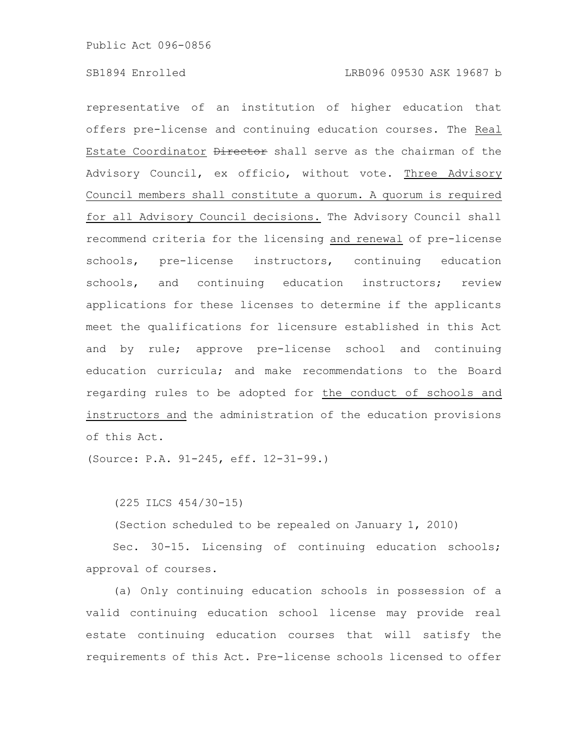representative of an institution of higher education that offers pre-license and continuing education courses. The Real Estate Coordinator ~~Director~~ shall serve as the chairman of the Advisory Council, ex officio, without vote. Three Advisory Council members shall constitute a quorum. A quorum is required for all Advisory Council decisions. The Advisory Council shall recommend criteria for the licensing and renewal of pre-license schools, pre-license instructors, continuing education schools, and continuing education instructors; review applications for these licenses to determine if the applicants meet the qualifications for licensure established in this Act and by rule; approve pre-license school and continuing education curricula; and make recommendations to the Board regarding rules to be adopted for the conduct of schools and instructors and the administration of the education provisions of this Act.

(Source: P.A. 91-245, eff. 12-31-99.)

(225 ILCS 454/30-15)

(Section scheduled to be repealed on January 1, 2010)

Sec. 30-15. Licensing of continuing education schools; approval of courses.

(a) Only continuing education schools in possession of a valid continuing education school license may provide real estate continuing education courses that will satisfy the requirements of this Act. Pre-license schools licensed to offer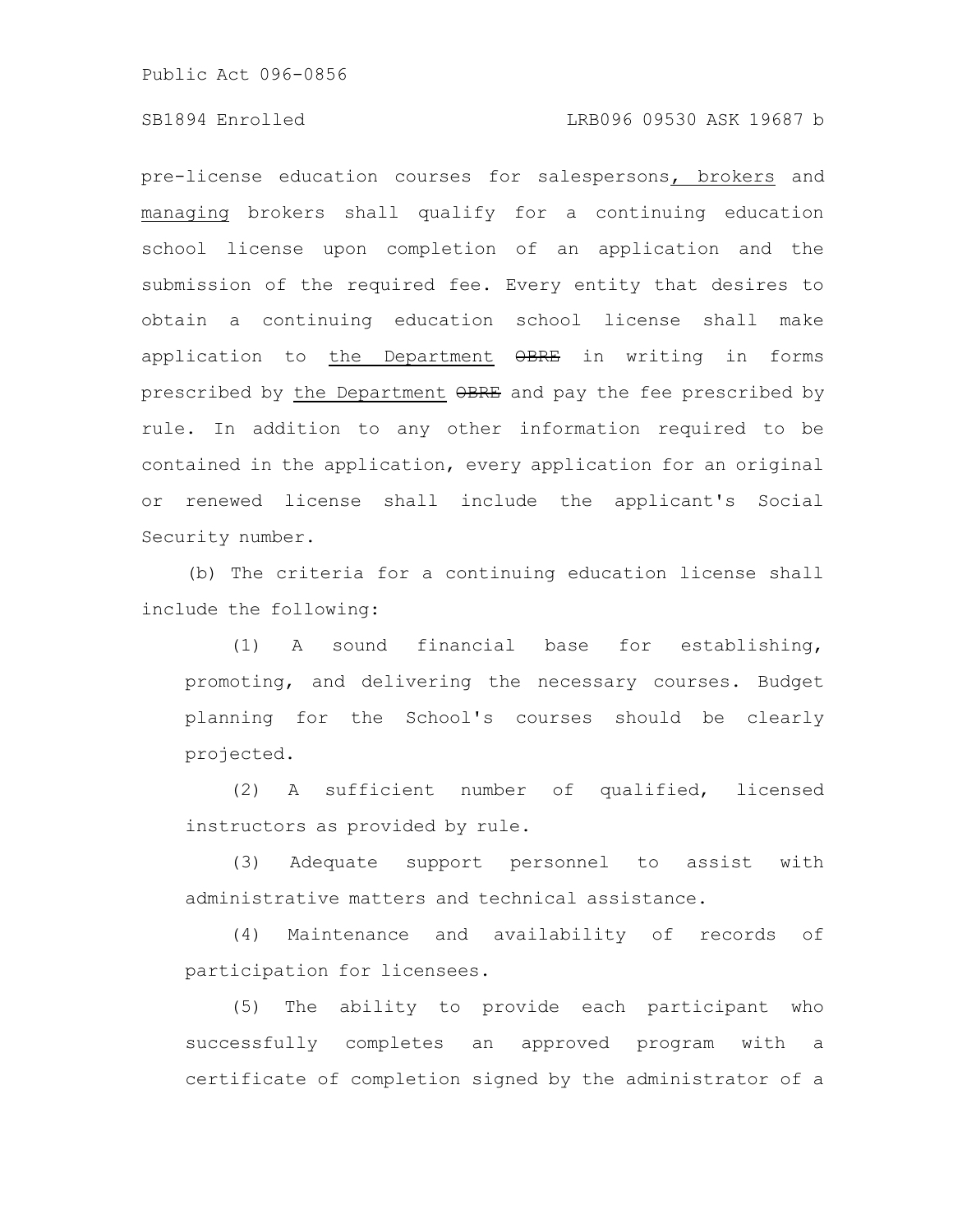pre-license education courses for salespersons, brokers and managing brokers shall qualify for a continuing education school license upon completion of an application and the submission of the required fee. Every entity that desires to obtain a continuing education school license shall make application to the Department ~~OBRE~~ in writing in forms prescribed by the Department ~~OBRE~~ and pay the fee prescribed by rule. In addition to any other information required to be contained in the application, every application for an original or renewed license shall include the applicant's Social Security number.

(b) The criteria for a continuing education license shall include the following:

(1) A sound financial base for establishing, promoting, and delivering the necessary courses. Budget planning for the School's courses should be clearly projected.

(2) A sufficient number of qualified, licensed instructors as provided by rule.

(3) Adequate support personnel to assist with administrative matters and technical assistance.

(4) Maintenance and availability of records of participation for licensees.

(5) The ability to provide each participant who successfully completes an approved program with a certificate of completion signed by the administrator of a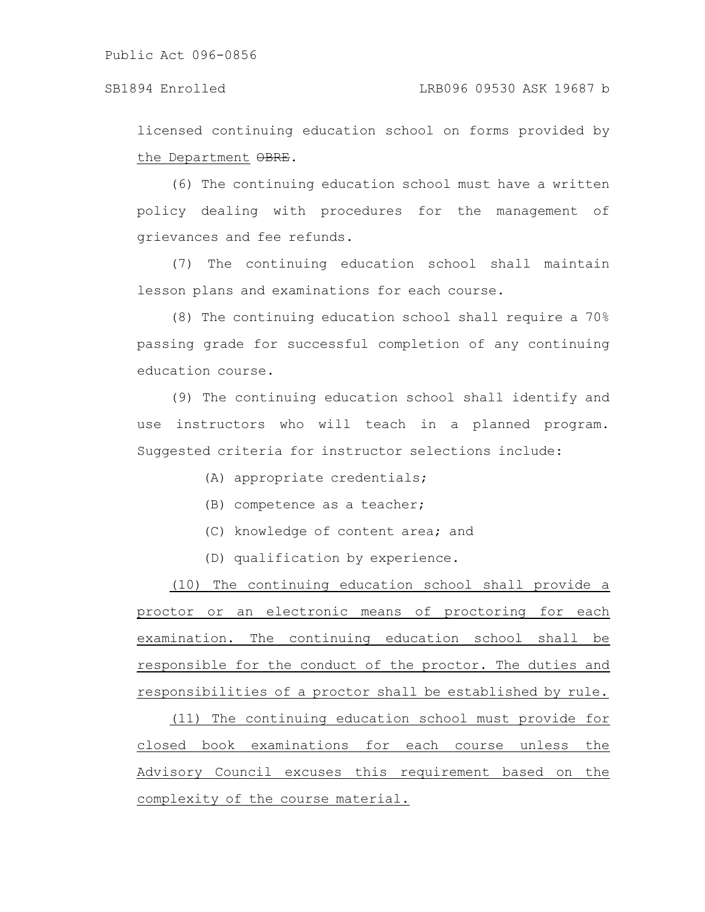licensed continuing education school on forms provided by the Department ~~OBRE~~.

(6) The continuing education school must have a written policy dealing with procedures for the management of grievances and fee refunds.

(7) The continuing education school shall maintain lesson plans and examinations for each course.

(8) The continuing education school shall require a 70% passing grade for successful completion of any continuing education course.

(9) The continuing education school shall identify and use instructors who will teach in a planned program. Suggested criteria for instructor selections include:

(A) appropriate credentials;

(B) competence as a teacher;

(C) knowledge of content area; and

(D) qualification by experience.

<u>(10) The continuing education school shall provide a proctor or an electronic means of proctoring for each examination. The continuing education school shall be responsible for the conduct of the proctor. The duties and responsibilities of a proctor shall be established by rule.</u>

<u>(11) The continuing education school must provide for closed book examinations for each course unless the Advisory Council excuses this requirement based on the complexity of the course material.</u>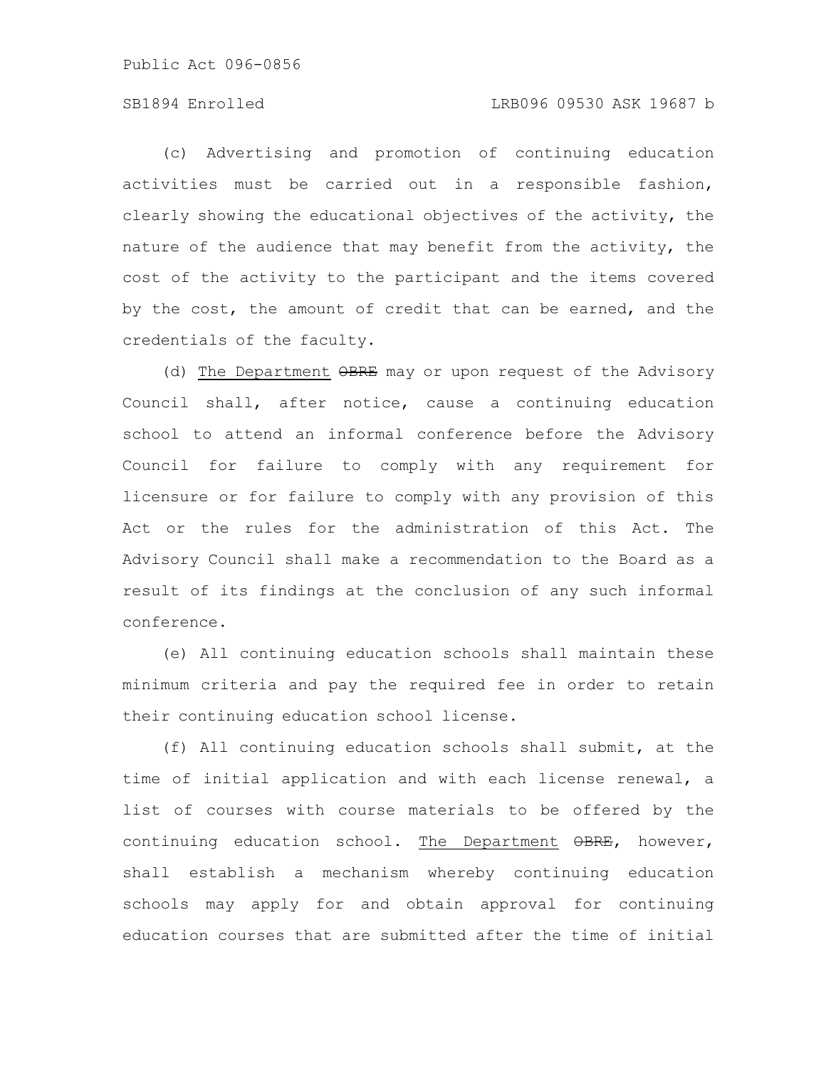(c) Advertising and promotion of continuing education activities must be carried out in a responsible fashion, clearly showing the educational objectives of the activity, the nature of the audience that may benefit from the activity, the cost of the activity to the participant and the items covered by the cost, the amount of credit that can be earned, and the credentials of the faculty.

(d) The Department ~~OBRE~~ may or upon request of the Advisory Council shall, after notice, cause a continuing education school to attend an informal conference before the Advisory Council for failure to comply with any requirement for licensure or for failure to comply with any provision of this Act or the rules for the administration of this Act. The Advisory Council shall make a recommendation to the Board as a result of its findings at the conclusion of any such informal conference.

(e) All continuing education schools shall maintain these minimum criteria and pay the required fee in order to retain their continuing education school license.

(f) All continuing education schools shall submit, at the time of initial application and with each license renewal, a list of courses with course materials to be offered by the continuing education school. The Department ~~OBRE~~, however, shall establish a mechanism whereby continuing education schools may apply for and obtain approval for continuing education courses that are submitted after the time of initial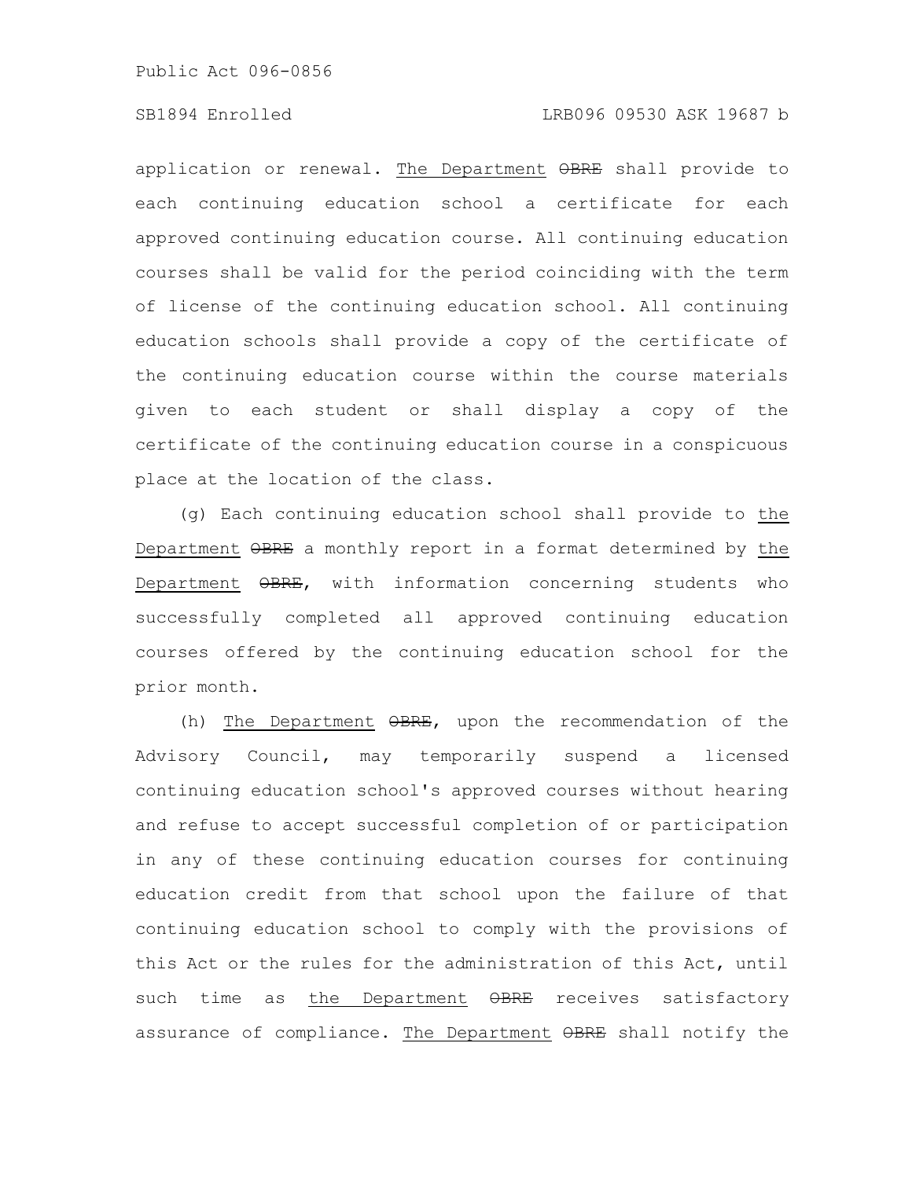application or renewal. The Department ~~OBRE~~ shall provide to each continuing education school a certificate for each approved continuing education course. All continuing education courses shall be valid for the period coinciding with the term of license of the continuing education school. All continuing education schools shall provide a copy of the certificate of the continuing education course within the course materials given to each student or shall display a copy of the certificate of the continuing education course in a conspicuous place at the location of the class.

(g) Each continuing education school shall provide to the Department ~~OBRE~~ a monthly report in a format determined by the Department ~~OBRE~~, with information concerning students who successfully completed all approved continuing education courses offered by the continuing education school for the prior month.

(h) The Department ~~OBRE~~, upon the recommendation of the Advisory Council, may temporarily suspend a licensed continuing education school's approved courses without hearing and refuse to accept successful completion of or participation in any of these continuing education courses for continuing education credit from that school upon the failure of that continuing education school to comply with the provisions of this Act or the rules for the administration of this Act, until such time as the Department ~~OBRE~~ receives satisfactory assurance of compliance. The Department ~~OBRE~~ shall notify the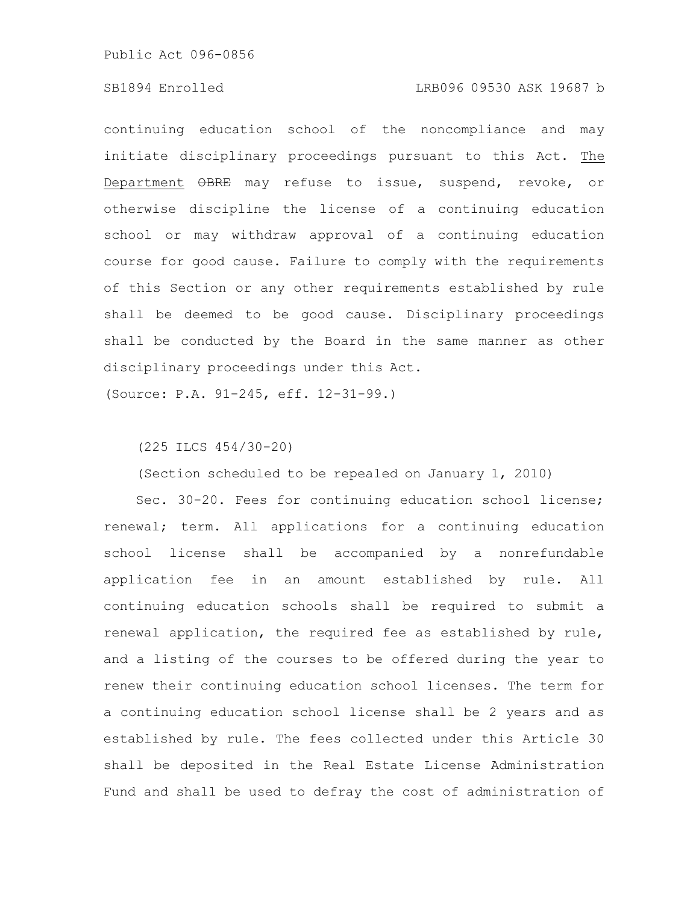continuing education school of the noncompliance and may initiate disciplinary proceedings pursuant to this Act. The Department ~~OBRE~~ may refuse to issue, suspend, revoke, or otherwise discipline the license of a continuing education school or may withdraw approval of a continuing education course for good cause. Failure to comply with the requirements of this Section or any other requirements established by rule shall be deemed to be good cause. Disciplinary proceedings shall be conducted by the Board in the same manner as other disciplinary proceedings under this Act.

(Source: P.A. 91-245, eff. 12-31-99.)

(225 ILCS 454/30-20)

(Section scheduled to be repealed on January 1, 2010)

Sec. 30-20. Fees for continuing education school license; renewal; term. All applications for a continuing education school license shall be accompanied by a nonrefundable application fee in an amount established by rule. All continuing education schools shall be required to submit a renewal application, the required fee as established by rule, and a listing of the courses to be offered during the year to renew their continuing education school licenses. The term for a continuing education school license shall be 2 years and as established by rule. The fees collected under this Article 30 shall be deposited in the Real Estate License Administration Fund and shall be used to defray the cost of administration of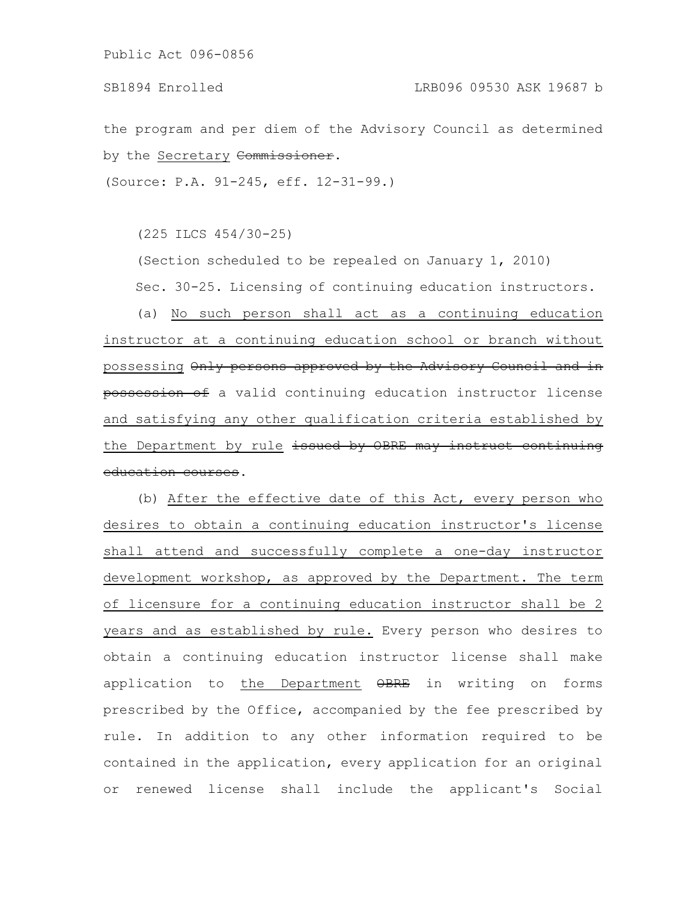the program and per diem of the Advisory Council as determined by the <u>Secretary</u> ~~Commissioner~~.

(Source: P.A. 91-245, eff. 12-31-99.)

(225 ILCS 454/30-25)

(Section scheduled to be repealed on January 1, 2010)

Sec. 30-25. Licensing of continuing education instructors.

(a) <u>No such person shall act as a continuing education instructor at a continuing education school or branch without possessing</u> ~~Only persons approved by the Advisory Council and in possession of~~ a valid continuing education instructor license <u>and satisfying any other qualification criteria established by the Department by rule</u> ~~issued by OBRE may instruct continuing education courses~~.

(b) <u>After the effective date of this Act, every person who desires to obtain a continuing education instructor's license shall attend and successfully complete a one-day instructor development workshop, as approved by the Department. The term of licensure for a continuing education instructor shall be 2 years and as established by rule.</u> Every person who desires to obtain a continuing education instructor license shall make application to <u>the Department</u> ~~OBRE~~ in writing on forms prescribed by the Office, accompanied by the fee prescribed by rule. In addition to any other information required to be contained in the application, every application for an original or renewed license shall include the applicant's Social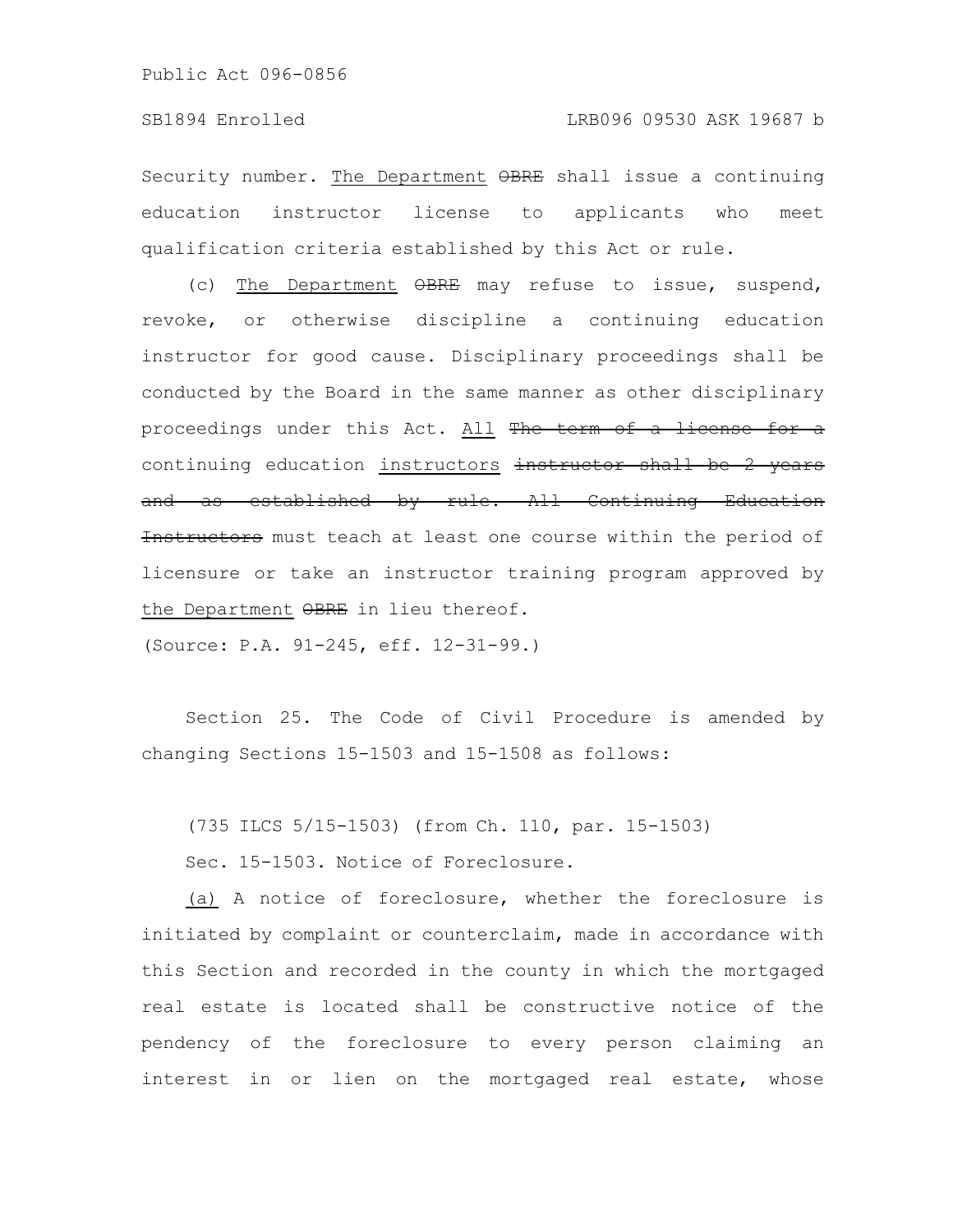Security number. The Department ~~OBRE~~ shall issue a continuing education instructor license to applicants who meet qualification criteria established by this Act or rule.

(c) The Department ~~OBRE~~ may refuse to issue, suspend, revoke, or otherwise discipline a continuing education instructor for good cause. Disciplinary proceedings shall be conducted by the Board in the same manner as other disciplinary proceedings under this Act. All ~~The term of a license for a~~ continuing education instructors ~~instructor shall be 2 years and as established by rule. All Continuing Education Instructors~~ must teach at least one course within the period of licensure or take an instructor training program approved by the Department ~~OBRE~~ in lieu thereof.

(Source: P.A. 91-245, eff. 12-31-99.)

Section 25. The Code of Civil Procedure is amended by changing Sections 15-1503 and 15-1508 as follows:

(735 ILCS 5/15-1503) (from Ch. 110, par. 15-1503)

Sec. 15-1503. Notice of Foreclosure.

(a) A notice of foreclosure, whether the foreclosure is initiated by complaint or counterclaim, made in accordance with this Section and recorded in the county in which the mortgaged real estate is located shall be constructive notice of the pendency of the foreclosure to every person claiming an interest in or lien on the mortgaged real estate, whose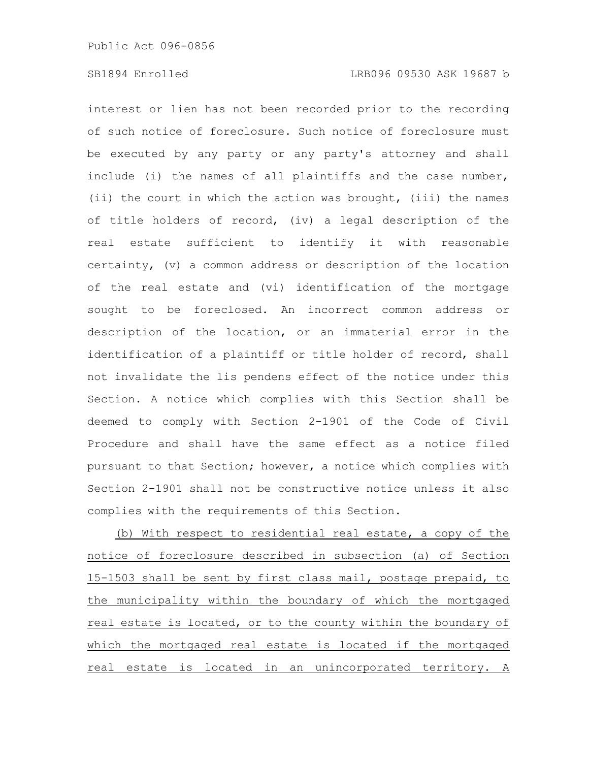interest or lien has not been recorded prior to the recording of such notice of foreclosure. Such notice of foreclosure must be executed by any party or any party's attorney and shall include (i) the names of all plaintiffs and the case number, (ii) the court in which the action was brought, (iii) the names of title holders of record, (iv) a legal description of the real estate sufficient to identify it with reasonable certainty, (v) a common address or description of the location of the real estate and (vi) identification of the mortgage sought to be foreclosed. An incorrect common address or description of the location, or an immaterial error in the identification of a plaintiff or title holder of record, shall not invalidate the lis pendens effect of the notice under this Section. A notice which complies with this Section shall be deemed to comply with Section 2-1901 of the Code of Civil Procedure and shall have the same effect as a notice filed pursuant to that Section; however, a notice which complies with Section 2-1901 shall not be constructive notice unless it also complies with the requirements of this Section.

(b) With respect to residential real estate, a copy of the notice of foreclosure described in subsection (a) of Section 15-1503 shall be sent by first class mail, postage prepaid, to the municipality within the boundary of which the mortgaged real estate is located, or to the county within the boundary of which the mortgaged real estate is located if the mortgaged real estate is located in an unincorporated territory. A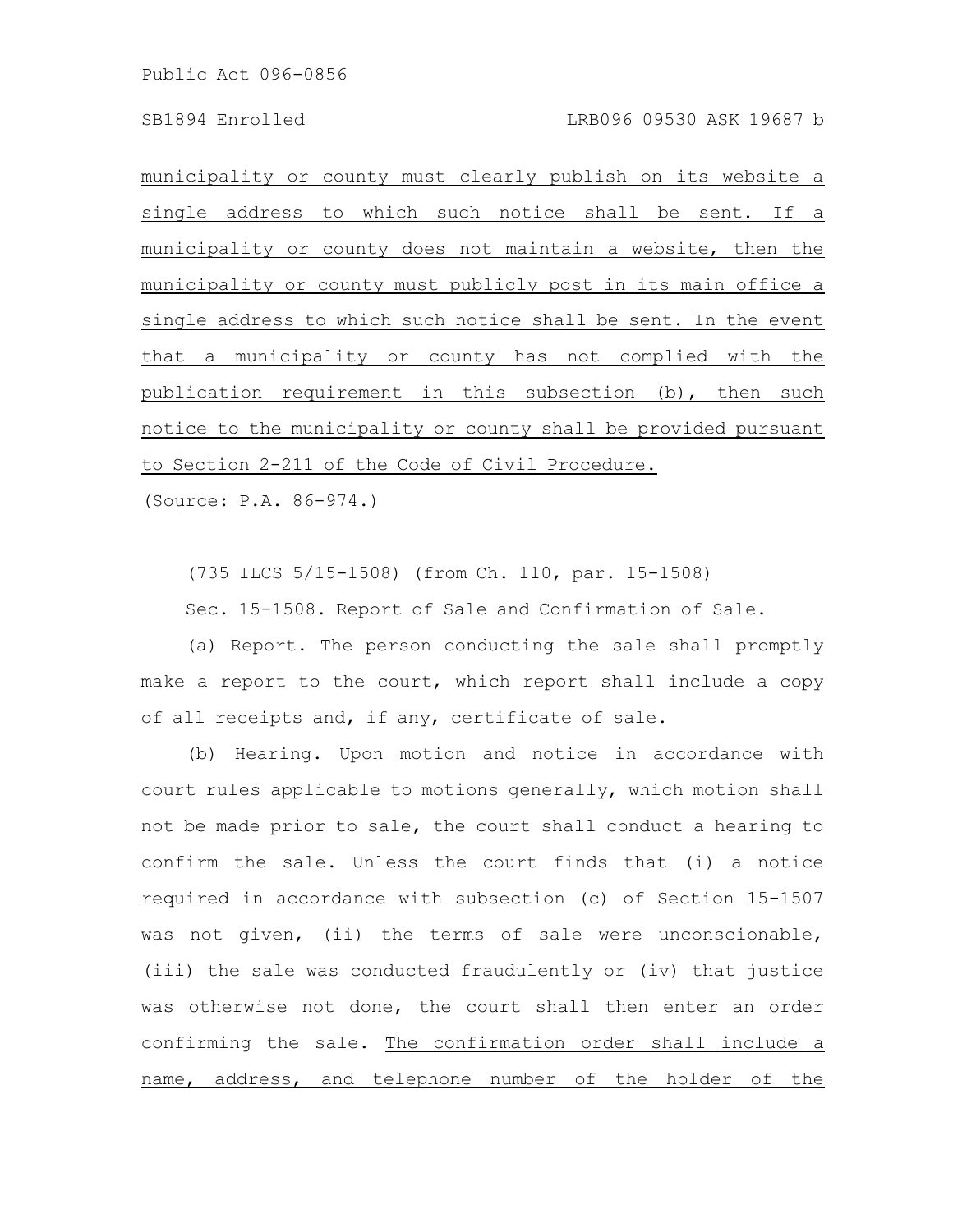municipality or county must clearly publish on its website a single address to which such notice shall be sent. If a municipality or county does not maintain a website, then the municipality or county must publicly post in its main office a single address to which such notice shall be sent. In the event that a municipality or county has not complied with the publication requirement in this subsection (b), then such notice to the municipality or county shall be provided pursuant to Section 2-211 of the Code of Civil Procedure.

(Source: P.A. 86-974.)

(735 ILCS 5/15-1508) (from Ch. 110, par. 15-1508)

Sec. 15-1508. Report of Sale and Confirmation of Sale.

(a) Report. The person conducting the sale shall promptly make a report to the court, which report shall include a copy of all receipts and, if any, certificate of sale.

(b) Hearing. Upon motion and notice in accordance with court rules applicable to motions generally, which motion shall not be made prior to sale, the court shall conduct a hearing to confirm the sale. Unless the court finds that (i) a notice required in accordance with subsection (c) of Section 15-1507 was not given, (ii) the terms of sale were unconscionable, (iii) the sale was conducted fraudulently or (iv) that justice was otherwise not done, the court shall then enter an order confirming the sale. The confirmation order shall include a name, address, and telephone number of the holder of the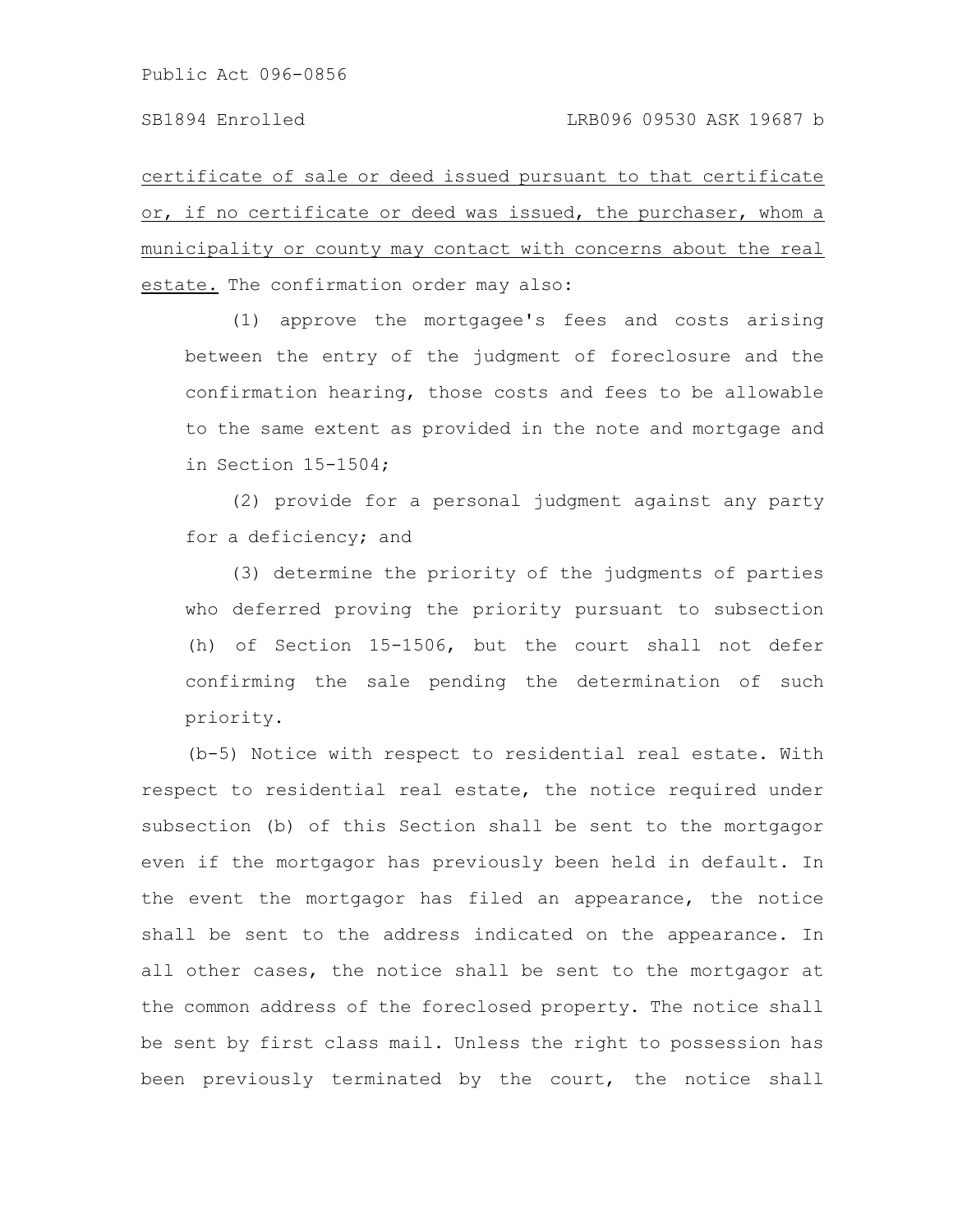certificate of sale or deed issued pursuant to that certificate or, if no certificate or deed was issued, the purchaser, whom a municipality or county may contact with concerns about the real estate. The confirmation order may also:

(1) approve the mortgagee's fees and costs arising between the entry of the judgment of foreclosure and the confirmation hearing, those costs and fees to be allowable to the same extent as provided in the note and mortgage and in Section 15-1504;

(2) provide for a personal judgment against any party for a deficiency; and

(3) determine the priority of the judgments of parties who deferred proving the priority pursuant to subsection (h) of Section 15-1506, but the court shall not defer confirming the sale pending the determination of such priority.

(b-5) Notice with respect to residential real estate. With respect to residential real estate, the notice required under subsection (b) of this Section shall be sent to the mortgagor even if the mortgagor has previously been held in default. In the event the mortgagor has filed an appearance, the notice shall be sent to the address indicated on the appearance. In all other cases, the notice shall be sent to the mortgagor at the common address of the foreclosed property. The notice shall be sent by first class mail. Unless the right to possession has been previously terminated by the court, the notice shall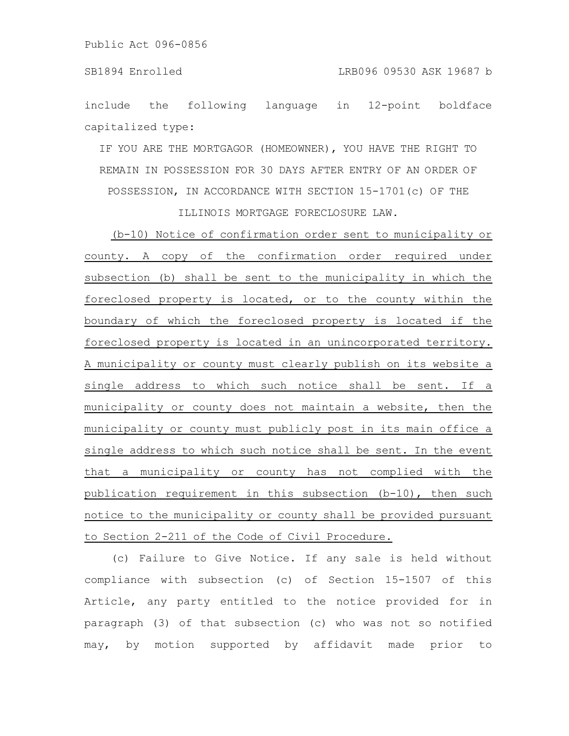include the following language in 12-point boldface capitalized type:

**IF YOU ARE THE MORTGAGOR (HOMEOWNER), YOU HAVE THE RIGHT TO REMAIN IN POSSESSION FOR 30 DAYS AFTER ENTRY OF AN ORDER OF POSSESSION, IN ACCORDANCE WITH SECTION 15-1701(c) OF THE ILLINOIS MORTGAGE FORECLOSURE LAW.**

<u>(b-10) Notice of confirmation order sent to municipality or county. A copy of the confirmation order required under subsection (b) shall be sent to the municipality in which the foreclosed property is located, or to the county within the boundary of which the foreclosed property is located if the foreclosed property is located in an unincorporated territory. A municipality or county must clearly publish on its website a single address to which such notice shall be sent. If a municipality or county does not maintain a website, then the municipality or county must publicly post in its main office a single address to which such notice shall be sent. In the event that a municipality or county has not complied with the publication requirement in this subsection (b-10), then such notice to the municipality or county shall be provided pursuant to Section 2-211 of the Code of Civil Procedure.</u>

(c) Failure to Give Notice. If any sale is held without compliance with subsection (c) of Section 15-1507 of this Article, any party entitled to the notice provided for in paragraph (3) of that subsection (c) who was not so notified may, by motion supported by affidavit made prior to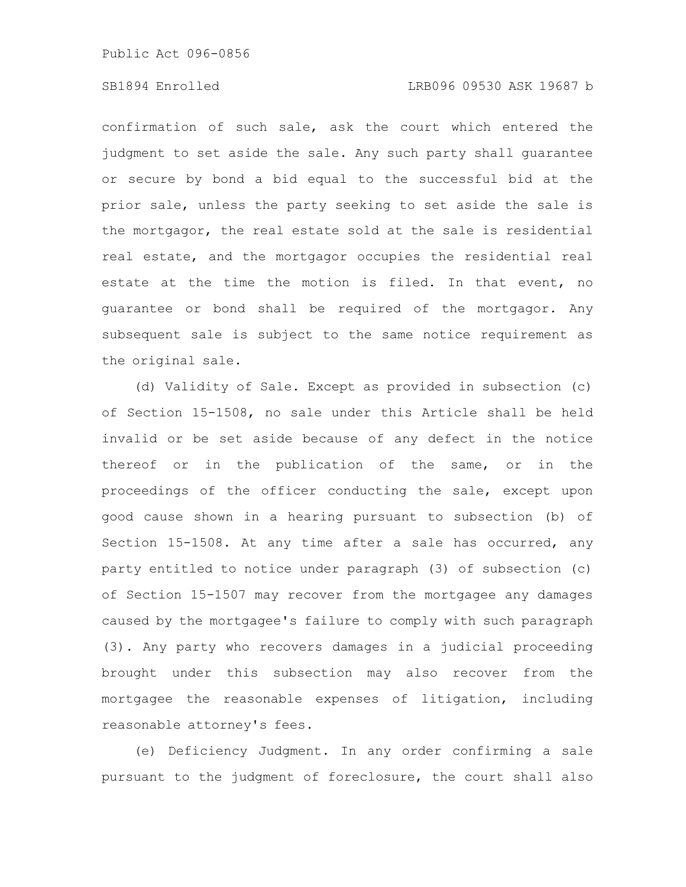confirmation of such sale, ask the court which entered the judgment to set aside the sale. Any such party shall guarantee or secure by bond a bid equal to the successful bid at the prior sale, unless the party seeking to set aside the sale is the mortgagor, the real estate sold at the sale is residential real estate, and the mortgagor occupies the residential real estate at the time the motion is filed. In that event, no guarantee or bond shall be required of the mortgagor. Any subsequent sale is subject to the same notice requirement as the original sale.

(d) Validity of Sale. Except as provided in subsection (c) of Section 15-1508, no sale under this Article shall be held invalid or be set aside because of any defect in the notice thereof or in the publication of the same, or in the proceedings of the officer conducting the sale, except upon good cause shown in a hearing pursuant to subsection (b) of Section 15-1508. At any time after a sale has occurred, any party entitled to notice under paragraph (3) of subsection (c) of Section 15-1507 may recover from the mortgagee any damages caused by the mortgagee's failure to comply with such paragraph (3). Any party who recovers damages in a judicial proceeding brought under this subsection may also recover from the mortgagee the reasonable expenses of litigation, including reasonable attorney's fees.

(e) Deficiency Judgment. In any order confirming a sale pursuant to the judgment of foreclosure, the court shall also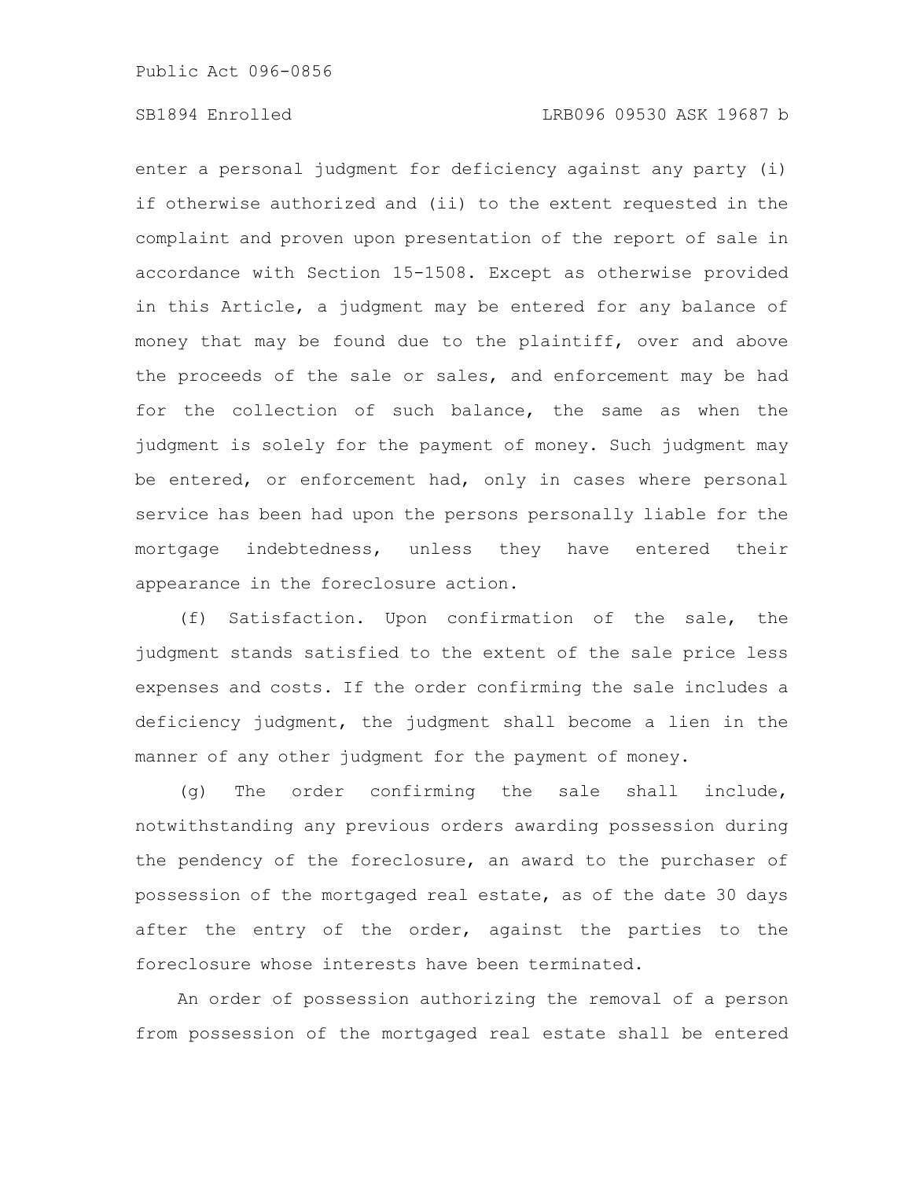enter a personal judgment for deficiency against any party (i) if otherwise authorized and (ii) to the extent requested in the complaint and proven upon presentation of the report of sale in accordance with Section 15-1508. Except as otherwise provided in this Article, a judgment may be entered for any balance of money that may be found due to the plaintiff, over and above the proceeds of the sale or sales, and enforcement may be had for the collection of such balance, the same as when the judgment is solely for the payment of money. Such judgment may be entered, or enforcement had, only in cases where personal service has been had upon the persons personally liable for the mortgage indebtedness, unless they have entered their appearance in the foreclosure action.

(f) Satisfaction. Upon confirmation of the sale, the judgment stands satisfied to the extent of the sale price less expenses and costs. If the order confirming the sale includes a deficiency judgment, the judgment shall become a lien in the manner of any other judgment for the payment of money.

(g) The order confirming the sale shall include, notwithstanding any previous orders awarding possession during the pendency of the foreclosure, an award to the purchaser of possession of the mortgaged real estate, as of the date 30 days after the entry of the order, against the parties to the foreclosure whose interests have been terminated.

An order of possession authorizing the removal of a person from possession of the mortgaged real estate shall be entered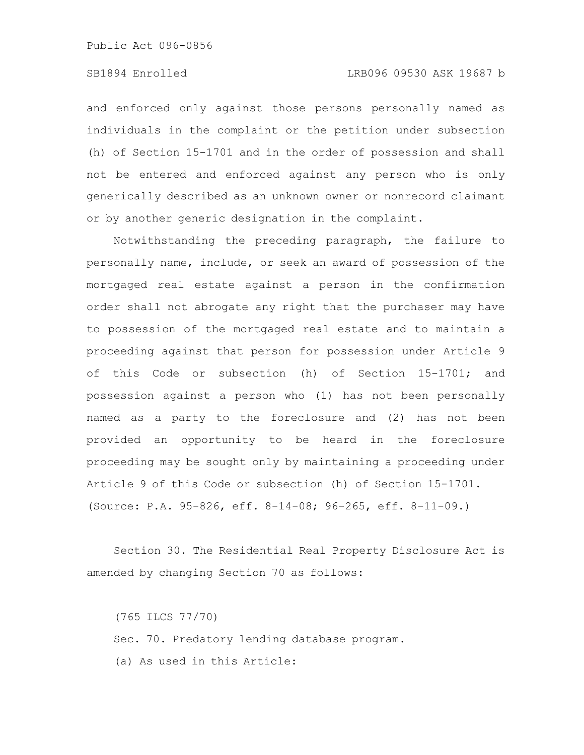and enforced only against those persons personally named as individuals in the complaint or the petition under subsection (h) of Section 15-1701 and in the order of possession and shall not be entered and enforced against any person who is only generically described as an unknown owner or nonrecord claimant or by another generic designation in the complaint.

Notwithstanding the preceding paragraph, the failure to personally name, include, or seek an award of possession of the mortgaged real estate against a person in the confirmation order shall not abrogate any right that the purchaser may have to possession of the mortgaged real estate and to maintain a proceeding against that person for possession under Article 9 of this Code or subsection (h) of Section 15-1701; and possession against a person who (1) has not been personally named as a party to the foreclosure and (2) has not been provided an opportunity to be heard in the foreclosure proceeding may be sought only by maintaining a proceeding under Article 9 of this Code or subsection (h) of Section 15-1701.
(Source: P.A. 95-826, eff. 8-14-08; 96-265, eff. 8-11-09.)

Section 30. The Residential Real Property Disclosure Act is amended by changing Section 70 as follows:

(765 ILCS 77/70)

Sec. 70. Predatory lending database program.

(a) As used in this Article: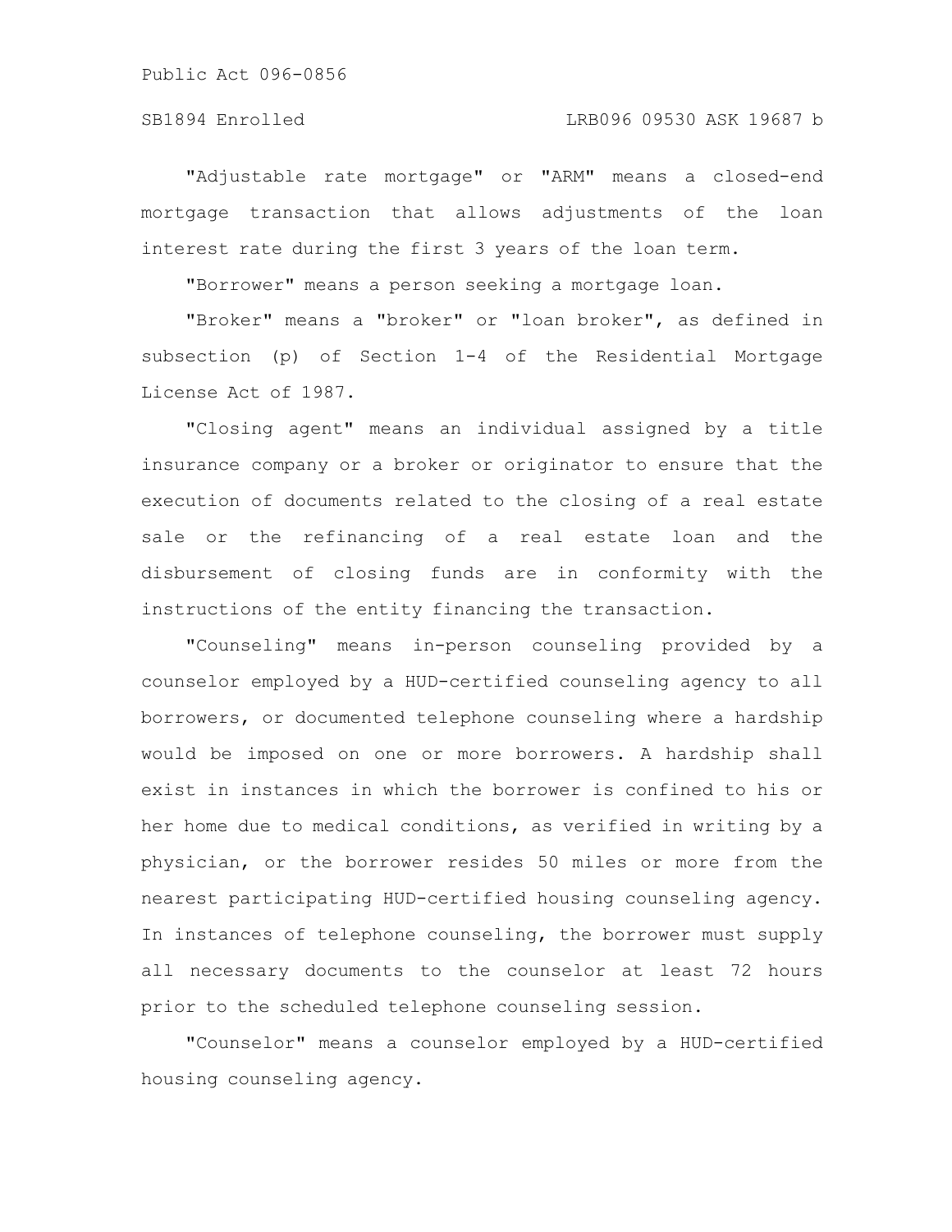"Adjustable rate mortgage" or "ARM" means a closed-end mortgage transaction that allows adjustments of the loan interest rate during the first 3 years of the loan term.

"Borrower" means a person seeking a mortgage loan.

"Broker" means a "broker" or "loan broker", as defined in subsection (p) of Section 1-4 of the Residential Mortgage License Act of 1987.

"Closing agent" means an individual assigned by a title insurance company or a broker or originator to ensure that the execution of documents related to the closing of a real estate sale or the refinancing of a real estate loan and the disbursement of closing funds are in conformity with the instructions of the entity financing the transaction.

"Counseling" means in-person counseling provided by a counselor employed by a HUD-certified counseling agency to all borrowers, or documented telephone counseling where a hardship would be imposed on one or more borrowers. A hardship shall exist in instances in which the borrower is confined to his or her home due to medical conditions, as verified in writing by a physician, or the borrower resides 50 miles or more from the nearest participating HUD-certified housing counseling agency. In instances of telephone counseling, the borrower must supply all necessary documents to the counselor at least 72 hours prior to the scheduled telephone counseling session.

"Counselor" means a counselor employed by a HUD-certified housing counseling agency.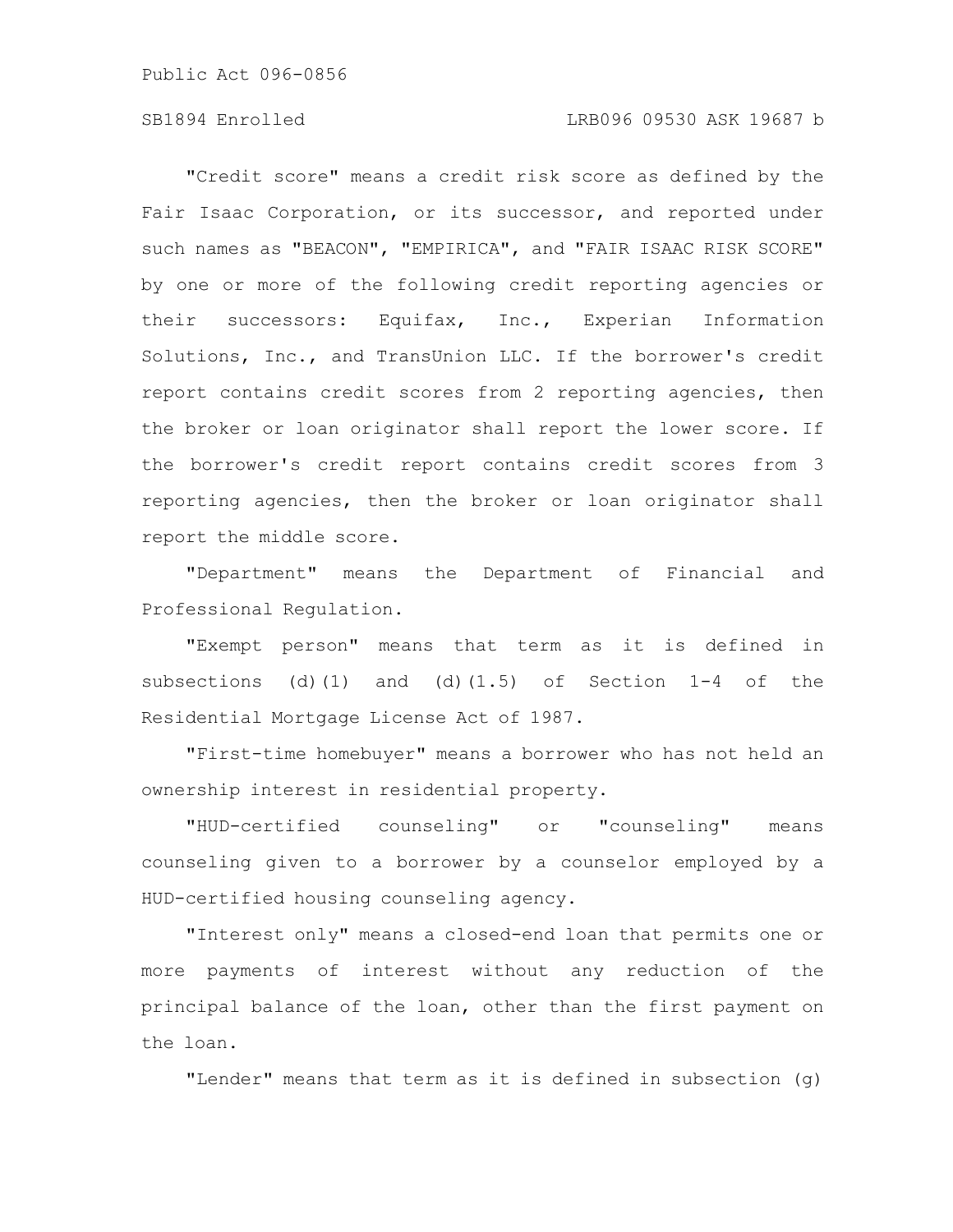"Credit score" means a credit risk score as defined by the Fair Isaac Corporation, or its successor, and reported under such names as "BEACON", "EMPIRICA", and "FAIR ISAAC RISK SCORE" by one or more of the following credit reporting agencies or their successors: Equifax, Inc., Experian Information Solutions, Inc., and TransUnion LLC. If the borrower's credit report contains credit scores from 2 reporting agencies, then the broker or loan originator shall report the lower score. If the borrower's credit report contains credit scores from 3 reporting agencies, then the broker or loan originator shall report the middle score.

"Department" means the Department of Financial and Professional Regulation.

"Exempt person" means that term as it is defined in subsections (d)(1) and (d)(1.5) of Section 1-4 of the Residential Mortgage License Act of 1987.

"First-time homebuyer" means a borrower who has not held an ownership interest in residential property.

"HUD-certified counseling" or "counseling" means counseling given to a borrower by a counselor employed by a HUD-certified housing counseling agency.

"Interest only" means a closed-end loan that permits one or more payments of interest without any reduction of the principal balance of the loan, other than the first payment on the loan.

"Lender" means that term as it is defined in subsection (g)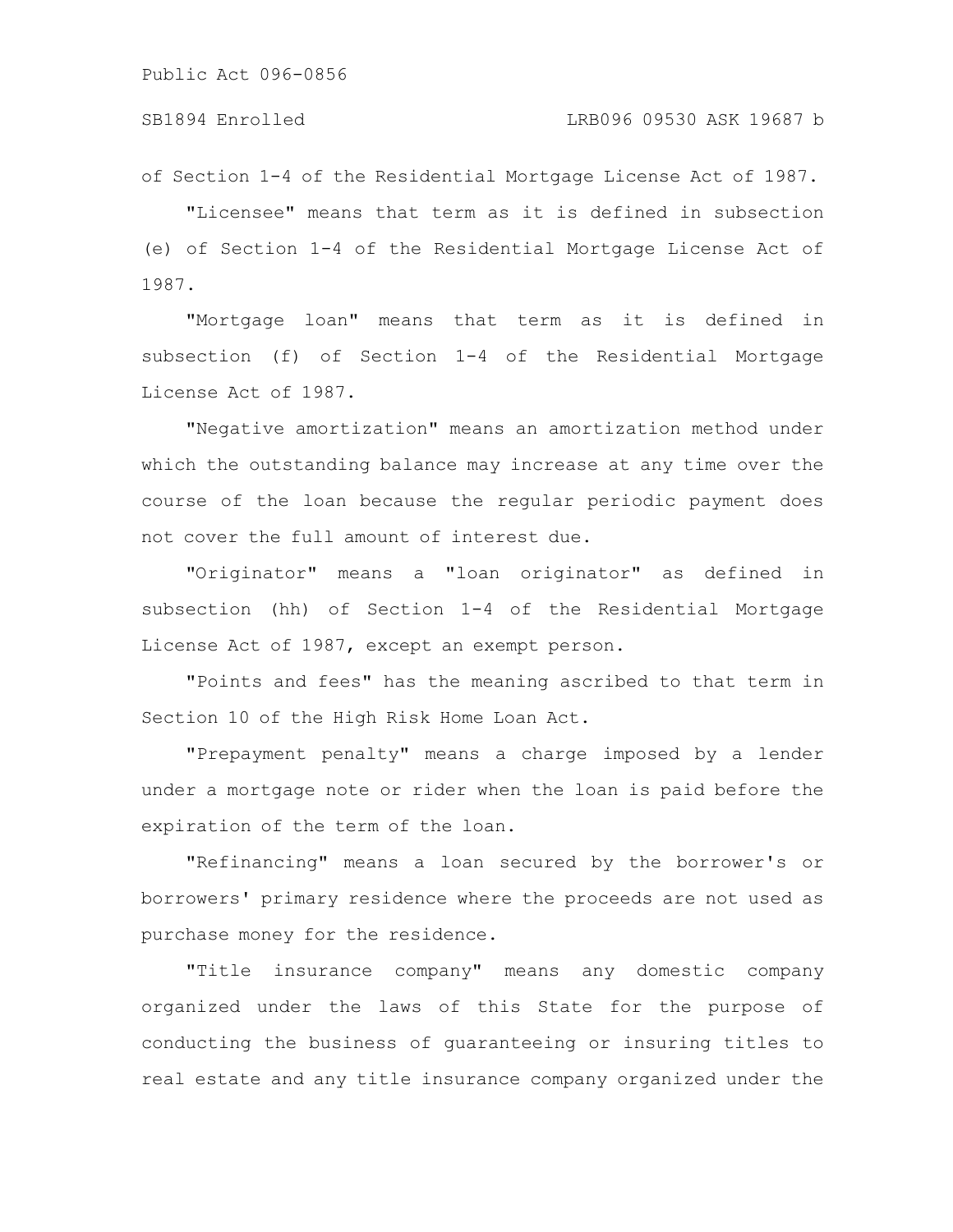of Section 1-4 of the Residential Mortgage License Act of 1987.

"Licensee" means that term as it is defined in subsection (e) of Section 1-4 of the Residential Mortgage License Act of 1987.

"Mortgage loan" means that term as it is defined in subsection (f) of Section 1-4 of the Residential Mortgage License Act of 1987.

"Negative amortization" means an amortization method under which the outstanding balance may increase at any time over the course of the loan because the regular periodic payment does not cover the full amount of interest due.

"Originator" means a "loan originator" as defined in subsection (hh) of Section 1-4 of the Residential Mortgage License Act of 1987, except an exempt person.

"Points and fees" has the meaning ascribed to that term in Section 10 of the High Risk Home Loan Act.

"Prepayment penalty" means a charge imposed by a lender under a mortgage note or rider when the loan is paid before the expiration of the term of the loan.

"Refinancing" means a loan secured by the borrower's or borrowers' primary residence where the proceeds are not used as purchase money for the residence.

"Title insurance company" means any domestic company organized under the laws of this State for the purpose of conducting the business of guaranteeing or insuring titles to real estate and any title insurance company organized under the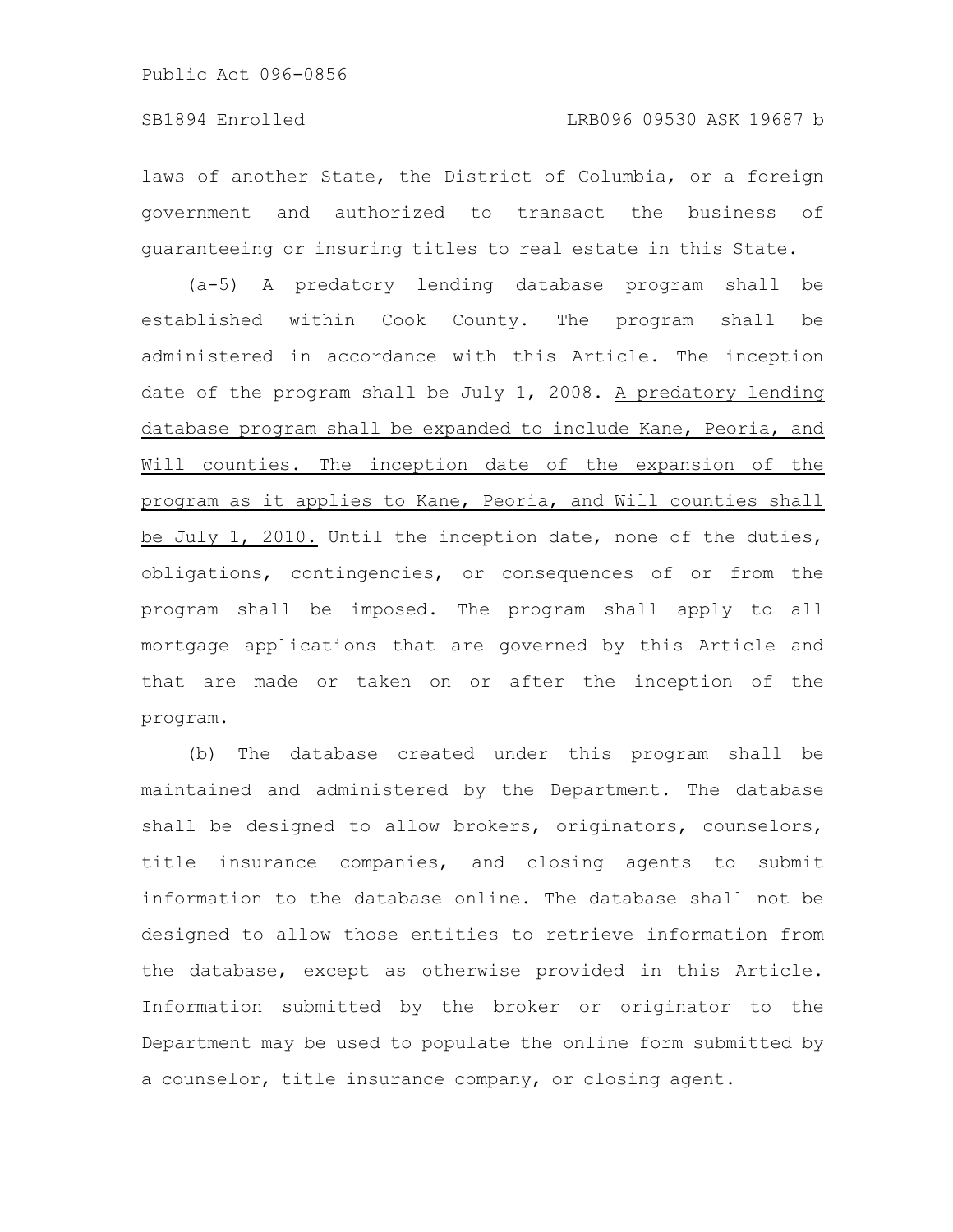laws of another State, the District of Columbia, or a foreign government and authorized to transact the business of guaranteeing or insuring titles to real estate in this State.

(a-5) A predatory lending database program shall be established within Cook County. The program shall be administered in accordance with this Article. The inception date of the program shall be July 1, 2008. <u>A predatory lending database program shall be expanded to include Kane, Peoria, and Will counties. The inception date of the expansion of the program as it applies to Kane, Peoria, and Will counties shall be July 1, 2010.</u> Until the inception date, none of the duties, obligations, contingencies, or consequences of or from the program shall be imposed. The program shall apply to all mortgage applications that are governed by this Article and that are made or taken on or after the inception of the program.

(b) The database created under this program shall be maintained and administered by the Department. The database shall be designed to allow brokers, originators, counselors, title insurance companies, and closing agents to submit information to the database online. The database shall not be designed to allow those entities to retrieve information from the database, except as otherwise provided in this Article. Information submitted by the broker or originator to the Department may be used to populate the online form submitted by a counselor, title insurance company, or closing agent.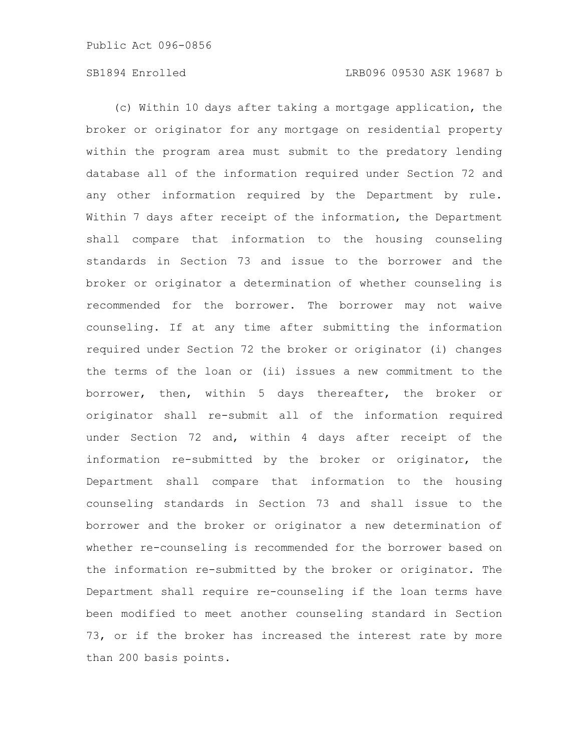(c) Within 10 days after taking a mortgage application, the broker or originator for any mortgage on residential property within the program area must submit to the predatory lending database all of the information required under Section 72 and any other information required by the Department by rule. Within 7 days after receipt of the information, the Department shall compare that information to the housing counseling standards in Section 73 and issue to the borrower and the broker or originator a determination of whether counseling is recommended for the borrower. The borrower may not waive counseling. If at any time after submitting the information required under Section 72 the broker or originator (i) changes the terms of the loan or (ii) issues a new commitment to the borrower, then, within 5 days thereafter, the broker or originator shall re-submit all of the information required under Section 72 and, within 4 days after receipt of the information re-submitted by the broker or originator, the Department shall compare that information to the housing counseling standards in Section 73 and shall issue to the borrower and the broker or originator a new determination of whether re-counseling is recommended for the borrower based on the information re-submitted by the broker or originator. The Department shall require re-counseling if the loan terms have been modified to meet another counseling standard in Section 73, or if the broker has increased the interest rate by more than 200 basis points.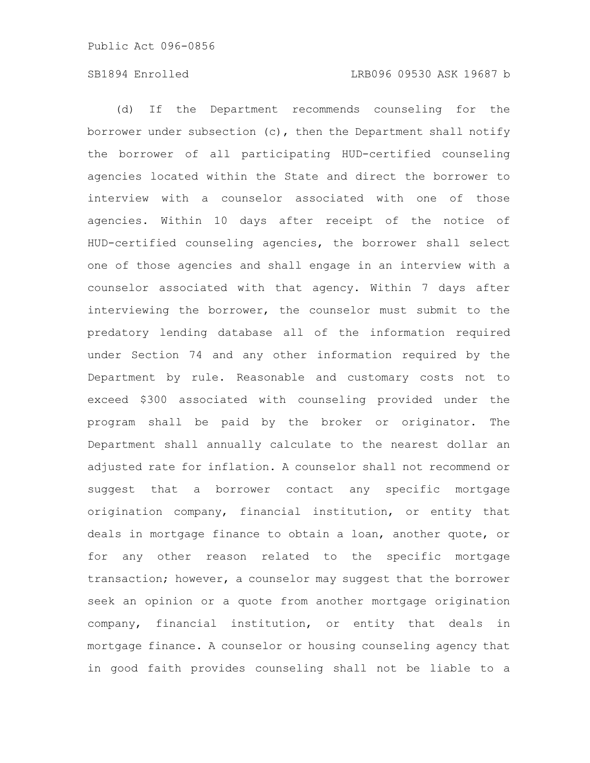(d) If the Department recommends counseling for the borrower under subsection (c), then the Department shall notify the borrower of all participating HUD-certified counseling agencies located within the State and direct the borrower to interview with a counselor associated with one of those agencies. Within 10 days after receipt of the notice of HUD-certified counseling agencies, the borrower shall select one of those agencies and shall engage in an interview with a counselor associated with that agency. Within 7 days after interviewing the borrower, the counselor must submit to the predatory lending database all of the information required under Section 74 and any other information required by the Department by rule. Reasonable and customary costs not to exceed $300 associated with counseling provided under the program shall be paid by the broker or originator. The Department shall annually calculate to the nearest dollar an adjusted rate for inflation. A counselor shall not recommend or suggest that a borrower contact any specific mortgage origination company, financial institution, or entity that deals in mortgage finance to obtain a loan, another quote, or for any other reason related to the specific mortgage transaction; however, a counselor may suggest that the borrower seek an opinion or a quote from another mortgage origination company, financial institution, or entity that deals in mortgage finance. A counselor or housing counseling agency that in good faith provides counseling shall not be liable to a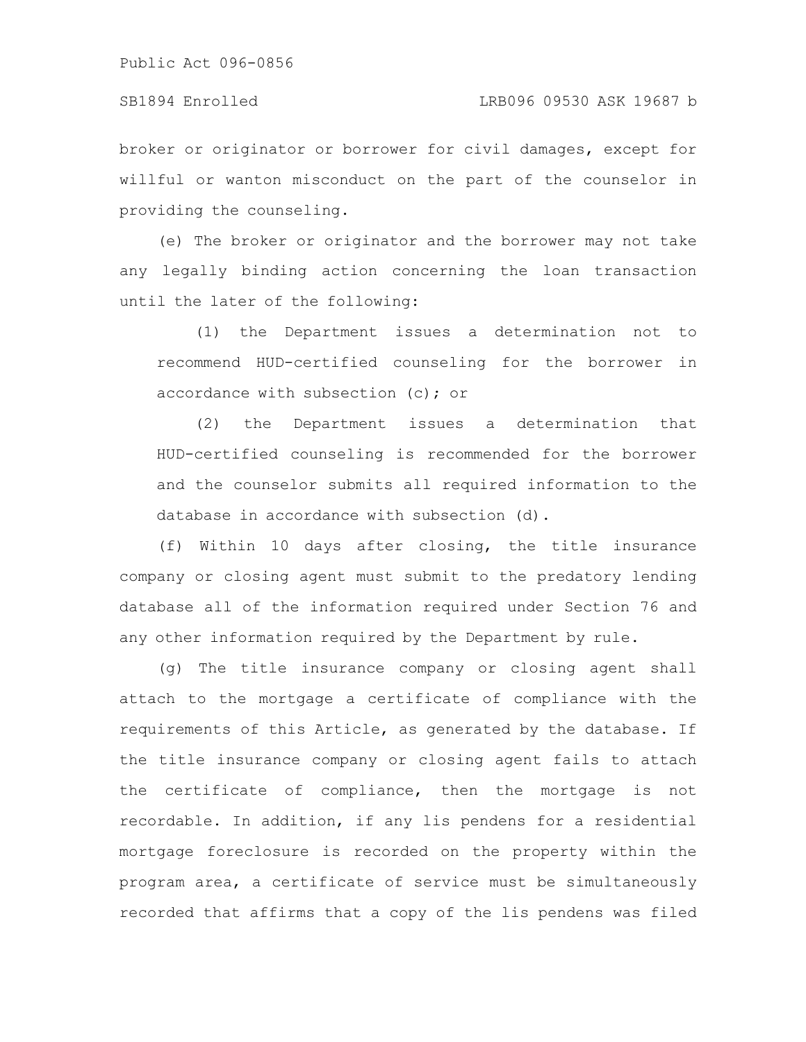broker or originator or borrower for civil damages, except for willful or wanton misconduct on the part of the counselor in providing the counseling.

(e) The broker or originator and the borrower may not take any legally binding action concerning the loan transaction until the later of the following:

(1) the Department issues a determination not to recommend HUD-certified counseling for the borrower in accordance with subsection (c); or

(2) the Department issues a determination that HUD-certified counseling is recommended for the borrower and the counselor submits all required information to the database in accordance with subsection (d).

(f) Within 10 days after closing, the title insurance company or closing agent must submit to the predatory lending database all of the information required under Section 76 and any other information required by the Department by rule.

(g) The title insurance company or closing agent shall attach to the mortgage a certificate of compliance with the requirements of this Article, as generated by the database. If the title insurance company or closing agent fails to attach the certificate of compliance, then the mortgage is not recordable. In addition, if any lis pendens for a residential mortgage foreclosure is recorded on the property within the program area, a certificate of service must be simultaneously recorded that affirms that a copy of the lis pendens was filed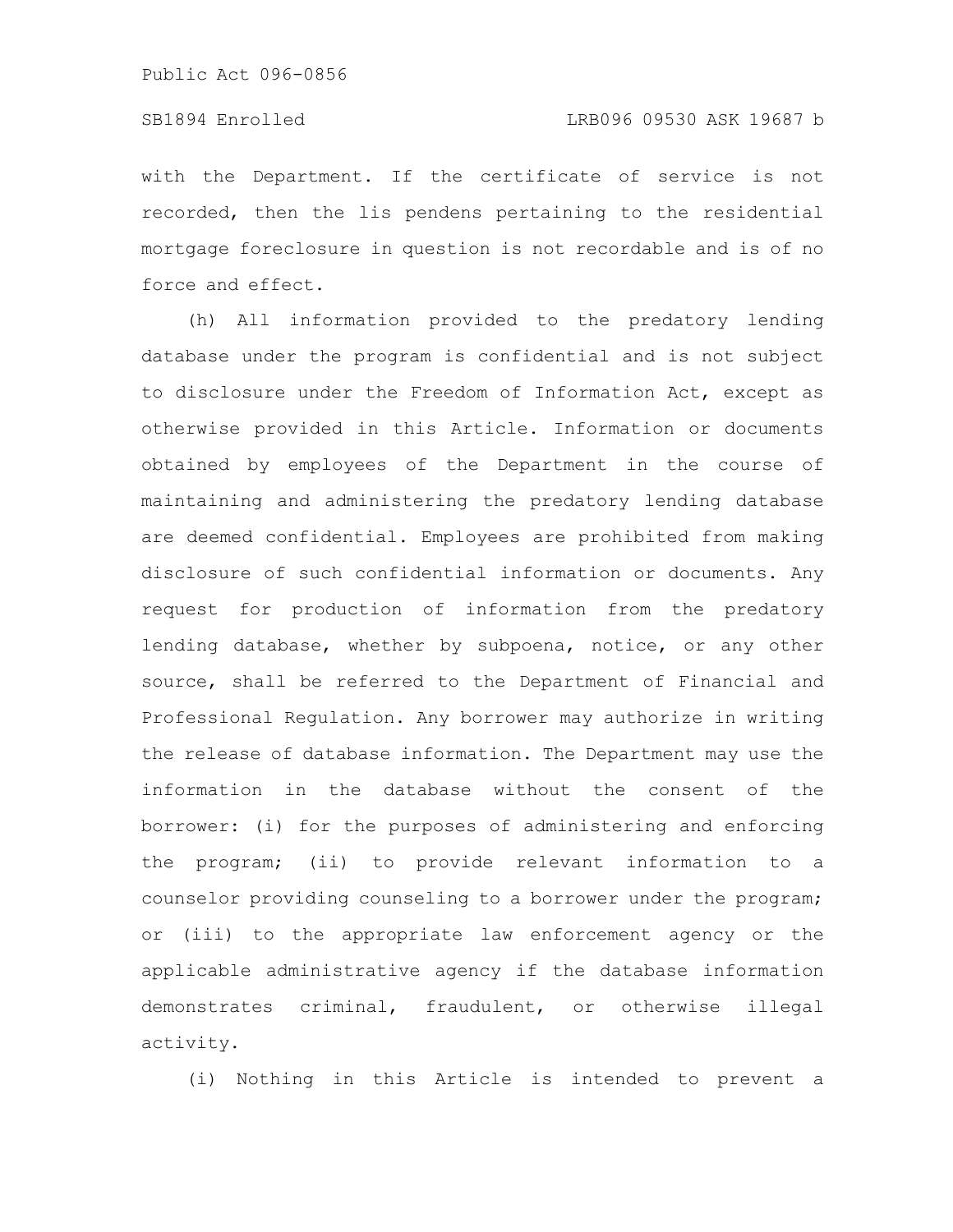with the Department. If the certificate of service is not recorded, then the lis pendens pertaining to the residential mortgage foreclosure in question is not recordable and is of no force and effect.

(h) All information provided to the predatory lending database under the program is confidential and is not subject to disclosure under the Freedom of Information Act, except as otherwise provided in this Article. Information or documents obtained by employees of the Department in the course of maintaining and administering the predatory lending database are deemed confidential. Employees are prohibited from making disclosure of such confidential information or documents. Any request for production of information from the predatory lending database, whether by subpoena, notice, or any other source, shall be referred to the Department of Financial and Professional Regulation. Any borrower may authorize in writing the release of database information. The Department may use the information in the database without the consent of the borrower: (i) for the purposes of administering and enforcing the program; (ii) to provide relevant information to a counselor providing counseling to a borrower under the program; or (iii) to the appropriate law enforcement agency or the applicable administrative agency if the database information demonstrates criminal, fraudulent, or otherwise illegal activity.

(i) Nothing in this Article is intended to prevent a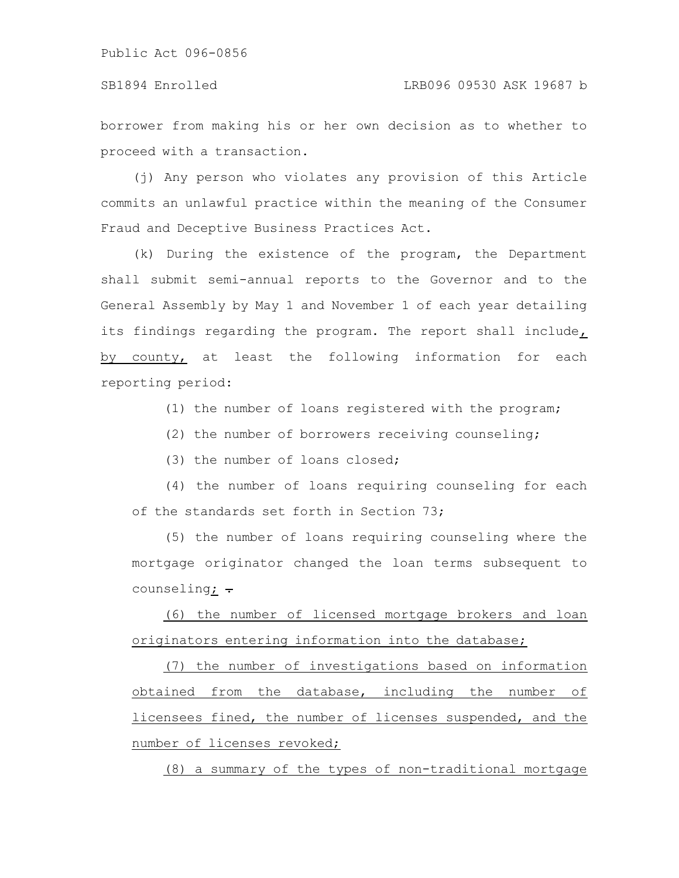borrower from making his or her own decision as to whether to proceed with a transaction.

(j) Any person who violates any provision of this Article commits an unlawful practice within the meaning of the Consumer Fraud and Deceptive Business Practices Act.

(k) During the existence of the program, the Department shall submit semi-annual reports to the Governor and to the General Assembly by May 1 and November 1 of each year detailing its findings regarding the program. The report shall include, by county, at least the following information for each reporting period:

(1) the number of loans registered with the program;

(2) the number of borrowers receiving counseling;

(3) the number of loans closed;

(4) the number of loans requiring counseling for each of the standards set forth in Section 73;

(5) the number of loans requiring counseling where the mortgage originator changed the loan terms subsequent to counseling; .

(6) the number of licensed mortgage brokers and loan originators entering information into the database;

(7) the number of investigations based on information obtained from the database, including the number of licensees fined, the number of licenses suspended, and the number of licenses revoked;

(8) a summary of the types of non-traditional mortgage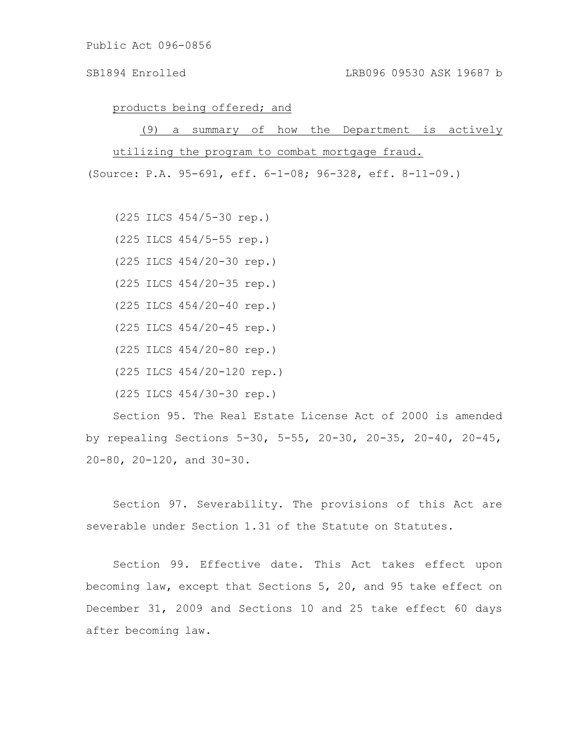products being offered; and

(9) a summary of how the Department is actively utilizing the program to combat mortgage fraud.

(Source: P.A. 95-691, eff. 6-1-08; 96-328, eff. 8-11-09.)

(225 ILCS 454/5-30 rep.)

(225 ILCS 454/5-55 rep.)

(225 ILCS 454/20-30 rep.)

(225 ILCS 454/20-35 rep.)

(225 ILCS 454/20-40 rep.)

(225 ILCS 454/20-45 rep.)

(225 ILCS 454/20-80 rep.)

(225 ILCS 454/20-120 rep.)

(225 ILCS 454/30-30 rep.)

Section 95. The Real Estate License Act of 2000 is amended by repealing Sections 5-30, 5-55, 20-30, 20-35, 20-40, 20-45, 20-80, 20-120, and 30-30.

Section 97. Severability. The provisions of this Act are severable under Section 1.31 of the Statute on Statutes.

Section 99. Effective date. This Act takes effect upon becoming law, except that Sections 5, 20, and 95 take effect on December 31, 2009 and Sections 10 and 25 take effect 60 days after becoming law.